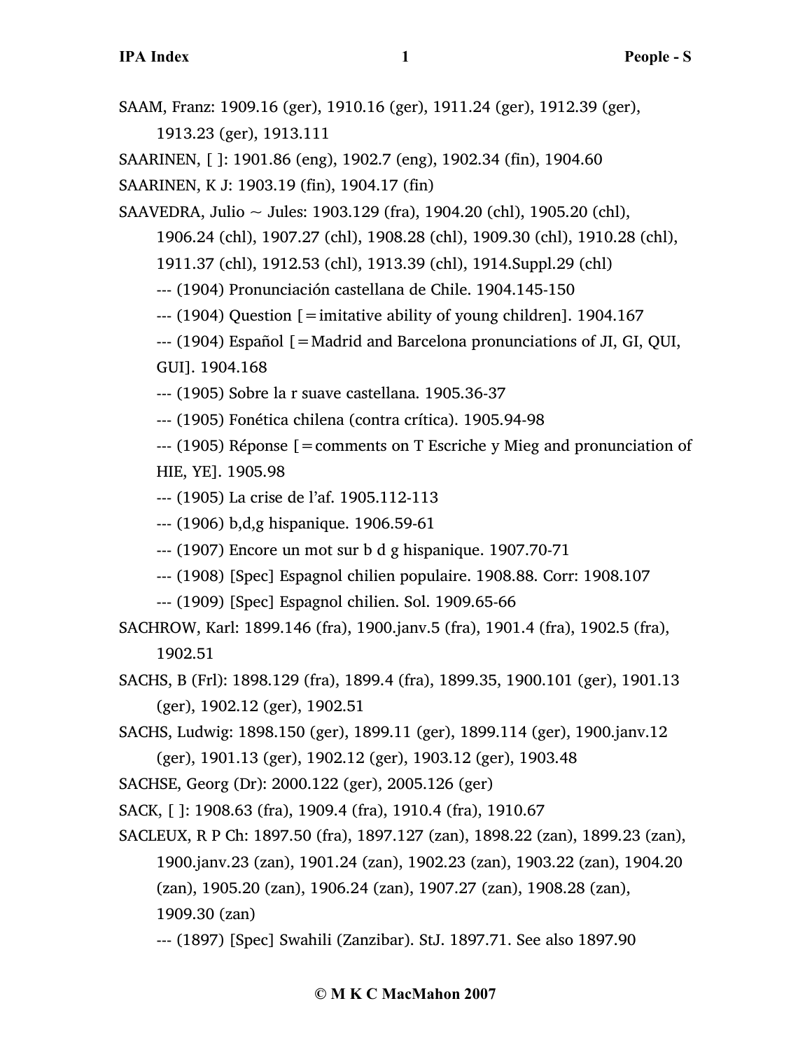SAAM, Franz: 1909.16 (ger), 1910.16 (ger), 1911.24 (ger), 1912.39 (ger), 1913.23 (ger), 1913.111

SAARINEN, [ ]: 1901.86 (eng), 1902.7 (eng), 1902.34 (fin), 1904.60

SAARINEN, K J: 1903.19 (fin), 1904.17 (fin)

SAAVEDRA, Julio ~ Jules: 1903.129 (fra), 1904.20 (chl), 1905.20 (chl), 1906.24 (chl), 1907.27 (chl), 1908.28 (chl), 1909.30 (chl), 1910.28 (chl), 1911.37 (chl), 1912.53 (chl), 1913.39 (chl), 1914.Suppl.29 (chl)

- --- (1904) Pronunciación castellana de Chile. 1904.145-150
- --- (1904) Question [=imitative ability of young children]. 1904.167
- --- (1904) Español [=Madrid and Barcelona pronunciations of JI, GI, QUI, GUI]. 1904.168
- --- (1905) Sobre la r suave castellana. 1905.36-37
- --- (1905) Fonética chilena (contra crítica). 1905.94-98
- --- (1905) Réponse [=comments on T Escriche y Mieg and pronunciation of HIE, YE]. 1905.98
- --- (1905) La crise de l'af. 1905.112-113
- --- (1906) b,d,g hispanique. 1906.59-61
- --- (1907) Encore un mot sur b d g hispanique. 1907.70-71
- --- (1908) [Spec] Espagnol chilien populaire. 1908.88. Corr: 1908.107
- --- (1909) [Spec] Espagnol chilien. Sol. 1909.65-66

SACHROW, Karl: 1899.146 (fra), 1900.janv.5 (fra), 1901.4 (fra), 1902.5 (fra), 1902.51

SACHS, B (Frl): 1898.129 (fra), 1899.4 (fra), 1899.35, 1900.101 (ger), 1901.13 (ger), 1902.12 (ger), 1902.51

SACHS, Ludwig: 1898.150 (ger), 1899.11 (ger), 1899.114 (ger), 1900.janv.12 (ger), 1901.13 (ger), 1902.12 (ger), 1903.12 (ger), 1903.48

SACHSE, Georg (Dr): 2000.122 (ger), 2005.126 (ger)

SACK, [ ]: 1908.63 (fra), 1909.4 (fra), 1910.4 (fra), 1910.67

SACLEUX, R P Ch: 1897.50 (fra), 1897.127 (zan), 1898.22 (zan), 1899.23 (zan), 1900.janv.23 (zan), 1901.24 (zan), 1902.23 (zan), 1903.22 (zan), 1904.20 (zan), 1905.20 (zan), 1906.24 (zan), 1907.27 (zan), 1908.28 (zan), 1909.30 (zan)

- --- (1897) [Spec] Swahili (Zanzibar). StJ. 1897.71. See also 1897.90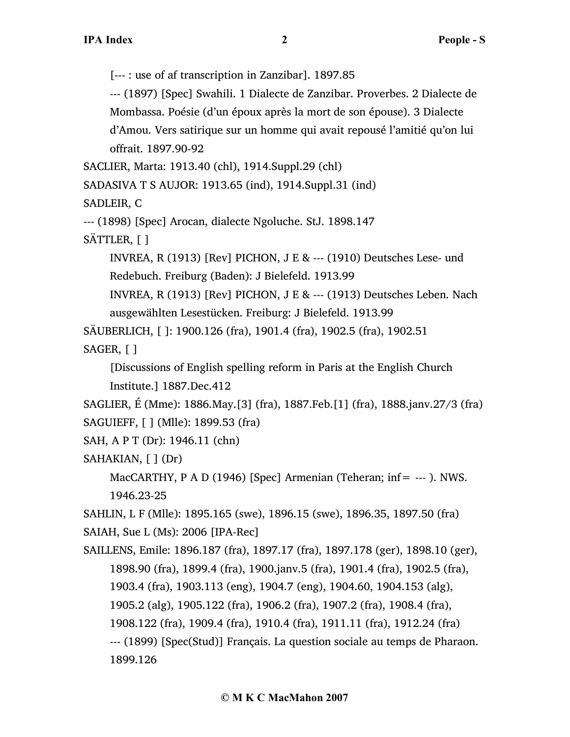[--- : use of af transcription in Zanzibar]. 1897.85

--- (1897) [Spec] Swahili. 1 Dialecte de Zanzibar. Proverbes. 2 Dialecte de Mombassa. Poésie (d'un époux après la mort de son épouse). 3 Dialecte d'Amou. Vers satirique sur un homme qui avait repousé l'amitié qu'on lui offrait. 1897.90-92

SACLIER, Marta: 1913.40 (chl), 1914.Suppl.29 (chl)

SADASIVA T S AUJOR: 1913.65 (ind), 1914.Suppl.31 (ind)

SADLEIR, C

--- (1898) [Spec] Arocan, dialecte Ngoluche. StJ. 1898.147

SÄTTLER, [ ]

INVREA, R (1913) [Rev] PICHON, J E & --- (1910) Deutsches Lese- und Redebuch. Freiburg (Baden): J Bielefeld. 1913.99

INVREA, R (1913) [Rev] PICHON, J E & --- (1913) Deutsches Leben. Nach ausgewählten Lesestücken. Freiburg: J Bielefeld. 1913.99

SÄUBERLICH, [ ]: 1900.126 (fra), 1901.4 (fra), 1902.5 (fra), 1902.51

SAGER, [ ]

[Discussions of English spelling reform in Paris at the English Church Institute.] 1887.Dec.412

SAGLIER, É (Mme): 1886.May.[3] (fra), 1887.Feb.[1] (fra), 1888.janv.27/3 (fra)

SAGUIEFF, [ ] (Mlle): 1899.53 (fra)

SAH, A P T (Dr): 1946.11 (chn)

SAHAKIAN, [ ] (Dr)

MacCARTHY, P A D (1946) [Spec] Armenian (Teheran; inf= --- ). NWS. 1946.23-25

SAHLIN, L F (Mlle): 1895.165 (swe), 1896.15 (swe), 1896.35, 1897.50 (fra)

SAIAH, Sue L (Ms): 2006 [IPA-Rec]

SAILLENS, Emile: 1896.187 (fra), 1897.17 (fra), 1897.178 (ger), 1898.10 (ger), 1898.90 (fra), 1899.4 (fra), 1900.janv.5 (fra), 1901.4 (fra), 1902.5 (fra), 1903.4 (fra), 1903.113 (eng), 1904.7 (eng), 1904.60, 1904.153 (alg), 1905.2 (alg), 1905.122 (fra), 1906.2 (fra), 1907.2 (fra), 1908.4 (fra), 1908.122 (fra), 1909.4 (fra), 1910.4 (fra), 1911.11 (fra), 1912.24 (fra)

--- (1899) [Spec(Stud)] Français. La question sociale au temps de Pharaon. 1899.126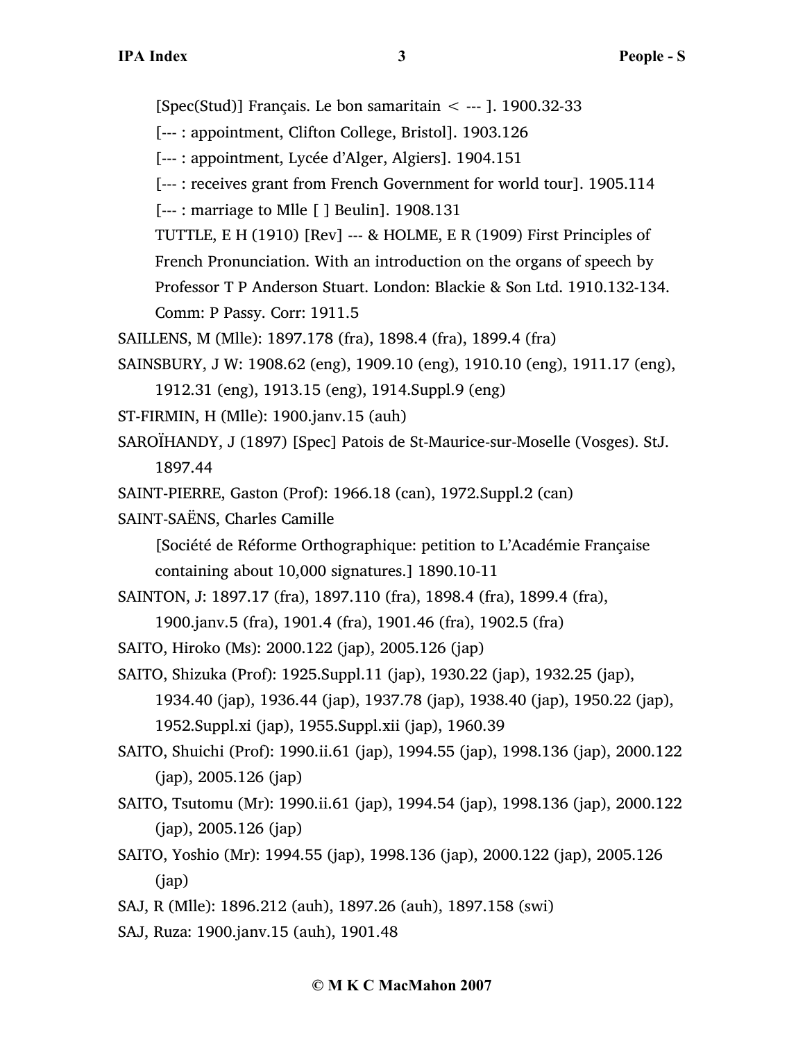[Spec(Stud)] Français. Le bon samaritain < --- ]. 1900.32-33

[--- : appointment, Clifton College, Bristol]. 1903.126

[--- : appointment, Lycée d'Alger, Algiers]. 1904.151

[--- : receives grant from French Government for world tour]. 1905.114

[--- : marriage to Mlle [ ] Beulin]. 1908.131

TUTTLE, E H (1910) [Rev] --- & HOLME, E R (1909) First Principles of French Pronunciation. With an introduction on the organs of speech by Professor T P Anderson Stuart. London: Blackie & Son Ltd. 1910.132-134. Comm: P Passy. Corr: 1911.5

SAILLENS, M (Mlle): 1897.178 (fra), 1898.4 (fra), 1899.4 (fra)

SAINSBURY, J W: 1908.62 (eng), 1909.10 (eng), 1910.10 (eng), 1911.17 (eng), 1912.31 (eng), 1913.15 (eng), 1914.Suppl.9 (eng)

ST-FIRMIN, H (Mlle): 1900.janv.15 (auh)

SAROÏHANDY, J (1897) [Spec] Patois de St-Maurice-sur-Moselle (Vosges). StJ. 1897.44

SAINT-PIERRE, Gaston (Prof): 1966.18 (can), 1972.Suppl.2 (can)

SAINT-SAËNS, Charles Camille

[Société de Réforme Orthographique: petition to L'Académie Française containing about 10,000 signatures.] 1890.10-11

SAINTON, J: 1897.17 (fra), 1897.110 (fra), 1898.4 (fra), 1899.4 (fra), 1900.janv.5 (fra), 1901.4 (fra), 1901.46 (fra), 1902.5 (fra)

SAITO, Hiroko (Ms): 2000.122 (jap), 2005.126 (jap)

SAITO, Shizuka (Prof): 1925.Suppl.11 (jap), 1930.22 (jap), 1932.25 (jap), 1934.40 (jap), 1936.44 (jap), 1937.78 (jap), 1938.40 (jap), 1950.22 (jap), 1952.Suppl.xi (jap), 1955.Suppl.xii (jap), 1960.39

SAITO, Shuichi (Prof): 1990.ii.61 (jap), 1994.55 (jap), 1998.136 (jap), 2000.122 (jap), 2005.126 (jap)

SAITO, Tsutomu (Mr): 1990.ii.61 (jap), 1994.54 (jap), 1998.136 (jap), 2000.122 (jap), 2005.126 (jap)

SAITO, Yoshio (Mr): 1994.55 (jap), 1998.136 (jap), 2000.122 (jap), 2005.126 (jap)

SAJ, R (Mlle): 1896.212 (auh), 1897.26 (auh), 1897.158 (swi)

SAJ, Ruza: 1900.janv.15 (auh), 1901.48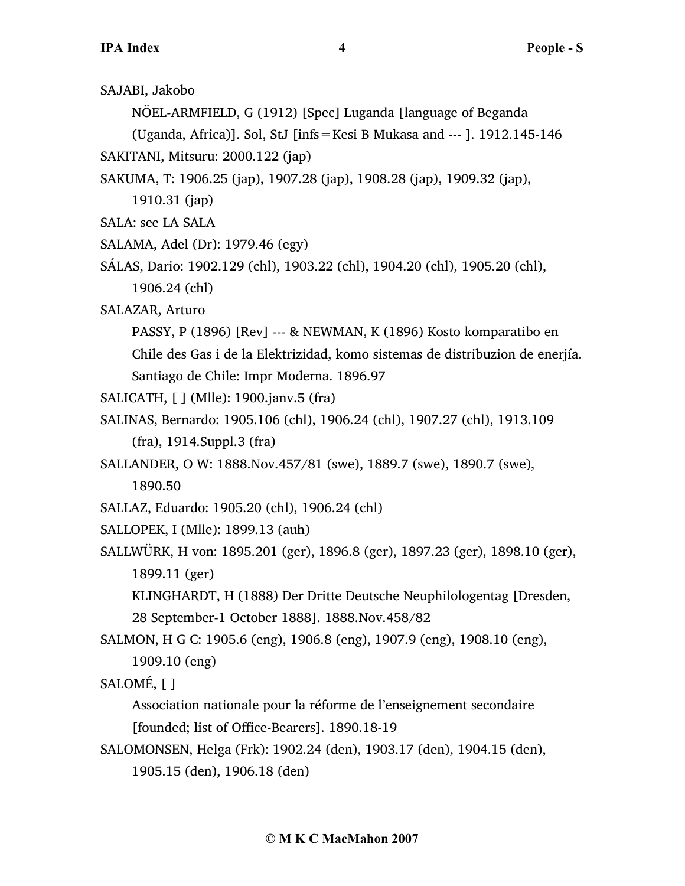SAJABI, Jakobo

NÖEL-ARMFIELD, G (1912) [Spec] Luganda [language of Beganda (Uganda, Africa)]. Sol, StJ [infs = Kesi B Mukasa and --- ]. 1912.145-146

SAKITANI, Mitsuru: 2000.122 (jap)

SAKUMA, T: 1906.25 (jap), 1907.28 (jap), 1908.28 (jap), 1909.32 (jap), 1910.31 (jap)

SALA: see LA SALA

SALAMA, Adel (Dr): 1979.46 (egy)

SÁLAS, Dario: 1902.129 (chl), 1903.22 (chl), 1904.20 (chl), 1905.20 (chl), 1906.24 (chl)

SALAZAR, Arturo

PASSY, P (1896) [Rev] --- & NEWMAN, K (1896) Kosto komparatibo en Chile des Gas i de la Elektrizidad, komo sistemas de distribuzion de enerjía. Santiago de Chile: Impr Moderna. 1896.97

SALICATH, [ ] (Mlle): 1900.janv.5 (fra)

SALINAS, Bernardo: 1905.106 (chl), 1906.24 (chl), 1907.27 (chl), 1913.109 (fra), 1914.Suppl.3 (fra)

SALLANDER, O W: 1888.Nov.457/81 (swe), 1889.7 (swe), 1890.7 (swe), 1890.50

SALLAZ, Eduardo: 1905.20 (chl), 1906.24 (chl)

SALLOPEK, I (Mlle): 1899.13 (auh)

SALLWÜRK, H von: 1895.201 (ger), 1896.8 (ger), 1897.23 (ger), 1898.10 (ger), 1899.11 (ger)

KLINGHARDT, H (1888) Der Dritte Deutsche Neuphilologentag [Dresden, 28 September-1 October 1888]. 1888.Nov.458/82

SALMON, H G C: 1905.6 (eng), 1906.8 (eng), 1907.9 (eng), 1908.10 (eng), 1909.10 (eng)

SALOMÉ, [ ]

Association nationale pour la réforme de l'enseignement secondaire [founded; list of Office-Bearers]. 1890.18-19

SALOMONSEN, Helga (Frk): 1902.24 (den), 1903.17 (den), 1904.15 (den), 1905.15 (den), 1906.18 (den)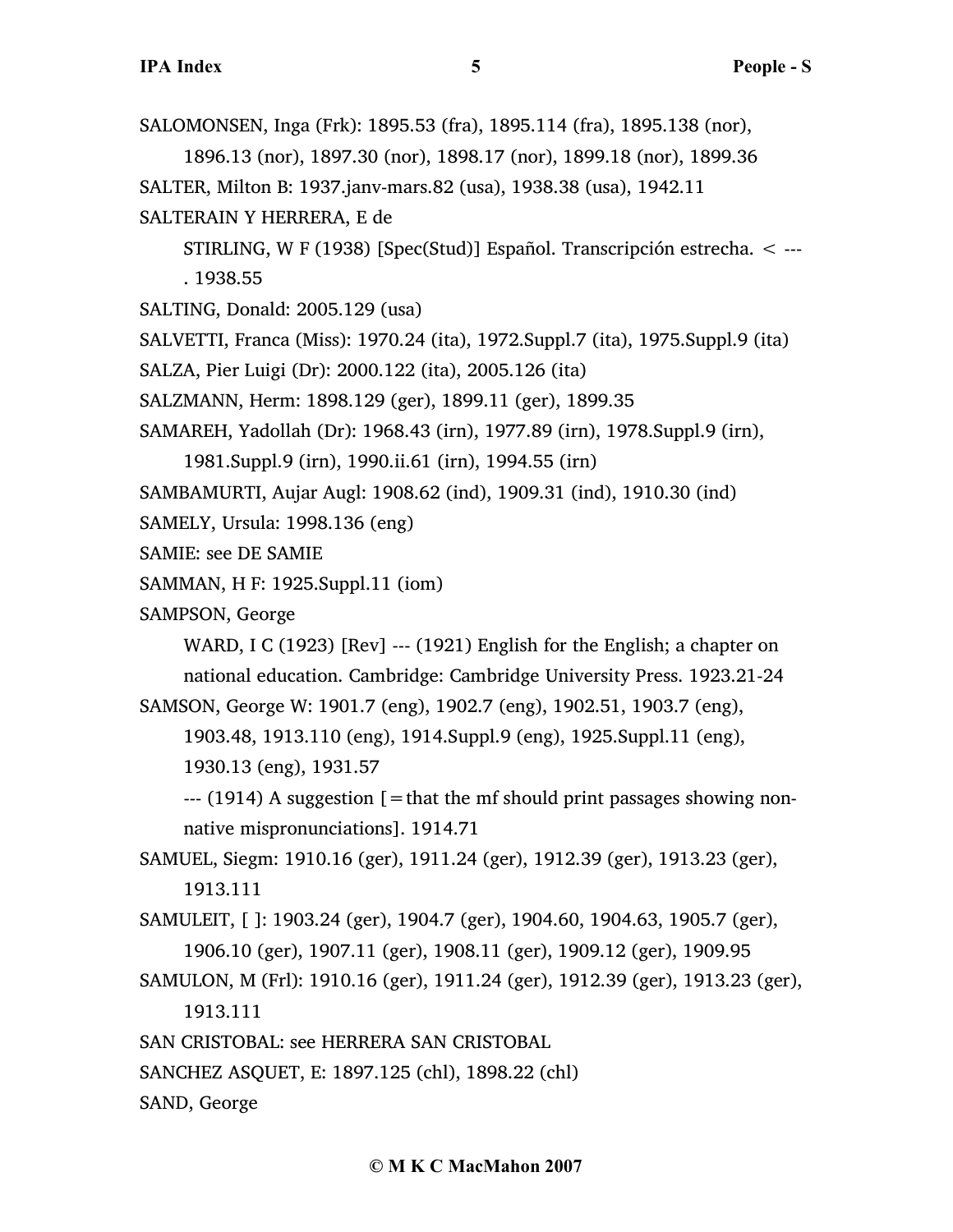SALOMONSEN, Inga (Frk): 1895.53 (fra), 1895.114 (fra), 1895.138 (nor), 1896.13 (nor), 1897.30 (nor), 1898.17 (nor), 1899.18 (nor), 1899.36

SALTER, Milton B: 1937.janv-mars.82 (usa), 1938.38 (usa), 1942.11

SALTERAIN Y HERRERA, E de

STIRLING, W F (1938) [Spec(Stud)] Español. Transcripción estrecha. < ---. 1938.55

SALTING, Donald: 2005.129 (usa)

SALVETTI, Franca (Miss): 1970.24 (ita), 1972.Suppl.7 (ita), 1975.Suppl.9 (ita)

SALZA, Pier Luigi (Dr): 2000.122 (ita), 2005.126 (ita)

SALZMANN, Herm: 1898.129 (ger), 1899.11 (ger), 1899.35

SAMAREH, Yadollah (Dr): 1968.43 (irn), 1977.89 (irn), 1978.Suppl.9 (irn), 1981.Suppl.9 (irn), 1990.ii.61 (irn), 1994.55 (irn)

SAMBAMURTI, Aujar Augl: 1908.62 (ind), 1909.31 (ind), 1910.30 (ind)

SAMELY, Ursula: 1998.136 (eng)

SAMIE: see DE SAMIE

SAMMAN, H F: 1925.Suppl.11 (iom)

SAMPSON, George

WARD, I C (1923) [Rev] --- (1921) English for the English; a chapter on national education. Cambridge: Cambridge University Press. 1923.21-24

SAMSON, George W: 1901.7 (eng), 1902.7 (eng), 1902.51, 1903.7 (eng), 1903.48, 1913.110 (eng), 1914.Suppl.9 (eng), 1925.Suppl.11 (eng), 1930.13 (eng), 1931.57

--- (1914) A suggestion [=that the mf should print passages showing non-native mispronunciations]. 1914.71

SAMUEL, Siegm: 1910.16 (ger), 1911.24 (ger), 1912.39 (ger), 1913.23 (ger), 1913.111

SAMULEIT, [ ]: 1903.24 (ger), 1904.7 (ger), 1904.60, 1904.63, 1905.7 (ger), 1906.10 (ger), 1907.11 (ger), 1908.11 (ger), 1909.12 (ger), 1909.95

SAMULON, M (Frl): 1910.16 (ger), 1911.24 (ger), 1912.39 (ger), 1913.23 (ger), 1913.111

SAN CRISTOBAL: see HERRERA SAN CRISTOBAL

SANCHEZ ASQUET, E: 1897.125 (chl), 1898.22 (chl)

SAND, George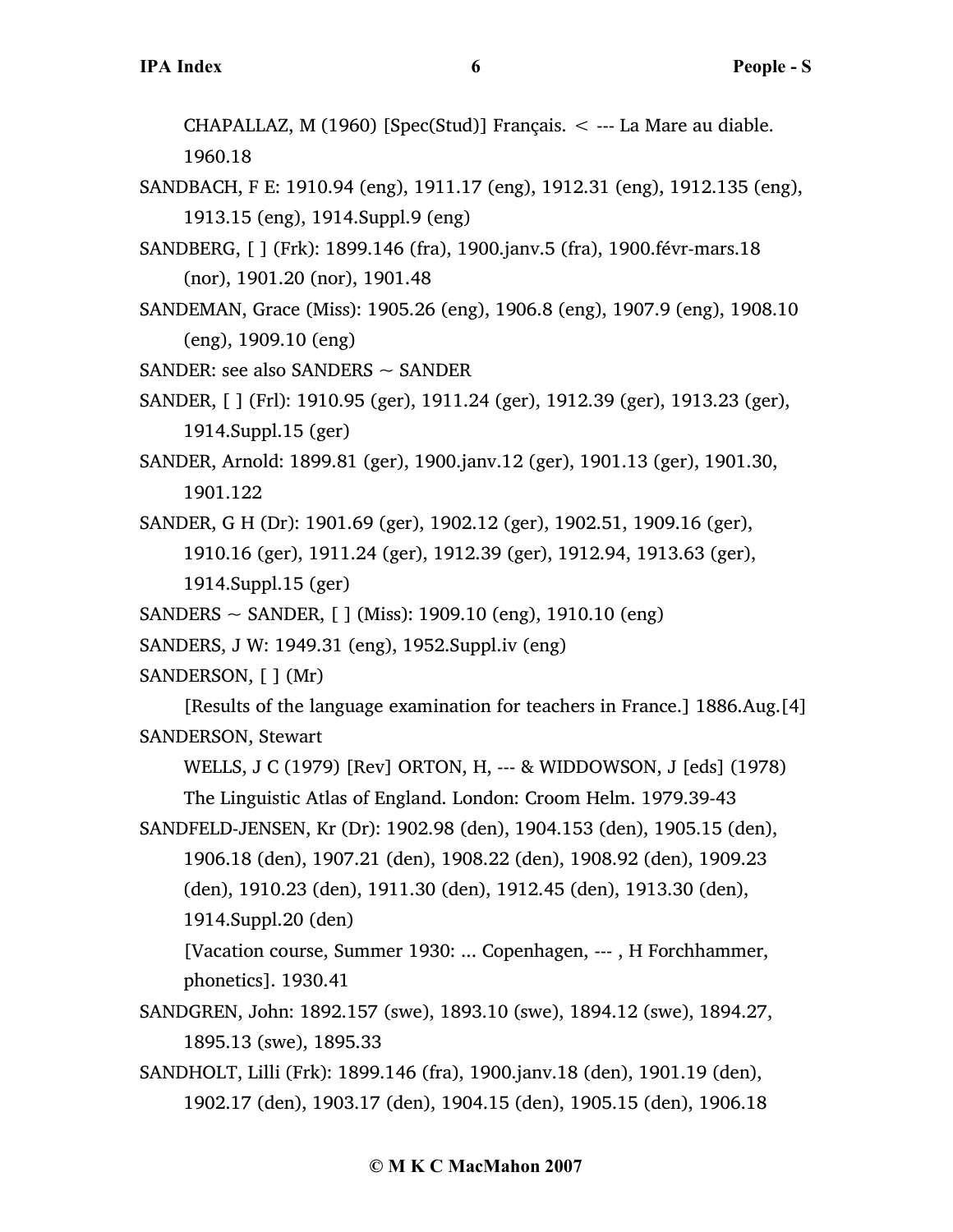CHAPALLAZ, M (1960) [Spec(Stud)] Français. < --- La Mare au diable. 1960.18

SANDBACH, F E: 1910.94 (eng), 1911.17 (eng), 1912.31 (eng), 1912.135 (eng), 1913.15 (eng), 1914.Suppl.9 (eng)

SANDBERG, [ ] (Frk): 1899.146 (fra), 1900.janv.5 (fra), 1900.févr-mars.18 (nor), 1901.20 (nor), 1901.48

SANDEMAN, Grace (Miss): 1905.26 (eng), 1906.8 (eng), 1907.9 (eng), 1908.10 (eng), 1909.10 (eng)

SANDER: see also SANDERS ~ SANDER

SANDER, [ ] (Frl): 1910.95 (ger), 1911.24 (ger), 1912.39 (ger), 1913.23 (ger), 1914.Suppl.15 (ger)

SANDER, Arnold: 1899.81 (ger), 1900.janv.12 (ger), 1901.13 (ger), 1901.30, 1901.122

SANDER, G H (Dr): 1901.69 (ger), 1902.12 (ger), 1902.51, 1909.16 (ger), 1910.16 (ger), 1911.24 (ger), 1912.39 (ger), 1912.94, 1913.63 (ger), 1914.Suppl.15 (ger)

SANDERS ~ SANDER, [ ] (Miss): 1909.10 (eng), 1910.10 (eng)

SANDERS, J W: 1949.31 (eng), 1952.Suppl.iv (eng)

SANDERSON, [ ] (Mr)

[Results of the language examination for teachers in France.] 1886.Aug.[4]

SANDERSON, Stewart

WELLS, J C (1979) [Rev] ORTON, H, --- & WIDDOWSON, J [eds] (1978) The Linguistic Atlas of England. London: Croom Helm. 1979.39-43

SANDFELD-JENSEN, Kr (Dr): 1902.98 (den), 1904.153 (den), 1905.15 (den), 1906.18 (den), 1907.21 (den), 1908.22 (den), 1908.92 (den), 1909.23 (den), 1910.23 (den), 1911.30 (den), 1912.45 (den), 1913.30 (den), 1914.Suppl.20 (den)

[Vacation course, Summer 1930: ... Copenhagen, --- , H Forchhammer, phonetics]. 1930.41

SANDGREN, John: 1892.157 (swe), 1893.10 (swe), 1894.12 (swe), 1894.27, 1895.13 (swe), 1895.33

SANDHOLT, Lilli (Frk): 1899.146 (fra), 1900.janv.18 (den), 1901.19 (den), 1902.17 (den), 1903.17 (den), 1904.15 (den), 1905.15 (den), 1906.18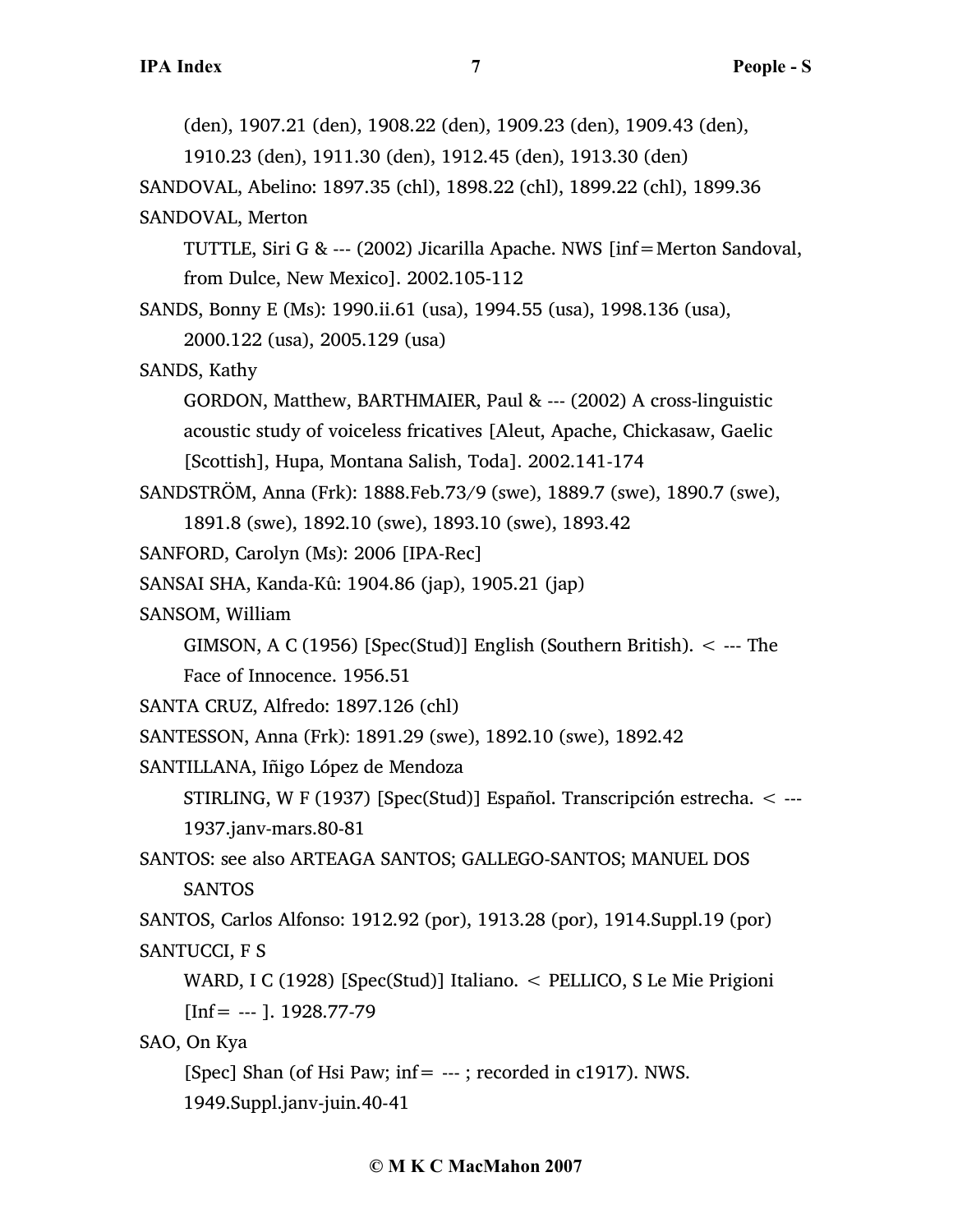(den), 1907.21 (den), 1908.22 (den), 1909.23 (den), 1909.43 (den), 1910.23 (den), 1911.30 (den), 1912.45 (den), 1913.30 (den)

SANDOVAL, Abelino: 1897.35 (chl), 1898.22 (chl), 1899.22 (chl), 1899.36

SANDOVAL, Merton

TUTTLE, Siri G & --- (2002) Jicarilla Apache. NWS [inf = Merton Sandoval, from Dulce, New Mexico]. 2002.105-112

SANDS, Bonny E (Ms): 1990.ii.61 (usa), 1994.55 (usa), 1998.136 (usa), 2000.122 (usa), 2005.129 (usa)

SANDS, Kathy

GORDON, Matthew, BARTHMAIER, Paul & --- (2002) A cross-linguistic acoustic study of voiceless fricatives [Aleut, Apache, Chickasaw, Gaelic [Scottish], Hupa, Montana Salish, Toda]. 2002.141-174

SANDSTRÖM, Anna (Frk): 1888.Feb.73/9 (swe), 1889.7 (swe), 1890.7 (swe), 1891.8 (swe), 1892.10 (swe), 1893.10 (swe), 1893.42

SANFORD, Carolyn (Ms): 2006 [IPA-Rec]

SANSAI SHA, Kanda-Kû: 1904.86 (jap), 1905.21 (jap)

SANSOM, William

GIMSON, A C (1956) [Spec(Stud)] English (Southern British). < --- The Face of Innocence. 1956.51

SANTA CRUZ, Alfredo: 1897.126 (chl)

SANTESSON, Anna (Frk): 1891.29 (swe), 1892.10 (swe), 1892.42

SANTILLANA, Iñigo López de Mendoza

STIRLING, W F (1937) [Spec(Stud)] Español. Transcripción estrecha. < --- 1937.janv-mars.80-81

SANTOS: see also ARTEAGA SANTOS; GALLEGO-SANTOS; MANUEL DOS SANTOS

SANTOS, Carlos Alfonso: 1912.92 (por), 1913.28 (por), 1914.Suppl.19 (por)

SANTUCCI, F S

WARD, I C (1928) [Spec(Stud)] Italiano. < PELLICO, S Le Mie Prigioni [Inf = --- ]. 1928.77-79

SAO, On Kya

[Spec] Shan (of Hsi Paw; inf = --- ; recorded in c1917). NWS. 1949.Suppl.janv-juin.40-41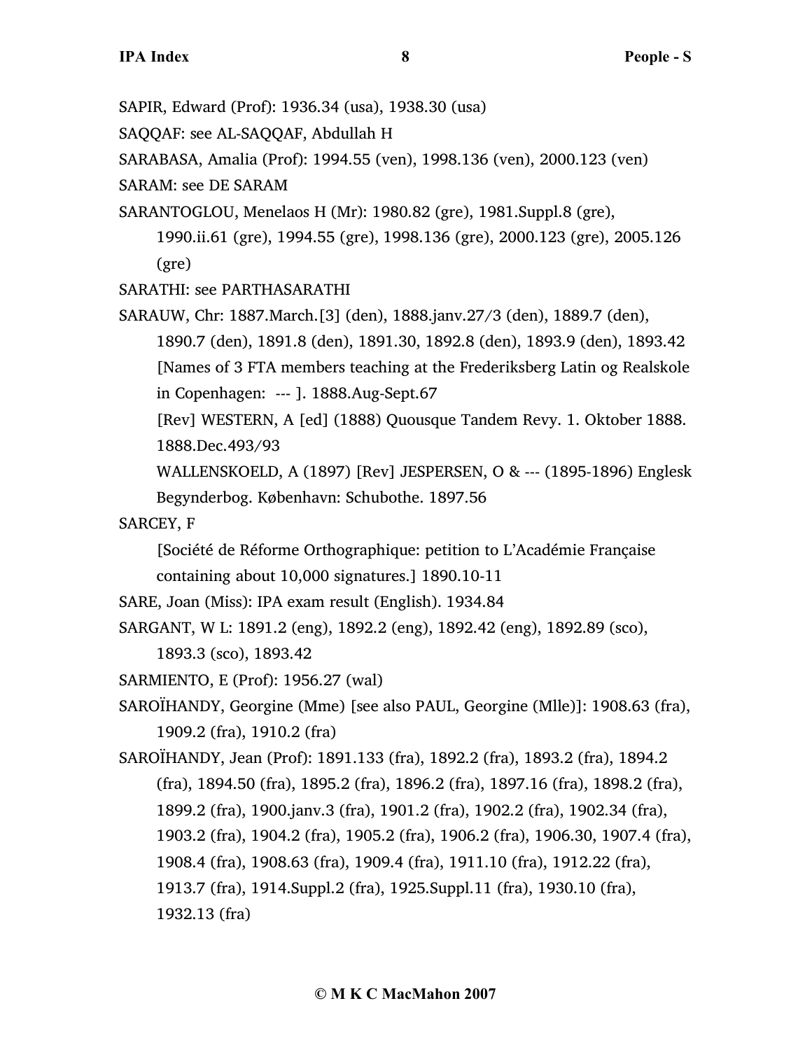SAPIR, Edward (Prof): 1936.34 (usa), 1938.30 (usa)

SAQQAF: see AL-SAQQAF, Abdullah H

SARABASA, Amalia (Prof): 1994.55 (ven), 1998.136 (ven), 2000.123 (ven)

SARAM: see DE SARAM

SARANTOGLOU, Menelaos H (Mr): 1980.82 (gre), 1981.Suppl.8 (gre), 1990.ii.61 (gre), 1994.55 (gre), 1998.136 (gre), 2000.123 (gre), 2005.126 (gre)

SARATHI: see PARTHASARATHI

SARAUW, Chr: 1887.March.[3] (den), 1888.janv.27/3 (den), 1889.7 (den), 1890.7 (den), 1891.8 (den), 1891.30, 1892.8 (den), 1893.9 (den), 1893.42

[Names of 3 FTA members teaching at the Frederiksberg Latin og Realskole in Copenhagen: --- ]. 1888.Aug-Sept.67

[Rev] WESTERN, A [ed] (1888) Quousque Tandem Revy. 1. Oktober 1888. 1888.Dec.493/93

WALLENSKOELD, A (1897) [Rev] JESPERSEN, O & --- (1895-1896) Englesk Begynderbog. København: Schubothe. 1897.56

SARCEY, F

[Société de Réforme Orthographique: petition to L'Académie Française containing about 10,000 signatures.] 1890.10-11

SARE, Joan (Miss): IPA exam result (English). 1934.84

SARGANT, W L: 1891.2 (eng), 1892.2 (eng), 1892.42 (eng), 1892.89 (sco), 1893.3 (sco), 1893.42

SARMIENTO, E (Prof): 1956.27 (wal)

SAROÏHANDY, Georgine (Mme) [see also PAUL, Georgine (Mlle)]: 1908.63 (fra), 1909.2 (fra), 1910.2 (fra)

SAROÏHANDY, Jean (Prof): 1891.133 (fra), 1892.2 (fra), 1893.2 (fra), 1894.2 (fra), 1894.50 (fra), 1895.2 (fra), 1896.2 (fra), 1897.16 (fra), 1898.2 (fra), 1899.2 (fra), 1900.janv.3 (fra), 1901.2 (fra), 1902.2 (fra), 1902.34 (fra), 1903.2 (fra), 1904.2 (fra), 1905.2 (fra), 1906.2 (fra), 1906.30, 1907.4 (fra), 1908.4 (fra), 1908.63 (fra), 1909.4 (fra), 1911.10 (fra), 1912.22 (fra), 1913.7 (fra), 1914.Suppl.2 (fra), 1925.Suppl.11 (fra), 1930.10 (fra), 1932.13 (fra)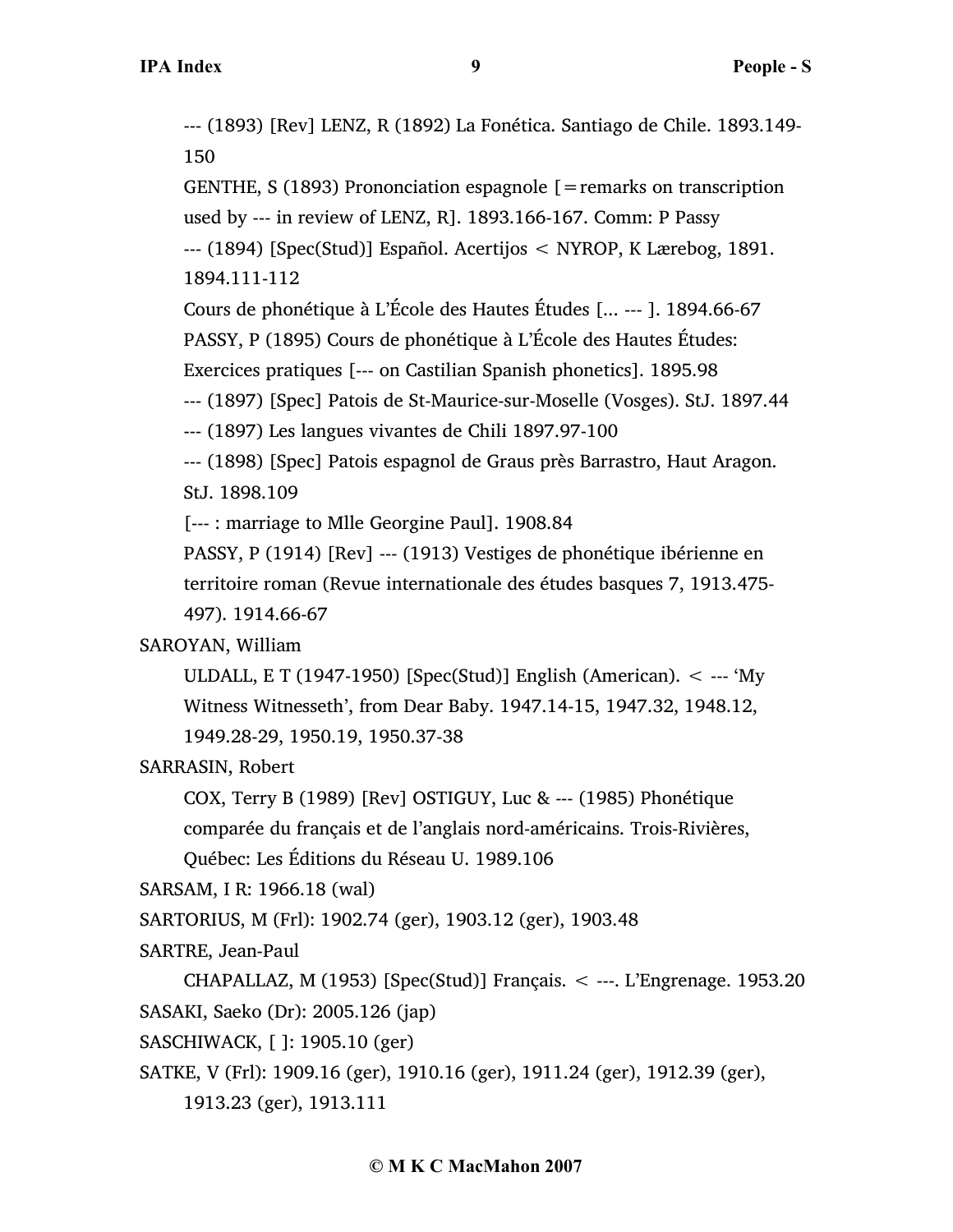--- (1893) [Rev] LENZ, R (1892) La Fonética. Santiago de Chile. 1893.149-150

GENTHE, S (1893) Prononciation espagnole [=remarks on transcription used by --- in review of LENZ, R]. 1893.166-167. Comm: P Passy

--- (1894) [Spec(Stud)] Español. Acertijos < NYROP, K Lærebog, 1891. 1894.111-112

Cours de phonétique à L'École des Hautes Études [... --- ]. 1894.66-67

PASSY, P (1895) Cours de phonétique à L'École des Hautes Études: Exercices pratiques [--- on Castilian Spanish phonetics]. 1895.98

--- (1897) [Spec] Patois de St-Maurice-sur-Moselle (Vosges). StJ. 1897.44

--- (1897) Les langues vivantes de Chili 1897.97-100

--- (1898) [Spec] Patois espagnol de Graus près Barrastro, Haut Aragon. StJ. 1898.109

[--- : marriage to Mlle Georgine Paul]. 1908.84

PASSY, P (1914) [Rev] --- (1913) Vestiges de phonétique ibérienne en territoire roman (Revue internationale des études basques 7, 1913.475-497). 1914.66-67

SAROYAN, William

ULDALL, E T (1947-1950) [Spec(Stud)] English (American). < --- 'My Witness Witnesseth', from Dear Baby. 1947.14-15, 1947.32, 1948.12, 1949.28-29, 1950.19, 1950.37-38

SARRASIN, Robert

COX, Terry B (1989) [Rev] OSTIGUY, Luc & --- (1985) Phonétique comparée du français et de l'anglais nord-américains. Trois-Rivières, Québec: Les Éditions du Réseau U. 1989.106

SARSAM, I R: 1966.18 (wal)

SARTORIUS, M (Frl): 1902.74 (ger), 1903.12 (ger), 1903.48

SARTRE, Jean-Paul

CHAPALLAZ, M (1953) [Spec(Stud)] Français. < ---. L'Engrenage. 1953.20

SASAKI, Saeko (Dr): 2005.126 (jap)

SASCHIWACK, [ ]: 1905.10 (ger)

SATKE, V (Frl): 1909.16 (ger), 1910.16 (ger), 1911.24 (ger), 1912.39 (ger), 1913.23 (ger), 1913.111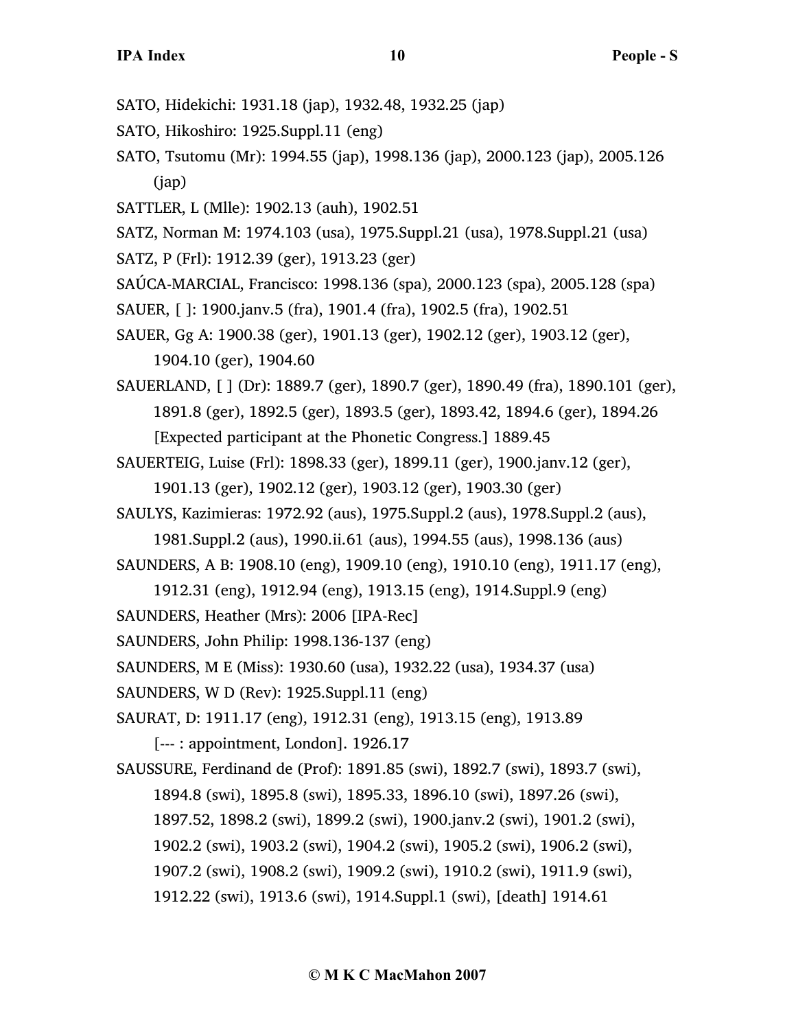SATO, Hidekichi: 1931.18 (jap), 1932.48, 1932.25 (jap)

SATO, Hikoshiro: 1925.Suppl.11 (eng)

SATO, Tsutomu (Mr): 1994.55 (jap), 1998.136 (jap), 2000.123 (jap), 2005.126 (jap)

SATTLER, L (Mlle): 1902.13 (auh), 1902.51

SATZ, Norman M: 1974.103 (usa), 1975.Suppl.21 (usa), 1978.Suppl.21 (usa)

SATZ, P (Frl): 1912.39 (ger), 1913.23 (ger)

SAÚCA-MARCIAL, Francisco: 1998.136 (spa), 2000.123 (spa), 2005.128 (spa)

SAUER, [ ]: 1900.janv.5 (fra), 1901.4 (fra), 1902.5 (fra), 1902.51

SAUER, Gg A: 1900.38 (ger), 1901.13 (ger), 1902.12 (ger), 1903.12 (ger), 1904.10 (ger), 1904.60

SAUERLAND, [ ] (Dr): 1889.7 (ger), 1890.7 (ger), 1890.49 (fra), 1890.101 (ger), 1891.8 (ger), 1892.5 (ger), 1893.5 (ger), 1893.42, 1894.6 (ger), 1894.26 [Expected participant at the Phonetic Congress.] 1889.45

SAUERTEIG, Luise (Frl): 1898.33 (ger), 1899.11 (ger), 1900.janv.12 (ger), 1901.13 (ger), 1902.12 (ger), 1903.12 (ger), 1903.30 (ger)

SAULYS, Kazimieras: 1972.92 (aus), 1975.Suppl.2 (aus), 1978.Suppl.2 (aus), 1981.Suppl.2 (aus), 1990.ii.61 (aus), 1994.55 (aus), 1998.136 (aus)

SAUNDERS, A B: 1908.10 (eng), 1909.10 (eng), 1910.10 (eng), 1911.17 (eng), 1912.31 (eng), 1912.94 (eng), 1913.15 (eng), 1914.Suppl.9 (eng)

SAUNDERS, Heather (Mrs): 2006 [IPA-Rec]

SAUNDERS, John Philip: 1998.136-137 (eng)

SAUNDERS, M E (Miss): 1930.60 (usa), 1932.22 (usa), 1934.37 (usa)

SAUNDERS, W D (Rev): 1925.Suppl.11 (eng)

SAURAT, D: 1911.17 (eng), 1912.31 (eng), 1913.15 (eng), 1913.89 [--- : appointment, London]. 1926.17

SAUSSURE, Ferdinand de (Prof): 1891.85 (swi), 1892.7 (swi), 1893.7 (swi), 1894.8 (swi), 1895.8 (swi), 1895.33, 1896.10 (swi), 1897.26 (swi), 1897.52, 1898.2 (swi), 1899.2 (swi), 1900.janv.2 (swi), 1901.2 (swi), 1902.2 (swi), 1903.2 (swi), 1904.2 (swi), 1905.2 (swi), 1906.2 (swi), 1907.2 (swi), 1908.2 (swi), 1909.2 (swi), 1910.2 (swi), 1911.9 (swi), 1912.22 (swi), 1913.6 (swi), 1914.Suppl.1 (swi), [death] 1914.61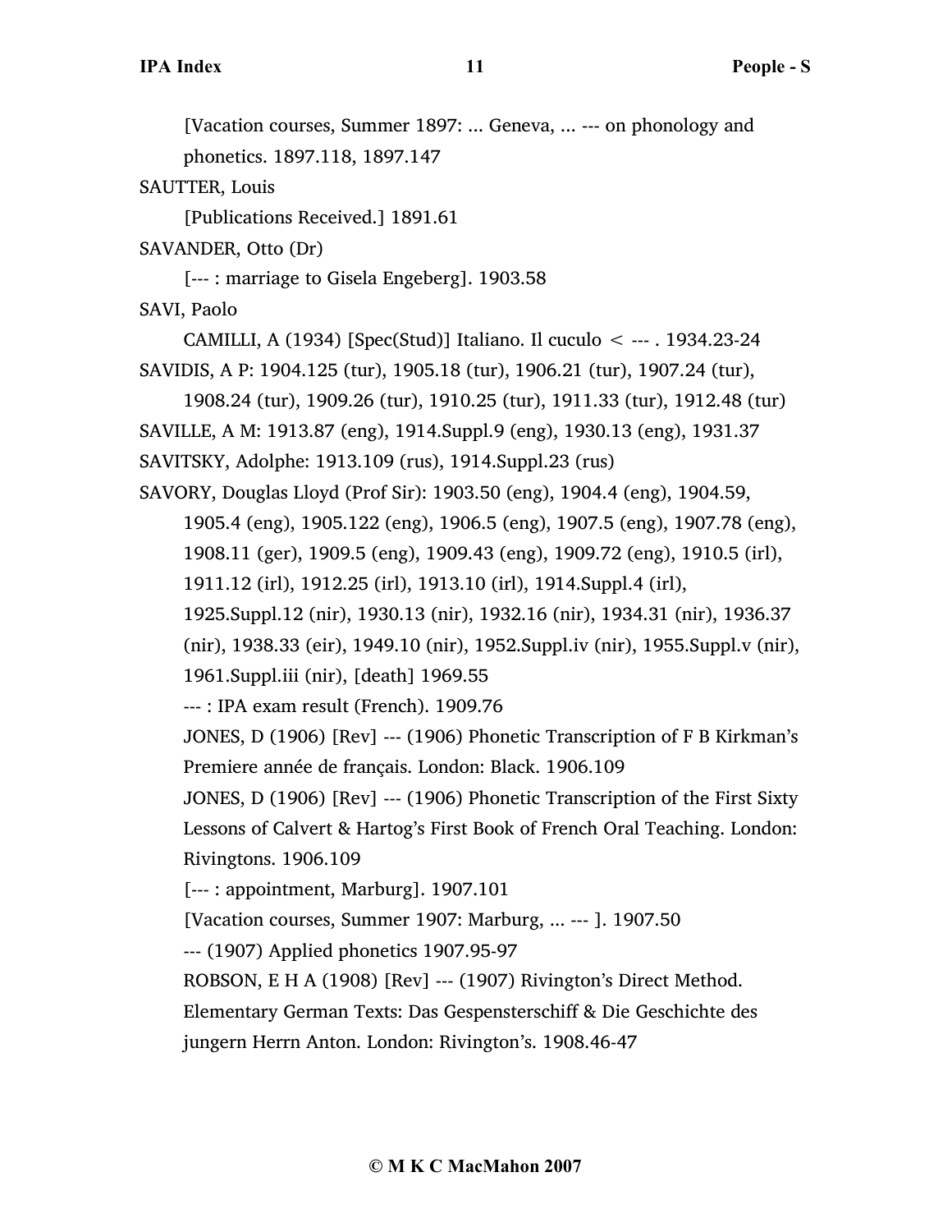[Vacation courses, Summer 1897: ... Geneva, ... --- on phonology and phonetics. 1897.118, 1897.147

SAUTTER, Louis

[Publications Received.] 1891.61

SAVANDER, Otto (Dr)

[--- : marriage to Gisela Engeberg]. 1903.58

SAVI, Paolo

CAMILLI, A (1934) [Spec(Stud)] Italiano. Il cuculo < --- . 1934.23-24

SAVIDIS, A P: 1904.125 (tur), 1905.18 (tur), 1906.21 (tur), 1907.24 (tur), 1908.24 (tur), 1909.26 (tur), 1910.25 (tur), 1911.33 (tur), 1912.48 (tur)

SAVILLE, A M: 1913.87 (eng), 1914.Suppl.9 (eng), 1930.13 (eng), 1931.37

SAVITSKY, Adolphe: 1913.109 (rus), 1914.Suppl.23 (rus)

SAVORY, Douglas Lloyd (Prof Sir): 1903.50 (eng), 1904.4 (eng), 1904.59, 1905.4 (eng), 1905.122 (eng), 1906.5 (eng), 1907.5 (eng), 1907.78 (eng), 1908.11 (ger), 1909.5 (eng), 1909.43 (eng), 1909.72 (eng), 1910.5 (irl), 1911.12 (irl), 1912.25 (irl), 1913.10 (irl), 1914.Suppl.4 (irl), 1925.Suppl.12 (nir), 1930.13 (nir), 1932.16 (nir), 1934.31 (nir), 1936.37 (nir), 1938.33 (eir), 1949.10 (nir), 1952.Suppl.iv (nir), 1955.Suppl.v (nir), 1961.Suppl.iii (nir), [death] 1969.55

--- : IPA exam result (French). 1909.76

JONES, D (1906) [Rev] --- (1906) Phonetic Transcription of F B Kirkman's Premiere année de français. London: Black. 1906.109

JONES, D (1906) [Rev] --- (1906) Phonetic Transcription of the First Sixty Lessons of Calvert & Hartog's First Book of French Oral Teaching. London: Rivingtons. 1906.109

[--- : appointment, Marburg]. 1907.101

[Vacation courses, Summer 1907: Marburg, ... --- ]. 1907.50

--- (1907) Applied phonetics 1907.95-97

ROBSON, E H A (1908) [Rev] --- (1907) Rivington's Direct Method. Elementary German Texts: Das Gespensterschiff & Die Geschichte des jungern Herrn Anton. London: Rivington's. 1908.46-47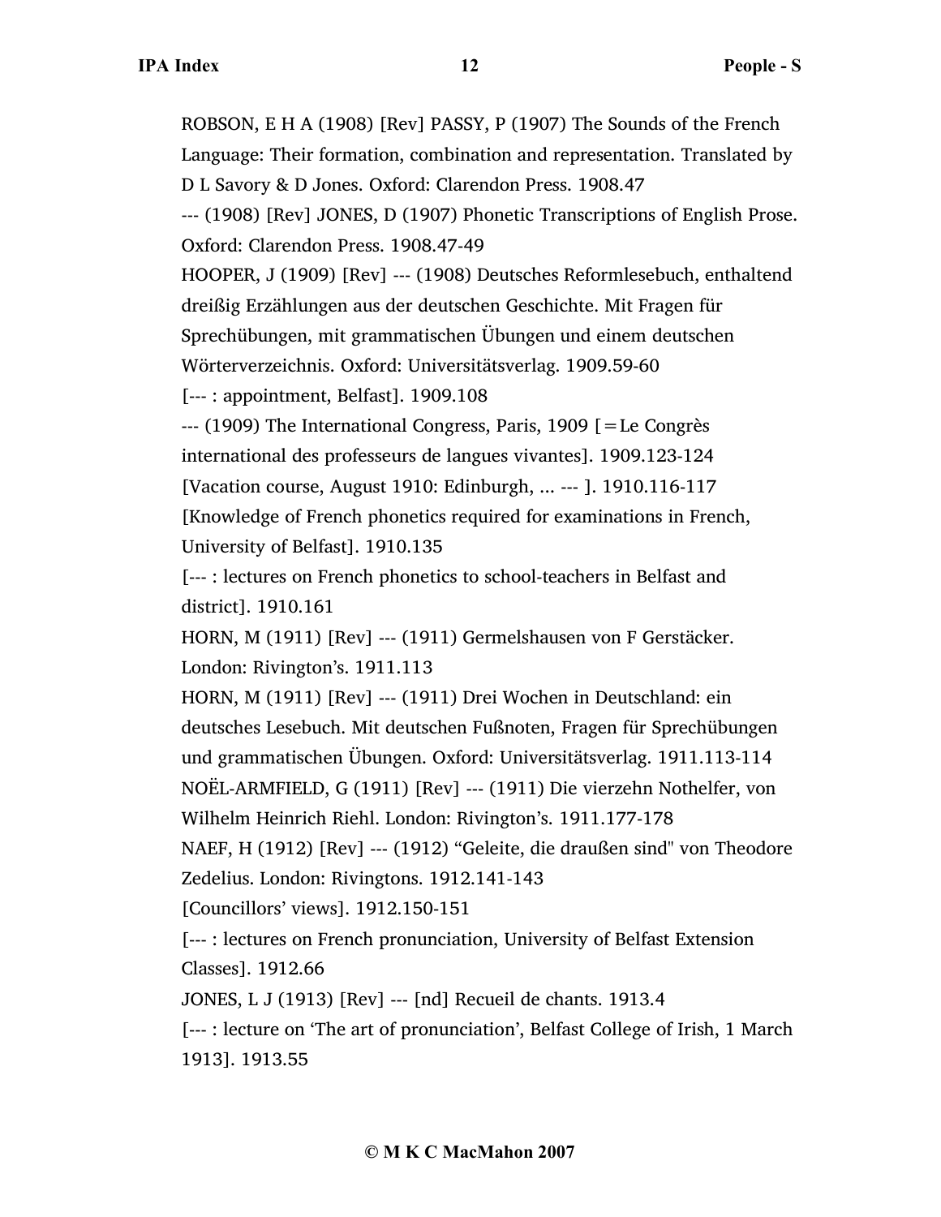ROBSON, E H A (1908) [Rev] PASSY, P (1907) The Sounds of the French Language: Their formation, combination and representation. Translated by D L Savory & D Jones. Oxford: Clarendon Press. 1908.47

--- (1908) [Rev] JONES, D (1907) Phonetic Transcriptions of English Prose. Oxford: Clarendon Press. 1908.47-49

HOOPER, J (1909) [Rev] --- (1908) Deutsches Reformlesebuch, enthaltend dreißig Erzählungen aus der deutschen Geschichte. Mit Fragen für Sprechübungen, mit grammatischen Übungen und einem deutschen Wörterverzeichnis. Oxford: Universitätsverlag. 1909.59-60

[--- : appointment, Belfast]. 1909.108

--- (1909) The International Congress, Paris, 1909 [=Le Congrès international des professeurs de langues vivantes]. 1909.123-124

[Vacation course, August 1910: Edinburgh, ... --- ]. 1910.116-117

[Knowledge of French phonetics required for examinations in French, University of Belfast]. 1910.135

[--- : lectures on French phonetics to school-teachers in Belfast and district]. 1910.161

HORN, M (1911) [Rev] --- (1911) Germelshausen von F Gerstäcker. London: Rivington's. 1911.113

HORN, M (1911) [Rev] --- (1911) Drei Wochen in Deutschland: ein deutsches Lesebuch. Mit deutschen Fußnoten, Fragen für Sprechübungen und grammatischen Übungen. Oxford: Universitätsverlag. 1911.113-114

NOËL-ARMFIELD, G (1911) [Rev] --- (1911) Die vierzehn Nothelfer, von Wilhelm Heinrich Riehl. London: Rivington's. 1911.177-178

NAEF, H (1912) [Rev] --- (1912) "Geleite, die draußen sind" von Theodore Zedelius. London: Rivingtons. 1912.141-143

[Councillors' views]. 1912.150-151

[--- : lectures on French pronunciation, University of Belfast Extension Classes]. 1912.66

JONES, L J (1913) [Rev] --- [nd] Recueil de chants. 1913.4

[--- : lecture on 'The art of pronunciation', Belfast College of Irish, 1 March 1913]. 1913.55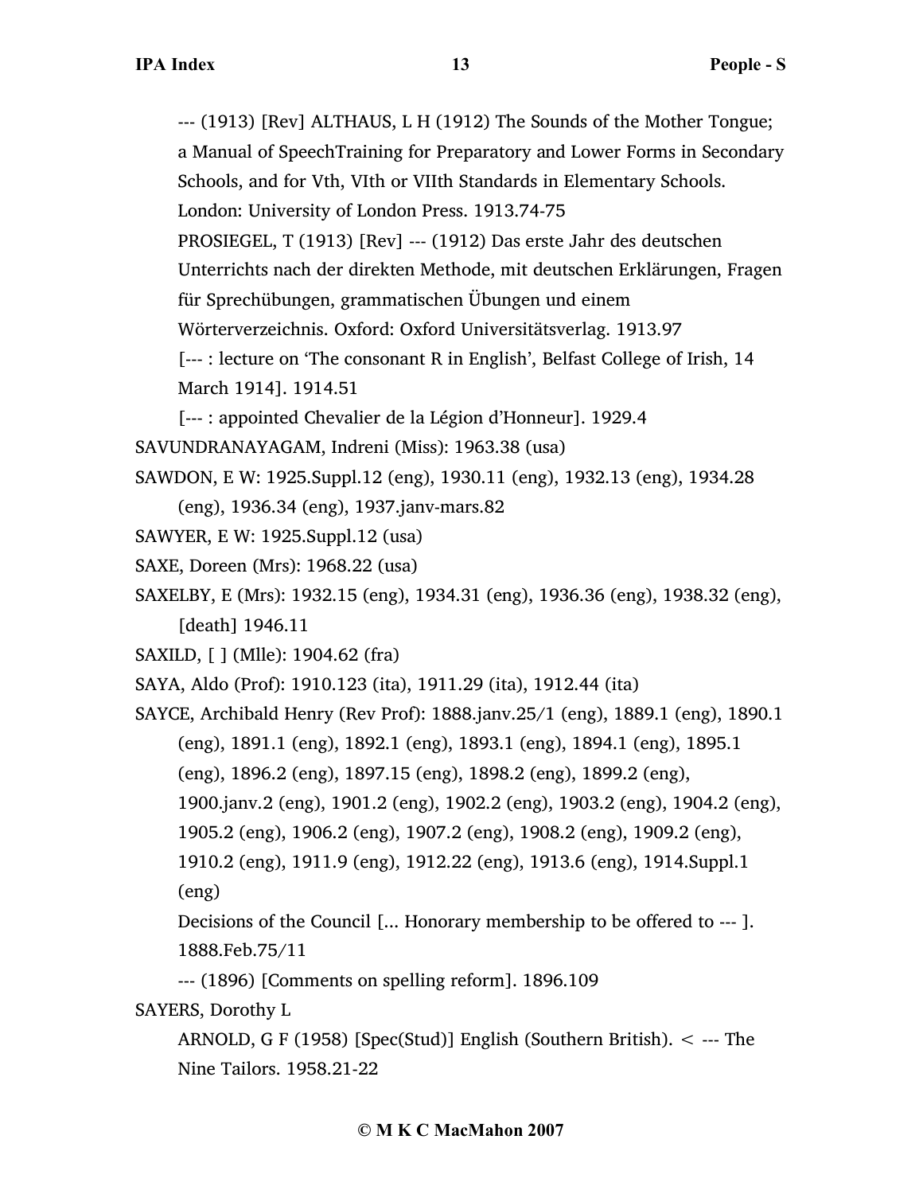--- (1913) [Rev] ALTHAUS, L H (1912) The Sounds of the Mother Tongue; a Manual of SpeechTraining for Preparatory and Lower Forms in Secondary Schools, and for Vth, VIth or VIIth Standards in Elementary Schools. London: University of London Press. 1913.74-75

PROSIEGEL, T (1913) [Rev] --- (1912) Das erste Jahr des deutschen Unterrichts nach der direkten Methode, mit deutschen Erklärungen, Fragen für Sprechübungen, grammatischen Übungen und einem Wörterverzeichnis. Oxford: Oxford Universitätsverlag. 1913.97

[--- : lecture on 'The consonant R in English', Belfast College of Irish, 14 March 1914]. 1914.51

[--- : appointed Chevalier de la Légion d'Honneur]. 1929.4

SAVUNDRANAYAGAM, Indreni (Miss): 1963.38 (usa)

SAWDON, E W: 1925.Suppl.12 (eng), 1930.11 (eng), 1932.13 (eng), 1934.28 (eng), 1936.34 (eng), 1937.janv-mars.82

SAWYER, E W: 1925.Suppl.12 (usa)

SAXE, Doreen (Mrs): 1968.22 (usa)

SAXELBY, E (Mrs): 1932.15 (eng), 1934.31 (eng), 1936.36 (eng), 1938.32 (eng), [death] 1946.11

SAXILD, [ ] (Mlle): 1904.62 (fra)

SAYA, Aldo (Prof): 1910.123 (ita), 1911.29 (ita), 1912.44 (ita)

SAYCE, Archibald Henry (Rev Prof): 1888.janv.25/1 (eng), 1889.1 (eng), 1890.1 (eng), 1891.1 (eng), 1892.1 (eng), 1893.1 (eng), 1894.1 (eng), 1895.1 (eng), 1896.2 (eng), 1897.15 (eng), 1898.2 (eng), 1899.2 (eng), 1900.janv.2 (eng), 1901.2 (eng), 1902.2 (eng), 1903.2 (eng), 1904.2 (eng), 1905.2 (eng), 1906.2 (eng), 1907.2 (eng), 1908.2 (eng), 1909.2 (eng), 1910.2 (eng), 1911.9 (eng), 1912.22 (eng), 1913.6 (eng), 1914.Suppl.1 (eng)

Decisions of the Council [... Honorary membership to be offered to --- ]. 1888.Feb.75/11

--- (1896) [Comments on spelling reform]. 1896.109

SAYERS, Dorothy L

ARNOLD, G F (1958) [Spec(Stud)] English (Southern British). < --- The Nine Tailors. 1958.21-22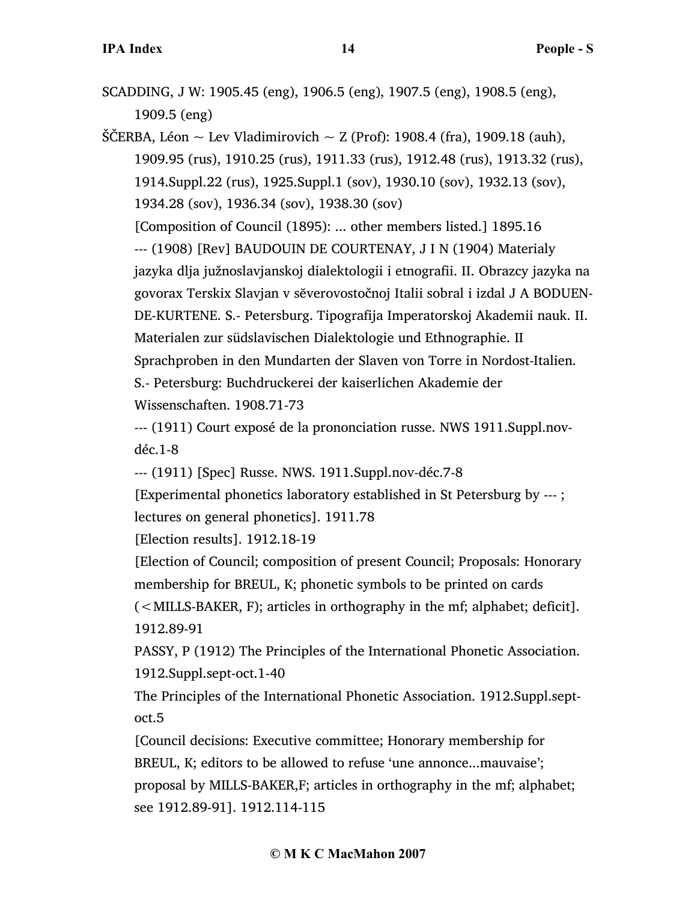SCADDING, J W: 1905.45 (eng), 1906.5 (eng), 1907.5 (eng), 1908.5 (eng), 1909.5 (eng)

ŠČERBA, Léon ~ Lev Vladimirovich ~ Z (Prof): 1908.4 (fra), 1909.18 (auh), 1909.95 (rus), 1910.25 (rus), 1911.33 (rus), 1912.48 (rus), 1913.32 (rus), 1914.Suppl.22 (rus), 1925.Suppl.1 (sov), 1930.10 (sov), 1932.13 (sov), 1934.28 (sov), 1936.34 (sov), 1938.30 (sov)

[Composition of Council (1895): ... other members listed.] 1895.16

--- (1908) [Rev] BAUDOUIN DE COURTENAY, J I N (1904) Materialy jazyka dlja južnoslavjanskoj dialektologii i etnografii. II. Obrazcy jazyka na govorax Terskix Slavjan v sěverovostočnoj Italii sobral i izdal J A BODUEN-DE-KURTENE. S.- Petersburg. Tipografija Imperatorskoj Akademii nauk. II. Materialen zur südslavischen Dialektologie und Ethnographie. II Sprachproben in den Mundarten der Slaven von Torre in Nordost-Italien. S.- Petersburg: Buchdruckerei der kaiserlichen Akademie der Wissenschaften. 1908.71-73

--- (1911) Court exposé de la prononciation russe. NWS 1911.Suppl.nov-déc.1-8

--- (1911) [Spec] Russe. NWS. 1911.Suppl.nov-déc.7-8

[Experimental phonetics laboratory established in St Petersburg by --- ; lectures on general phonetics]. 1911.78

[Election results]. 1912.18-19

[Election of Council; composition of present Council; Proposals: Honorary membership for BREUL, K; phonetic symbols to be printed on cards (<MILLS-BAKER, F); articles in orthography in the mf; alphabet; deficit]. 1912.89-91

PASSY, P (1912) The Principles of the International Phonetic Association. 1912.Suppl.sept-oct.1-40

The Principles of the International Phonetic Association. 1912.Suppl.sept-oct.5

[Council decisions: Executive committee; Honorary membership for BREUL, K; editors to be allowed to refuse 'une annonce...mauvaise'; proposal by MILLS-BAKER,F; articles in orthography in the mf; alphabet; see 1912.89-91]. 1912.114-115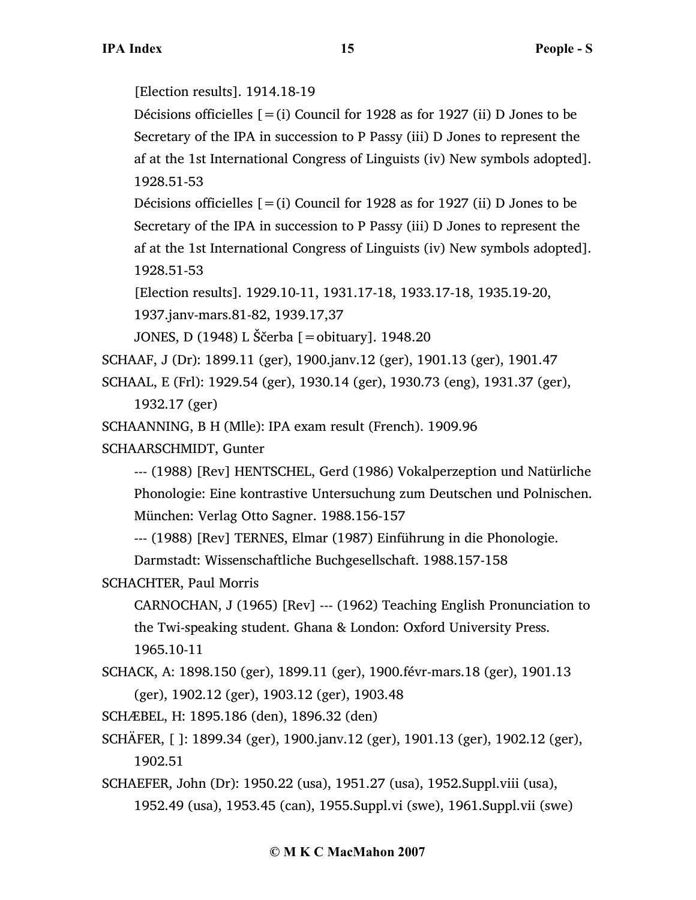[Election results]. 1914.18-19

Décisions officielles [=(i) Council for 1928 as for 1927 (ii) D Jones to be Secretary of the IPA in succession to P Passy (iii) D Jones to represent the af at the 1st International Congress of Linguists (iv) New symbols adopted]. 1928.51-53

Décisions officielles [=(i) Council for 1928 as for 1927 (ii) D Jones to be Secretary of the IPA in succession to P Passy (iii) D Jones to represent the af at the 1st International Congress of Linguists (iv) New symbols adopted]. 1928.51-53

[Election results]. 1929.10-11, 1931.17-18, 1933.17-18, 1935.19-20, 1937.janv-mars.81-82, 1939.17,37

JONES, D (1948) L Ščerba [=obituary]. 1948.20

SCHAAF, J (Dr): 1899.11 (ger), 1900.janv.12 (ger), 1901.13 (ger), 1901.47

SCHAAL, E (Frl): 1929.54 (ger), 1930.14 (ger), 1930.73 (eng), 1931.37 (ger), 1932.17 (ger)

SCHAANNING, B H (Mlle): IPA exam result (French). 1909.96

SCHAARSCHMIDT, Gunter

--- (1988) [Rev] HENTSCHEL, Gerd (1986) Vokalperzeption und Natürliche Phonologie: Eine kontrastive Untersuchung zum Deutschen und Polnischen. München: Verlag Otto Sagner. 1988.156-157

--- (1988) [Rev] TERNES, Elmar (1987) Einführung in die Phonologie. Darmstadt: Wissenschaftliche Buchgesellschaft. 1988.157-158

SCHACHTER, Paul Morris

CARNOCHAN, J (1965) [Rev] --- (1962) Teaching English Pronunciation to the Twi-speaking student. Ghana & London: Oxford University Press. 1965.10-11

SCHACK, A: 1898.150 (ger), 1899.11 (ger), 1900.févr-mars.18 (ger), 1901.13 (ger), 1902.12 (ger), 1903.12 (ger), 1903.48

SCHÆBEL, H: 1895.186 (den), 1896.32 (den)

SCHÄFER, [ ]: 1899.34 (ger), 1900.janv.12 (ger), 1901.13 (ger), 1902.12 (ger), 1902.51

SCHAEFER, John (Dr): 1950.22 (usa), 1951.27 (usa), 1952.Suppl.viii (usa), 1952.49 (usa), 1953.45 (can), 1955.Suppl.vi (swe), 1961.Suppl.vii (swe)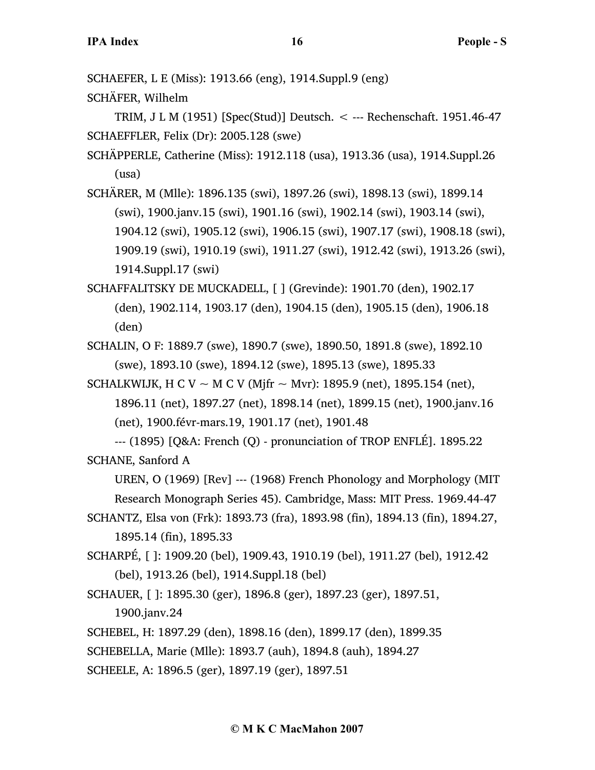SCHAEFER, L E (Miss): 1913.66 (eng), 1914.Suppl.9 (eng)

SCHÄFER, Wilhelm

TRIM, J L M (1951) [Spec(Stud)] Deutsch. < --- Rechenschaft. 1951.46-47

SCHAEFFLER, Felix (Dr): 2005.128 (swe)

SCHÄPPERLE, Catherine (Miss): 1912.118 (usa), 1913.36 (usa), 1914.Suppl.26 (usa)

SCHÄRER, M (Mlle): 1896.135 (swi), 1897.26 (swi), 1898.13 (swi), 1899.14 (swi), 1900.janv.15 (swi), 1901.16 (swi), 1902.14 (swi), 1903.14 (swi), 1904.12 (swi), 1905.12 (swi), 1906.15 (swi), 1907.17 (swi), 1908.18 (swi), 1909.19 (swi), 1910.19 (swi), 1911.27 (swi), 1912.42 (swi), 1913.26 (swi), 1914.Suppl.17 (swi)

SCHAFFALITSKY DE MUCKADELL, [ ] (Grevinde): 1901.70 (den), 1902.17 (den), 1902.114, 1903.17 (den), 1904.15 (den), 1905.15 (den), 1906.18 (den)

SCHALIN, O F: 1889.7 (swe), 1890.7 (swe), 1890.50, 1891.8 (swe), 1892.10 (swe), 1893.10 (swe), 1894.12 (swe), 1895.13 (swe), 1895.33

SCHALKWIJK, H C V ~ M C V (Mjfr ~ Mvr): 1895.9 (net), 1895.154 (net), 1896.11 (net), 1897.27 (net), 1898.14 (net), 1899.15 (net), 1900.janv.16 (net), 1900.févr-mars.19, 1901.17 (net), 1901.48

--- (1895) [Q&A: French (Q) - pronunciation of TROP ENFLÉ]. 1895.22

SCHANE, Sanford A

UREN, O (1969) [Rev] --- (1968) French Phonology and Morphology (MIT Research Monograph Series 45). Cambridge, Mass: MIT Press. 1969.44-47

SCHANTZ, Elsa von (Frk): 1893.73 (fra), 1893.98 (fin), 1894.13 (fin), 1894.27, 1895.14 (fin), 1895.33

SCHARPÉ, [ ]: 1909.20 (bel), 1909.43, 1910.19 (bel), 1911.27 (bel), 1912.42 (bel), 1913.26 (bel), 1914.Suppl.18 (bel)

SCHAUER, [ ]: 1895.30 (ger), 1896.8 (ger), 1897.23 (ger), 1897.51, 1900.janv.24

SCHEBEL, H: 1897.29 (den), 1898.16 (den), 1899.17 (den), 1899.35

SCHEBELLA, Marie (Mlle): 1893.7 (auh), 1894.8 (auh), 1894.27

SCHEELE, A: 1896.5 (ger), 1897.19 (ger), 1897.51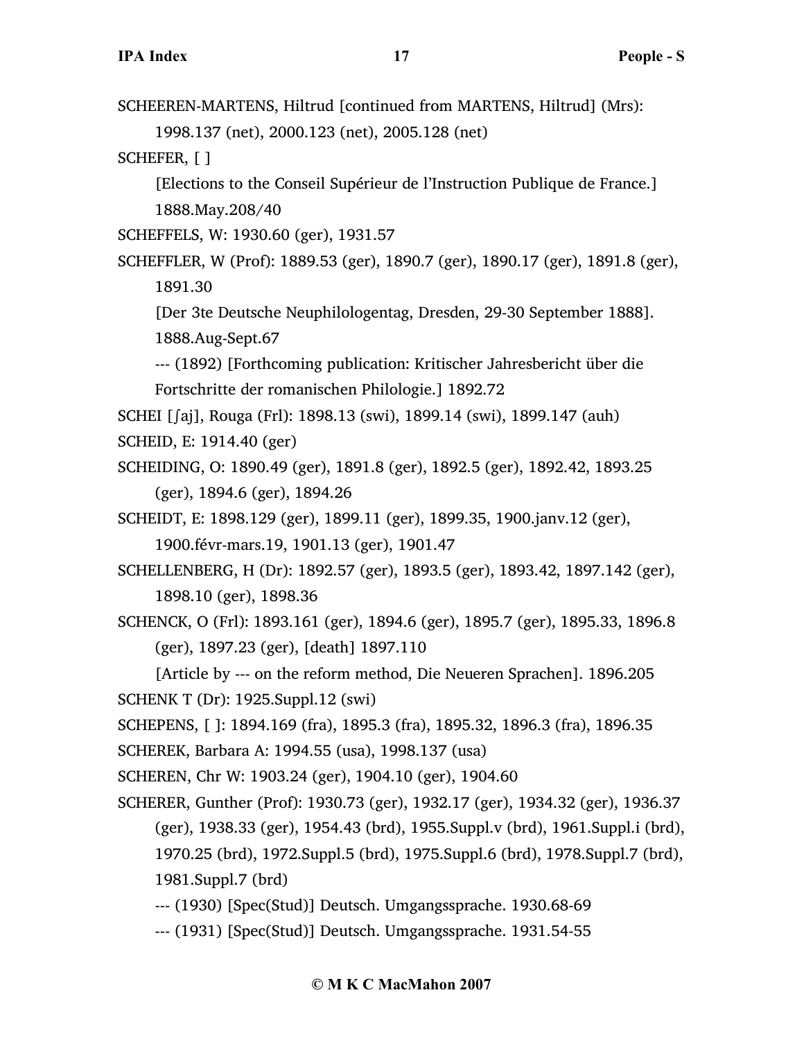SCHEEREN-MARTENS, Hiltrud [continued from MARTENS, Hiltrud] (Mrs):
    1998.137 (net), 2000.123 (net), 2005.128 (net)

SCHEFER, [ ]
    [Elections to the Conseil Supérieur de l'Instruction Publique de France.]
    1888.May.208/40

SCHEFFELS, W: 1930.60 (ger), 1931.57

SCHEFFLER, W (Prof): 1889.53 (ger), 1890.7 (ger), 1890.17 (ger), 1891.8 (ger), 1891.30
    [Der 3te Deutsche Neuphilologentag, Dresden, 29-30 September 1888].
    1888.Aug-Sept.67
    --- (1892) [Forthcoming publication: Kritischer Jahresbericht über die Fortschritte der romanischen Philologie.] 1892.72

SCHEI [ʃaj], Rouga (Frl): 1898.13 (swi), 1899.14 (swi), 1899.147 (auh)

SCHEID, E: 1914.40 (ger)

SCHEIDING, O: 1890.49 (ger), 1891.8 (ger), 1892.5 (ger), 1892.42, 1893.25 (ger), 1894.6 (ger), 1894.26

SCHEIDT, E: 1898.129 (ger), 1899.11 (ger), 1899.35, 1900.janv.12 (ger), 1900.févr-mars.19, 1901.13 (ger), 1901.47

SCHELLENBERG, H (Dr): 1892.57 (ger), 1893.5 (ger), 1893.42, 1897.142 (ger), 1898.10 (ger), 1898.36

SCHENCK, O (Frl): 1893.161 (ger), 1894.6 (ger), 1895.7 (ger), 1895.33, 1896.8 (ger), 1897.23 (ger), [death] 1897.110
    [Article by --- on the reform method, Die Neueren Sprachen]. 1896.205

SCHENK T (Dr): 1925.Suppl.12 (swi)

SCHEPENS, [ ]: 1894.169 (fra), 1895.3 (fra), 1895.32, 1896.3 (fra), 1896.35

SCHEREK, Barbara A: 1994.55 (usa), 1998.137 (usa)

SCHEREN, Chr W: 1903.24 (ger), 1904.10 (ger), 1904.60

SCHERER, Gunther (Prof): 1930.73 (ger), 1932.17 (ger), 1934.32 (ger), 1936.37 (ger), 1938.33 (ger), 1954.43 (brd), 1955.Suppl.v (brd), 1961.Suppl.i (brd), 1970.25 (brd), 1972.Suppl.5 (brd), 1975.Suppl.6 (brd), 1978.Suppl.7 (brd), 1981.Suppl.7 (brd)
    --- (1930) [Spec(Stud)] Deutsch. Umgangssprache. 1930.68-69
    --- (1931) [Spec(Stud)] Deutsch. Umgangssprache. 1931.54-55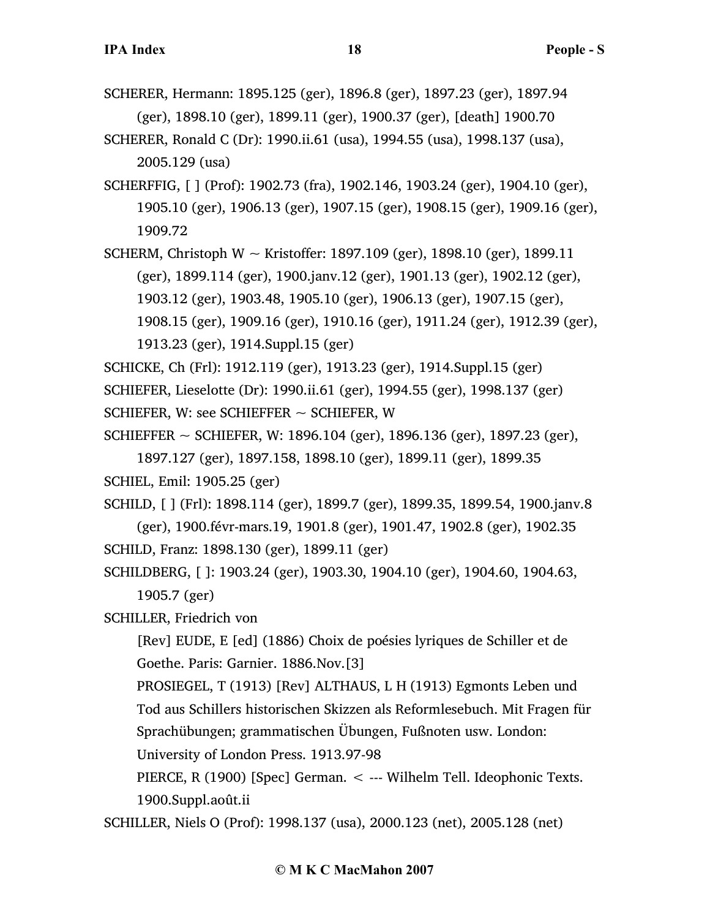SCHERER, Hermann: 1895.125 (ger), 1896.8 (ger), 1897.23 (ger), 1897.94 (ger), 1898.10 (ger), 1899.11 (ger), 1900.37 (ger), [death] 1900.70

SCHERER, Ronald C (Dr): 1990.ii.61 (usa), 1994.55 (usa), 1998.137 (usa), 2005.129 (usa)

SCHERFFIG, [ ] (Prof): 1902.73 (fra), 1902.146, 1903.24 (ger), 1904.10 (ger), 1905.10 (ger), 1906.13 (ger), 1907.15 (ger), 1908.15 (ger), 1909.16 (ger), 1909.72

SCHERM, Christoph W ~ Kristoffer: 1897.109 (ger), 1898.10 (ger), 1899.11 (ger), 1899.114 (ger), 1900.janv.12 (ger), 1901.13 (ger), 1902.12 (ger), 1903.12 (ger), 1903.48, 1905.10 (ger), 1906.13 (ger), 1907.15 (ger), 1908.15 (ger), 1909.16 (ger), 1910.16 (ger), 1911.24 (ger), 1912.39 (ger), 1913.23 (ger), 1914.Suppl.15 (ger)

SCHICKE, Ch (Frl): 1912.119 (ger), 1913.23 (ger), 1914.Suppl.15 (ger)

SCHIEFER, Lieselotte (Dr): 1990.ii.61 (ger), 1994.55 (ger), 1998.137 (ger)

SCHIEFER, W: see SCHIEFFER ~ SCHIEFER, W

SCHIEFFER ~ SCHIEFER, W: 1896.104 (ger), 1896.136 (ger), 1897.23 (ger), 1897.127 (ger), 1897.158, 1898.10 (ger), 1899.11 (ger), 1899.35

SCHIEL, Emil: 1905.25 (ger)

SCHILD, [ ] (Frl): 1898.114 (ger), 1899.7 (ger), 1899.35, 1899.54, 1900.janv.8 (ger), 1900.févr-mars.19, 1901.8 (ger), 1901.47, 1902.8 (ger), 1902.35

SCHILD, Franz: 1898.130 (ger), 1899.11 (ger)

SCHILDBERG, [ ]: 1903.24 (ger), 1903.30, 1904.10 (ger), 1904.60, 1904.63, 1905.7 (ger)

SCHILLER, Friedrich von

[Rev] EUDE, E [ed] (1886) Choix de poésies lyriques de Schiller et de Goethe. Paris: Garnier. 1886.Nov.[3]

PROSIEGEL, T (1913) [Rev] ALTHAUS, L H (1913) Egmonts Leben und Tod aus Schillers historischen Skizzen als Reformlesebuch. Mit Fragen für Sprachübungen; grammatischen Übungen, Fußnoten usw. London: University of London Press. 1913.97-98

PIERCE, R (1900) [Spec] German. < --- Wilhelm Tell. Ideophonic Texts. 1900.Suppl.août.ii

SCHILLER, Niels O (Prof): 1998.137 (usa), 2000.123 (net), 2005.128 (net)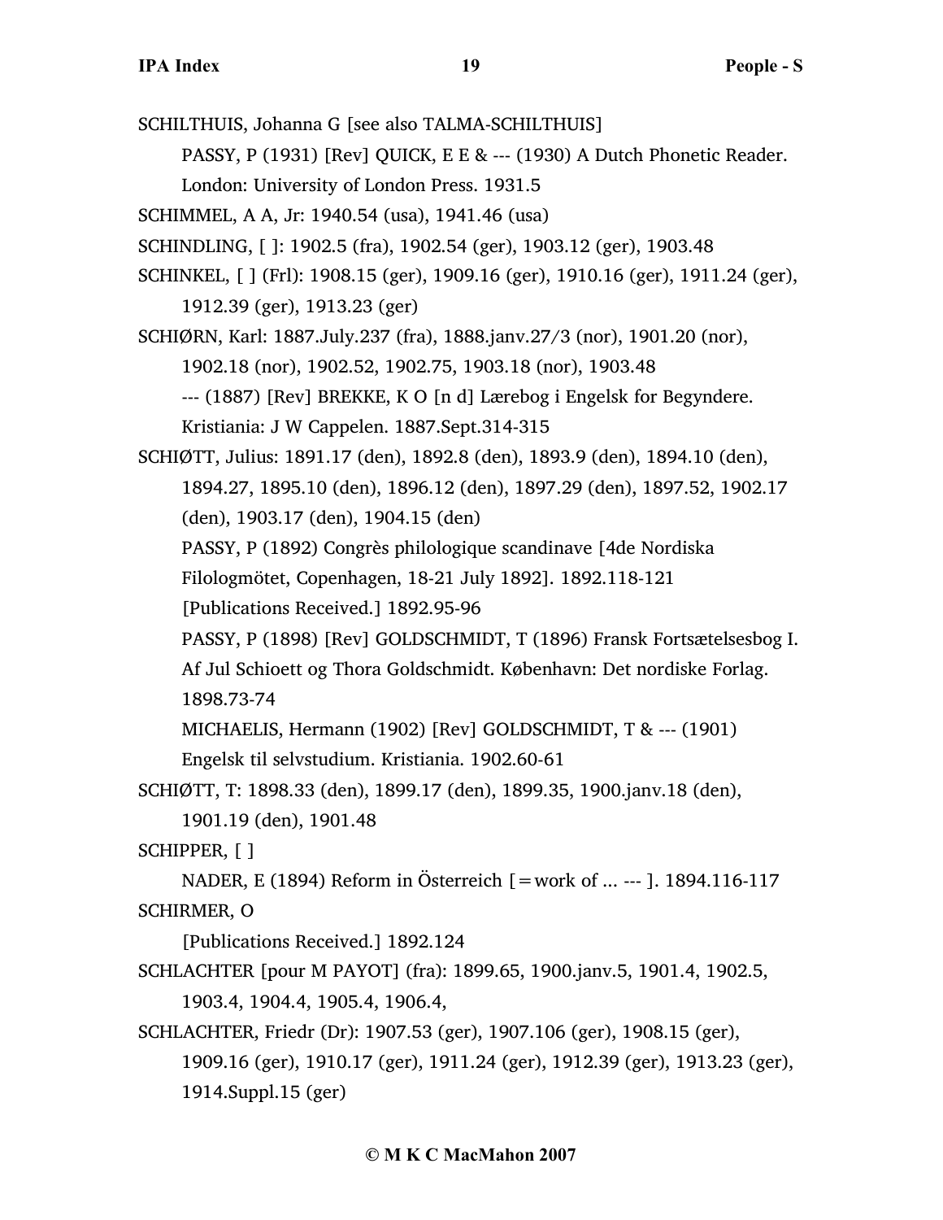SCHILTHUIS, Johanna G [see also TALMA-SCHILTHUIS]

PASSY, P (1931) [Rev] QUICK, E E & --- (1930) A Dutch Phonetic Reader. London: University of London Press. 1931.5

SCHIMMEL, A A, Jr: 1940.54 (usa), 1941.46 (usa)

SCHINDLING, [ ]: 1902.5 (fra), 1902.54 (ger), 1903.12 (ger), 1903.48

SCHINKEL, [ ] (Frl): 1908.15 (ger), 1909.16 (ger), 1910.16 (ger), 1911.24 (ger), 1912.39 (ger), 1913.23 (ger)

SCHIØRN, Karl: 1887.July.237 (fra), 1888.janv.27/3 (nor), 1901.20 (nor), 1902.18 (nor), 1902.52, 1902.75, 1903.18 (nor), 1903.48

--- (1887) [Rev] BREKKE, K O [n d] Lærebog i Engelsk for Begyndere. Kristiania: J W Cappelen. 1887.Sept.314-315

SCHIØTT, Julius: 1891.17 (den), 1892.8 (den), 1893.9 (den), 1894.10 (den), 1894.27, 1895.10 (den), 1896.12 (den), 1897.29 (den), 1897.52, 1902.17 (den), 1903.17 (den), 1904.15 (den)

PASSY, P (1892) Congrès philologique scandinave [4de Nordiska Filologmötet, Copenhagen, 18-21 July 1892]. 1892.118-121

[Publications Received.] 1892.95-96

PASSY, P (1898) [Rev] GOLDSCHMIDT, T (1896) Fransk Fortsætelsesbog I. Af Jul Schioett og Thora Goldschmidt. København: Det nordiske Forlag. 1898.73-74

MICHAELIS, Hermann (1902) [Rev] GOLDSCHMIDT, T & --- (1901) Engelsk til selvstudium. Kristiania. 1902.60-61

SCHIØTT, T: 1898.33 (den), 1899.17 (den), 1899.35, 1900.janv.18 (den), 1901.19 (den), 1901.48

SCHIPPER, [ ]

NADER, E (1894) Reform in Österreich [=work of ... --- ]. 1894.116-117

SCHIRMER, O

[Publications Received.] 1892.124

SCHLACHTER [pour M PAYOT] (fra): 1899.65, 1900.janv.5, 1901.4, 1902.5, 1903.4, 1904.4, 1905.4, 1906.4,

SCHLACHTER, Friedr (Dr): 1907.53 (ger), 1907.106 (ger), 1908.15 (ger), 1909.16 (ger), 1910.17 (ger), 1911.24 (ger), 1912.39 (ger), 1913.23 (ger), 1914.Suppl.15 (ger)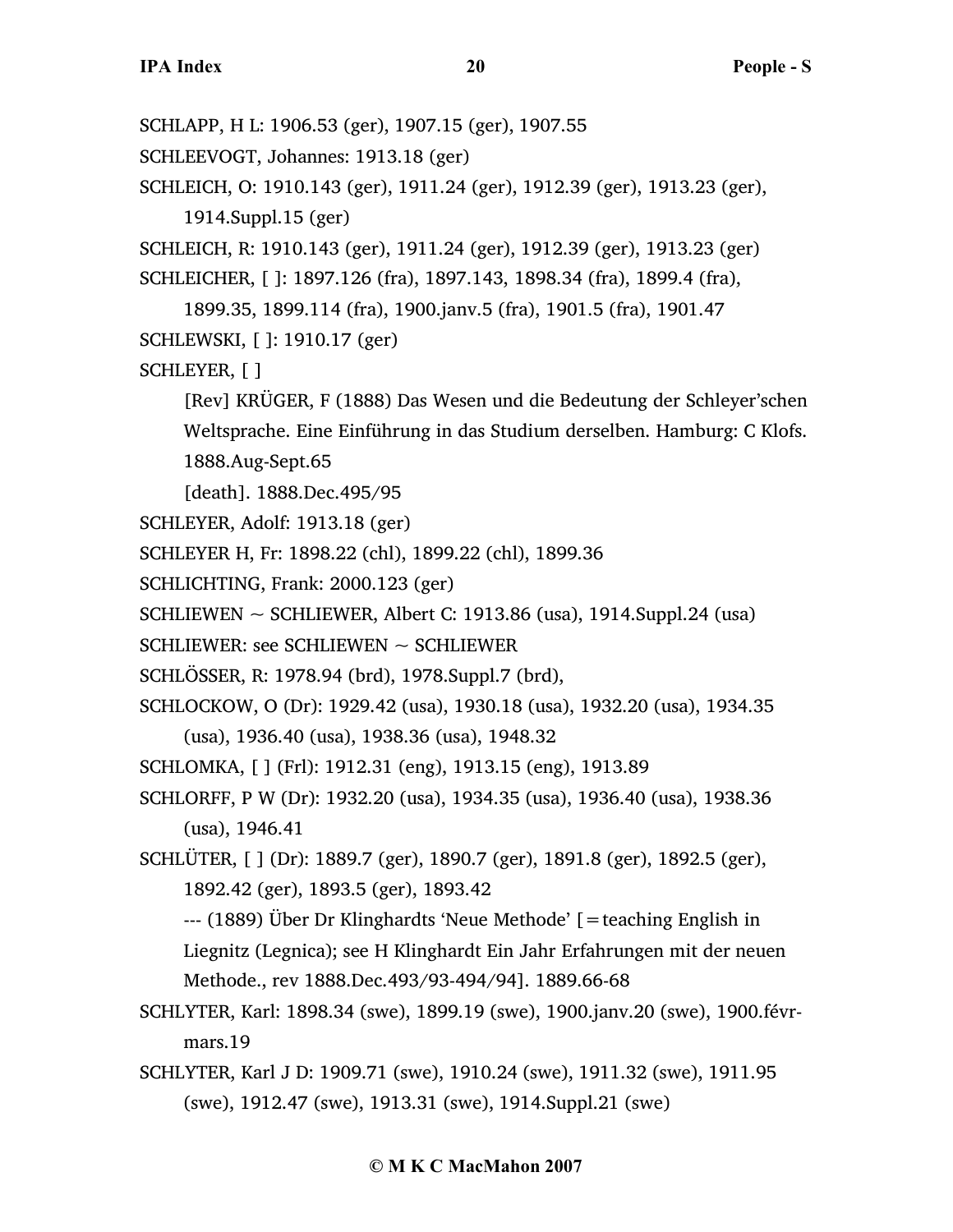SCHLAPP, H L: 1906.53 (ger), 1907.15 (ger), 1907.55

SCHLEEVOGT, Johannes: 1913.18 (ger)

SCHLEICH, O: 1910.143 (ger), 1911.24 (ger), 1912.39 (ger), 1913.23 (ger), 1914.Suppl.15 (ger)

SCHLEICH, R: 1910.143 (ger), 1911.24 (ger), 1912.39 (ger), 1913.23 (ger)

SCHLEICHER, [ ]: 1897.126 (fra), 1897.143, 1898.34 (fra), 1899.4 (fra), 1899.35, 1899.114 (fra), 1900.janv.5 (fra), 1901.5 (fra), 1901.47

SCHLEWSKI, [ ]: 1910.17 (ger)

SCHLEYER, [ ]

> [Rev] KRÜGER, F (1888) Das Wesen und die Bedeutung der Schleyer'schen Weltsprache. Eine Einführung in das Studium derselben. Hamburg: C Klofs. 1888.Aug-Sept.65
>
> [death]. 1888.Dec.495/95

SCHLEYER, Adolf: 1913.18 (ger)

SCHLEYER H, Fr: 1898.22 (chl), 1899.22 (chl), 1899.36

SCHLICHTING, Frank: 2000.123 (ger)

SCHLIEWEN ~ SCHLIEWER, Albert C: 1913.86 (usa), 1914.Suppl.24 (usa)

SCHLIEWER: see SCHLIEWEN ~ SCHLIEWER

SCHLÖSSER, R: 1978.94 (brd), 1978.Suppl.7 (brd),

SCHLOCKOW, O (Dr): 1929.42 (usa), 1930.18 (usa), 1932.20 (usa), 1934.35 (usa), 1936.40 (usa), 1938.36 (usa), 1948.32

SCHLOMKA, [ ] (Frl): 1912.31 (eng), 1913.15 (eng), 1913.89

SCHLORFF, P W (Dr): 1932.20 (usa), 1934.35 (usa), 1936.40 (usa), 1938.36 (usa), 1946.41

SCHLÜTER, [ ] (Dr): 1889.7 (ger), 1890.7 (ger), 1891.8 (ger), 1892.5 (ger), 1892.42 (ger), 1893.5 (ger), 1893.42

> --- (1889) Über Dr Klinghardts 'Neue Methode' [=teaching English in Liegnitz (Legnica); see H Klinghardt Ein Jahr Erfahrungen mit der neuen Methode., rev 1888.Dec.493/93-494/94]. 1889.66-68

SCHLYTER, Karl: 1898.34 (swe), 1899.19 (swe), 1900.janv.20 (swe), 1900.févr-mars.19

SCHLYTER, Karl J D: 1909.71 (swe), 1910.24 (swe), 1911.32 (swe), 1911.95 (swe), 1912.47 (swe), 1913.31 (swe), 1914.Suppl.21 (swe)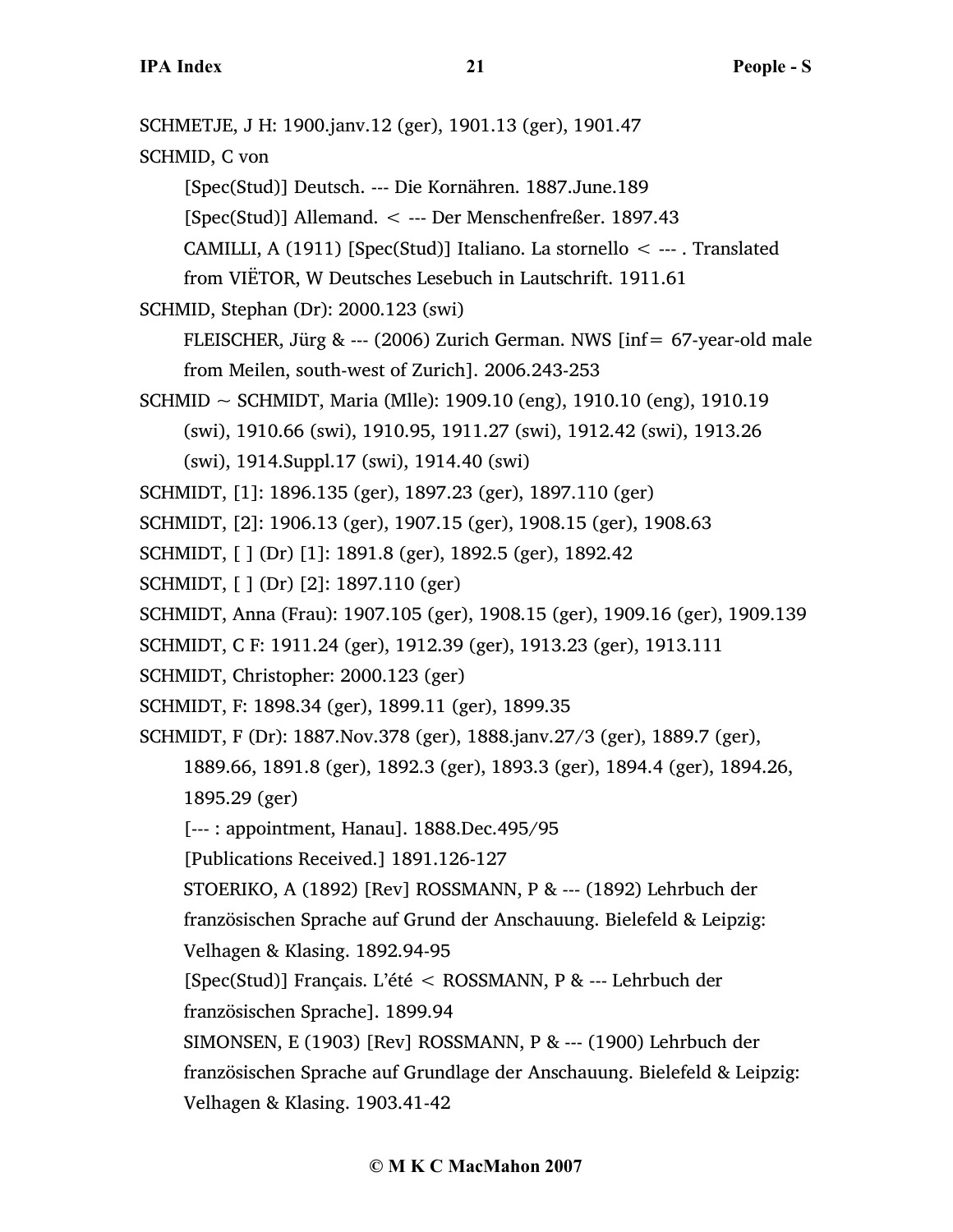SCHMETJE, J H: 1900.janv.12 (ger), 1901.13 (ger), 1901.47

SCHMID, C von

  [Spec(Stud)] Deutsch. --- Die Kornähren. 1887.June.189

  [Spec(Stud)] Allemand. < --- Der Menschenfreßer. 1897.43

  CAMILLI, A (1911) [Spec(Stud)] Italiano. La stornello < --- . Translated from VIËTOR, W Deutsches Lesebuch in Lautschrift. 1911.61

SCHMID, Stephan (Dr): 2000.123 (swi)

  FLEISCHER, Jürg & --- (2006) Zurich German. NWS [inf= 67-year-old male from Meilen, south-west of Zurich]. 2006.243-253

SCHMID ~ SCHMIDT, Maria (Mlle): 1909.10 (eng), 1910.10 (eng), 1910.19 (swi), 1910.66 (swi), 1910.95, 1911.27 (swi), 1912.42 (swi), 1913.26 (swi), 1914.Suppl.17 (swi), 1914.40 (swi)

SCHMIDT, [1]: 1896.135 (ger), 1897.23 (ger), 1897.110 (ger)

SCHMIDT, [2]: 1906.13 (ger), 1907.15 (ger), 1908.15 (ger), 1908.63

SCHMIDT, [ ] (Dr) [1]: 1891.8 (ger), 1892.5 (ger), 1892.42

SCHMIDT, [ ] (Dr) [2]: 1897.110 (ger)

SCHMIDT, Anna (Frau): 1907.105 (ger), 1908.15 (ger), 1909.16 (ger), 1909.139

SCHMIDT, C F: 1911.24 (ger), 1912.39 (ger), 1913.23 (ger), 1913.111

SCHMIDT, Christopher: 2000.123 (ger)

SCHMIDT, F: 1898.34 (ger), 1899.11 (ger), 1899.35

SCHMIDT, F (Dr): 1887.Nov.378 (ger), 1888.janv.27/3 (ger), 1889.7 (ger), 1889.66, 1891.8 (ger), 1892.3 (ger), 1893.3 (ger), 1894.4 (ger), 1894.26, 1895.29 (ger)

  [--- : appointment, Hanau]. 1888.Dec.495/95

  [Publications Received.] 1891.126-127

  STOERIKO, A (1892) [Rev] ROSSMANN, P & --- (1892) Lehrbuch der französischen Sprache auf Grund der Anschauung. Bielefeld & Leipzig: Velhagen & Klasing. 1892.94-95

  [Spec(Stud)] Français. L'été < ROSSMANN, P & --- Lehrbuch der französischen Sprache]. 1899.94

  SIMONSEN, E (1903) [Rev] ROSSMANN, P & --- (1900) Lehrbuch der französischen Sprache auf Grundlage der Anschauung. Bielefeld & Leipzig: Velhagen & Klasing. 1903.41-42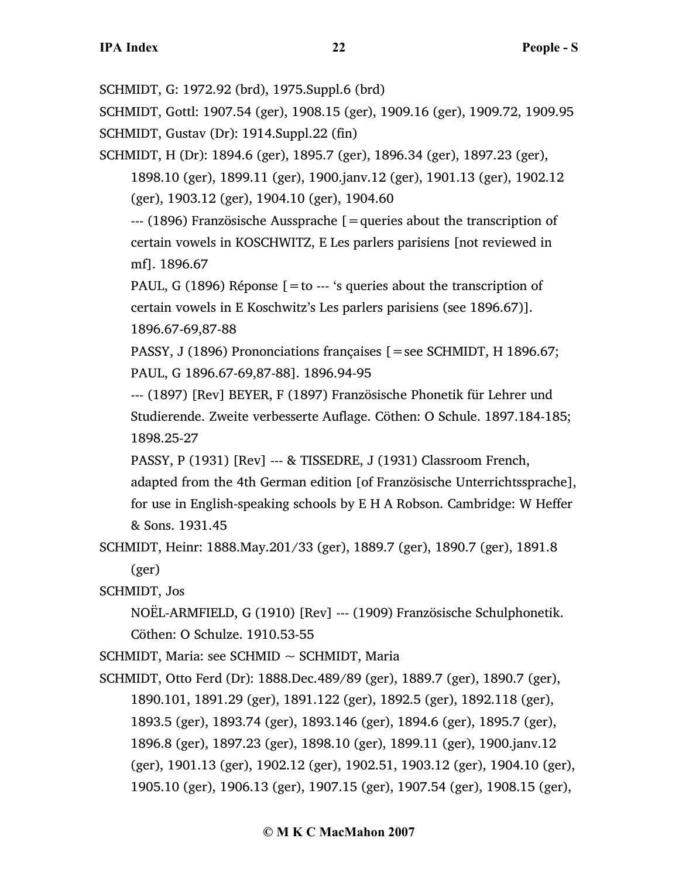SCHMIDT, G: 1972.92 (brd), 1975.Suppl.6 (brd)

SCHMIDT, Gottl: 1907.54 (ger), 1908.15 (ger), 1909.16 (ger), 1909.72, 1909.95

SCHMIDT, Gustav (Dr): 1914.Suppl.22 (fin)

SCHMIDT, H (Dr): 1894.6 (ger), 1895.7 (ger), 1896.34 (ger), 1897.23 (ger), 1898.10 (ger), 1899.11 (ger), 1900.janv.12 (ger), 1901.13 (ger), 1902.12 (ger), 1903.12 (ger), 1904.10 (ger), 1904.60

--- (1896) Französische Aussprache [=queries about the transcription of certain vowels in KOSCHWITZ, E Les parlers parisiens [not reviewed in mf]. 1896.67

PAUL, G (1896) Réponse [=to --- 's queries about the transcription of certain vowels in E Koschwitz's Les parlers parisiens (see 1896.67)]. 1896.67-69,87-88

PASSY, J (1896) Prononciations françaises [=see SCHMIDT, H 1896.67; PAUL, G 1896.67-69,87-88]. 1896.94-95

--- (1897) [Rev] BEYER, F (1897) Französische Phonetik für Lehrer und Studierende. Zweite verbesserte Auflage. Cöthen: O Schule. 1897.184-185; 1898.25-27

PASSY, P (1931) [Rev] --- & TISSEDRE, J (1931) Classroom French, adapted from the 4th German edition [of Französische Unterrichtssprache], for use in English-speaking schools by E H A Robson. Cambridge: W Heffer & Sons. 1931.45

SCHMIDT, Heinr: 1888.May.201/33 (ger), 1889.7 (ger), 1890.7 (ger), 1891.8 (ger)

SCHMIDT, Jos

NOËL-ARMFIELD, G (1910) [Rev] --- (1909) Französische Schulphonetik. Cöthen: O Schulze. 1910.53-55

SCHMIDT, Maria: see SCHMID ~ SCHMIDT, Maria

SCHMIDT, Otto Ferd (Dr): 1888.Dec.489/89 (ger), 1889.7 (ger), 1890.7 (ger), 1890.101, 1891.29 (ger), 1891.122 (ger), 1892.5 (ger), 1892.118 (ger), 1893.5 (ger), 1893.74 (ger), 1893.146 (ger), 1894.6 (ger), 1895.7 (ger), 1896.8 (ger), 1897.23 (ger), 1898.10 (ger), 1899.11 (ger), 1900.janv.12 (ger), 1901.13 (ger), 1902.12 (ger), 1902.51, 1903.12 (ger), 1904.10 (ger), 1905.10 (ger), 1906.13 (ger), 1907.15 (ger), 1907.54 (ger), 1908.15 (ger),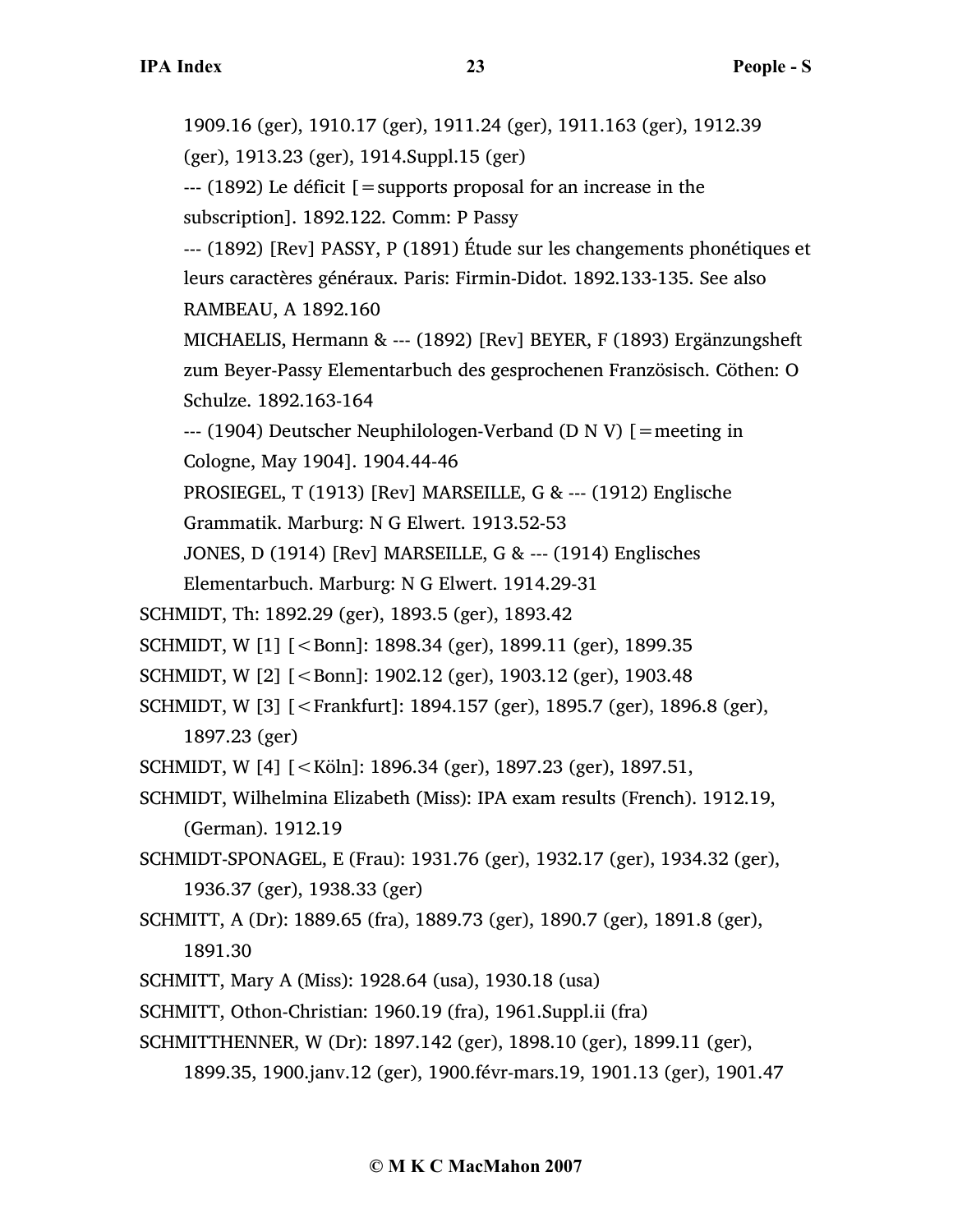1909.16 (ger), 1910.17 (ger), 1911.24 (ger), 1911.163 (ger), 1912.39 (ger), 1913.23 (ger), 1914.Suppl.15 (ger)

--- (1892) Le déficit [=supports proposal for an increase in the subscription]. 1892.122. Comm: P Passy

--- (1892) [Rev] PASSY, P (1891) Étude sur les changements phonétiques et leurs caractères généraux. Paris: Firmin-Didot. 1892.133-135. See also RAMBEAU, A 1892.160

MICHAELIS, Hermann & --- (1892) [Rev] BEYER, F (1893) Ergänzungsheft zum Beyer-Passy Elementarbuch des gesprochenen Französisch. Cöthen: O Schulze. 1892.163-164

--- (1904) Deutscher Neuphilologen-Verband (D N V) [=meeting in Cologne, May 1904]. 1904.44-46

PROSIEGEL, T (1913) [Rev] MARSEILLE, G & --- (1912) Englische Grammatik. Marburg: N G Elwert. 1913.52-53

JONES, D (1914) [Rev] MARSEILLE, G & --- (1914) Englisches Elementarbuch. Marburg: N G Elwert. 1914.29-31

SCHMIDT, Th: 1892.29 (ger), 1893.5 (ger), 1893.42

SCHMIDT, W [1] [<Bonn]: 1898.34 (ger), 1899.11 (ger), 1899.35

SCHMIDT, W [2] [<Bonn]: 1902.12 (ger), 1903.12 (ger), 1903.48

SCHMIDT, W [3] [<Frankfurt]: 1894.157 (ger), 1895.7 (ger), 1896.8 (ger), 1897.23 (ger)

SCHMIDT, W [4] [<Köln]: 1896.34 (ger), 1897.23 (ger), 1897.51,

SCHMIDT, Wilhelmina Elizabeth (Miss): IPA exam results (French). 1912.19, (German). 1912.19

SCHMIDT-SPONAGEL, E (Frau): 1931.76 (ger), 1932.17 (ger), 1934.32 (ger), 1936.37 (ger), 1938.33 (ger)

SCHMITT, A (Dr): 1889.65 (fra), 1889.73 (ger), 1890.7 (ger), 1891.8 (ger), 1891.30

SCHMITT, Mary A (Miss): 1928.64 (usa), 1930.18 (usa)

SCHMITT, Othon-Christian: 1960.19 (fra), 1961.Suppl.ii (fra)

SCHMITTHENNER, W (Dr): 1897.142 (ger), 1898.10 (ger), 1899.11 (ger), 1899.35, 1900.janv.12 (ger), 1900.févr-mars.19, 1901.13 (ger), 1901.47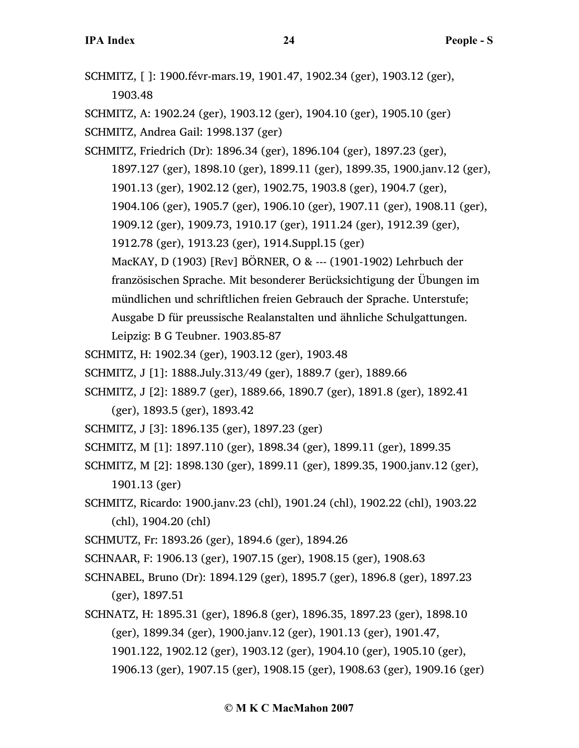SCHMITZ, [ ]: 1900.févr-mars.19, 1901.47, 1902.34 (ger), 1903.12 (ger), 1903.48

SCHMITZ, A: 1902.24 (ger), 1903.12 (ger), 1904.10 (ger), 1905.10 (ger)

SCHMITZ, Andrea Gail: 1998.137 (ger)

SCHMITZ, Friedrich (Dr): 1896.34 (ger), 1896.104 (ger), 1897.23 (ger), 1897.127 (ger), 1898.10 (ger), 1899.11 (ger), 1899.35, 1900.janv.12 (ger), 1901.13 (ger), 1902.12 (ger), 1902.75, 1903.8 (ger), 1904.7 (ger), 1904.106 (ger), 1905.7 (ger), 1906.10 (ger), 1907.11 (ger), 1908.11 (ger), 1909.12 (ger), 1909.73, 1910.17 (ger), 1911.24 (ger), 1912.39 (ger), 1912.78 (ger), 1913.23 (ger), 1914.Suppl.15 (ger)
MacKAY, D (1903) [Rev] BÖRNER, O & --- (1901-1902) Lehrbuch der französischen Sprache. Mit besonderer Berücksichtigung der Übungen im mündlichen und schriftlichen freien Gebrauch der Sprache. Unterstufe; Ausgabe D für preussische Realanstalten und ähnliche Schulgattungen. Leipzig: B G Teubner. 1903.85-87

SCHMITZ, H: 1902.34 (ger), 1903.12 (ger), 1903.48

SCHMITZ, J [1]: 1888.July.313/49 (ger), 1889.7 (ger), 1889.66

SCHMITZ, J [2]: 1889.7 (ger), 1889.66, 1890.7 (ger), 1891.8 (ger), 1892.41 (ger), 1893.5 (ger), 1893.42

SCHMITZ, J [3]: 1896.135 (ger), 1897.23 (ger)

SCHMITZ, M [1]: 1897.110 (ger), 1898.34 (ger), 1899.11 (ger), 1899.35

SCHMITZ, M [2]: 1898.130 (ger), 1899.11 (ger), 1899.35, 1900.janv.12 (ger), 1901.13 (ger)

SCHMITZ, Ricardo: 1900.janv.23 (chl), 1901.24 (chl), 1902.22 (chl), 1903.22 (chl), 1904.20 (chl)

SCHMUTZ, Fr: 1893.26 (ger), 1894.6 (ger), 1894.26

SCHNAAR, F: 1906.13 (ger), 1907.15 (ger), 1908.15 (ger), 1908.63

SCHNABEL, Bruno (Dr): 1894.129 (ger), 1895.7 (ger), 1896.8 (ger), 1897.23 (ger), 1897.51

SCHNATZ, H: 1895.31 (ger), 1896.8 (ger), 1896.35, 1897.23 (ger), 1898.10 (ger), 1899.34 (ger), 1900.janv.12 (ger), 1901.13 (ger), 1901.47, 1901.122, 1902.12 (ger), 1903.12 (ger), 1904.10 (ger), 1905.10 (ger), 1906.13 (ger), 1907.15 (ger), 1908.15 (ger), 1908.63 (ger), 1909.16 (ger)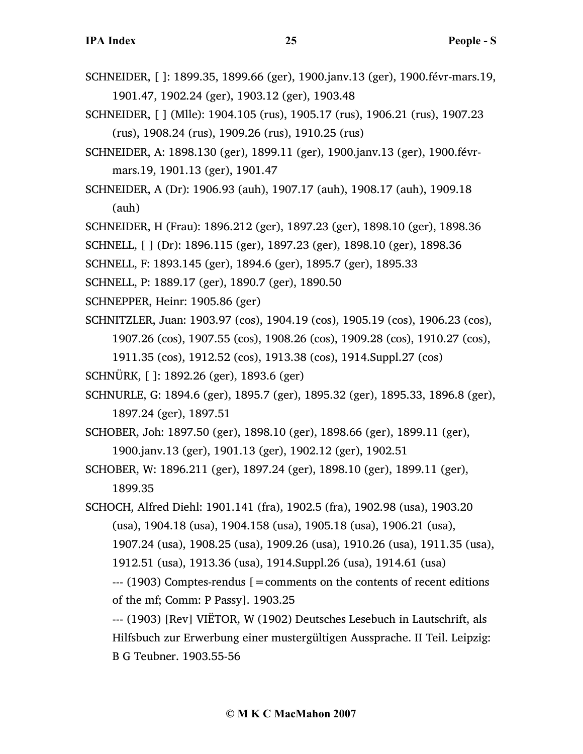SCHNEIDER, [ ]: 1899.35, 1899.66 (ger), 1900.janv.13 (ger), 1900.févr-mars.19, 1901.47, 1902.24 (ger), 1903.12 (ger), 1903.48

SCHNEIDER, [ ] (Mlle): 1904.105 (rus), 1905.17 (rus), 1906.21 (rus), 1907.23 (rus), 1908.24 (rus), 1909.26 (rus), 1910.25 (rus)

SCHNEIDER, A: 1898.130 (ger), 1899.11 (ger), 1900.janv.13 (ger), 1900.févr-mars.19, 1901.13 (ger), 1901.47

SCHNEIDER, A (Dr): 1906.93 (auh), 1907.17 (auh), 1908.17 (auh), 1909.18 (auh)

SCHNEIDER, H (Frau): 1896.212 (ger), 1897.23 (ger), 1898.10 (ger), 1898.36

SCHNELL, [ ] (Dr): 1896.115 (ger), 1897.23 (ger), 1898.10 (ger), 1898.36

SCHNELL, F: 1893.145 (ger), 1894.6 (ger), 1895.7 (ger), 1895.33

SCHNELL, P: 1889.17 (ger), 1890.7 (ger), 1890.50

SCHNEPPER, Heinr: 1905.86 (ger)

SCHNITZLER, Juan: 1903.97 (cos), 1904.19 (cos), 1905.19 (cos), 1906.23 (cos), 1907.26 (cos), 1907.55 (cos), 1908.26 (cos), 1909.28 (cos), 1910.27 (cos), 1911.35 (cos), 1912.52 (cos), 1913.38 (cos), 1914.Suppl.27 (cos)

SCHNÜRK, [ ]: 1892.26 (ger), 1893.6 (ger)

SCHNURLE, G: 1894.6 (ger), 1895.7 (ger), 1895.32 (ger), 1895.33, 1896.8 (ger), 1897.24 (ger), 1897.51

SCHOBER, Joh: 1897.50 (ger), 1898.10 (ger), 1898.66 (ger), 1899.11 (ger), 1900.janv.13 (ger), 1901.13 (ger), 1902.12 (ger), 1902.51

SCHOBER, W: 1896.211 (ger), 1897.24 (ger), 1898.10 (ger), 1899.11 (ger), 1899.35

SCHOCH, Alfred Diehl: 1901.141 (fra), 1902.5 (fra), 1902.98 (usa), 1903.20 (usa), 1904.18 (usa), 1904.158 (usa), 1905.18 (usa), 1906.21 (usa), 1907.24 (usa), 1908.25 (usa), 1909.26 (usa), 1910.26 (usa), 1911.35 (usa), 1912.51 (usa), 1913.36 (usa), 1914.Suppl.26 (usa), 1914.61 (usa)

--- (1903) Comptes-rendus [=comments on the contents of recent editions of the mf; Comm: P Passy]. 1903.25

--- (1903) [Rev] VIËTOR, W (1902) Deutsches Lesebuch in Lautschrift, als Hilfsbuch zur Erwerbung einer mustergültigen Aussprache. II Teil. Leipzig: B G Teubner. 1903.55-56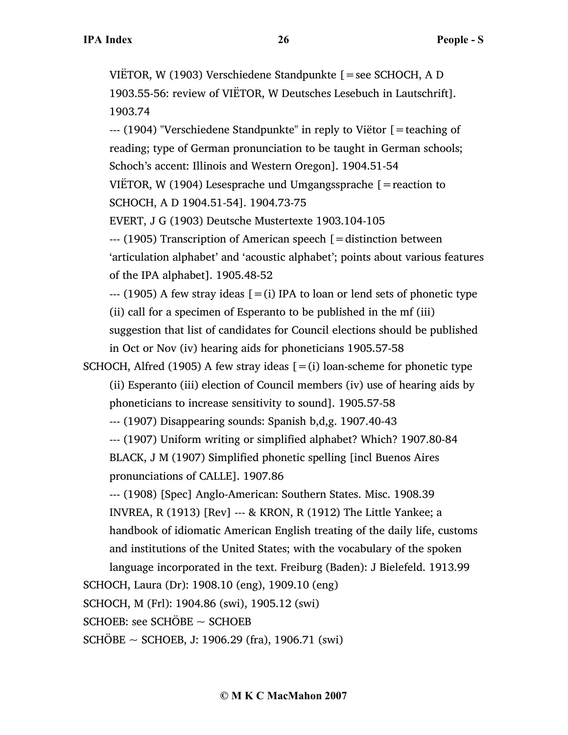VIËTOR, W (1903) Verschiedene Standpunkte [=see SCHOCH, A D 1903.55-56: review of VIËTOR, W Deutsches Lesebuch in Lautschrift]. 1903.74

--- (1904) "Verschiedene Standpunkte" in reply to Viëtor [=teaching of reading; type of German pronunciation to be taught in German schools; Schoch's accent: Illinois and Western Oregon]. 1904.51-54

VIËTOR, W (1904) Lesesprache und Umgangssprache [=reaction to SCHOCH, A D 1904.51-54]. 1904.73-75

EVERT, J G (1903) Deutsche Mustertexte 1903.104-105

--- (1905) Transcription of American speech [=distinction between 'articulation alphabet' and 'acoustic alphabet'; points about various features of the IPA alphabet]. 1905.48-52

--- (1905) A few stray ideas [=(i) IPA to loan or lend sets of phonetic type (ii) call for a specimen of Esperanto to be published in the mf (iii) suggestion that list of candidates for Council elections should be published in Oct or Nov (iv) hearing aids for phoneticians 1905.57-58

SCHOCH, Alfred (1905) A few stray ideas [=(i) loan-scheme for phonetic type (ii) Esperanto (iii) election of Council members (iv) use of hearing aids by phoneticians to increase sensitivity to sound]. 1905.57-58

--- (1907) Disappearing sounds: Spanish b,d,g. 1907.40-43

--- (1907) Uniform writing or simplified alphabet? Which? 1907.80-84

BLACK, J M (1907) Simplified phonetic spelling [incl Buenos Aires pronunciations of CALLE]. 1907.86

--- (1908) [Spec] Anglo-American: Southern States. Misc. 1908.39

INVREA, R (1913) [Rev] --- & KRON, R (1912) The Little Yankee; a handbook of idiomatic American English treating of the daily life, customs and institutions of the United States; with the vocabulary of the spoken language incorporated in the text. Freiburg (Baden): J Bielefeld. 1913.99

SCHOCH, Laura (Dr): 1908.10 (eng), 1909.10 (eng)

SCHOCH, M (Frl): 1904.86 (swi), 1905.12 (swi)

SCHOEB: see SCHÖBE ~ SCHOEB

SCHÖBE ~ SCHOEB, J: 1906.29 (fra), 1906.71 (swi)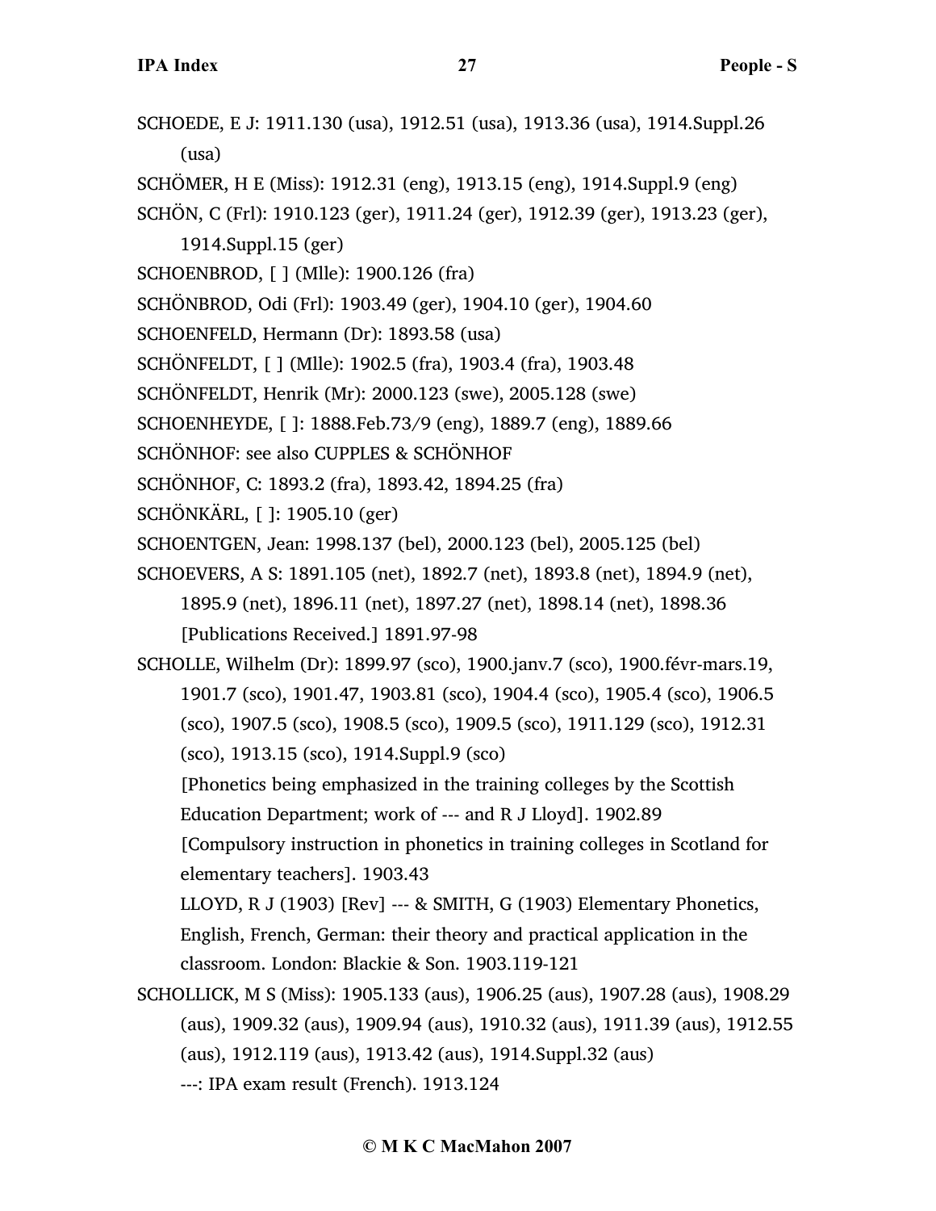SCHOEDE, E J: 1911.130 (usa), 1912.51 (usa), 1913.36 (usa), 1914.Suppl.26 (usa)

SCHÖMER, H E (Miss): 1912.31 (eng), 1913.15 (eng), 1914.Suppl.9 (eng)

SCHÖN, C (Frl): 1910.123 (ger), 1911.24 (ger), 1912.39 (ger), 1913.23 (ger), 1914.Suppl.15 (ger)

SCHOENBROD, [ ] (Mlle): 1900.126 (fra)

SCHÖNBROD, Odi (Frl): 1903.49 (ger), 1904.10 (ger), 1904.60

SCHOENFELD, Hermann (Dr): 1893.58 (usa)

SCHÖNFELDT, [ ] (Mlle): 1902.5 (fra), 1903.4 (fra), 1903.48

SCHÖNFELDT, Henrik (Mr): 2000.123 (swe), 2005.128 (swe)

SCHOENHEYDE, [ ]: 1888.Feb.73/9 (eng), 1889.7 (eng), 1889.66

SCHÖNHOF: see also CUPPLES & SCHÖNHOF

SCHÖNHOF, C: 1893.2 (fra), 1893.42, 1894.25 (fra)

SCHÖNKÄRL, [ ]: 1905.10 (ger)

SCHOENTGEN, Jean: 1998.137 (bel), 2000.123 (bel), 2005.125 (bel)

SCHOEVERS, A S: 1891.105 (net), 1892.7 (net), 1893.8 (net), 1894.9 (net), 1895.9 (net), 1896.11 (net), 1897.27 (net), 1898.14 (net), 1898.36
	[Publications Received.] 1891.97-98

SCHOLLE, Wilhelm (Dr): 1899.97 (sco), 1900.janv.7 (sco), 1900.févr-mars.19, 1901.7 (sco), 1901.47, 1903.81 (sco), 1904.4 (sco), 1905.4 (sco), 1906.5 (sco), 1907.5 (sco), 1908.5 (sco), 1909.5 (sco), 1911.129 (sco), 1912.31 (sco), 1913.15 (sco), 1914.Suppl.9 (sco)
	[Phonetics being emphasized in the training colleges by the Scottish Education Department; work of --- and R J Lloyd]. 1902.89
	[Compulsory instruction in phonetics in training colleges in Scotland for elementary teachers]. 1903.43
	LLOYD, R J (1903) [Rev] --- & SMITH, G (1903) Elementary Phonetics, English, French, German: their theory and practical application in the classroom. London: Blackie & Son. 1903.119-121

SCHOLLICK, M S (Miss): 1905.133 (aus), 1906.25 (aus), 1907.28 (aus), 1908.29 (aus), 1909.32 (aus), 1909.94 (aus), 1910.32 (aus), 1911.39 (aus), 1912.55 (aus), 1912.119 (aus), 1913.42 (aus), 1914.Suppl.32 (aus)
	---: IPA exam result (French). 1913.124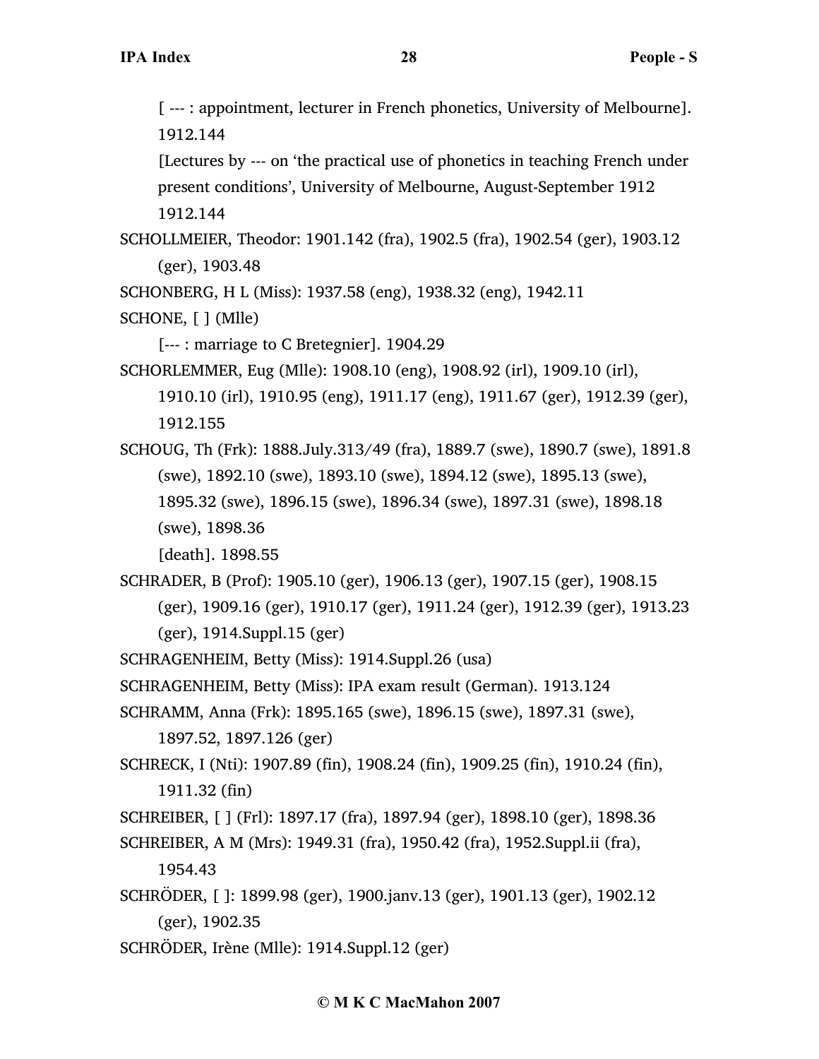[ --- : appointment, lecturer in French phonetics, University of Melbourne]. 1912.144

[Lectures by --- on 'the practical use of phonetics in teaching French under present conditions', University of Melbourne, August-September 1912 1912.144

SCHOLLMEIER, Theodor: 1901.142 (fra), 1902.5 (fra), 1902.54 (ger), 1903.12 (ger), 1903.48

SCHONBERG, H L (Miss): 1937.58 (eng), 1938.32 (eng), 1942.11

SCHONE, [ ] (Mlle)

[--- : marriage to C Bretegnier]. 1904.29

SCHORLEMMER, Eug (Mlle): 1908.10 (eng), 1908.92 (irl), 1909.10 (irl), 1910.10 (irl), 1910.95 (eng), 1911.17 (eng), 1911.67 (ger), 1912.39 (ger), 1912.155

SCHOUG, Th (Frk): 1888.July.313/49 (fra), 1889.7 (swe), 1890.7 (swe), 1891.8 (swe), 1892.10 (swe), 1893.10 (swe), 1894.12 (swe), 1895.13 (swe), 1895.32 (swe), 1896.15 (swe), 1896.34 (swe), 1897.31 (swe), 1898.18 (swe), 1898.36

[death]. 1898.55

SCHRADER, B (Prof): 1905.10 (ger), 1906.13 (ger), 1907.15 (ger), 1908.15 (ger), 1909.16 (ger), 1910.17 (ger), 1911.24 (ger), 1912.39 (ger), 1913.23 (ger), 1914.Suppl.15 (ger)

SCHRAGENHEIM, Betty (Miss): 1914.Suppl.26 (usa)

SCHRAGENHEIM, Betty (Miss): IPA exam result (German). 1913.124

SCHRAMM, Anna (Frk): 1895.165 (swe), 1896.15 (swe), 1897.31 (swe), 1897.52, 1897.126 (ger)

SCHRECK, I (Nti): 1907.89 (fin), 1908.24 (fin), 1909.25 (fin), 1910.24 (fin), 1911.32 (fin)

SCHREIBER, [ ] (Frl): 1897.17 (fra), 1897.94 (ger), 1898.10 (ger), 1898.36

SCHREIBER, A M (Mrs): 1949.31 (fra), 1950.42 (fra), 1952.Suppl.ii (fra), 1954.43

SCHRÖDER, [ ]: 1899.98 (ger), 1900.janv.13 (ger), 1901.13 (ger), 1902.12 (ger), 1902.35

SCHRÖDER, Irène (Mlle): 1914.Suppl.12 (ger)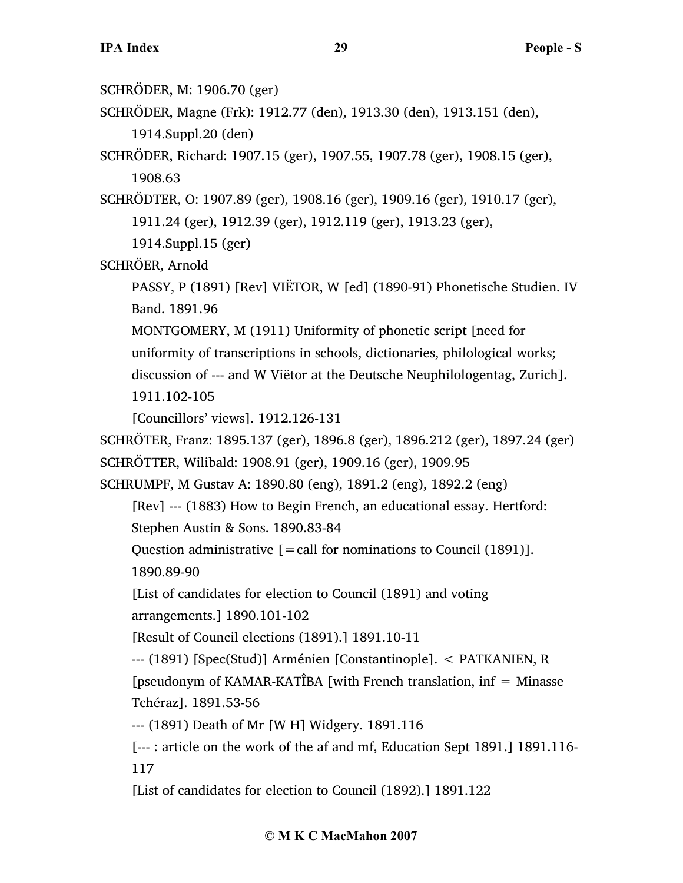SCHRÖDER, M: 1906.70 (ger)

SCHRÖDER, Magne (Frk): 1912.77 (den), 1913.30 (den), 1913.151 (den), 1914.Suppl.20 (den)

SCHRÖDER, Richard: 1907.15 (ger), 1907.55, 1907.78 (ger), 1908.15 (ger), 1908.63

SCHRÖDTER, O: 1907.89 (ger), 1908.16 (ger), 1909.16 (ger), 1910.17 (ger), 1911.24 (ger), 1912.39 (ger), 1912.119 (ger), 1913.23 (ger), 1914.Suppl.15 (ger)

SCHRÖER, Arnold

PASSY, P (1891) [Rev] VIËTOR, W [ed] (1890-91) Phonetische Studien. IV Band. 1891.96

MONTGOMERY, M (1911) Uniformity of phonetic script [need for uniformity of transcriptions in schools, dictionaries, philological works; discussion of --- and W Viëtor at the Deutsche Neuphilologentag, Zurich]. 1911.102-105

[Councillors' views]. 1912.126-131

SCHRÖTER, Franz: 1895.137 (ger), 1896.8 (ger), 1896.212 (ger), 1897.24 (ger)

SCHRÖTTER, Wilibald: 1908.91 (ger), 1909.16 (ger), 1909.95

SCHRUMPF, M Gustav A: 1890.80 (eng), 1891.2 (eng), 1892.2 (eng)

[Rev] --- (1883) How to Begin French, an educational essay. Hertford: Stephen Austin & Sons. 1890.83-84

Question administrative [=call for nominations to Council (1891)]. 1890.89-90

[List of candidates for election to Council (1891) and voting arrangements.] 1890.101-102

[Result of Council elections (1891).] 1891.10-11

--- (1891) [Spec(Stud)] Arménien [Constantinople]. < PATKANIEN, R [pseudonym of KAMAR-KATÎBA [with French translation, inf = Minasse Tchéraz]. 1891.53-56

--- (1891) Death of Mr [W H] Widgery. 1891.116

[--- : article on the work of the af and mf, Education Sept 1891.] 1891.116-117

[List of candidates for election to Council (1892).] 1891.122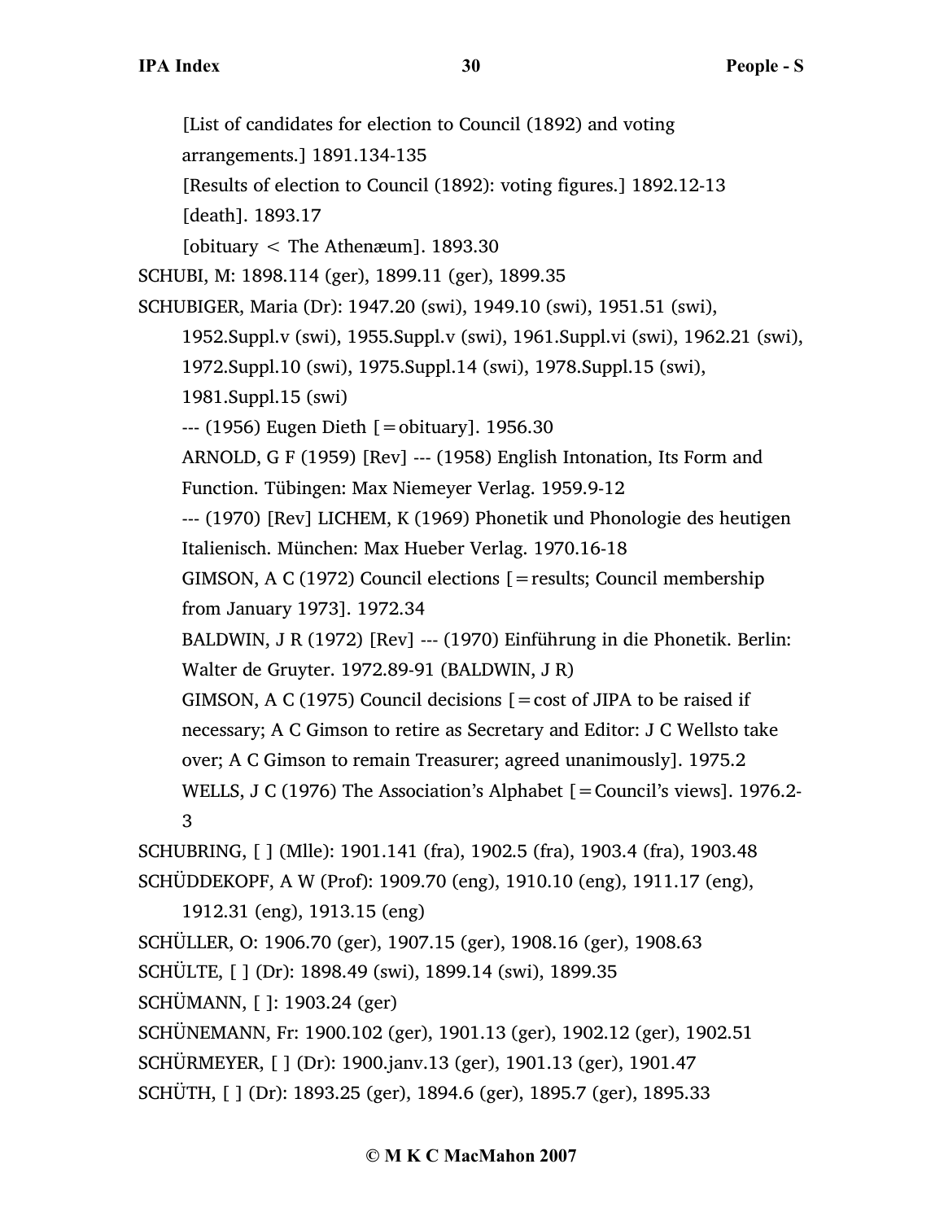[List of candidates for election to Council (1892) and voting arrangements.] 1891.134-135

[Results of election to Council (1892): voting figures.] 1892.12-13

[death]. 1893.17

[obituary < The Athenæum]. 1893.30

SCHUBI, M: 1898.114 (ger), 1899.11 (ger), 1899.35

SCHUBIGER, Maria (Dr): 1947.20 (swi), 1949.10 (swi), 1951.51 (swi), 1952.Suppl.v (swi), 1955.Suppl.v (swi), 1961.Suppl.vi (swi), 1962.21 (swi), 1972.Suppl.10 (swi), 1975.Suppl.14 (swi), 1978.Suppl.15 (swi), 1981.Suppl.15 (swi)

--- (1956) Eugen Dieth [=obituary]. 1956.30

ARNOLD, G F (1959) [Rev] --- (1958) English Intonation, Its Form and Function. Tübingen: Max Niemeyer Verlag. 1959.9-12

--- (1970) [Rev] LICHEM, K (1969) Phonetik und Phonologie des heutigen Italienisch. München: Max Hueber Verlag. 1970.16-18

GIMSON, A C (1972) Council elections [=results; Council membership from January 1973]. 1972.34

BALDWIN, J R (1972) [Rev] --- (1970) Einführung in die Phonetik. Berlin: Walter de Gruyter. 1972.89-91 (BALDWIN, J R)

GIMSON, A C (1975) Council decisions [=cost of JIPA to be raised if necessary; A C Gimson to retire as Secretary and Editor: J C Wellsto take over; A C Gimson to remain Treasurer; agreed unanimously]. 1975.2

WELLS, J C (1976) The Association's Alphabet [=Council's views]. 1976.2-3

SCHUBRING, [ ] (Mlle): 1901.141 (fra), 1902.5 (fra), 1903.4 (fra), 1903.48

SCHÜDDEKOPF, A W (Prof): 1909.70 (eng), 1910.10 (eng), 1911.17 (eng), 1912.31 (eng), 1913.15 (eng)

SCHÜLLER, O: 1906.70 (ger), 1907.15 (ger), 1908.16 (ger), 1908.63

SCHÜLTE, [ ] (Dr): 1898.49 (swi), 1899.14 (swi), 1899.35

SCHÜMANN, [ ]: 1903.24 (ger)

SCHÜNEMANN, Fr: 1900.102 (ger), 1901.13 (ger), 1902.12 (ger), 1902.51

SCHÜRMEYER, [ ] (Dr): 1900.janv.13 (ger), 1901.13 (ger), 1901.47

SCHÜTH, [ ] (Dr): 1893.25 (ger), 1894.6 (ger), 1895.7 (ger), 1895.33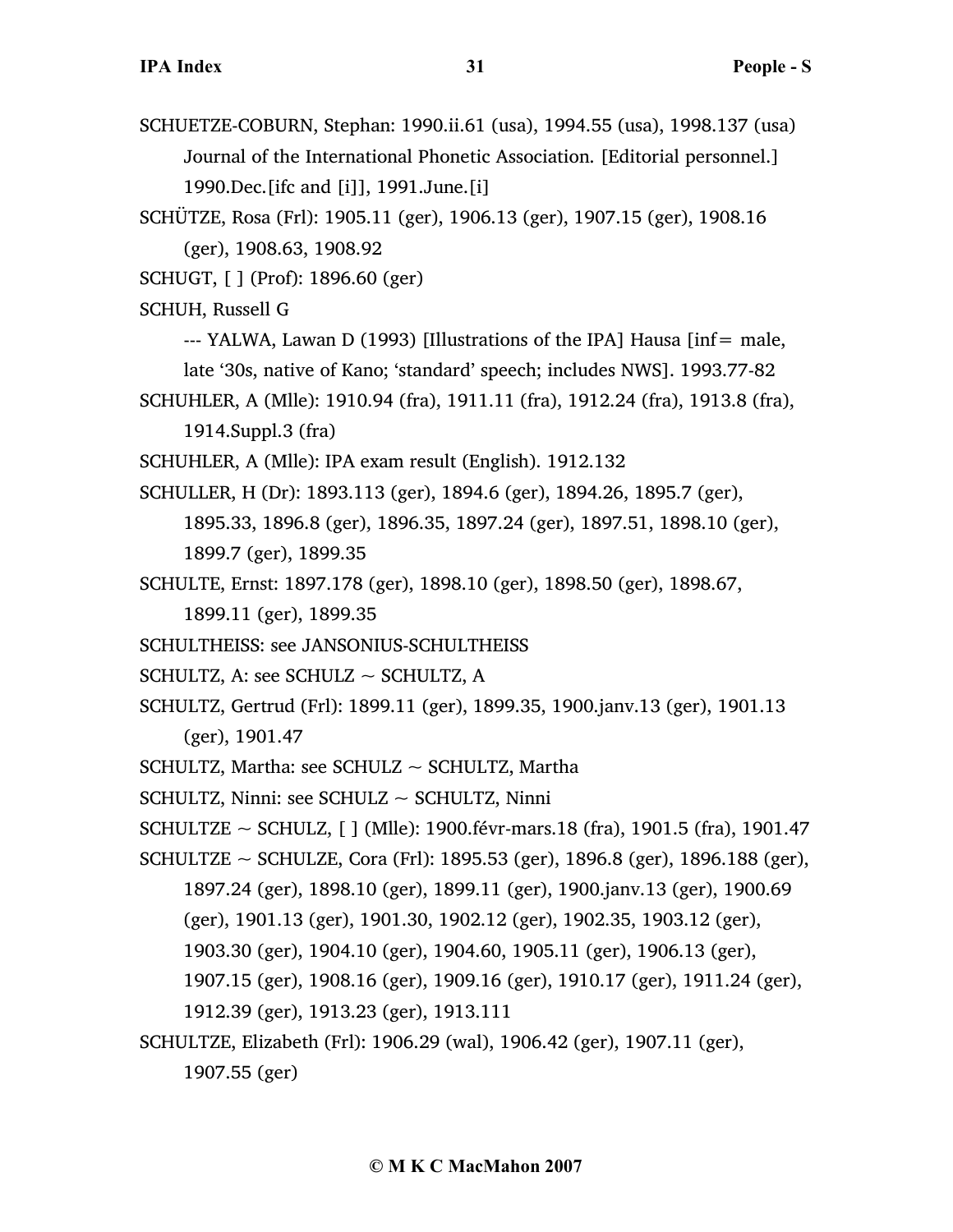SCHUETZE-COBURN, Stephan: 1990.ii.61 (usa), 1994.55 (usa), 1998.137 (usa)

Journal of the International Phonetic Association. [Editorial personnel.] 1990.Dec.[ifc and [i]], 1991.June.[i]

SCHÜTZE, Rosa (Frl): 1905.11 (ger), 1906.13 (ger), 1907.15 (ger), 1908.16 (ger), 1908.63, 1908.92

SCHUGT, [ ] (Prof): 1896.60 (ger)

SCHUH, Russell G

--- YALWA, Lawan D (1993) [Illustrations of the IPA] Hausa [inf= male, late '30s, native of Kano; 'standard' speech; includes NWS]. 1993.77-82

SCHUHLER, A (Mlle): 1910.94 (fra), 1911.11 (fra), 1912.24 (fra), 1913.8 (fra), 1914.Suppl.3 (fra)

SCHUHLER, A (Mlle): IPA exam result (English). 1912.132

SCHULLER, H (Dr): 1893.113 (ger), 1894.6 (ger), 1894.26, 1895.7 (ger), 1895.33, 1896.8 (ger), 1896.35, 1897.24 (ger), 1897.51, 1898.10 (ger), 1899.7 (ger), 1899.35

SCHULTE, Ernst: 1897.178 (ger), 1898.10 (ger), 1898.50 (ger), 1898.67, 1899.11 (ger), 1899.35

SCHULTHEISS: see JANSONIUS-SCHULTHEISS

SCHULTZ, A: see SCHULZ ~ SCHULTZ, A

SCHULTZ, Gertrud (Frl): 1899.11 (ger), 1899.35, 1900.janv.13 (ger), 1901.13 (ger), 1901.47

SCHULTZ, Martha: see SCHULZ ~ SCHULTZ, Martha

SCHULTZ, Ninni: see SCHULZ ~ SCHULTZ, Ninni

SCHULTZE ~ SCHULZ, [ ] (Mlle): 1900.févr-mars.18 (fra), 1901.5 (fra), 1901.47

SCHULTZE ~ SCHULZE, Cora (Frl): 1895.53 (ger), 1896.8 (ger), 1896.188 (ger), 1897.24 (ger), 1898.10 (ger), 1899.11 (ger), 1900.janv.13 (ger), 1900.69 (ger), 1901.13 (ger), 1901.30, 1902.12 (ger), 1902.35, 1903.12 (ger), 1903.30 (ger), 1904.10 (ger), 1904.60, 1905.11 (ger), 1906.13 (ger), 1907.15 (ger), 1908.16 (ger), 1909.16 (ger), 1910.17 (ger), 1911.24 (ger), 1912.39 (ger), 1913.23 (ger), 1913.111

SCHULTZE, Elizabeth (Frl): 1906.29 (wal), 1906.42 (ger), 1907.11 (ger), 1907.55 (ger)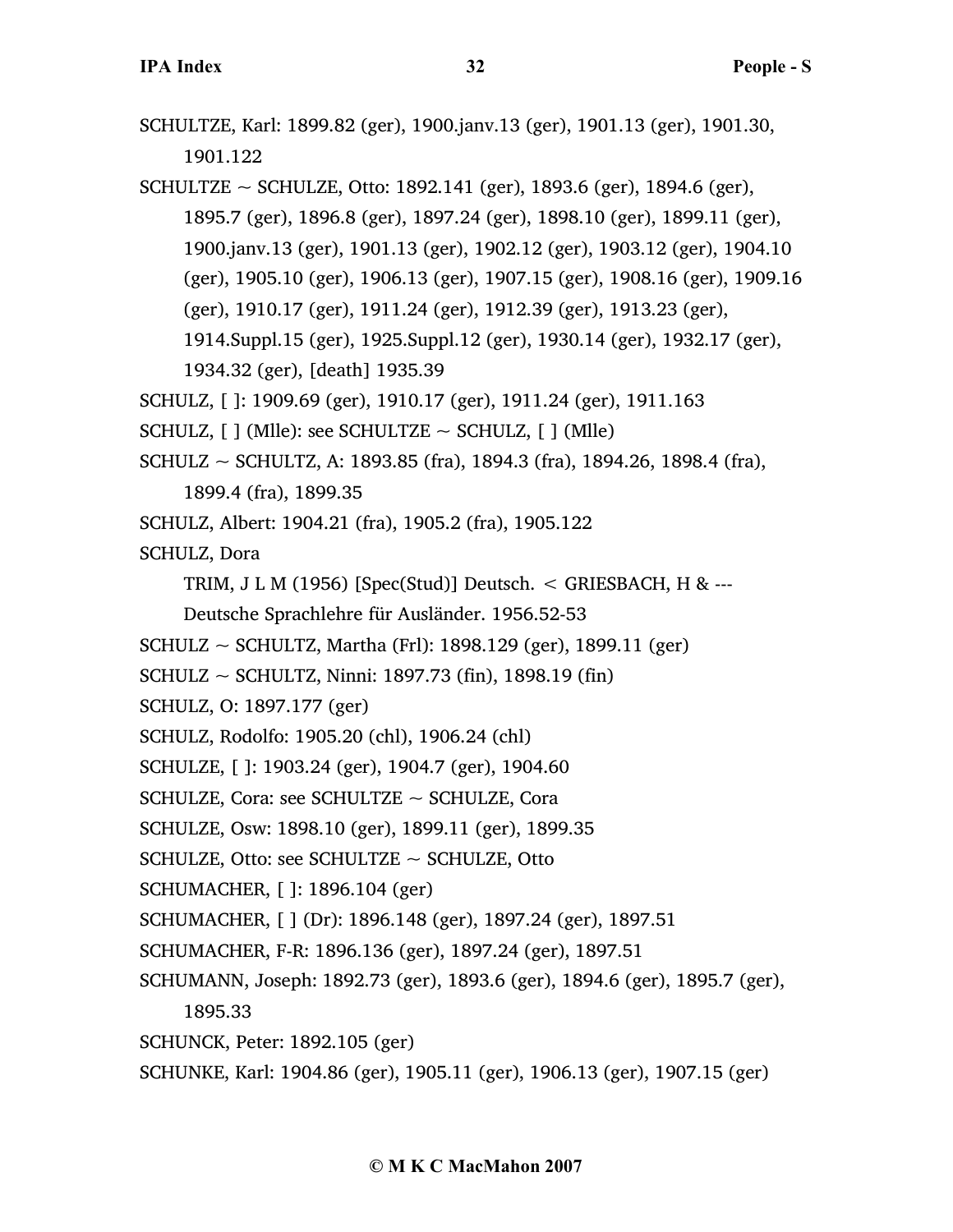SCHULTZE, Karl: 1899.82 (ger), 1900.janv.13 (ger), 1901.13 (ger), 1901.30, 1901.122

SCHULTZE ~ SCHULZE, Otto: 1892.141 (ger), 1893.6 (ger), 1894.6 (ger), 1895.7 (ger), 1896.8 (ger), 1897.24 (ger), 1898.10 (ger), 1899.11 (ger), 1900.janv.13 (ger), 1901.13 (ger), 1902.12 (ger), 1903.12 (ger), 1904.10 (ger), 1905.10 (ger), 1906.13 (ger), 1907.15 (ger), 1908.16 (ger), 1909.16 (ger), 1910.17 (ger), 1911.24 (ger), 1912.39 (ger), 1913.23 (ger), 1914.Suppl.15 (ger), 1925.Suppl.12 (ger), 1930.14 (ger), 1932.17 (ger), 1934.32 (ger), [death] 1935.39

SCHULZ, [ ]: 1909.69 (ger), 1910.17 (ger), 1911.24 (ger), 1911.163

SCHULZ, [ ] (Mlle): see SCHULTZE ~ SCHULZ, [ ] (Mlle)

SCHULZ ~ SCHULTZ, A: 1893.85 (fra), 1894.3 (fra), 1894.26, 1898.4 (fra), 1899.4 (fra), 1899.35

SCHULZ, Albert: 1904.21 (fra), 1905.2 (fra), 1905.122

SCHULZ, Dora

TRIM, J L M (1956) [Spec(Stud)] Deutsch. < GRIESBACH, H & --- Deutsche Sprachlehre für Ausländer. 1956.52-53

SCHULZ ~ SCHULTZ, Martha (Frl): 1898.129 (ger), 1899.11 (ger)

SCHULZ ~ SCHULTZ, Ninni: 1897.73 (fin), 1898.19 (fin)

SCHULZ, O: 1897.177 (ger)

SCHULZ, Rodolfo: 1905.20 (chl), 1906.24 (chl)

SCHULZE, [ ]: 1903.24 (ger), 1904.7 (ger), 1904.60

SCHULZE, Cora: see SCHULTZE ~ SCHULZE, Cora

SCHULZE, Osw: 1898.10 (ger), 1899.11 (ger), 1899.35

SCHULZE, Otto: see SCHULTZE ~ SCHULZE, Otto

SCHUMACHER, [ ]: 1896.104 (ger)

SCHUMACHER, [ ] (Dr): 1896.148 (ger), 1897.24 (ger), 1897.51

SCHUMACHER, F-R: 1896.136 (ger), 1897.24 (ger), 1897.51

SCHUMANN, Joseph: 1892.73 (ger), 1893.6 (ger), 1894.6 (ger), 1895.7 (ger), 1895.33

SCHUNCK, Peter: 1892.105 (ger)

SCHUNKE, Karl: 1904.86 (ger), 1905.11 (ger), 1906.13 (ger), 1907.15 (ger)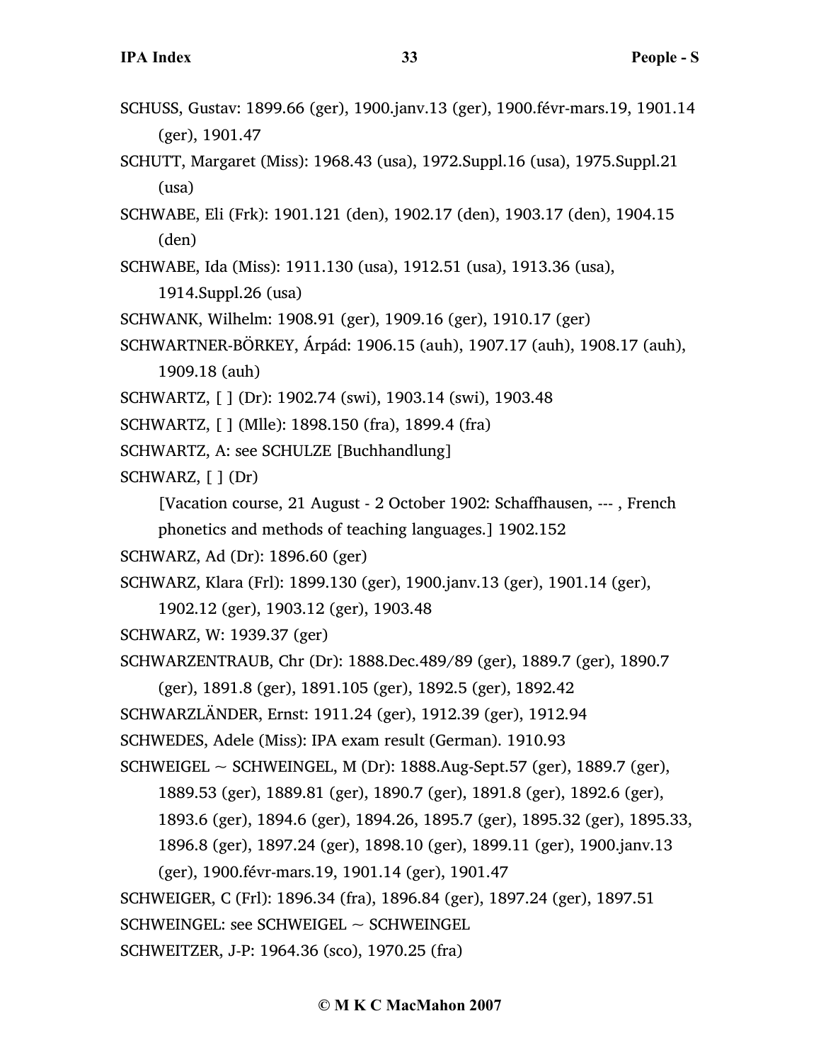SCHUSS, Gustav: 1899.66 (ger), 1900.janv.13 (ger), 1900.févr-mars.19, 1901.14 (ger), 1901.47

SCHUTT, Margaret (Miss): 1968.43 (usa), 1972.Suppl.16 (usa), 1975.Suppl.21 (usa)

SCHWABE, Eli (Frk): 1901.121 (den), 1902.17 (den), 1903.17 (den), 1904.15 (den)

SCHWABE, Ida (Miss): 1911.130 (usa), 1912.51 (usa), 1913.36 (usa), 1914.Suppl.26 (usa)

SCHWANK, Wilhelm: 1908.91 (ger), 1909.16 (ger), 1910.17 (ger)

SCHWARTNER-BÖRKEY, Árpád: 1906.15 (auh), 1907.17 (auh), 1908.17 (auh), 1909.18 (auh)

SCHWARTZ, [ ] (Dr): 1902.74 (swi), 1903.14 (swi), 1903.48

SCHWARTZ, [ ] (Mlle): 1898.150 (fra), 1899.4 (fra)

SCHWARTZ, A: see SCHULZE [Buchhandlung]

SCHWARZ, [ ] (Dr)

[Vacation course, 21 August - 2 October 1902: Schaffhausen, --- , French phonetics and methods of teaching languages.] 1902.152

SCHWARZ, Ad (Dr): 1896.60 (ger)

SCHWARZ, Klara (Frl): 1899.130 (ger), 1900.janv.13 (ger), 1901.14 (ger), 1902.12 (ger), 1903.12 (ger), 1903.48

SCHWARZ, W: 1939.37 (ger)

SCHWARZENTRAUB, Chr (Dr): 1888.Dec.489/89 (ger), 1889.7 (ger), 1890.7 (ger), 1891.8 (ger), 1891.105 (ger), 1892.5 (ger), 1892.42

SCHWARZLÄNDER, Ernst: 1911.24 (ger), 1912.39 (ger), 1912.94

SCHWEDES, Adele (Miss): IPA exam result (German). 1910.93

SCHWEIGEL ~ SCHWEINGEL, M (Dr): 1888.Aug-Sept.57 (ger), 1889.7 (ger), 1889.53 (ger), 1889.81 (ger), 1890.7 (ger), 1891.8 (ger), 1892.6 (ger), 1893.6 (ger), 1894.6 (ger), 1894.26, 1895.7 (ger), 1895.32 (ger), 1895.33, 1896.8 (ger), 1897.24 (ger), 1898.10 (ger), 1899.11 (ger), 1900.janv.13 (ger), 1900.févr-mars.19, 1901.14 (ger), 1901.47

SCHWEIGER, C (Frl): 1896.34 (fra), 1896.84 (ger), 1897.24 (ger), 1897.51

SCHWEINGEL: see SCHWEIGEL ~ SCHWEINGEL

SCHWEITZER, J-P: 1964.36 (sco), 1970.25 (fra)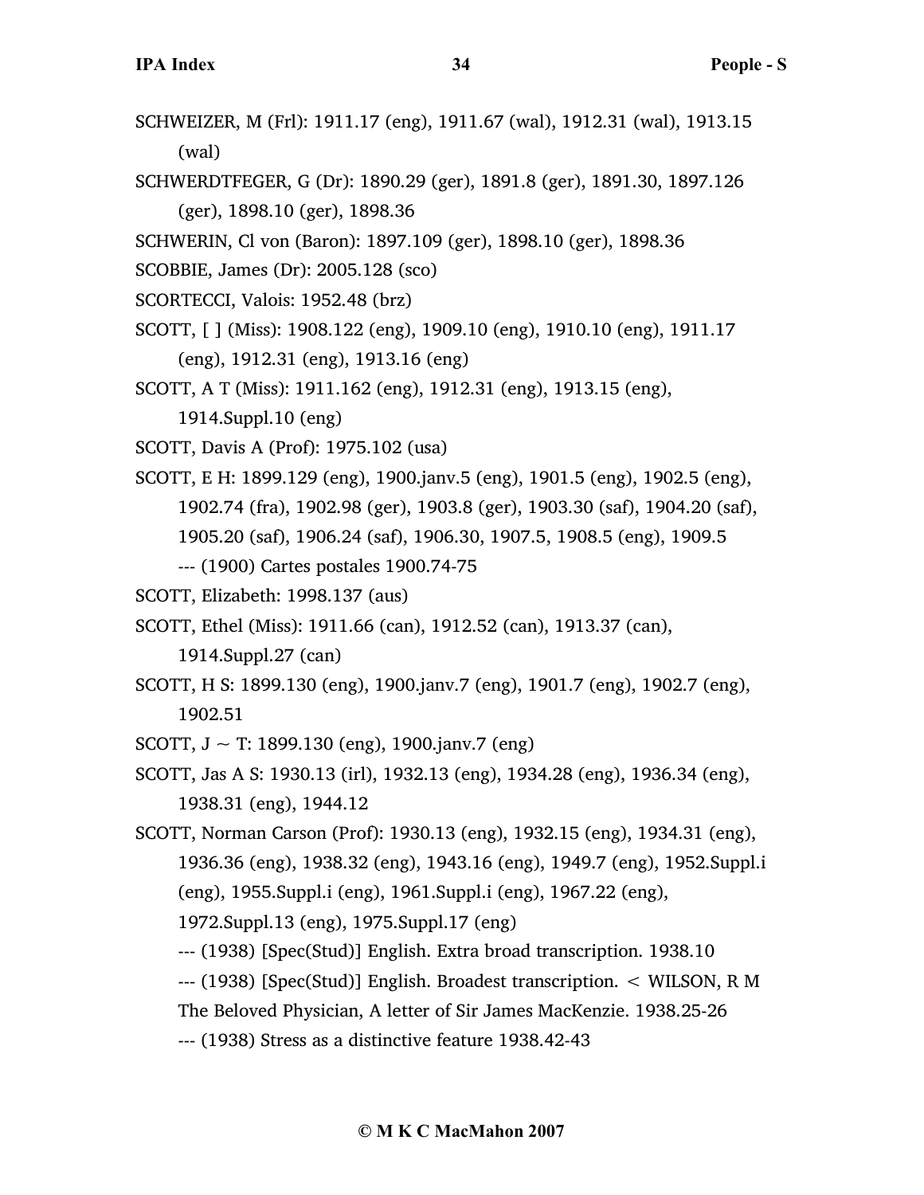SCHWEIZER, M (Frl): 1911.17 (eng), 1911.67 (wal), 1912.31 (wal), 1913.15 (wal)

SCHWERDTFEGER, G (Dr): 1890.29 (ger), 1891.8 (ger), 1891.30, 1897.126 (ger), 1898.10 (ger), 1898.36

SCHWERIN, Cl von (Baron): 1897.109 (ger), 1898.10 (ger), 1898.36

SCOBBIE, James (Dr): 2005.128 (sco)

SCORTECCI, Valois: 1952.48 (brz)

SCOTT, [ ] (Miss): 1908.122 (eng), 1909.10 (eng), 1910.10 (eng), 1911.17 (eng), 1912.31 (eng), 1913.16 (eng)

SCOTT, A T (Miss): 1911.162 (eng), 1912.31 (eng), 1913.15 (eng), 1914.Suppl.10 (eng)

SCOTT, Davis A (Prof): 1975.102 (usa)

SCOTT, E H: 1899.129 (eng), 1900.janv.5 (eng), 1901.5 (eng), 1902.5 (eng), 1902.74 (fra), 1902.98 (ger), 1903.8 (ger), 1903.30 (saf), 1904.20 (saf), 1905.20 (saf), 1906.24 (saf), 1906.30, 1907.5, 1908.5 (eng), 1909.5

--- (1900) Cartes postales 1900.74-75

SCOTT, Elizabeth: 1998.137 (aus)

SCOTT, Ethel (Miss): 1911.66 (can), 1912.52 (can), 1913.37 (can), 1914.Suppl.27 (can)

SCOTT, H S: 1899.130 (eng), 1900.janv.7 (eng), 1901.7 (eng), 1902.7 (eng), 1902.51

SCOTT, J ~ T: 1899.130 (eng), 1900.janv.7 (eng)

SCOTT, Jas A S: 1930.13 (irl), 1932.13 (eng), 1934.28 (eng), 1936.34 (eng), 1938.31 (eng), 1944.12

SCOTT, Norman Carson (Prof): 1930.13 (eng), 1932.15 (eng), 1934.31 (eng), 1936.36 (eng), 1938.32 (eng), 1943.16 (eng), 1949.7 (eng), 1952.Suppl.i (eng), 1955.Suppl.i (eng), 1961.Suppl.i (eng), 1967.22 (eng), 1972.Suppl.13 (eng), 1975.Suppl.17 (eng)

--- (1938) [Spec(Stud)] English. Extra broad transcription. 1938.10

--- (1938) [Spec(Stud)] English. Broadest transcription. < WILSON, R M The Beloved Physician, A letter of Sir James MacKenzie. 1938.25-26

--- (1938) Stress as a distinctive feature 1938.42-43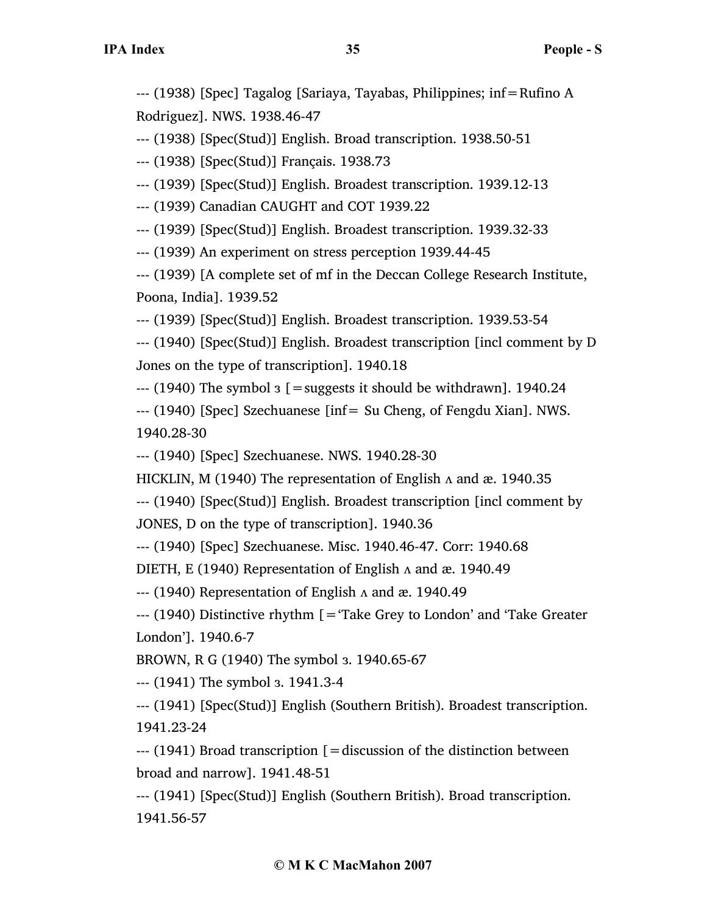--- (1938) [Spec] Tagalog [Sariaya, Tayabas, Philippines; inf=Rufino A Rodriguez]. NWS. 1938.46-47

--- (1938) [Spec(Stud)] English. Broad transcription. 1938.50-51

--- (1938) [Spec(Stud)] Français. 1938.73

--- (1939) [Spec(Stud)] English. Broadest transcription. 1939.12-13

--- (1939) Canadian CAUGHT and COT 1939.22

--- (1939) [Spec(Stud)] English. Broadest transcription. 1939.32-33

--- (1939) An experiment on stress perception 1939.44-45

--- (1939) [A complete set of mf in the Deccan College Research Institute, Poona, India]. 1939.52

--- (1939) [Spec(Stud)] English. Broadest transcription. 1939.53-54

--- (1940) [Spec(Stud)] English. Broadest transcription [incl comment by D Jones on the type of transcription]. 1940.18

--- (1940) The symbol ɜ [=suggests it should be withdrawn]. 1940.24

--- (1940) [Spec] Szechuanese [inf= Su Cheng, of Fengdu Xian]. NWS. 1940.28-30

--- (1940) [Spec] Szechuanese. NWS. 1940.28-30

HICKLIN, M (1940) The representation of English ʌ and æ. 1940.35

--- (1940) [Spec(Stud)] English. Broadest transcription [incl comment by JONES, D on the type of transcription]. 1940.36

--- (1940) [Spec] Szechuanese. Misc. 1940.46-47. Corr: 1940.68

DIETH, E (1940) Representation of English ʌ and æ. 1940.49

--- (1940) Representation of English ʌ and æ. 1940.49

--- (1940) Distinctive rhythm [='Take Grey to London' and 'Take Greater London']. 1940.6-7

BROWN, R G (1940) The symbol ɜ. 1940.65-67

--- (1941) The symbol ɜ. 1941.3-4

--- (1941) [Spec(Stud)] English (Southern British). Broadest transcription. 1941.23-24

--- (1941) Broad transcription [=discussion of the distinction between broad and narrow]. 1941.48-51

--- (1941) [Spec(Stud)] English (Southern British). Broad transcription. 1941.56-57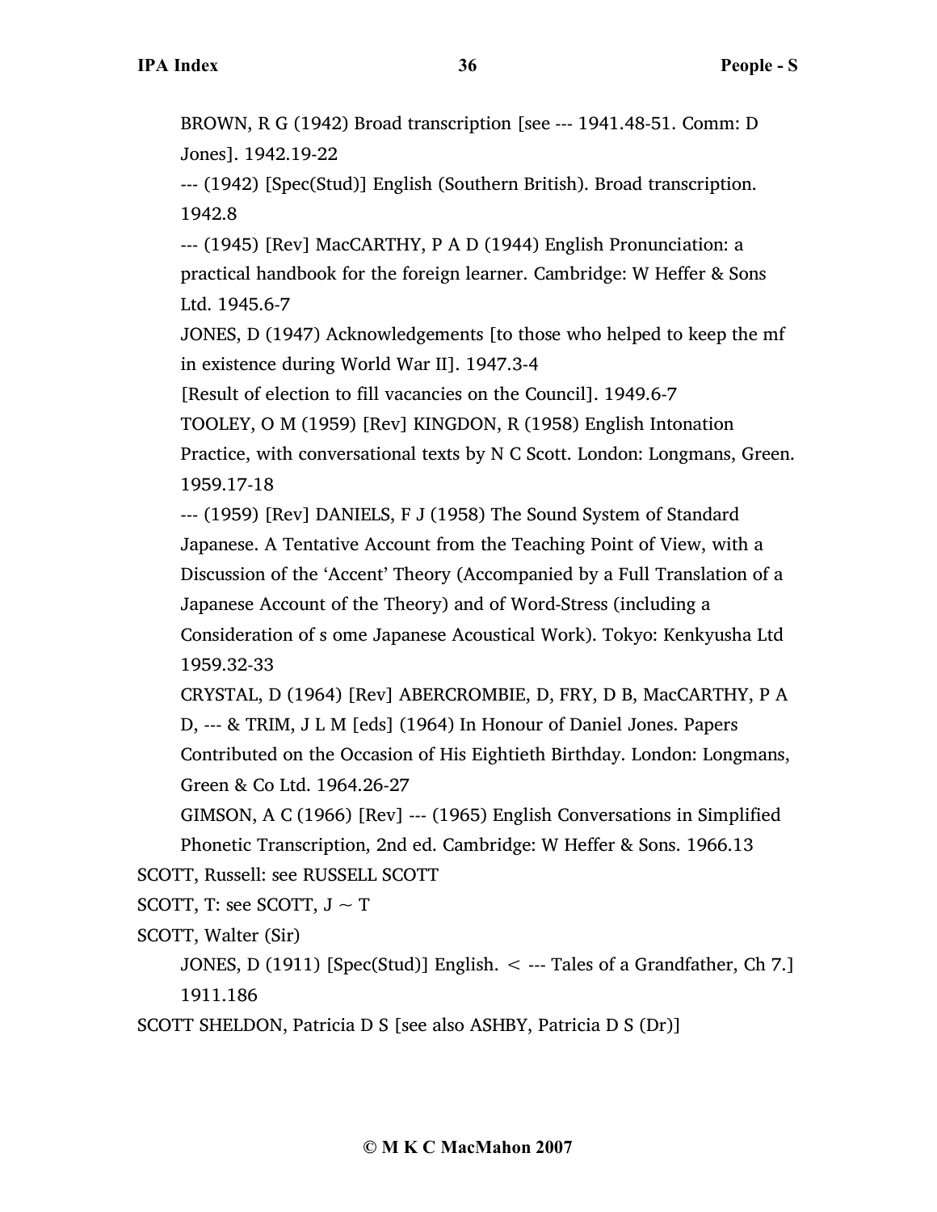BROWN, R G (1942) Broad transcription [see --- 1941.48-51. Comm: D Jones]. 1942.19-22

--- (1942) [Spec(Stud)] English (Southern British). Broad transcription. 1942.8

--- (1945) [Rev] MacCARTHY, P A D (1944) English Pronunciation: a practical handbook for the foreign learner. Cambridge: W Heffer & Sons Ltd. 1945.6-7

JONES, D (1947) Acknowledgements [to those who helped to keep the mf in existence during World War II]. 1947.3-4

[Result of election to fill vacancies on the Council]. 1949.6-7

TOOLEY, O M (1959) [Rev] KINGDON, R (1958) English Intonation Practice, with conversational texts by N C Scott. London: Longmans, Green. 1959.17-18

--- (1959) [Rev] DANIELS, F J (1958) The Sound System of Standard Japanese. A Tentative Account from the Teaching Point of View, with a Discussion of the 'Accent' Theory (Accompanied by a Full Translation of a Japanese Account of the Theory) and of Word-Stress (including a Consideration of s ome Japanese Acoustical Work). Tokyo: Kenkyusha Ltd 1959.32-33

CRYSTAL, D (1964) [Rev] ABERCROMBIE, D, FRY, D B, MacCARTHY, P A D, --- & TRIM, J L M [eds] (1964) In Honour of Daniel Jones. Papers Contributed on the Occasion of His Eightieth Birthday. London: Longmans, Green & Co Ltd. 1964.26-27

GIMSON, A C (1966) [Rev] --- (1965) English Conversations in Simplified Phonetic Transcription, 2nd ed. Cambridge: W Heffer & Sons. 1966.13

SCOTT, Russell: see RUSSELL SCOTT

SCOTT, T: see SCOTT, J ~ T

SCOTT, Walter (Sir)

JONES, D (1911) [Spec(Stud)] English. < --- Tales of a Grandfather, Ch 7.] 1911.186

SCOTT SHELDON, Patricia D S [see also ASHBY, Patricia D S (Dr)]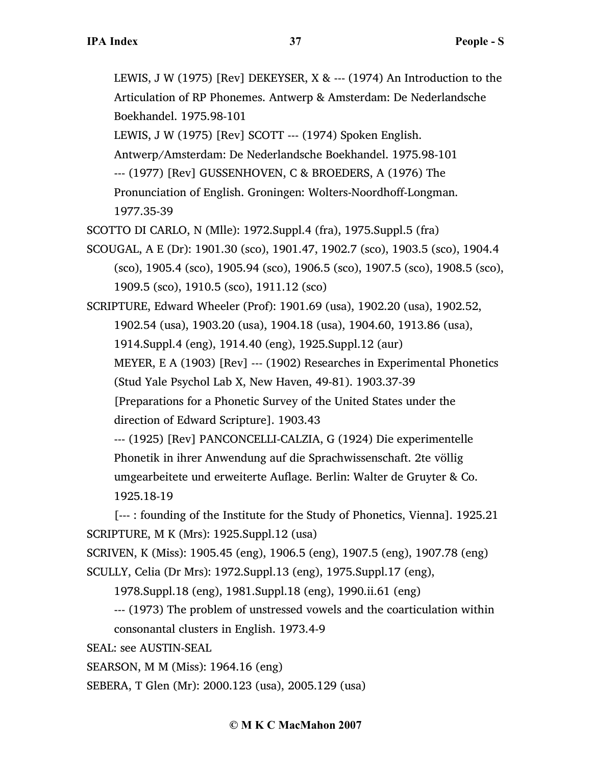LEWIS, J W (1975) [Rev] DEKEYSER, X & --- (1974) An Introduction to the Articulation of RP Phonemes. Antwerp & Amsterdam: De Nederlandsche Boekhandel. 1975.98-101

LEWIS, J W (1975) [Rev] SCOTT --- (1974) Spoken English. Antwerp/Amsterdam: De Nederlandsche Boekhandel. 1975.98-101

--- (1977) [Rev] GUSSENHOVEN, C & BROEDERS, A (1976) The Pronunciation of English. Groningen: Wolters-Noordhoff-Longman. 1977.35-39

SCOTTO DI CARLO, N (Mlle): 1972.Suppl.4 (fra), 1975.Suppl.5 (fra)

SCOUGAL, A E (Dr): 1901.30 (sco), 1901.47, 1902.7 (sco), 1903.5 (sco), 1904.4 (sco), 1905.4 (sco), 1905.94 (sco), 1906.5 (sco), 1907.5 (sco), 1908.5 (sco), 1909.5 (sco), 1910.5 (sco), 1911.12 (sco)

SCRIPTURE, Edward Wheeler (Prof): 1901.69 (usa), 1902.20 (usa), 1902.52, 1902.54 (usa), 1903.20 (usa), 1904.18 (usa), 1904.60, 1913.86 (usa), 1914.Suppl.4 (eng), 1914.40 (eng), 1925.Suppl.12 (aur)

MEYER, E A (1903) [Rev] --- (1902) Researches in Experimental Phonetics (Stud Yale Psychol Lab X, New Haven, 49-81). 1903.37-39

[Preparations for a Phonetic Survey of the United States under the direction of Edward Scripture]. 1903.43

--- (1925) [Rev] PANCONCELLI-CALZIA, G (1924) Die experimentelle Phonetik in ihrer Anwendung auf die Sprachwissenschaft. 2te völlig umgearbeitete und erweiterte Auflage. Berlin: Walter de Gruyter & Co. 1925.18-19

[--- : founding of the Institute for the Study of Phonetics, Vienna]. 1925.21

SCRIPTURE, M K (Mrs): 1925.Suppl.12 (usa)

SCRIVEN, K (Miss): 1905.45 (eng), 1906.5 (eng), 1907.5 (eng), 1907.78 (eng)

SCULLY, Celia (Dr Mrs): 1972.Suppl.13 (eng), 1975.Suppl.17 (eng), 1978.Suppl.18 (eng), 1981.Suppl.18 (eng), 1990.ii.61 (eng)

--- (1973) The problem of unstressed vowels and the coarticulation within consonantal clusters in English. 1973.4-9

SEAL: see AUSTIN-SEAL

SEARSON, M M (Miss): 1964.16 (eng)

SEBERA, T Glen (Mr): 2000.123 (usa), 2005.129 (usa)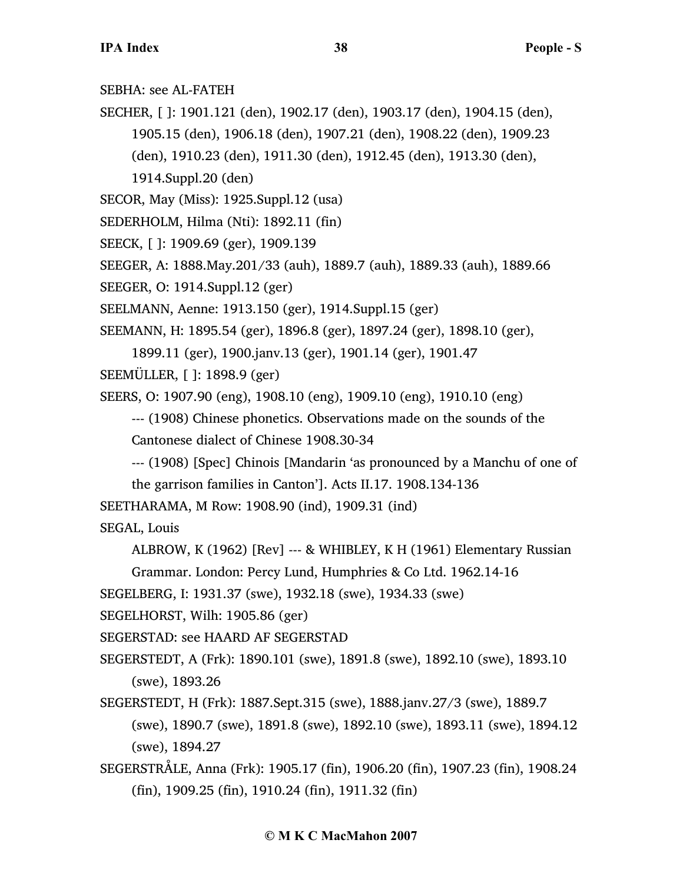SEBHA: see AL-FATEH

SECHER, [ ]: 1901.121 (den), 1902.17 (den), 1903.17 (den), 1904.15 (den), 1905.15 (den), 1906.18 (den), 1907.21 (den), 1908.22 (den), 1909.23 (den), 1910.23 (den), 1911.30 (den), 1912.45 (den), 1913.30 (den), 1914.Suppl.20 (den)

SECOR, May (Miss): 1925.Suppl.12 (usa)

SEDERHOLM, Hilma (Nti): 1892.11 (fin)

SEECK, [ ]: 1909.69 (ger), 1909.139

SEEGER, A: 1888.May.201/33 (auh), 1889.7 (auh), 1889.33 (auh), 1889.66

SEEGER, O: 1914.Suppl.12 (ger)

SEELMANN, Aenne: 1913.150 (ger), 1914.Suppl.15 (ger)

SEEMANN, H: 1895.54 (ger), 1896.8 (ger), 1897.24 (ger), 1898.10 (ger), 1899.11 (ger), 1900.janv.13 (ger), 1901.14 (ger), 1901.47

SEEMÜLLER, [ ]: 1898.9 (ger)

SEERS, O: 1907.90 (eng), 1908.10 (eng), 1909.10 (eng), 1910.10 (eng)

--- (1908) Chinese phonetics. Observations made on the sounds of the Cantonese dialect of Chinese 1908.30-34

--- (1908) [Spec] Chinois [Mandarin 'as pronounced by a Manchu of one of the garrison families in Canton']. Acts II.17. 1908.134-136

SEETHARAMA, M Row: 1908.90 (ind), 1909.31 (ind)

SEGAL, Louis

ALBROW, K (1962) [Rev] --- & WHIBLEY, K H (1961) Elementary Russian Grammar. London: Percy Lund, Humphries & Co Ltd. 1962.14-16

SEGELBERG, I: 1931.37 (swe), 1932.18 (swe), 1934.33 (swe)

SEGELHORST, Wilh: 1905.86 (ger)

SEGERSTAD: see HAARD AF SEGERSTAD

SEGERSTEDT, A (Frk): 1890.101 (swe), 1891.8 (swe), 1892.10 (swe), 1893.10 (swe), 1893.26

SEGERSTEDT, H (Frk): 1887.Sept.315 (swe), 1888.janv.27/3 (swe), 1889.7 (swe), 1890.7 (swe), 1891.8 (swe), 1892.10 (swe), 1893.11 (swe), 1894.12 (swe), 1894.27

SEGERSTRÅLE, Anna (Frk): 1905.17 (fin), 1906.20 (fin), 1907.23 (fin), 1908.24 (fin), 1909.25 (fin), 1910.24 (fin), 1911.32 (fin)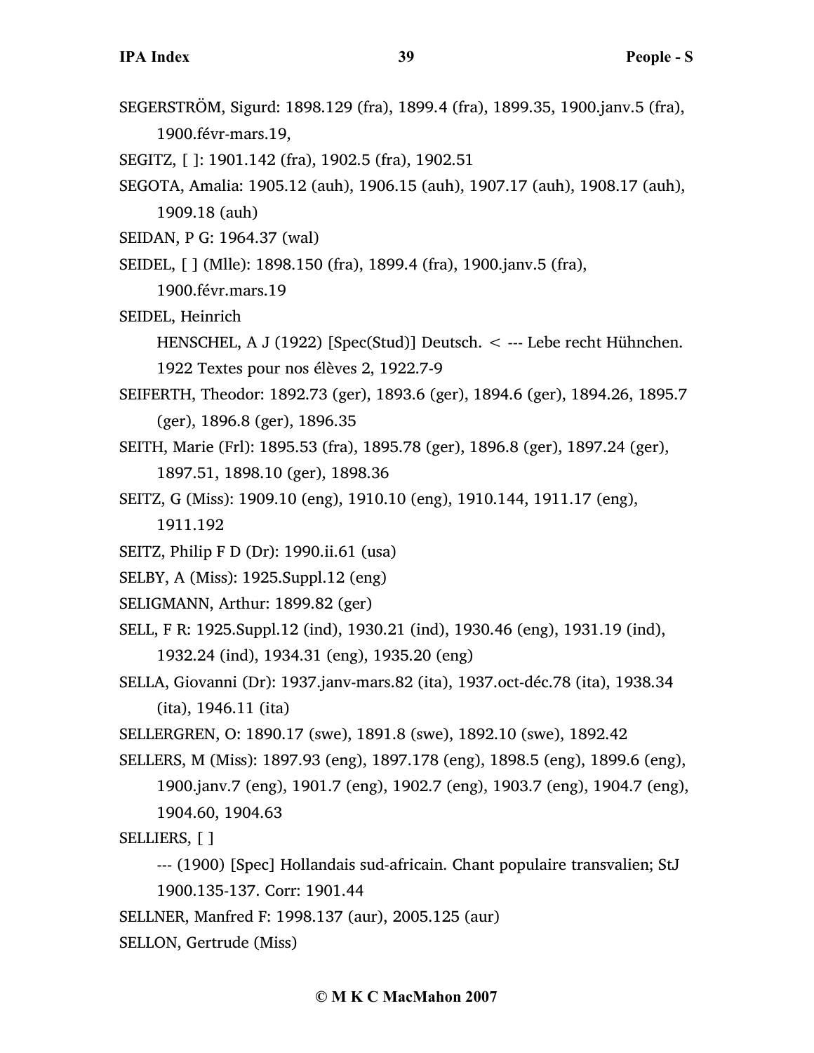SEGERSTRÖM, Sigurd: 1898.129 (fra), 1899.4 (fra), 1899.35, 1900.janv.5 (fra), 1900.févr-mars.19,

SEGITZ, [ ]: 1901.142 (fra), 1902.5 (fra), 1902.51

SEGOTA, Amalia: 1905.12 (auh), 1906.15 (auh), 1907.17 (auh), 1908.17 (auh), 1909.18 (auh)

SEIDAN, P G: 1964.37 (wal)

SEIDEL, [ ] (Mlle): 1898.150 (fra), 1899.4 (fra), 1900.janv.5 (fra), 1900.févr.mars.19

SEIDEL, Heinrich

HENSCHEL, A J (1922) [Spec(Stud)] Deutsch. < --- Lebe recht Hühnchen. 1922 Textes pour nos élèves 2, 1922.7-9

SEIFERTH, Theodor: 1892.73 (ger), 1893.6 (ger), 1894.6 (ger), 1894.26, 1895.7 (ger), 1896.8 (ger), 1896.35

SEITH, Marie (Frl): 1895.53 (fra), 1895.78 (ger), 1896.8 (ger), 1897.24 (ger), 1897.51, 1898.10 (ger), 1898.36

SEITZ, G (Miss): 1909.10 (eng), 1910.10 (eng), 1910.144, 1911.17 (eng), 1911.192

SEITZ, Philip F D (Dr): 1990.ii.61 (usa)

SELBY, A (Miss): 1925.Suppl.12 (eng)

SELIGMANN, Arthur: 1899.82 (ger)

SELL, F R: 1925.Suppl.12 (ind), 1930.21 (ind), 1930.46 (eng), 1931.19 (ind), 1932.24 (ind), 1934.31 (eng), 1935.20 (eng)

SELLA, Giovanni (Dr): 1937.janv-mars.82 (ita), 1937.oct-déc.78 (ita), 1938.34 (ita), 1946.11 (ita)

SELLERGREN, O: 1890.17 (swe), 1891.8 (swe), 1892.10 (swe), 1892.42

SELLERS, M (Miss): 1897.93 (eng), 1897.178 (eng), 1898.5 (eng), 1899.6 (eng), 1900.janv.7 (eng), 1901.7 (eng), 1902.7 (eng), 1903.7 (eng), 1904.7 (eng), 1904.60, 1904.63

SELLIERS, [ ]

--- (1900) [Spec] Hollandais sud-africain. Chant populaire transvalien; StJ 1900.135-137. Corr: 1901.44

SELLNER, Manfred F: 1998.137 (aur), 2005.125 (aur)

SELLON, Gertrude (Miss)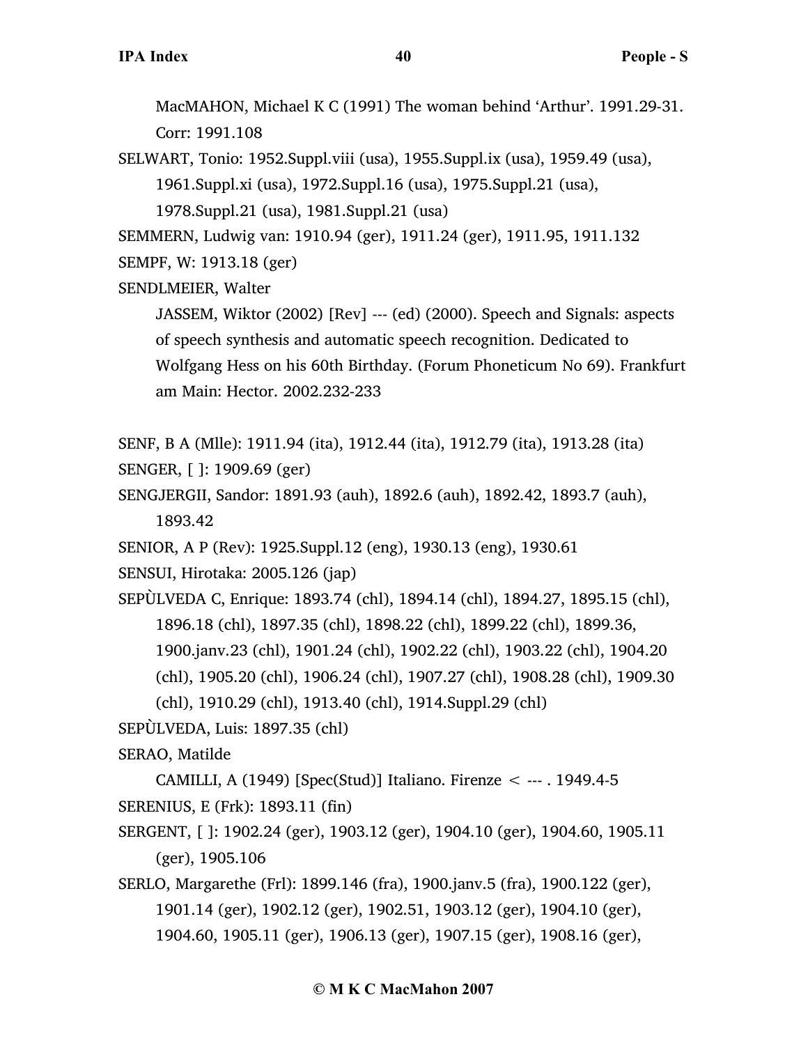MacMAHON, Michael K C (1991) The woman behind 'Arthur'. 1991.29-31. Corr: 1991.108

SELWART, Tonio: 1952.Suppl.viii (usa), 1955.Suppl.ix (usa), 1959.49 (usa), 1961.Suppl.xi (usa), 1972.Suppl.16 (usa), 1975.Suppl.21 (usa), 1978.Suppl.21 (usa), 1981.Suppl.21 (usa)

SEMMERN, Ludwig van: 1910.94 (ger), 1911.24 (ger), 1911.95, 1911.132

SEMPF, W: 1913.18 (ger)

SENDLMEIER, Walter

JASSEM, Wiktor (2002) [Rev] --- (ed) (2000). Speech and Signals: aspects of speech synthesis and automatic speech recognition. Dedicated to Wolfgang Hess on his 60th Birthday. (Forum Phoneticum No 69). Frankfurt am Main: Hector. 2002.232-233

SENF, B A (Mlle): 1911.94 (ita), 1912.44 (ita), 1912.79 (ita), 1913.28 (ita)

SENGER, [ ]: 1909.69 (ger)

SENGJERGII, Sandor: 1891.93 (auh), 1892.6 (auh), 1892.42, 1893.7 (auh), 1893.42

SENIOR, A P (Rev): 1925.Suppl.12 (eng), 1930.13 (eng), 1930.61

SENSUI, Hirotaka: 2005.126 (jap)

SEPÙLVEDA C, Enrique: 1893.74 (chl), 1894.14 (chl), 1894.27, 1895.15 (chl), 1896.18 (chl), 1897.35 (chl), 1898.22 (chl), 1899.22 (chl), 1899.36, 1900.janv.23 (chl), 1901.24 (chl), 1902.22 (chl), 1903.22 (chl), 1904.20 (chl), 1905.20 (chl), 1906.24 (chl), 1907.27 (chl), 1908.28 (chl), 1909.30 (chl), 1910.29 (chl), 1913.40 (chl), 1914.Suppl.29 (chl)

SEPÙLVEDA, Luis: 1897.35 (chl)

SERAO, Matilde

CAMILLI, A (1949) [Spec(Stud)] Italiano. Firenze < --- . 1949.4-5

SERENIUS, E (Frk): 1893.11 (fin)

SERGENT, [ ]: 1902.24 (ger), 1903.12 (ger), 1904.10 (ger), 1904.60, 1905.11 (ger), 1905.106

SERLO, Margarethe (Frl): 1899.146 (fra), 1900.janv.5 (fra), 1900.122 (ger), 1901.14 (ger), 1902.12 (ger), 1902.51, 1903.12 (ger), 1904.10 (ger), 1904.60, 1905.11 (ger), 1906.13 (ger), 1907.15 (ger), 1908.16 (ger),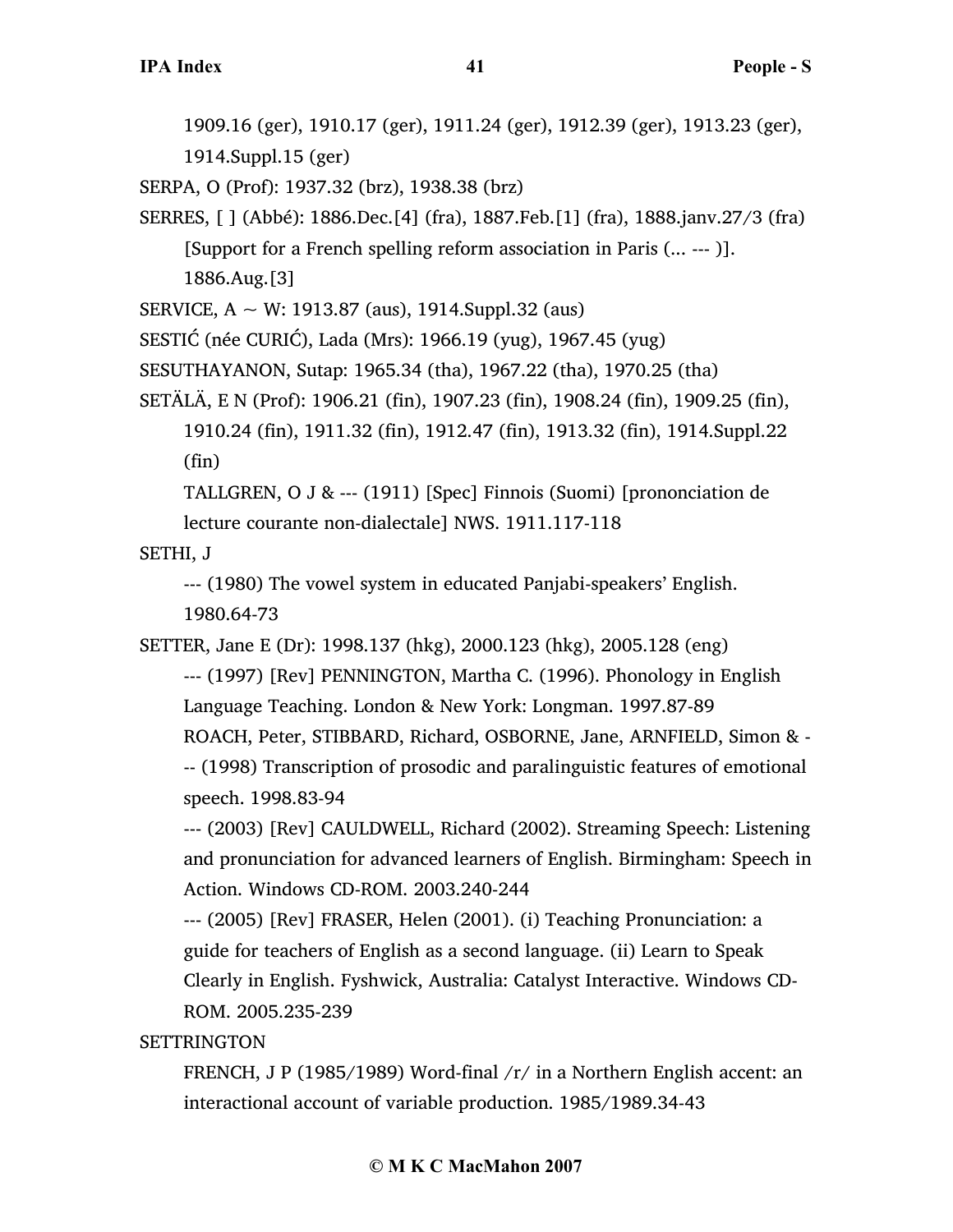1909.16 (ger), 1910.17 (ger), 1911.24 (ger), 1912.39 (ger), 1913.23 (ger), 1914.Suppl.15 (ger)

SERPA, O (Prof): 1937.32 (brz), 1938.38 (brz)

SERRES, [ ] (Abbé): 1886.Dec.[4] (fra), 1887.Feb.[1] (fra), 1888.janv.27/3 (fra)

[Support for a French spelling reform association in Paris (... --- )]. 1886.Aug.[3]

SERVICE, A ~ W: 1913.87 (aus), 1914.Suppl.32 (aus)

SESTIĆ (née CURIĆ), Lada (Mrs): 1966.19 (yug), 1967.45 (yug)

SESUTHAYANON, Sutap: 1965.34 (tha), 1967.22 (tha), 1970.25 (tha)

SETÄLÄ, E N (Prof): 1906.21 (fin), 1907.23 (fin), 1908.24 (fin), 1909.25 (fin), 1910.24 (fin), 1911.32 (fin), 1912.47 (fin), 1913.32 (fin), 1914.Suppl.22 (fin)

TALLGREN, O J & --- (1911) [Spec] Finnois (Suomi) [prononciation de lecture courante non-dialectale] NWS. 1911.117-118

SETHI, J

--- (1980) The vowel system in educated Panjabi-speakers' English. 1980.64-73

SETTER, Jane E (Dr): 1998.137 (hkg), 2000.123 (hkg), 2005.128 (eng)

--- (1997) [Rev] PENNINGTON, Martha C. (1996). Phonology in English Language Teaching. London & New York: Longman. 1997.87-89

ROACH, Peter, STIBBARD, Richard, OSBORNE, Jane, ARNFIELD, Simon & --- (1998) Transcription of prosodic and paralinguistic features of emotional speech. 1998.83-94

--- (2003) [Rev] CAULDWELL, Richard (2002). Streaming Speech: Listening and pronunciation for advanced learners of English. Birmingham: Speech in Action. Windows CD-ROM. 2003.240-244

--- (2005) [Rev] FRASER, Helen (2001). (i) Teaching Pronunciation: a guide for teachers of English as a second language. (ii) Learn to Speak Clearly in English. Fyshwick, Australia: Catalyst Interactive. Windows CD-ROM. 2005.235-239

SETTRINGTON

FRENCH, J P (1985/1989) Word-final /r/ in a Northern English accent: an interactional account of variable production. 1985/1989.34-43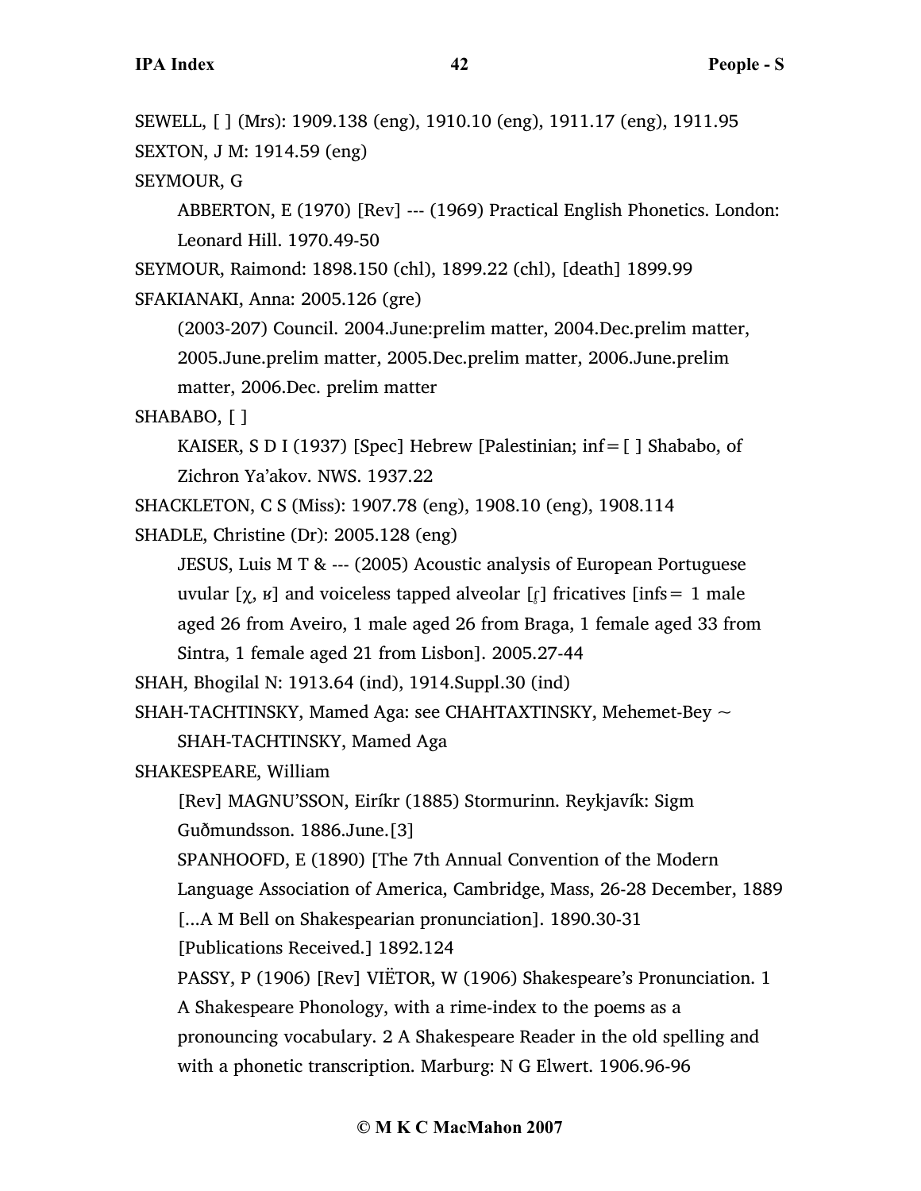SEWELL, [ ] (Mrs): 1909.138 (eng), 1910.10 (eng), 1911.17 (eng), 1911.95

SEXTON, J M: 1914.59 (eng)

SEYMOUR, G

ABBERTON, E (1970) [Rev] --- (1969) Practical English Phonetics. London: Leonard Hill. 1970.49-50

SEYMOUR, Raimond: 1898.150 (chl), 1899.22 (chl), [death] 1899.99

SFAKIANAKI, Anna: 2005.126 (gre)

(2003-207) Council. 2004.June:prelim matter, 2004.Dec.prelim matter, 2005.June.prelim matter, 2005.Dec.prelim matter, 2006.June.prelim matter, 2006.Dec. prelim matter

SHABABO, [ ]

KAISER, S D I (1937) [Spec] Hebrew [Palestinian; inf = [ ] Shababo, of Zichron Ya'akov. NWS. 1937.22

SHACKLETON, C S (Miss): 1907.78 (eng), 1908.10 (eng), 1908.114

SHADLE, Christine (Dr): 2005.128 (eng)

JESUS, Luis M T & --- (2005) Acoustic analysis of European Portuguese uvular [χ, ʁ] and voiceless tapped alveolar [ɾ̥] fricatives [infs = 1 male aged 26 from Aveiro, 1 male aged 26 from Braga, 1 female aged 33 from Sintra, 1 female aged 21 from Lisbon]. 2005.27-44

SHAH, Bhogilal N: 1913.64 (ind), 1914.Suppl.30 (ind)

SHAH-TACHTINSKY, Mamed Aga: see CHAHTAXTINSKY, Mehemet-Bey ~ SHAH-TACHTINSKY, Mamed Aga

SHAKESPEARE, William

[Rev] MAGNU'SSON, Eiríkr (1885) Stormurinn. Reykjavík: Sigm Guðmundsson. 1886.June.[3]

SPANHOOFD, E (1890) [The 7th Annual Convention of the Modern Language Association of America, Cambridge, Mass, 26-28 December, 1889 [...A M Bell on Shakespearian pronunciation]. 1890.30-31

[Publications Received.] 1892.124

PASSY, P (1906) [Rev] VIËTOR, W (1906) Shakespeare's Pronunciation. 1 A Shakespeare Phonology, with a rime-index to the poems as a pronouncing vocabulary. 2 A Shakespeare Reader in the old spelling and with a phonetic transcription. Marburg: N G Elwert. 1906.96-96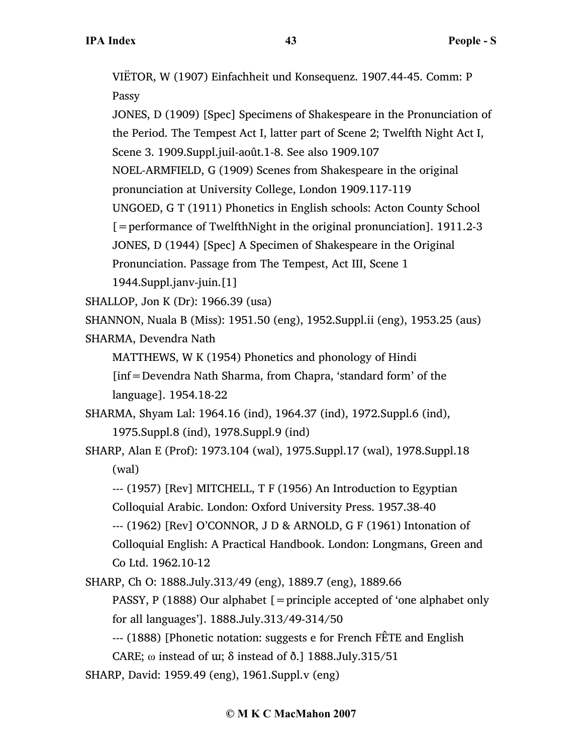VIËTOR, W (1907) Einfachheit und Konsequenz. 1907.44-45. Comm: P Passy

JONES, D (1909) [Spec] Specimens of Shakespeare in the Pronunciation of the Period. The Tempest Act I, latter part of Scene 2; Twelfth Night Act I, Scene 3. 1909.Suppl.juil-août.1-8. See also 1909.107

NOEL-ARMFIELD, G (1909) Scenes from Shakespeare in the original pronunciation at University College, London 1909.117-119

UNGOED, G T (1911) Phonetics in English schools: Acton County School [=performance of TwelfthNight in the original pronunciation]. 1911.2-3

JONES, D (1944) [Spec] A Specimen of Shakespeare in the Original Pronunciation. Passage from The Tempest, Act III, Scene 1 1944.Suppl.janv-juin.[1]

SHALLOP, Jon K (Dr): 1966.39 (usa)

SHANNON, Nuala B (Miss): 1951.50 (eng), 1952.Suppl.ii (eng), 1953.25 (aus)

SHARMA, Devendra Nath

MATTHEWS, W K (1954) Phonetics and phonology of Hindi [inf=Devendra Nath Sharma, from Chapra, 'standard form' of the language]. 1954.18-22

SHARMA, Shyam Lal: 1964.16 (ind), 1964.37 (ind), 1972.Suppl.6 (ind), 1975.Suppl.8 (ind), 1978.Suppl.9 (ind)

SHARP, Alan E (Prof): 1973.104 (wal), 1975.Suppl.17 (wal), 1978.Suppl.18 (wal)

--- (1957) [Rev] MITCHELL, T F (1956) An Introduction to Egyptian Colloquial Arabic. London: Oxford University Press. 1957.38-40

--- (1962) [Rev] O'CONNOR, J D & ARNOLD, G F (1961) Intonation of Colloquial English: A Practical Handbook. London: Longmans, Green and Co Ltd. 1962.10-12

SHARP, Ch O: 1888.July.313/49 (eng), 1889.7 (eng), 1889.66

PASSY, P (1888) Our alphabet [=principle accepted of 'one alphabet only for all languages']. 1888.July.313/49-314/50

--- (1888) [Phonetic notation: suggests e for French FÊTE and English CARE; ω instead of ɯ; δ instead of ð.] 1888.July.315/51

SHARP, David: 1959.49 (eng), 1961.Suppl.v (eng)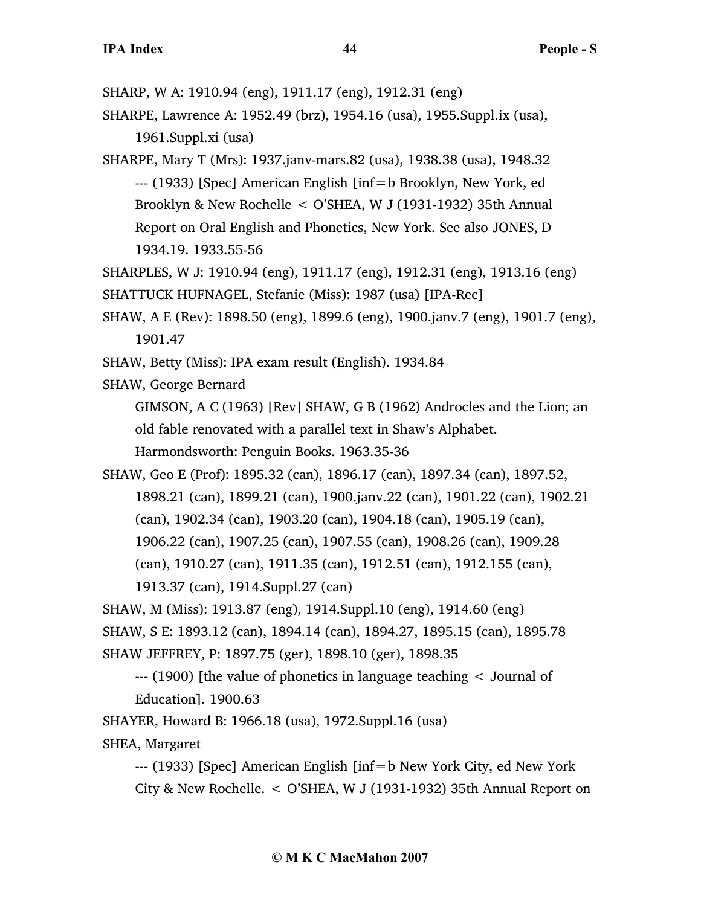SHARP, W A: 1910.94 (eng), 1911.17 (eng), 1912.31 (eng)

SHARPE, Lawrence A: 1952.49 (brz), 1954.16 (usa), 1955.Suppl.ix (usa), 1961.Suppl.xi (usa)

SHARPE, Mary T (Mrs): 1937.janv-mars.82 (usa), 1938.38 (usa), 1948.32

--- (1933) [Spec] American English [inf=b Brooklyn, New York, ed Brooklyn & New Rochelle < O'SHEA, W J (1931-1932) 35th Annual Report on Oral English and Phonetics, New York. See also JONES, D 1934.19. 1933.55-56

SHARPLES, W J: 1910.94 (eng), 1911.17 (eng), 1912.31 (eng), 1913.16 (eng)

SHATTUCK HUFNAGEL, Stefanie (Miss): 1987 (usa) [IPA-Rec]

SHAW, A E (Rev): 1898.50 (eng), 1899.6 (eng), 1900.janv.7 (eng), 1901.7 (eng), 1901.47

SHAW, Betty (Miss): IPA exam result (English). 1934.84

SHAW, George Bernard

GIMSON, A C (1963) [Rev] SHAW, G B (1962) Androcles and the Lion; an old fable renovated with a parallel text in Shaw's Alphabet. Harmondsworth: Penguin Books. 1963.35-36

SHAW, Geo E (Prof): 1895.32 (can), 1896.17 (can), 1897.34 (can), 1897.52, 1898.21 (can), 1899.21 (can), 1900.janv.22 (can), 1901.22 (can), 1902.21 (can), 1902.34 (can), 1903.20 (can), 1904.18 (can), 1905.19 (can), 1906.22 (can), 1907.25 (can), 1907.55 (can), 1908.26 (can), 1909.28 (can), 1910.27 (can), 1911.35 (can), 1912.51 (can), 1912.155 (can), 1913.37 (can), 1914.Suppl.27 (can)

SHAW, M (Miss): 1913.87 (eng), 1914.Suppl.10 (eng), 1914.60 (eng)

SHAW, S E: 1893.12 (can), 1894.14 (can), 1894.27, 1895.15 (can), 1895.78

SHAW JEFFREY, P: 1897.75 (ger), 1898.10 (ger), 1898.35

--- (1900) [the value of phonetics in language teaching < Journal of Education]. 1900.63

SHAYER, Howard B: 1966.18 (usa), 1972.Suppl.16 (usa)

SHEA, Margaret

--- (1933) [Spec] American English [inf=b New York City, ed New York City & New Rochelle. < O'SHEA, W J (1931-1932) 35th Annual Report on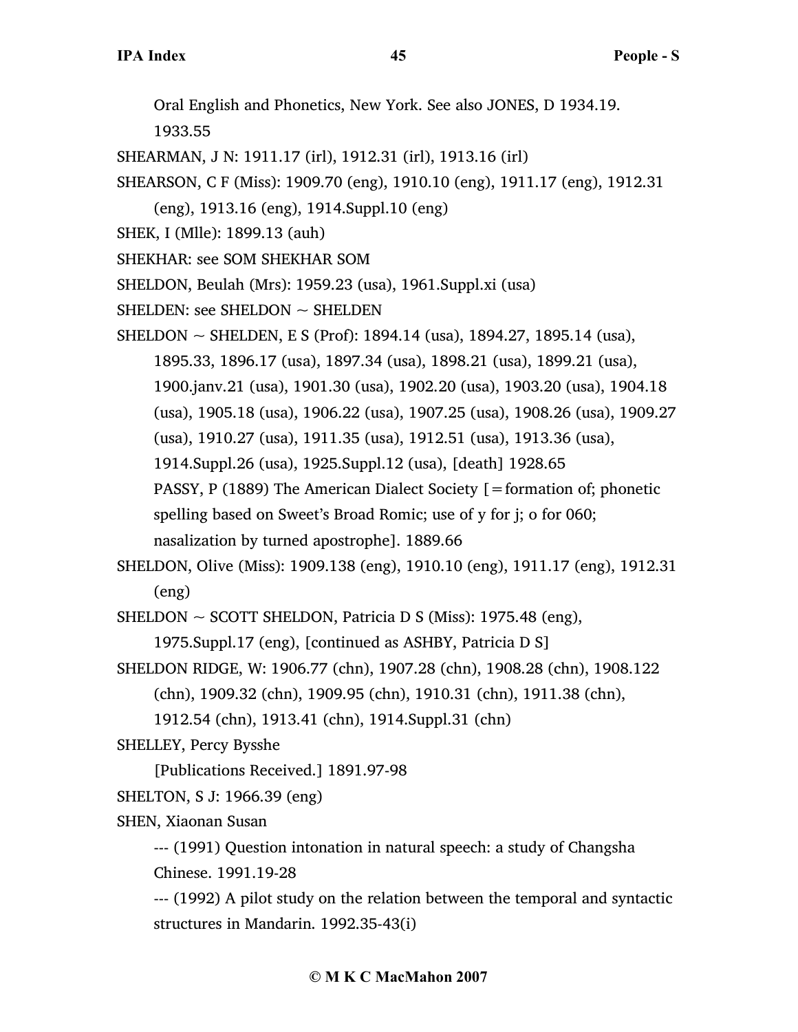Oral English and Phonetics, New York. See also JONES, D 1934.19. 1933.55

SHEARMAN, J N: 1911.17 (irl), 1912.31 (irl), 1913.16 (irl)

SHEARSON, C F (Miss): 1909.70 (eng), 1910.10 (eng), 1911.17 (eng), 1912.31 (eng), 1913.16 (eng), 1914.Suppl.10 (eng)

SHEK, I (Mlle): 1899.13 (auh)

SHEKHAR: see SOM SHEKHAR SOM

SHELDON, Beulah (Mrs): 1959.23 (usa), 1961.Suppl.xi (usa)

SHELDEN: see SHELDON ~ SHELDEN

SHELDON ~ SHELDEN, E S (Prof): 1894.14 (usa), 1894.27, 1895.14 (usa), 1895.33, 1896.17 (usa), 1897.34 (usa), 1898.21 (usa), 1899.21 (usa), 1900.janv.21 (usa), 1901.30 (usa), 1902.20 (usa), 1903.20 (usa), 1904.18 (usa), 1905.18 (usa), 1906.22 (usa), 1907.25 (usa), 1908.26 (usa), 1909.27 (usa), 1910.27 (usa), 1911.35 (usa), 1912.51 (usa), 1913.36 (usa), 1914.Suppl.26 (usa), 1925.Suppl.12 (usa), [death] 1928.65

PASSY, P (1889) The American Dialect Society [=formation of; phonetic spelling based on Sweet's Broad Romic; use of y for j; o for 060; nasalization by turned apostrophe]. 1889.66

SHELDON, Olive (Miss): 1909.138 (eng), 1910.10 (eng), 1911.17 (eng), 1912.31 (eng)

SHELDON ~ SCOTT SHELDON, Patricia D S (Miss): 1975.48 (eng), 1975.Suppl.17 (eng), [continued as ASHBY, Patricia D S]

SHELDON RIDGE, W: 1906.77 (chn), 1907.28 (chn), 1908.28 (chn), 1908.122 (chn), 1909.32 (chn), 1909.95 (chn), 1910.31 (chn), 1911.38 (chn), 1912.54 (chn), 1913.41 (chn), 1914.Suppl.31 (chn)

SHELLEY, Percy Bysshe

[Publications Received.] 1891.97-98

SHELTON, S J: 1966.39 (eng)

SHEN, Xiaonan Susan

--- (1991) Question intonation in natural speech: a study of Changsha Chinese. 1991.19-28

--- (1992) A pilot study on the relation between the temporal and syntactic structures in Mandarin. 1992.35-43(i)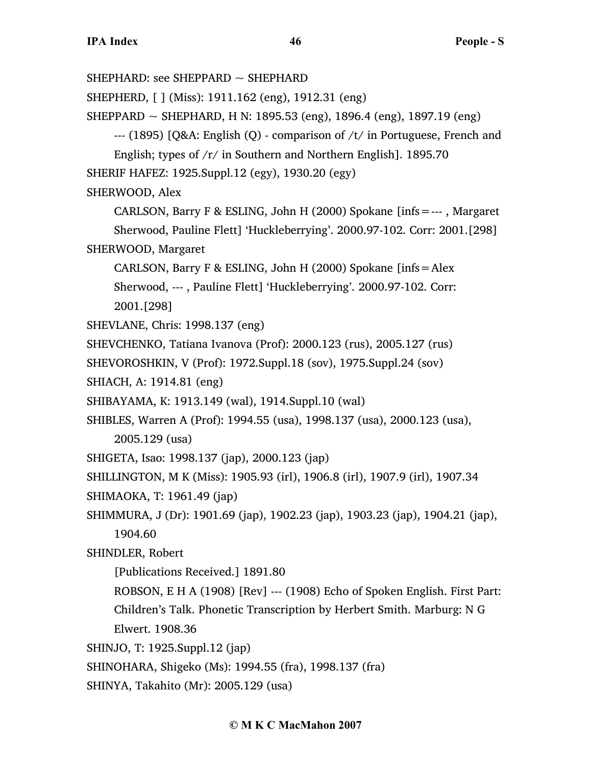SHEPHARD: see SHEPPARD ~ SHEPHARD

SHEPHERD, [ ] (Miss): 1911.162 (eng), 1912.31 (eng)

SHEPPARD ~ SHEPHARD, H N: 1895.53 (eng), 1896.4 (eng), 1897.19 (eng)

    --- (1895) [Q&A: English (Q) - comparison of /t/ in Portuguese, French and English; types of /r/ in Southern and Northern English]. 1895.70

SHERIF HAFEZ: 1925.Suppl.12 (egy), 1930.20 (egy)

SHERWOOD, Alex

    CARLSON, Barry F & ESLING, John H (2000) Spokane [infs = --- , Margaret Sherwood, Pauline Flett] 'Huckleberrying'. 2000.97-102. Corr: 2001.[298]

SHERWOOD, Margaret

    CARLSON, Barry F & ESLING, John H (2000) Spokane [infs = Alex Sherwood, --- , Pauline Flett] 'Huckleberrying'. 2000.97-102. Corr: 2001.[298]

SHEVLANE, Chris: 1998.137 (eng)

SHEVCHENKO, Tatiana Ivanova (Prof): 2000.123 (rus), 2005.127 (rus)

SHEVOROSHKIN, V (Prof): 1972.Suppl.18 (sov), 1975.Suppl.24 (sov)

SHIACH, A: 1914.81 (eng)

SHIBAYAMA, K: 1913.149 (wal), 1914.Suppl.10 (wal)

SHIBLES, Warren A (Prof): 1994.55 (usa), 1998.137 (usa), 2000.123 (usa), 2005.129 (usa)

SHIGETA, Isao: 1998.137 (jap), 2000.123 (jap)

SHILLINGTON, M K (Miss): 1905.93 (irl), 1906.8 (irl), 1907.9 (irl), 1907.34

SHIMAOKA, T: 1961.49 (jap)

SHIMMURA, J (Dr): 1901.69 (jap), 1902.23 (jap), 1903.23 (jap), 1904.21 (jap), 1904.60

SHINDLER, Robert

    [Publications Received.] 1891.80

    ROBSON, E H A (1908) [Rev] --- (1908) Echo of Spoken English. First Part: Children's Talk. Phonetic Transcription by Herbert Smith. Marburg: N G Elwert. 1908.36

SHINJO, T: 1925.Suppl.12 (jap)

SHINOHARA, Shigeko (Ms): 1994.55 (fra), 1998.137 (fra)

SHINYA, Takahito (Mr): 2005.129 (usa)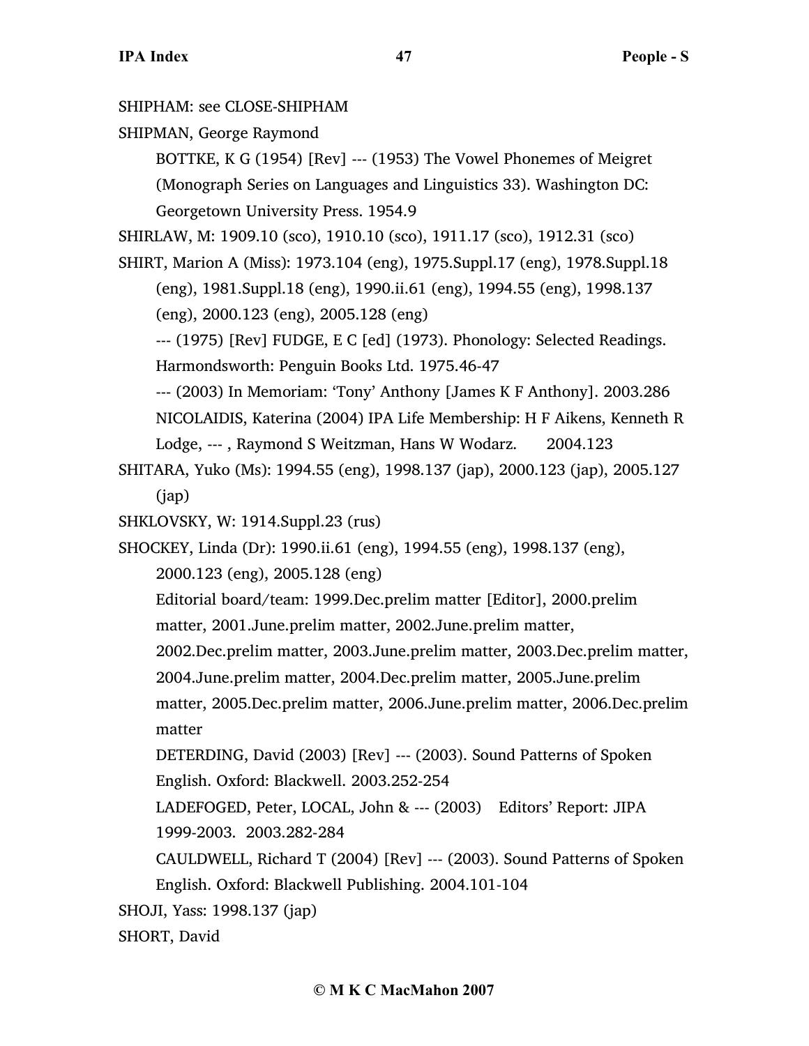SHIPHAM: see CLOSE-SHIPHAM

SHIPMAN, George Raymond

BOTTKE, K G (1954) [Rev] --- (1953) The Vowel Phonemes of Meigret (Monograph Series on Languages and Linguistics 33). Washington DC: Georgetown University Press. 1954.9

SHIRLAW, M: 1909.10 (sco), 1910.10 (sco), 1911.17 (sco), 1912.31 (sco)

SHIRT, Marion A (Miss): 1973.104 (eng), 1975.Suppl.17 (eng), 1978.Suppl.18 (eng), 1981.Suppl.18 (eng), 1990.ii.61 (eng), 1994.55 (eng), 1998.137 (eng), 2000.123 (eng), 2005.128 (eng)

--- (1975) [Rev] FUDGE, E C [ed] (1973). Phonology: Selected Readings. Harmondsworth: Penguin Books Ltd. 1975.46-47

--- (2003) In Memoriam: 'Tony' Anthony [James K F Anthony]. 2003.286

NICOLAIDIS, Katerina (2004) IPA Life Membership: H F Aikens, Kenneth R Lodge, --- , Raymond S Weitzman, Hans W Wodarz. 2004.123

SHITARA, Yuko (Ms): 1994.55 (eng), 1998.137 (jap), 2000.123 (jap), 2005.127 (jap)

SHKLOVSKY, W: 1914.Suppl.23 (rus)

SHOCKEY, Linda (Dr): 1990.ii.61 (eng), 1994.55 (eng), 1998.137 (eng), 2000.123 (eng), 2005.128 (eng)

Editorial board/team: 1999.Dec.prelim matter [Editor], 2000.prelim matter, 2001.June.prelim matter, 2002.June.prelim matter, 2002.Dec.prelim matter, 2003.June.prelim matter, 2003.Dec.prelim matter, 2004.June.prelim matter, 2004.Dec.prelim matter, 2005.June.prelim matter, 2005.Dec.prelim matter, 2006.June.prelim matter, 2006.Dec.prelim matter

DETERDING, David (2003) [Rev] --- (2003). Sound Patterns of Spoken English. Oxford: Blackwell. 2003.252-254

LADEFOGED, Peter, LOCAL, John & --- (2003) Editors' Report: JIPA 1999-2003. 2003.282-284

CAULDWELL, Richard T (2004) [Rev] --- (2003). Sound Patterns of Spoken English. Oxford: Blackwell Publishing. 2004.101-104

SHOJI, Yass: 1998.137 (jap)

SHORT, David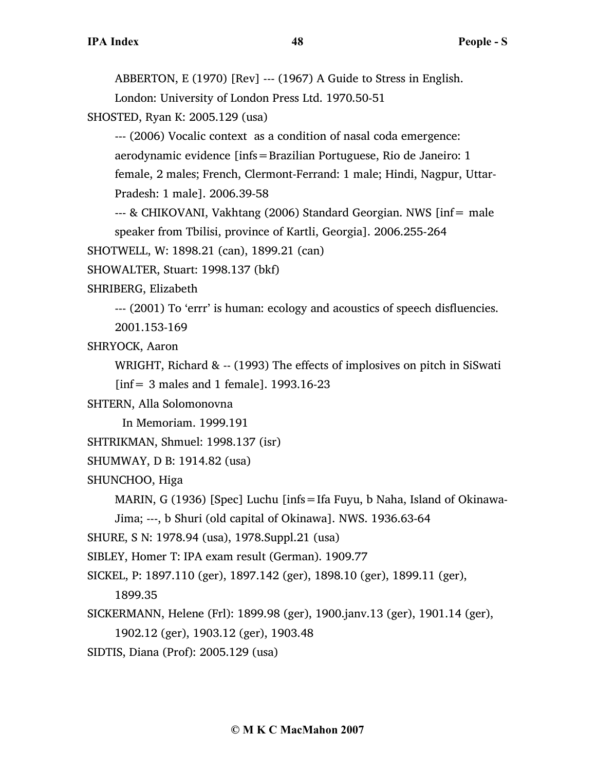ABBERTON, E (1970) [Rev] --- (1967) A Guide to Stress in English. London: University of London Press Ltd. 1970.50-51

SHOSTED, Ryan K: 2005.129 (usa)

--- (2006) Vocalic context as a condition of nasal coda emergence: aerodynamic evidence [infs=Brazilian Portuguese, Rio de Janeiro: 1 female, 2 males; French, Clermont-Ferrand: 1 male; Hindi, Nagpur, Uttar-Pradesh: 1 male]. 2006.39-58

--- & CHIKOVANI, Vakhtang (2006) Standard Georgian. NWS [inf= male speaker from Tbilisi, province of Kartli, Georgia]. 2006.255-264

SHOTWELL, W: 1898.21 (can), 1899.21 (can)

SHOWALTER, Stuart: 1998.137 (bkf)

SHRIBERG, Elizabeth

--- (2001) To 'errr' is human: ecology and acoustics of speech disfluencies. 2001.153-169

SHRYOCK, Aaron

WRIGHT, Richard & -- (1993) The effects of implosives on pitch in SiSwati [inf= 3 males and 1 female]. 1993.16-23

SHTERN, Alla Solomonovna

In Memoriam. 1999.191

SHTRIKMAN, Shmuel: 1998.137 (isr)

SHUMWAY, D B: 1914.82 (usa)

SHUNCHOO, Higa

MARIN, G (1936) [Spec] Luchu [infs=Ifa Fuyu, b Naha, Island of Okinawa-Jima; ---, b Shuri (old capital of Okinawa]. NWS. 1936.63-64

SHURE, S N: 1978.94 (usa), 1978.Suppl.21 (usa)

SIBLEY, Homer T: IPA exam result (German). 1909.77

SICKEL, P: 1897.110 (ger), 1897.142 (ger), 1898.10 (ger), 1899.11 (ger), 1899.35

SICKERMANN, Helene (Frl): 1899.98 (ger), 1900.janv.13 (ger), 1901.14 (ger), 1902.12 (ger), 1903.12 (ger), 1903.48

SIDTIS, Diana (Prof): 2005.129 (usa)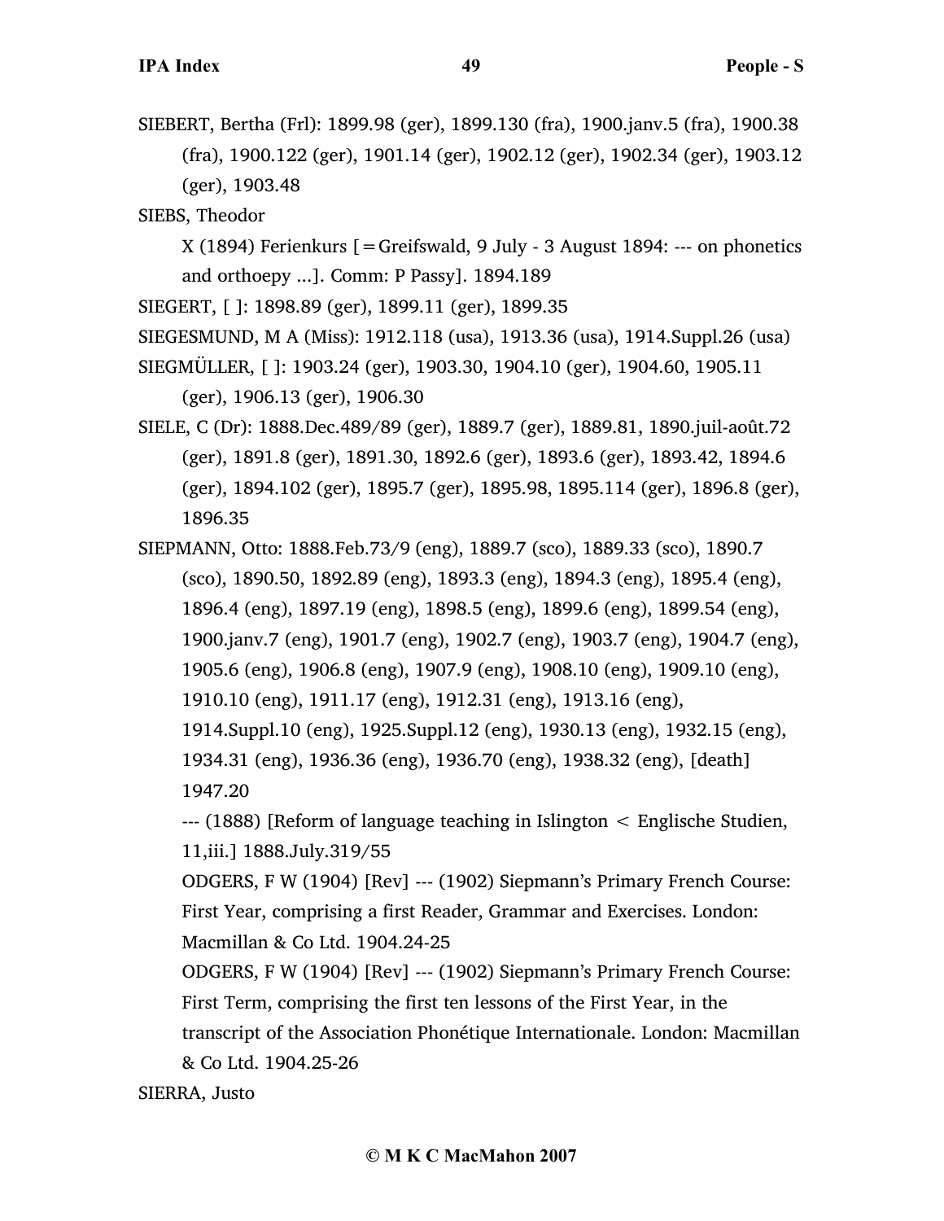SIEBERT, Bertha (Frl): 1899.98 (ger), 1899.130 (fra), 1900.janv.5 (fra), 1900.38 (fra), 1900.122 (ger), 1901.14 (ger), 1902.12 (ger), 1902.34 (ger), 1903.12 (ger), 1903.48

SIEBS, Theodor

X (1894) Ferienkurs [=Greifswald, 9 July - 3 August 1894: --- on phonetics and orthoepy ...]. Comm: P Passy]. 1894.189

SIEGERT, [ ]: 1898.89 (ger), 1899.11 (ger), 1899.35

SIEGESMUND, M A (Miss): 1912.118 (usa), 1913.36 (usa), 1914.Suppl.26 (usa)

SIEGMÜLLER, [ ]: 1903.24 (ger), 1903.30, 1904.10 (ger), 1904.60, 1905.11 (ger), 1906.13 (ger), 1906.30

SIELE, C (Dr): 1888.Dec.489/89 (ger), 1889.7 (ger), 1889.81, 1890.juil-août.72 (ger), 1891.8 (ger), 1891.30, 1892.6 (ger), 1893.6 (ger), 1893.42, 1894.6 (ger), 1894.102 (ger), 1895.7 (ger), 1895.98, 1895.114 (ger), 1896.8 (ger), 1896.35

SIEPMANN, Otto: 1888.Feb.73/9 (eng), 1889.7 (sco), 1889.33 (sco), 1890.7 (sco), 1890.50, 1892.89 (eng), 1893.3 (eng), 1894.3 (eng), 1895.4 (eng), 1896.4 (eng), 1897.19 (eng), 1898.5 (eng), 1899.6 (eng), 1899.54 (eng), 1900.janv.7 (eng), 1901.7 (eng), 1902.7 (eng), 1903.7 (eng), 1904.7 (eng), 1905.6 (eng), 1906.8 (eng), 1907.9 (eng), 1908.10 (eng), 1909.10 (eng), 1910.10 (eng), 1911.17 (eng), 1912.31 (eng), 1913.16 (eng), 1914.Suppl.10 (eng), 1925.Suppl.12 (eng), 1930.13 (eng), 1932.15 (eng), 1934.31 (eng), 1936.36 (eng), 1936.70 (eng), 1938.32 (eng), [death] 1947.20

--- (1888) [Reform of language teaching in Islington < Englische Studien, 11,iii.] 1888.July.319/55

ODGERS, F W (1904) [Rev] --- (1902) Siepmann's Primary French Course: First Year, comprising a first Reader, Grammar and Exercises. London: Macmillan & Co Ltd. 1904.24-25

ODGERS, F W (1904) [Rev] --- (1902) Siepmann's Primary French Course: First Term, comprising the first ten lessons of the First Year, in the transcript of the Association Phonétique Internationale. London: Macmillan & Co Ltd. 1904.25-26

SIERRA, Justo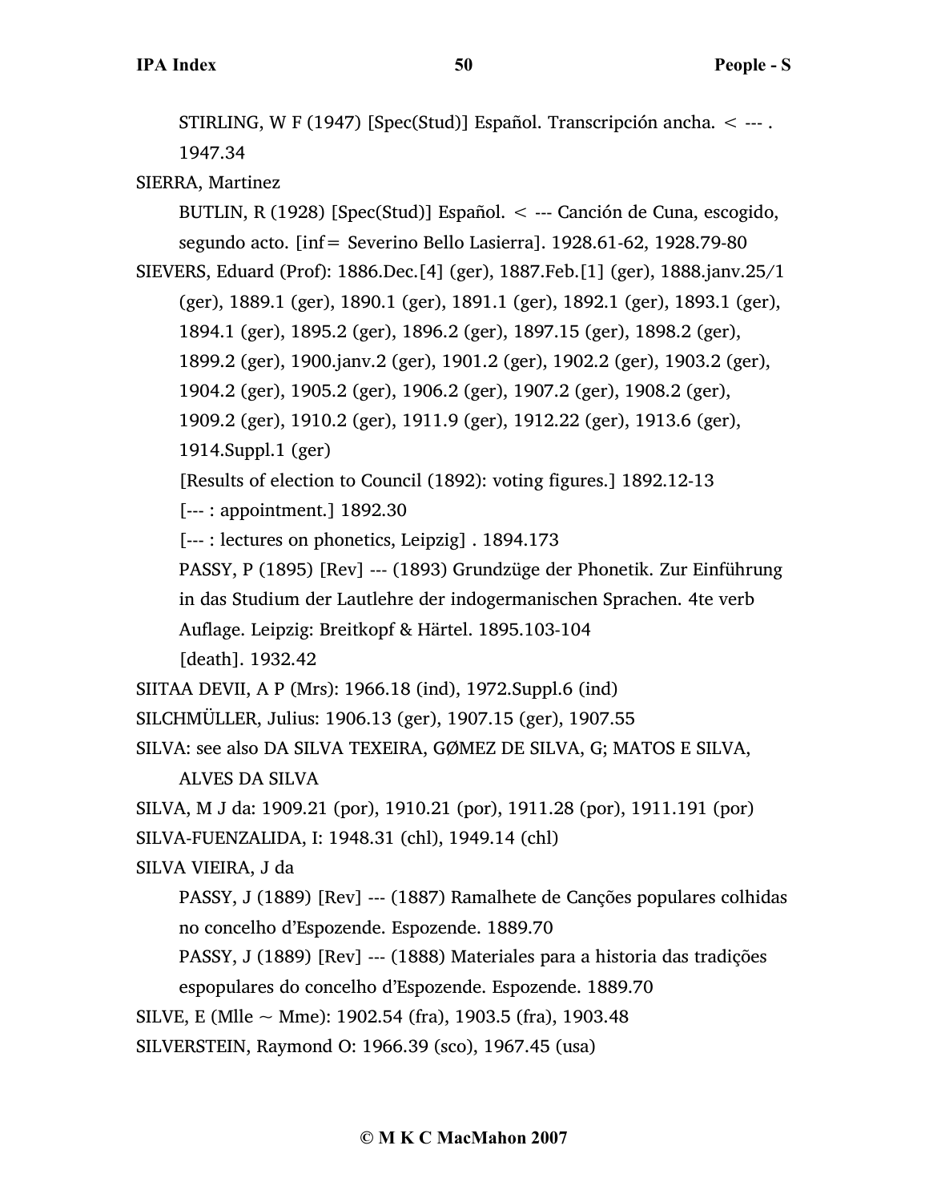STIRLING, W F (1947) [Spec(Stud)] Español. Transcripción ancha. < --- . 1947.34

SIERRA, Martinez

BUTLIN, R (1928) [Spec(Stud)] Español. < --- Canción de Cuna, escogido, segundo acto. [inf= Severino Bello Lasierra]. 1928.61-62, 1928.79-80

SIEVERS, Eduard (Prof): 1886.Dec.[4] (ger), 1887.Feb.[1] (ger), 1888.janv.25/1 (ger), 1889.1 (ger), 1890.1 (ger), 1891.1 (ger), 1892.1 (ger), 1893.1 (ger), 1894.1 (ger), 1895.2 (ger), 1896.2 (ger), 1897.15 (ger), 1898.2 (ger), 1899.2 (ger), 1900.janv.2 (ger), 1901.2 (ger), 1902.2 (ger), 1903.2 (ger), 1904.2 (ger), 1905.2 (ger), 1906.2 (ger), 1907.2 (ger), 1908.2 (ger), 1909.2 (ger), 1910.2 (ger), 1911.9 (ger), 1912.22 (ger), 1913.6 (ger), 1914.Suppl.1 (ger)

[Results of election to Council (1892): voting figures.] 1892.12-13

[--- : appointment.] 1892.30

[--- : lectures on phonetics, Leipzig] . 1894.173

PASSY, P (1895) [Rev] --- (1893) Grundzüge der Phonetik. Zur Einführung in das Studium der Lautlehre der indogermanischen Sprachen. 4te verb Auflage. Leipzig: Breitkopf & Härtel. 1895.103-104

[death]. 1932.42

SIITAA DEVII, A P (Mrs): 1966.18 (ind), 1972.Suppl.6 (ind)

SILCHMÜLLER, Julius: 1906.13 (ger), 1907.15 (ger), 1907.55

SILVA: see also DA SILVA TEXEIRA, GØMEZ DE SILVA, G; MATOS E SILVA, ALVES DA SILVA

SILVA, M J da: 1909.21 (por), 1910.21 (por), 1911.28 (por), 1911.191 (por)

SILVA-FUENZALIDA, I: 1948.31 (chl), 1949.14 (chl)

SILVA VIEIRA, J da

PASSY, J (1889) [Rev] --- (1887) Ramalhete de Canções populares colhidas no concelho d'Espozende. Espozende. 1889.70

PASSY, J (1889) [Rev] --- (1888) Materiales para a historia das tradições espopulares do concelho d'Espozende. Espozende. 1889.70

SILVE, E (Mlle ~ Mme): 1902.54 (fra), 1903.5 (fra), 1903.48

SILVERSTEIN, Raymond O: 1966.39 (sco), 1967.45 (usa)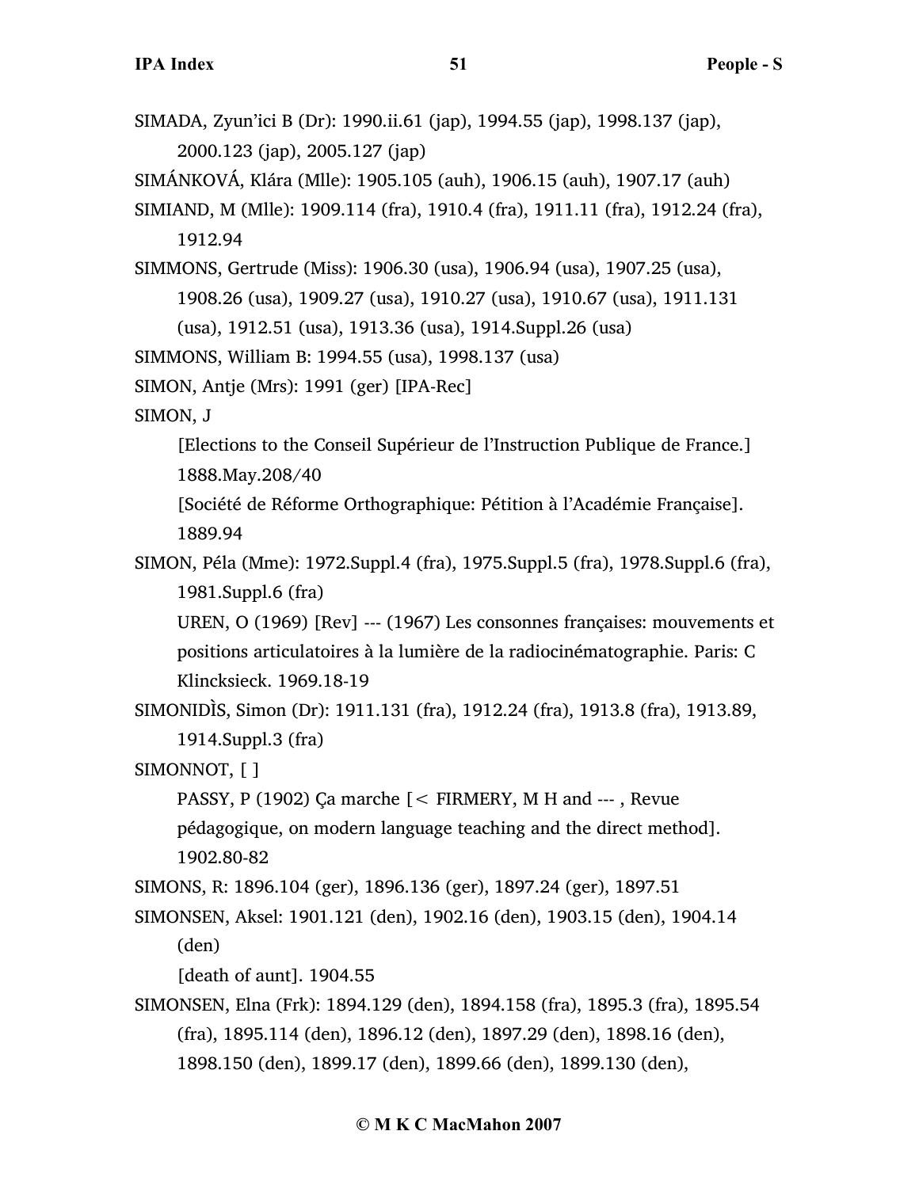SIMADA, Zyun'ici B (Dr): 1990.ii.61 (jap), 1994.55 (jap), 1998.137 (jap), 2000.123 (jap), 2005.127 (jap)

SIMÁNKOVÁ, Klára (Mlle): 1905.105 (auh), 1906.15 (auh), 1907.17 (auh)

SIMIAND, M (Mlle): 1909.114 (fra), 1910.4 (fra), 1911.11 (fra), 1912.24 (fra), 1912.94

SIMMONS, Gertrude (Miss): 1906.30 (usa), 1906.94 (usa), 1907.25 (usa), 1908.26 (usa), 1909.27 (usa), 1910.27 (usa), 1910.67 (usa), 1911.131 (usa), 1912.51 (usa), 1913.36 (usa), 1914.Suppl.26 (usa)

SIMMONS, William B: 1994.55 (usa), 1998.137 (usa)

SIMON, Antje (Mrs): 1991 (ger) [IPA-Rec]

SIMON, J

[Elections to the Conseil Supérieur de l'Instruction Publique de France.] 1888.May.208/40

[Société de Réforme Orthographique: Pétition à l'Académie Française]. 1889.94

SIMON, Péla (Mme): 1972.Suppl.4 (fra), 1975.Suppl.5 (fra), 1978.Suppl.6 (fra), 1981.Suppl.6 (fra)

UREN, O (1969) [Rev] --- (1967) Les consonnes françaises: mouvements et positions articulatoires à la lumière de la radiocinématographie. Paris: C Klincksieck. 1969.18-19

SIMONIDÌS, Simon (Dr): 1911.131 (fra), 1912.24 (fra), 1913.8 (fra), 1913.89, 1914.Suppl.3 (fra)

SIMONNOT, [ ]

PASSY, P (1902) Ça marche [< FIRMERY, M H and --- , Revue pédagogique, on modern language teaching and the direct method]. 1902.80-82

SIMONS, R: 1896.104 (ger), 1896.136 (ger), 1897.24 (ger), 1897.51

SIMONSEN, Aksel: 1901.121 (den), 1902.16 (den), 1903.15 (den), 1904.14 (den)

[death of aunt]. 1904.55

SIMONSEN, Elna (Frk): 1894.129 (den), 1894.158 (fra), 1895.3 (fra), 1895.54 (fra), 1895.114 (den), 1896.12 (den), 1897.29 (den), 1898.16 (den), 1898.150 (den), 1899.17 (den), 1899.66 (den), 1899.130 (den),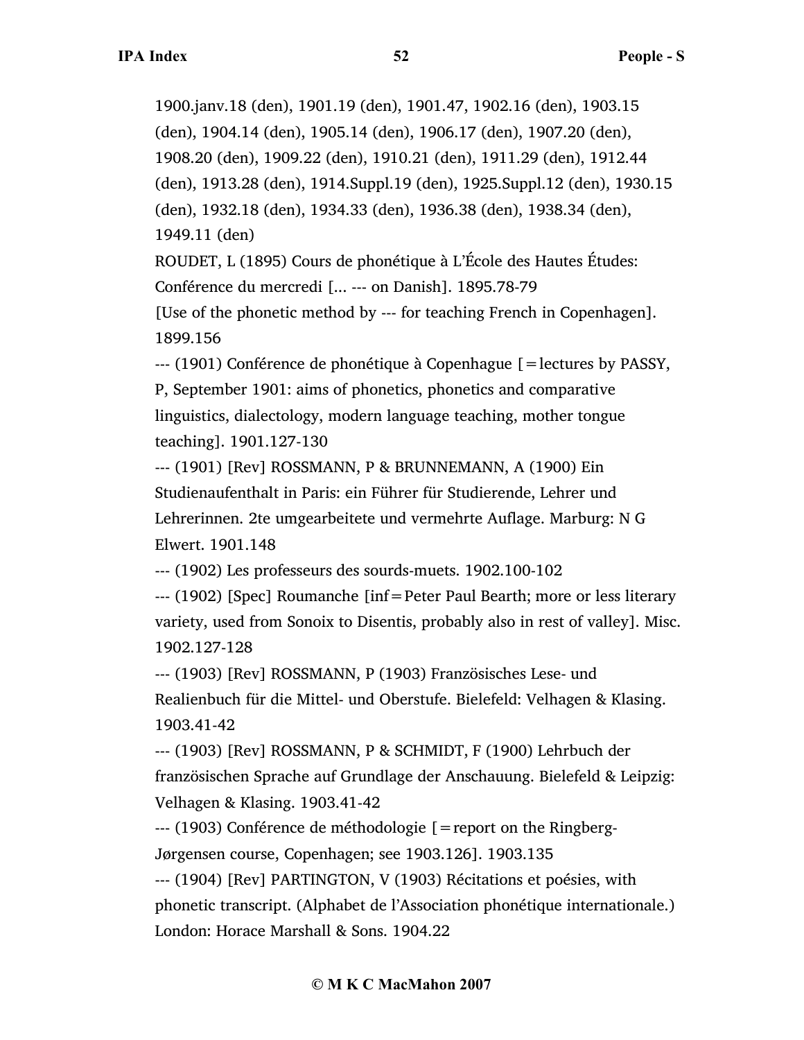1900.janv.18 (den), 1901.19 (den), 1901.47, 1902.16 (den), 1903.15 (den), 1904.14 (den), 1905.14 (den), 1906.17 (den), 1907.20 (den), 1908.20 (den), 1909.22 (den), 1910.21 (den), 1911.29 (den), 1912.44 (den), 1913.28 (den), 1914.Suppl.19 (den), 1925.Suppl.12 (den), 1930.15 (den), 1932.18 (den), 1934.33 (den), 1936.38 (den), 1938.34 (den), 1949.11 (den)

ROUDET, L (1895) Cours de phonétique à L'École des Hautes Études: Conférence du mercredi [... --- on Danish]. 1895.78-79

[Use of the phonetic method by --- for teaching French in Copenhagen]. 1899.156

--- (1901) Conférence de phonétique à Copenhague [=lectures by PASSY, P, September 1901: aims of phonetics, phonetics and comparative linguistics, dialectology, modern language teaching, mother tongue teaching]. 1901.127-130

--- (1901) [Rev] ROSSMANN, P & BRUNNEMANN, A (1900) Ein Studienaufenthalt in Paris: ein Führer für Studierende, Lehrer und Lehrerinnen. 2te umgearbeitete und vermehrte Auflage. Marburg: N G Elwert. 1901.148

--- (1902) Les professeurs des sourds-muets. 1902.100-102

--- (1902) [Spec] Roumanche [inf=Peter Paul Bearth; more or less literary variety, used from Sonoix to Disentis, probably also in rest of valley]. Misc. 1902.127-128

--- (1903) [Rev] ROSSMANN, P (1903) Französisches Lese- und Realienbuch für die Mittel- und Oberstufe. Bielefeld: Velhagen & Klasing. 1903.41-42

--- (1903) [Rev] ROSSMANN, P & SCHMIDT, F (1900) Lehrbuch der französischen Sprache auf Grundlage der Anschauung. Bielefeld & Leipzig: Velhagen & Klasing. 1903.41-42

--- (1903) Conférence de méthodologie [=report on the Ringberg-Jørgensen course, Copenhagen; see 1903.126]. 1903.135

--- (1904) [Rev] PARTINGTON, V (1903) Récitations et poésies, with phonetic transcript. (Alphabet de l'Association phonétique internationale.) London: Horace Marshall & Sons. 1904.22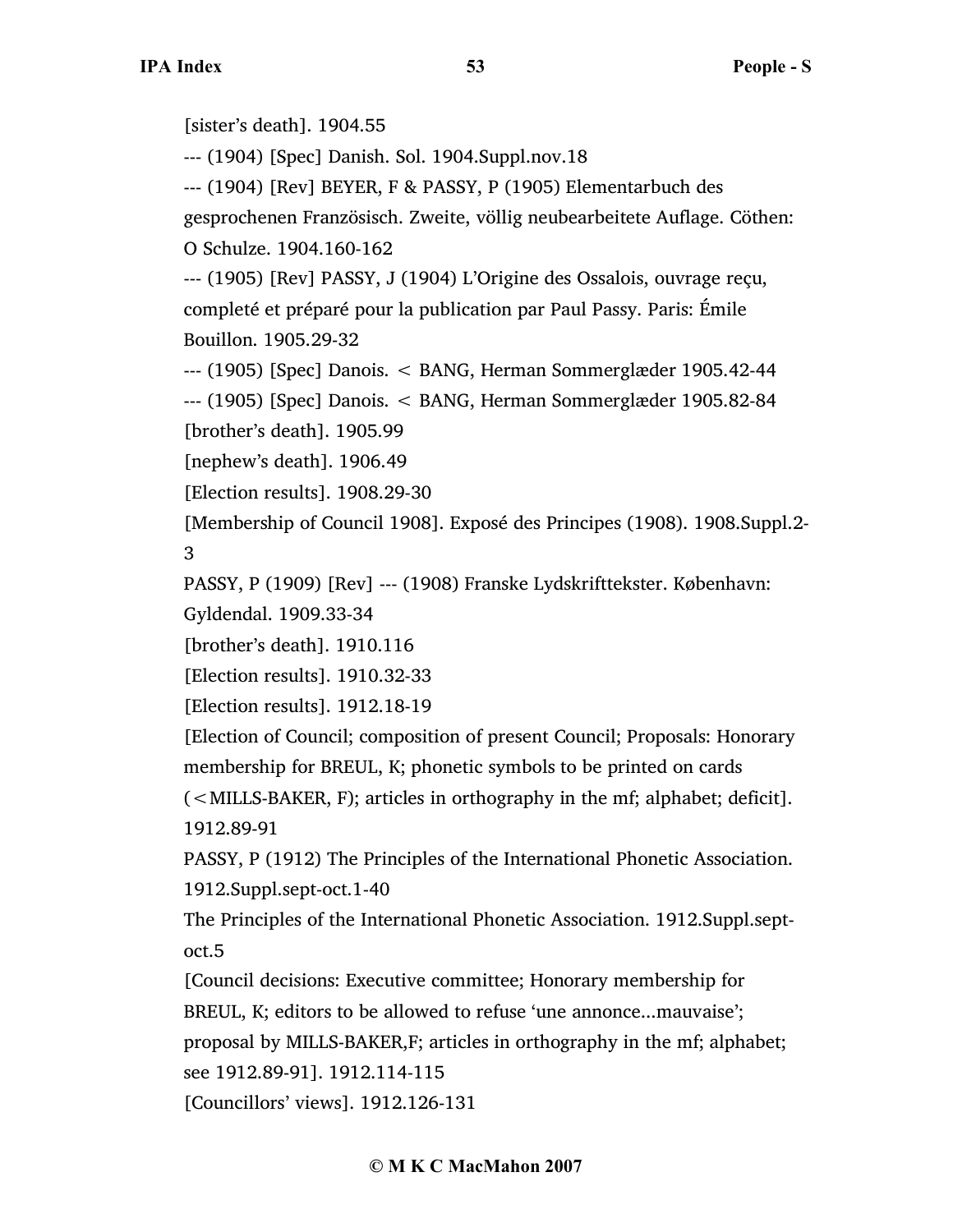[sister's death]. 1904.55

--- (1904) [Spec] Danish. Sol. 1904.Suppl.nov.18

--- (1904) [Rev] BEYER, F & PASSY, P (1905) Elementarbuch des gesprochenen Französisch. Zweite, völlig neubearbeitete Auflage. Cöthen: O Schulze. 1904.160-162

--- (1905) [Rev] PASSY, J (1904) L'Origine des Ossalois, ouvrage reçu, completé et préparé pour la publication par Paul Passy. Paris: Émile Bouillon. 1905.29-32

--- (1905) [Spec] Danois. < BANG, Herman Sommerglæder 1905.42-44

--- (1905) [Spec] Danois. < BANG, Herman Sommerglæder 1905.82-84

[brother's death]. 1905.99

[nephew's death]. 1906.49

[Election results]. 1908.29-30

[Membership of Council 1908]. Exposé des Principes (1908). 1908.Suppl.2-3

PASSY, P (1909) [Rev] --- (1908) Franske Lydskrifttekster. København: Gyldendal. 1909.33-34

[brother's death]. 1910.116

[Election results]. 1910.32-33

[Election results]. 1912.18-19

[Election of Council; composition of present Council; Proposals: Honorary membership for BREUL, K; phonetic symbols to be printed on cards (<MILLS-BAKER, F); articles in orthography in the mf; alphabet; deficit]. 1912.89-91

PASSY, P (1912) The Principles of the International Phonetic Association. 1912.Suppl.sept-oct.1-40

The Principles of the International Phonetic Association. 1912.Suppl.sept-oct.5

[Council decisions: Executive committee; Honorary membership for BREUL, K; editors to be allowed to refuse 'une annonce...mauvaise'; proposal by MILLS-BAKER,F; articles in orthography in the mf; alphabet; see 1912.89-91]. 1912.114-115

[Councillors' views]. 1912.126-131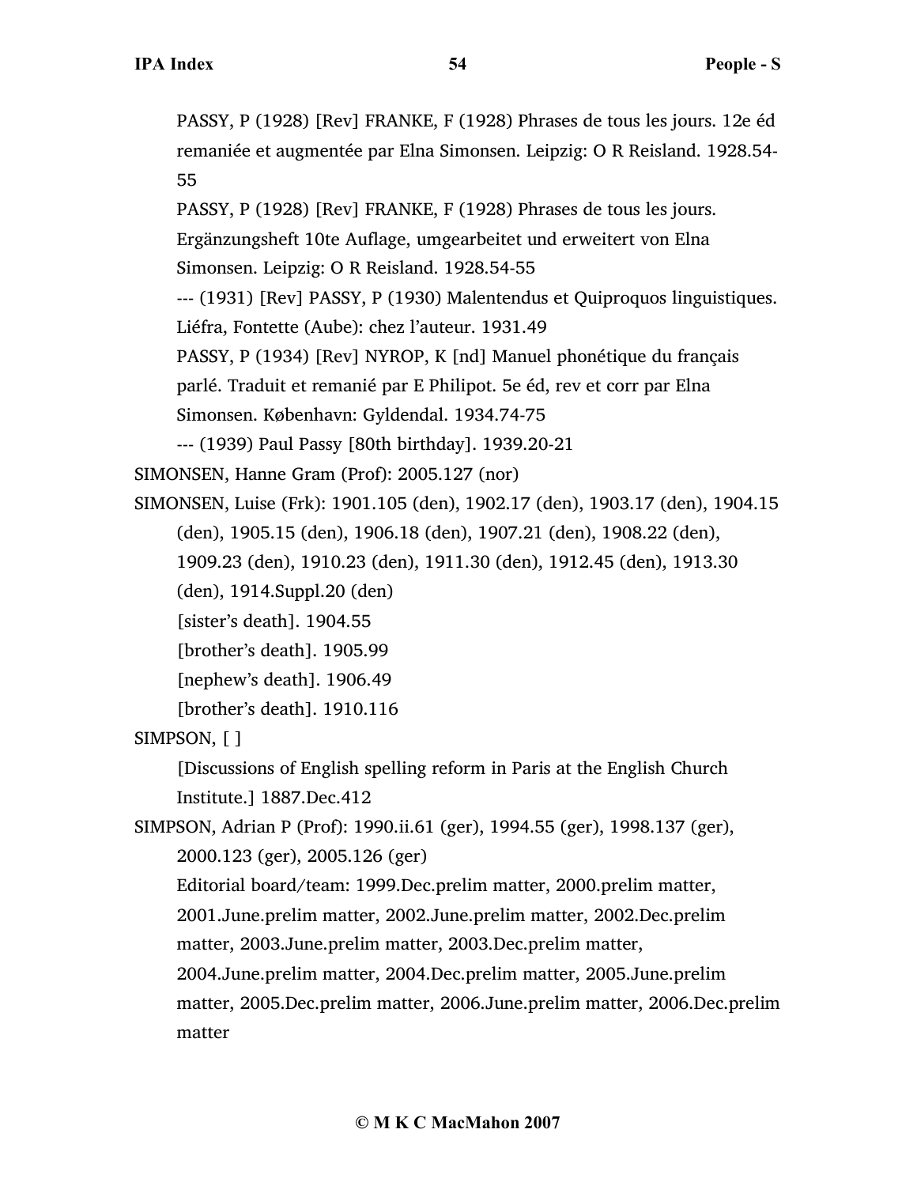PASSY, P (1928) [Rev] FRANKE, F (1928) Phrases de tous les jours. 12e éd remaniée et augmentée par Elna Simonsen. Leipzig: O R Reisland. 1928.54-55

PASSY, P (1928) [Rev] FRANKE, F (1928) Phrases de tous les jours. Ergänzungsheft 10te Auflage, umgearbeitet und erweitert von Elna Simonsen. Leipzig: O R Reisland. 1928.54-55

--- (1931) [Rev] PASSY, P (1930) Malentendus et Quiproquos linguistiques. Liéfra, Fontette (Aube): chez l'auteur. 1931.49

PASSY, P (1934) [Rev] NYROP, K [nd] Manuel phonétique du français parlé. Traduit et remanié par E Philipot. 5e éd, rev et corr par Elna Simonsen. København: Gyldendal. 1934.74-75

--- (1939) Paul Passy [80th birthday]. 1939.20-21

SIMONSEN, Hanne Gram (Prof): 2005.127 (nor)

SIMONSEN, Luise (Frk): 1901.105 (den), 1902.17 (den), 1903.17 (den), 1904.15 (den), 1905.15 (den), 1906.18 (den), 1907.21 (den), 1908.22 (den), 1909.23 (den), 1910.23 (den), 1911.30 (den), 1912.45 (den), 1913.30 (den), 1914.Suppl.20 (den)

[sister's death]. 1904.55

[brother's death]. 1905.99

[nephew's death]. 1906.49

[brother's death]. 1910.116

SIMPSON, [ ]

[Discussions of English spelling reform in Paris at the English Church Institute.] 1887.Dec.412

SIMPSON, Adrian P (Prof): 1990.ii.61 (ger), 1994.55 (ger), 1998.137 (ger), 2000.123 (ger), 2005.126 (ger)

Editorial board/team: 1999.Dec.prelim matter, 2000.prelim matter, 2001.June.prelim matter, 2002.June.prelim matter, 2002.Dec.prelim matter, 2003.June.prelim matter, 2003.Dec.prelim matter, 2004.June.prelim matter, 2004.Dec.prelim matter, 2005.June.prelim matter, 2005.Dec.prelim matter, 2006.June.prelim matter, 2006.Dec.prelim matter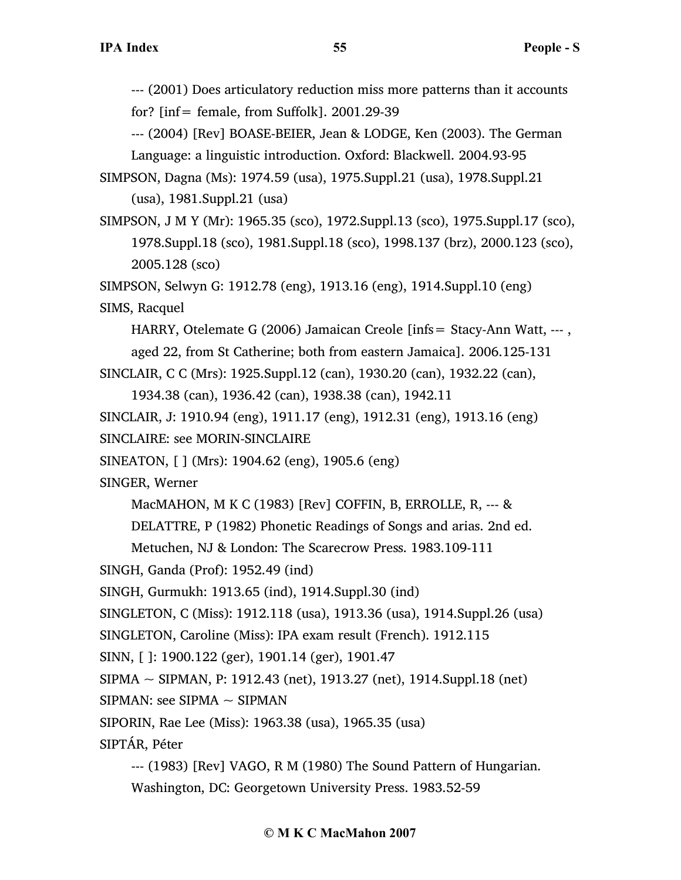--- (2001) Does articulatory reduction miss more patterns than it accounts for? [inf= female, from Suffolk]. 2001.29-39

--- (2004) [Rev] BOASE-BEIER, Jean & LODGE, Ken (2003). The German Language: a linguistic introduction. Oxford: Blackwell. 2004.93-95

SIMPSON, Dagna (Ms): 1974.59 (usa), 1975.Suppl.21 (usa), 1978.Suppl.21 (usa), 1981.Suppl.21 (usa)

SIMPSON, J M Y (Mr): 1965.35 (sco), 1972.Suppl.13 (sco), 1975.Suppl.17 (sco), 1978.Suppl.18 (sco), 1981.Suppl.18 (sco), 1998.137 (brz), 2000.123 (sco), 2005.128 (sco)

SIMPSON, Selwyn G: 1912.78 (eng), 1913.16 (eng), 1914.Suppl.10 (eng)

SIMS, Racquel

HARRY, Otelemate G (2006) Jamaican Creole [infs= Stacy-Ann Watt, --- , aged 22, from St Catherine; both from eastern Jamaica]. 2006.125-131

SINCLAIR, C C (Mrs): 1925.Suppl.12 (can), 1930.20 (can), 1932.22 (can), 1934.38 (can), 1936.42 (can), 1938.38 (can), 1942.11

SINCLAIR, J: 1910.94 (eng), 1911.17 (eng), 1912.31 (eng), 1913.16 (eng)

SINCLAIRE: see MORIN-SINCLAIRE

SINEATON, [ ] (Mrs): 1904.62 (eng), 1905.6 (eng)

SINGER, Werner

MacMAHON, M K C (1983) [Rev] COFFIN, B, ERROLLE, R, --- & DELATTRE, P (1982) Phonetic Readings of Songs and arias. 2nd ed. Metuchen, NJ & London: The Scarecrow Press. 1983.109-111

SINGH, Ganda (Prof): 1952.49 (ind)

SINGH, Gurmukh: 1913.65 (ind), 1914.Suppl.30 (ind)

SINGLETON, C (Miss): 1912.118 (usa), 1913.36 (usa), 1914.Suppl.26 (usa)

SINGLETON, Caroline (Miss): IPA exam result (French). 1912.115

SINN, [ ]: 1900.122 (ger), 1901.14 (ger), 1901.47

SIPMA ~ SIPMAN, P: 1912.43 (net), 1913.27 (net), 1914.Suppl.18 (net)

SIPMAN: see SIPMA ~ SIPMAN

SIPORIN, Rae Lee (Miss): 1963.38 (usa), 1965.35 (usa)

SIPTÁR, Péter

--- (1983) [Rev] VAGO, R M (1980) The Sound Pattern of Hungarian. Washington, DC: Georgetown University Press. 1983.52-59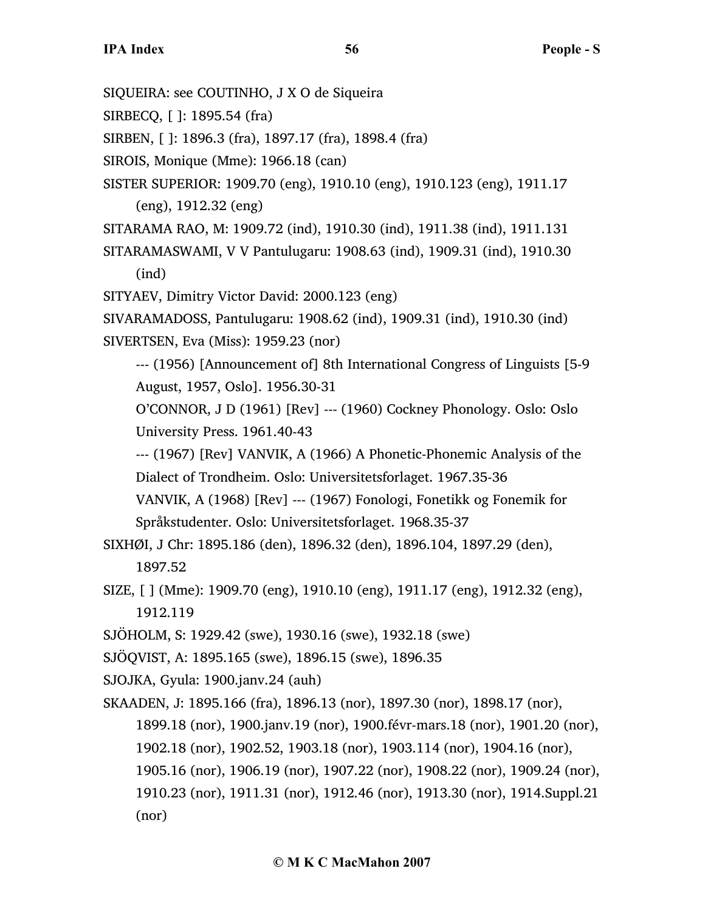SIQUEIRA: see COUTINHO, J X O de Siqueira

SIRBECQ, [ ]: 1895.54 (fra)

SIRBEN, [ ]: 1896.3 (fra), 1897.17 (fra), 1898.4 (fra)

SIROIS, Monique (Mme): 1966.18 (can)

SISTER SUPERIOR: 1909.70 (eng), 1910.10 (eng), 1910.123 (eng), 1911.17 (eng), 1912.32 (eng)

SITARAMA RAO, M: 1909.72 (ind), 1910.30 (ind), 1911.38 (ind), 1911.131

SITARAMASWAMI, V V Pantulugaru: 1908.63 (ind), 1909.31 (ind), 1910.30 (ind)

SITYAEV, Dimitry Victor David: 2000.123 (eng)

SIVARAMADOSS, Pantulugaru: 1908.62 (ind), 1909.31 (ind), 1910.30 (ind)

SIVERTSEN, Eva (Miss): 1959.23 (nor)

--- (1956) [Announcement of] 8th International Congress of Linguists [5-9 August, 1957, Oslo]. 1956.30-31

O'CONNOR, J D (1961) [Rev] --- (1960) Cockney Phonology. Oslo: Oslo University Press. 1961.40-43

--- (1967) [Rev] VANVIK, A (1966) A Phonetic-Phonemic Analysis of the Dialect of Trondheim. Oslo: Universitetsforlaget. 1967.35-36

VANVIK, A (1968) [Rev] --- (1967) Fonologi, Fonetikk og Fonemik for Språkstudenter. Oslo: Universitetsforlaget. 1968.35-37

SIXHØI, J Chr: 1895.186 (den), 1896.32 (den), 1896.104, 1897.29 (den), 1897.52

SIZE, [ ] (Mme): 1909.70 (eng), 1910.10 (eng), 1911.17 (eng), 1912.32 (eng), 1912.119

SJÖHOLM, S: 1929.42 (swe), 1930.16 (swe), 1932.18 (swe)

SJÖQVIST, A: 1895.165 (swe), 1896.15 (swe), 1896.35

SJOJKA, Gyula: 1900.janv.24 (auh)

SKAADEN, J: 1895.166 (fra), 1896.13 (nor), 1897.30 (nor), 1898.17 (nor), 1899.18 (nor), 1900.janv.19 (nor), 1900.févr-mars.18 (nor), 1901.20 (nor), 1902.18 (nor), 1902.52, 1903.18 (nor), 1903.114 (nor), 1904.16 (nor), 1905.16 (nor), 1906.19 (nor), 1907.22 (nor), 1908.22 (nor), 1909.24 (nor), 1910.23 (nor), 1911.31 (nor), 1912.46 (nor), 1913.30 (nor), 1914.Suppl.21 (nor)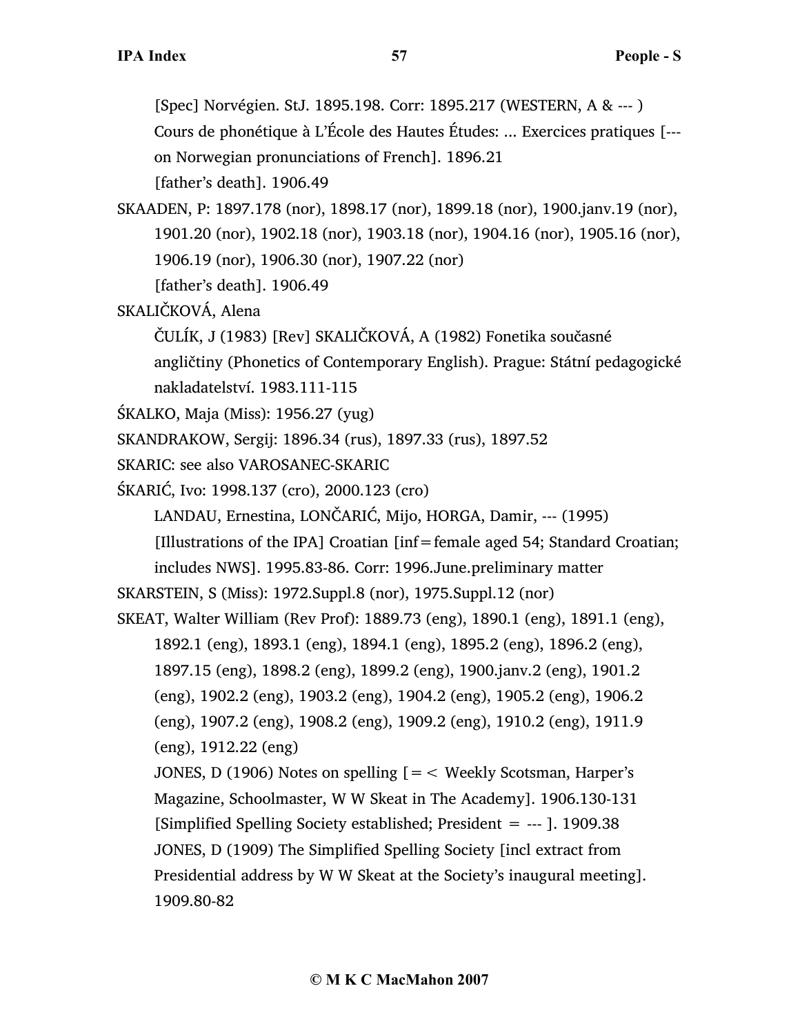[Spec] Norvégien. StJ. 1895.198. Corr: 1895.217 (WESTERN, A & --- )

Cours de phonétique à L'École des Hautes Études: ... Exercices pratiques [--- on Norwegian pronunciations of French]. 1896.21

[father's death]. 1906.49

SKAADEN, P: 1897.178 (nor), 1898.17 (nor), 1899.18 (nor), 1900.janv.19 (nor), 1901.20 (nor), 1902.18 (nor), 1903.18 (nor), 1904.16 (nor), 1905.16 (nor), 1906.19 (nor), 1906.30 (nor), 1907.22 (nor)

[father's death]. 1906.49

SKALIČKOVÁ, Alena

ČULÍK, J (1983) [Rev] SKALIČKOVÁ, A (1982) Fonetika současné angličtiny (Phonetics of Contemporary English). Prague: Státní pedagogické nakladatelství. 1983.111-115

ŚKALKO, Maja (Miss): 1956.27 (yug)

SKANDRAKOW, Sergij: 1896.34 (rus), 1897.33 (rus), 1897.52

SKARIC: see also VAROSANEC-SKARIC

ŚKARIĆ, Ivo: 1998.137 (cro), 2000.123 (cro)

LANDAU, Ernestina, LONČARIĆ, Mijo, HORGA, Damir, --- (1995) [Illustrations of the IPA] Croatian [inf = female aged 54; Standard Croatian; includes NWS]. 1995.83-86. Corr: 1996.June.preliminary matter

SKARSTEIN, S (Miss): 1972.Suppl.8 (nor), 1975.Suppl.12 (nor)

SKEAT, Walter William (Rev Prof): 1889.73 (eng), 1890.1 (eng), 1891.1 (eng), 1892.1 (eng), 1893.1 (eng), 1894.1 (eng), 1895.2 (eng), 1896.2 (eng), 1897.15 (eng), 1898.2 (eng), 1899.2 (eng), 1900.janv.2 (eng), 1901.2 (eng), 1902.2 (eng), 1903.2 (eng), 1904.2 (eng), 1905.2 (eng), 1906.2 (eng), 1907.2 (eng), 1908.2 (eng), 1909.2 (eng), 1910.2 (eng), 1911.9 (eng), 1912.22 (eng)

JONES, D (1906) Notes on spelling [= < Weekly Scotsman, Harper's Magazine, Schoolmaster, W W Skeat in The Academy]. 1906.130-131

[Simplified Spelling Society established; President = --- ]. 1909.38

JONES, D (1909) The Simplified Spelling Society [incl extract from Presidential address by W W Skeat at the Society's inaugural meeting]. 1909.80-82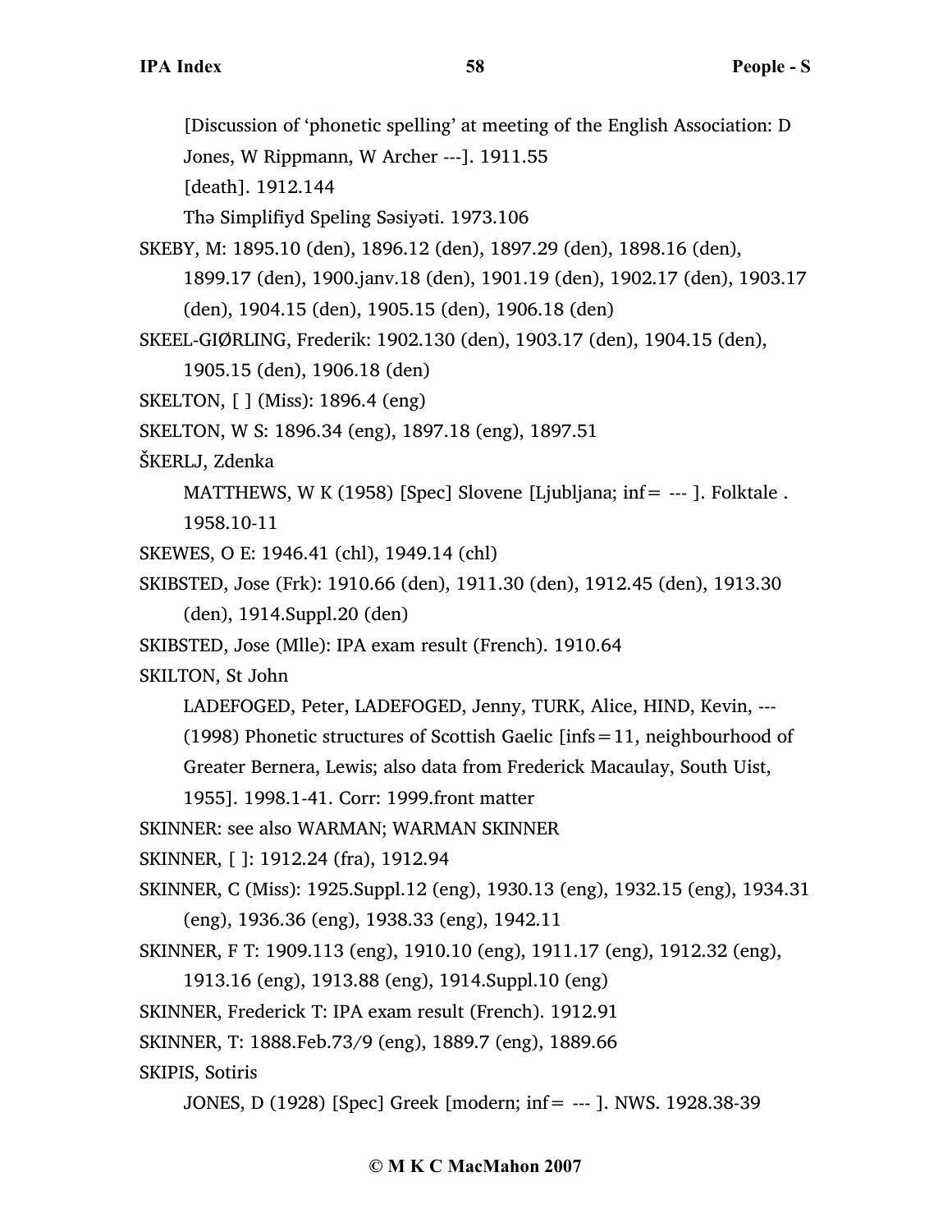[Discussion of ‘phonetic spelling’ at meeting of the English Association: D Jones, W Rippmann, W Archer ---]. 1911.55

[death]. 1912.144

Thə Simplifiyd Speling Səsiyəti. 1973.106

SKEBY, M: 1895.10 (den), 1896.12 (den), 1897.29 (den), 1898.16 (den), 1899.17 (den), 1900.janv.18 (den), 1901.19 (den), 1902.17 (den), 1903.17 (den), 1904.15 (den), 1905.15 (den), 1906.18 (den)

SKEEL-GIØRLING, Frederik: 1902.130 (den), 1903.17 (den), 1904.15 (den), 1905.15 (den), 1906.18 (den)

SKELTON, [ ] (Miss): 1896.4 (eng)

SKELTON, W S: 1896.34 (eng), 1897.18 (eng), 1897.51

ŠKERLJ, Zdenka

MATTHEWS, W K (1958) [Spec] Slovene [Ljubljana; inf= --- ]. Folktale . 1958.10-11

SKEWES, O E: 1946.41 (chl), 1949.14 (chl)

SKIBSTED, Jose (Frk): 1910.66 (den), 1911.30 (den), 1912.45 (den), 1913.30 (den), 1914.Suppl.20 (den)

SKIBSTED, Jose (Mlle): IPA exam result (French). 1910.64

SKILTON, St John

LADEFOGED, Peter, LADEFOGED, Jenny, TURK, Alice, HIND, Kevin, --- (1998) Phonetic structures of Scottish Gaelic [infs=11, neighbourhood of Greater Bernera, Lewis; also data from Frederick Macaulay, South Uist, 1955]. 1998.1-41. Corr: 1999.front matter

SKINNER: see also WARMAN; WARMAN SKINNER

SKINNER, [ ]: 1912.24 (fra), 1912.94

SKINNER, C (Miss): 1925.Suppl.12 (eng), 1930.13 (eng), 1932.15 (eng), 1934.31 (eng), 1936.36 (eng), 1938.33 (eng), 1942.11

SKINNER, F T: 1909.113 (eng), 1910.10 (eng), 1911.17 (eng), 1912.32 (eng), 1913.16 (eng), 1913.88 (eng), 1914.Suppl.10 (eng)

SKINNER, Frederick T: IPA exam result (French). 1912.91

SKINNER, T: 1888.Feb.73/9 (eng), 1889.7 (eng), 1889.66

SKIPIS, Sotiris

JONES, D (1928) [Spec] Greek [modern; inf= --- ]. NWS. 1928.38-39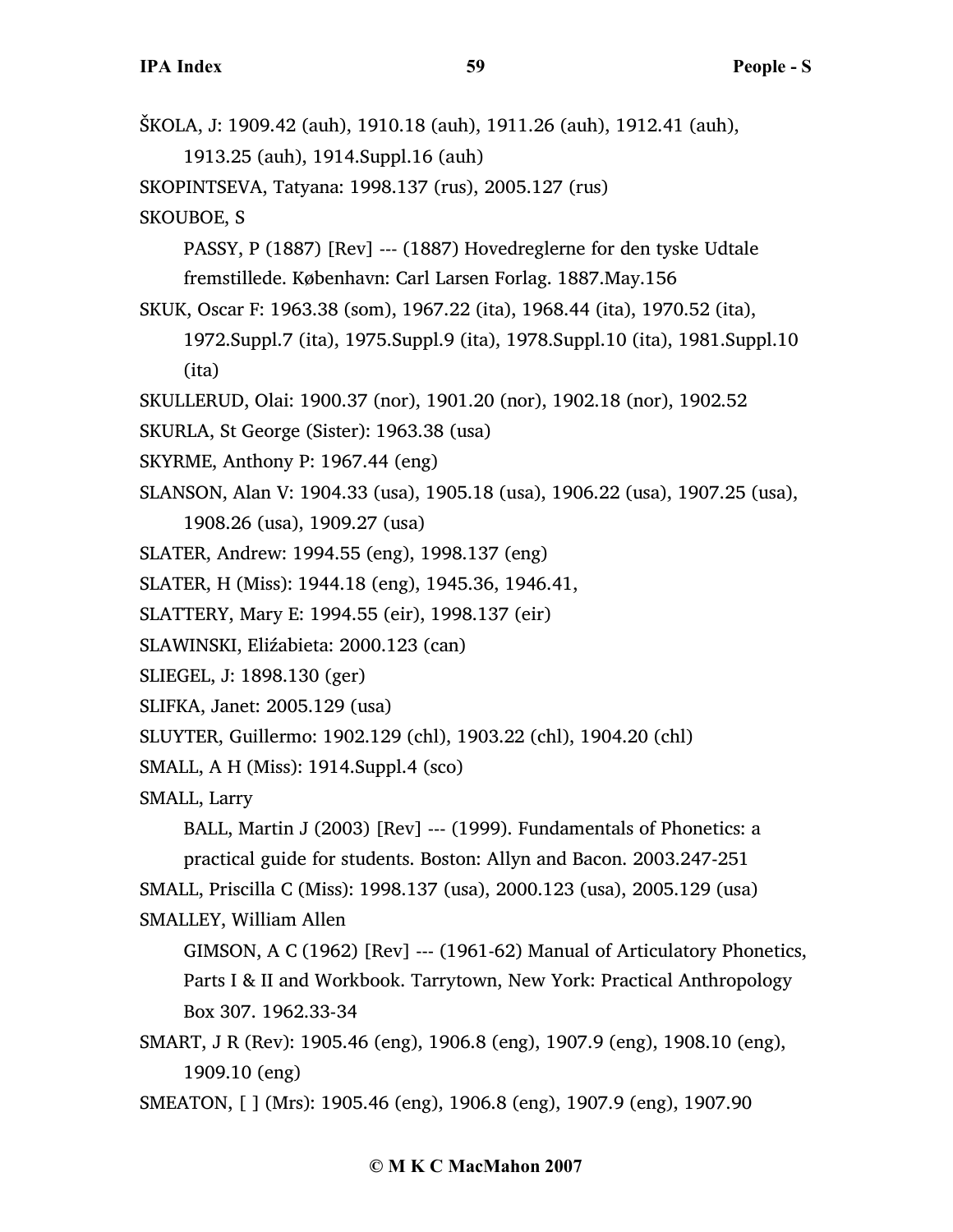ŠKOLA, J: 1909.42 (auh), 1910.18 (auh), 1911.26 (auh), 1912.41 (auh), 1913.25 (auh), 1914.Suppl.16 (auh)

SKOPINTSEVA, Tatyana: 1998.137 (rus), 2005.127 (rus)

SKOUBOE, S

PASSY, P (1887) [Rev] --- (1887) Hovedreglerne for den tyske Udtale fremstillede. København: Carl Larsen Forlag. 1887.May.156

SKUK, Oscar F: 1963.38 (som), 1967.22 (ita), 1968.44 (ita), 1970.52 (ita), 1972.Suppl.7 (ita), 1975.Suppl.9 (ita), 1978.Suppl.10 (ita), 1981.Suppl.10 (ita)

SKULLERUD, Olai: 1900.37 (nor), 1901.20 (nor), 1902.18 (nor), 1902.52

SKURLA, St George (Sister): 1963.38 (usa)

SKYRME, Anthony P: 1967.44 (eng)

SLANSON, Alan V: 1904.33 (usa), 1905.18 (usa), 1906.22 (usa), 1907.25 (usa), 1908.26 (usa), 1909.27 (usa)

SLATER, Andrew: 1994.55 (eng), 1998.137 (eng)

SLATER, H (Miss): 1944.18 (eng), 1945.36, 1946.41,

SLATTERY, Mary E: 1994.55 (eir), 1998.137 (eir)

SLAWINSKI, Eliźabieta: 2000.123 (can)

SLIEGEL, J: 1898.130 (ger)

SLIFKA, Janet: 2005.129 (usa)

SLUYTER, Guillermo: 1902.129 (chl), 1903.22 (chl), 1904.20 (chl)

SMALL, A H (Miss): 1914.Suppl.4 (sco)

SMALL, Larry

BALL, Martin J (2003) [Rev] --- (1999). Fundamentals of Phonetics: a practical guide for students. Boston: Allyn and Bacon. 2003.247-251

SMALL, Priscilla C (Miss): 1998.137 (usa), 2000.123 (usa), 2005.129 (usa)

SMALLEY, William Allen

GIMSON, A C (1962) [Rev] --- (1961-62) Manual of Articulatory Phonetics, Parts I & II and Workbook. Tarrytown, New York: Practical Anthropology Box 307. 1962.33-34

SMART, J R (Rev): 1905.46 (eng), 1906.8 (eng), 1907.9 (eng), 1908.10 (eng), 1909.10 (eng)

SMEATON, [ ] (Mrs): 1905.46 (eng), 1906.8 (eng), 1907.9 (eng), 1907.90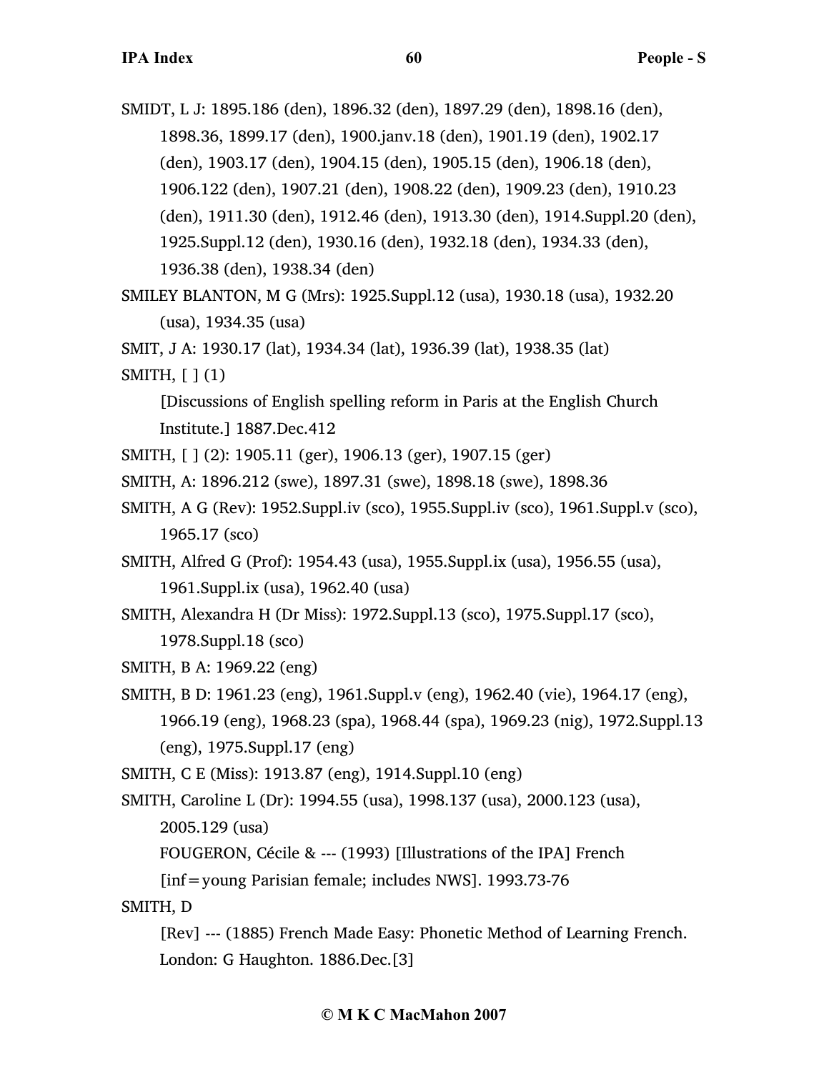SMIDT, L J: 1895.186 (den), 1896.32 (den), 1897.29 (den), 1898.16 (den), 1898.36, 1899.17 (den), 1900.janv.18 (den), 1901.19 (den), 1902.17 (den), 1903.17 (den), 1904.15 (den), 1905.15 (den), 1906.18 (den), 1906.122 (den), 1907.21 (den), 1908.22 (den), 1909.23 (den), 1910.23 (den), 1911.30 (den), 1912.46 (den), 1913.30 (den), 1914.Suppl.20 (den), 1925.Suppl.12 (den), 1930.16 (den), 1932.18 (den), 1934.33 (den), 1936.38 (den), 1938.34 (den)

SMILEY BLANTON, M G (Mrs): 1925.Suppl.12 (usa), 1930.18 (usa), 1932.20 (usa), 1934.35 (usa)

SMIT, J A: 1930.17 (lat), 1934.34 (lat), 1936.39 (lat), 1938.35 (lat)

SMITH, [ ] (1)

[Discussions of English spelling reform in Paris at the English Church Institute.] 1887.Dec.412

SMITH, [ ] (2): 1905.11 (ger), 1906.13 (ger), 1907.15 (ger)

SMITH, A: 1896.212 (swe), 1897.31 (swe), 1898.18 (swe), 1898.36

SMITH, A G (Rev): 1952.Suppl.iv (sco), 1955.Suppl.iv (sco), 1961.Suppl.v (sco), 1965.17 (sco)

SMITH, Alfred G (Prof): 1954.43 (usa), 1955.Suppl.ix (usa), 1956.55 (usa), 1961.Suppl.ix (usa), 1962.40 (usa)

SMITH, Alexandra H (Dr Miss): 1972.Suppl.13 (sco), 1975.Suppl.17 (sco), 1978.Suppl.18 (sco)

SMITH, B A: 1969.22 (eng)

SMITH, B D: 1961.23 (eng), 1961.Suppl.v (eng), 1962.40 (vie), 1964.17 (eng), 1966.19 (eng), 1968.23 (spa), 1968.44 (spa), 1969.23 (nig), 1972.Suppl.13 (eng), 1975.Suppl.17 (eng)

SMITH, C E (Miss): 1913.87 (eng), 1914.Suppl.10 (eng)

SMITH, Caroline L (Dr): 1994.55 (usa), 1998.137 (usa), 2000.123 (usa), 2005.129 (usa)

FOUGERON, Cécile & --- (1993) [Illustrations of the IPA] French [inf=young Parisian female; includes NWS]. 1993.73-76

SMITH, D

[Rev] --- (1885) French Made Easy: Phonetic Method of Learning French. London: G Haughton. 1886.Dec.[3]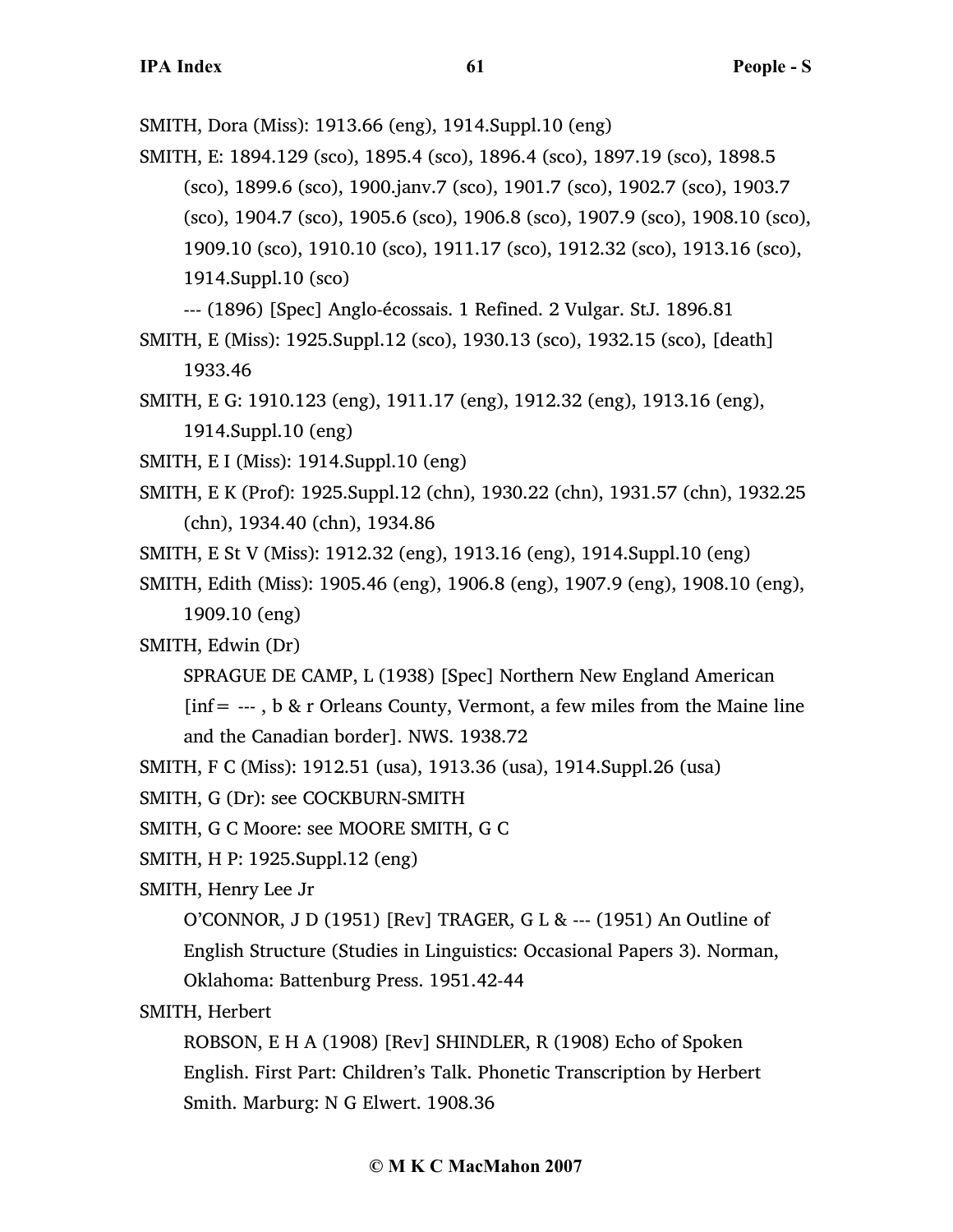SMITH, Dora (Miss): 1913.66 (eng), 1914.Suppl.10 (eng)

SMITH, E: 1894.129 (sco), 1895.4 (sco), 1896.4 (sco), 1897.19 (sco), 1898.5 (sco), 1899.6 (sco), 1900.janv.7 (sco), 1901.7 (sco), 1902.7 (sco), 1903.7 (sco), 1904.7 (sco), 1905.6 (sco), 1906.8 (sco), 1907.9 (sco), 1908.10 (sco), 1909.10 (sco), 1910.10 (sco), 1911.17 (sco), 1912.32 (sco), 1913.16 (sco), 1914.Suppl.10 (sco)

--- (1896) [Spec] Anglo-écossais. 1 Refined. 2 Vulgar. StJ. 1896.81

SMITH, E (Miss): 1925.Suppl.12 (sco), 1930.13 (sco), 1932.15 (sco), [death] 1933.46

SMITH, E G: 1910.123 (eng), 1911.17 (eng), 1912.32 (eng), 1913.16 (eng), 1914.Suppl.10 (eng)

SMITH, E I (Miss): 1914.Suppl.10 (eng)

SMITH, E K (Prof): 1925.Suppl.12 (chn), 1930.22 (chn), 1931.57 (chn), 1932.25 (chn), 1934.40 (chn), 1934.86

SMITH, E St V (Miss): 1912.32 (eng), 1913.16 (eng), 1914.Suppl.10 (eng)

SMITH, Edith (Miss): 1905.46 (eng), 1906.8 (eng), 1907.9 (eng), 1908.10 (eng), 1909.10 (eng)

SMITH, Edwin (Dr)

SPRAGUE DE CAMP, L (1938) [Spec] Northern New England American [inf= --- , b & r Orleans County, Vermont, a few miles from the Maine line and the Canadian border]. NWS. 1938.72

SMITH, F C (Miss): 1912.51 (usa), 1913.36 (usa), 1914.Suppl.26 (usa)

SMITH, G (Dr): see COCKBURN-SMITH

SMITH, G C Moore: see MOORE SMITH, G C

SMITH, H P: 1925.Suppl.12 (eng)

SMITH, Henry Lee Jr

O'CONNOR, J D (1951) [Rev] TRAGER, G L & --- (1951) An Outline of English Structure (Studies in Linguistics: Occasional Papers 3). Norman, Oklahoma: Battenburg Press. 1951.42-44

SMITH, Herbert

ROBSON, E H A (1908) [Rev] SHINDLER, R (1908) Echo of Spoken English. First Part: Children's Talk. Phonetic Transcription by Herbert Smith. Marburg: N G Elwert. 1908.36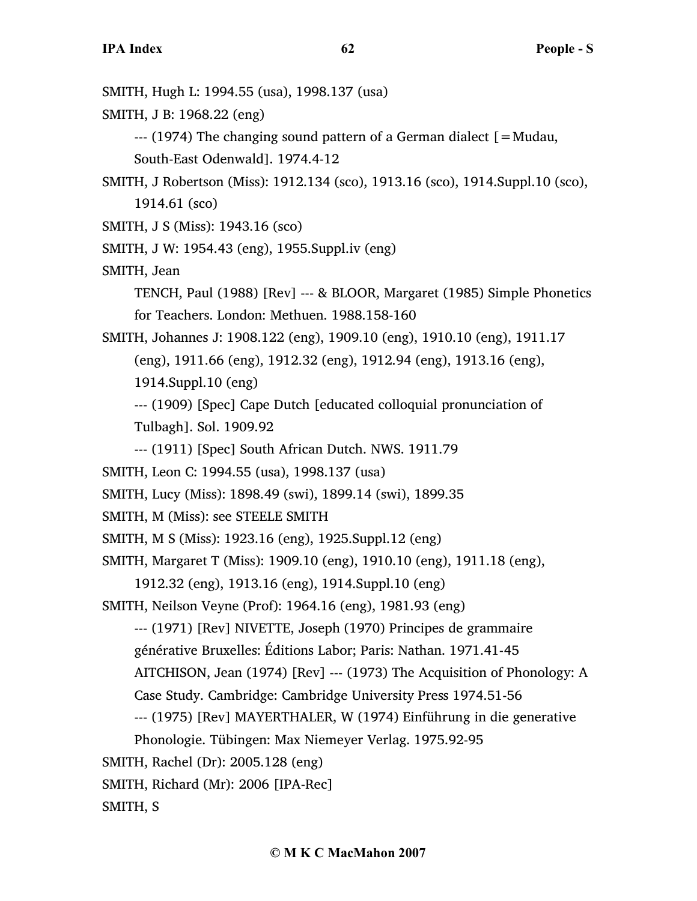SMITH, Hugh L: 1994.55 (usa), 1998.137 (usa)

SMITH, J B: 1968.22 (eng)

--- (1974) The changing sound pattern of a German dialect [=Mudau, South-East Odenwald]. 1974.4-12

SMITH, J Robertson (Miss): 1912.134 (sco), 1913.16 (sco), 1914.Suppl.10 (sco), 1914.61 (sco)

SMITH, J S (Miss): 1943.16 (sco)

SMITH, J W: 1954.43 (eng), 1955.Suppl.iv (eng)

SMITH, Jean

TENCH, Paul (1988) [Rev] --- & BLOOR, Margaret (1985) Simple Phonetics for Teachers. London: Methuen. 1988.158-160

SMITH, Johannes J: 1908.122 (eng), 1909.10 (eng), 1910.10 (eng), 1911.17 (eng), 1911.66 (eng), 1912.32 (eng), 1912.94 (eng), 1913.16 (eng), 1914.Suppl.10 (eng)

--- (1909) [Spec] Cape Dutch [educated colloquial pronunciation of Tulbagh]. Sol. 1909.92

--- (1911) [Spec] South African Dutch. NWS. 1911.79

SMITH, Leon C: 1994.55 (usa), 1998.137 (usa)

SMITH, Lucy (Miss): 1898.49 (swi), 1899.14 (swi), 1899.35

SMITH, M (Miss): see STEELE SMITH

SMITH, M S (Miss): 1923.16 (eng), 1925.Suppl.12 (eng)

SMITH, Margaret T (Miss): 1909.10 (eng), 1910.10 (eng), 1911.18 (eng), 1912.32 (eng), 1913.16 (eng), 1914.Suppl.10 (eng)

SMITH, Neilson Veyne (Prof): 1964.16 (eng), 1981.93 (eng)

--- (1971) [Rev] NIVETTE, Joseph (1970) Principes de grammaire générative Bruxelles: Éditions Labor; Paris: Nathan. 1971.41-45

AITCHISON, Jean (1974) [Rev] --- (1973) The Acquisition of Phonology: A Case Study. Cambridge: Cambridge University Press 1974.51-56

--- (1975) [Rev] MAYERTHALER, W (1974) Einführung in die generative Phonologie. Tübingen: Max Niemeyer Verlag. 1975.92-95

SMITH, Rachel (Dr): 2005.128 (eng)

SMITH, Richard (Mr): 2006 [IPA-Rec]

SMITH, S

© M K C MacMahon 2007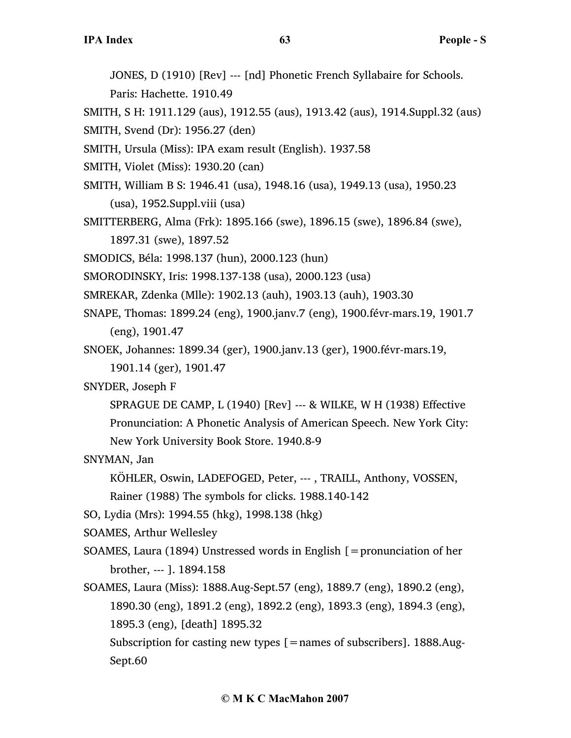JONES, D (1910) [Rev] --- [nd] Phonetic French Syllabaire for Schools. Paris: Hachette. 1910.49

SMITH, S H: 1911.129 (aus), 1912.55 (aus), 1913.42 (aus), 1914.Suppl.32 (aus)

SMITH, Svend (Dr): 1956.27 (den)

SMITH, Ursula (Miss): IPA exam result (English). 1937.58

SMITH, Violet (Miss): 1930.20 (can)

SMITH, William B S: 1946.41 (usa), 1948.16 (usa), 1949.13 (usa), 1950.23 (usa), 1952.Suppl.viii (usa)

SMITTERBERG, Alma (Frk): 1895.166 (swe), 1896.15 (swe), 1896.84 (swe), 1897.31 (swe), 1897.52

SMODICS, Béla: 1998.137 (hun), 2000.123 (hun)

SMORODINSKY, Iris: 1998.137-138 (usa), 2000.123 (usa)

SMREKAR, Zdenka (Mlle): 1902.13 (auh), 1903.13 (auh), 1903.30

SNAPE, Thomas: 1899.24 (eng), 1900.janv.7 (eng), 1900.févr-mars.19, 1901.7 (eng), 1901.47

SNOEK, Johannes: 1899.34 (ger), 1900.janv.13 (ger), 1900.févr-mars.19, 1901.14 (ger), 1901.47

SNYDER, Joseph F

SPRAGUE DE CAMP, L (1940) [Rev] --- & WILKE, W H (1938) Effective Pronunciation: A Phonetic Analysis of American Speech. New York City: New York University Book Store. 1940.8-9

SNYMAN, Jan

KÖHLER, Oswin, LADEFOGED, Peter, --- , TRAILL, Anthony, VOSSEN, Rainer (1988) The symbols for clicks. 1988.140-142

SO, Lydia (Mrs): 1994.55 (hkg), 1998.138 (hkg)

SOAMES, Arthur Wellesley

SOAMES, Laura (1894) Unstressed words in English [=pronunciation of her brother, --- ]. 1894.158

SOAMES, Laura (Miss): 1888.Aug-Sept.57 (eng), 1889.7 (eng), 1890.2 (eng), 1890.30 (eng), 1891.2 (eng), 1892.2 (eng), 1893.3 (eng), 1894.3 (eng), 1895.3 (eng), [death] 1895.32

Subscription for casting new types [=names of subscribers]. 1888.Aug-Sept.60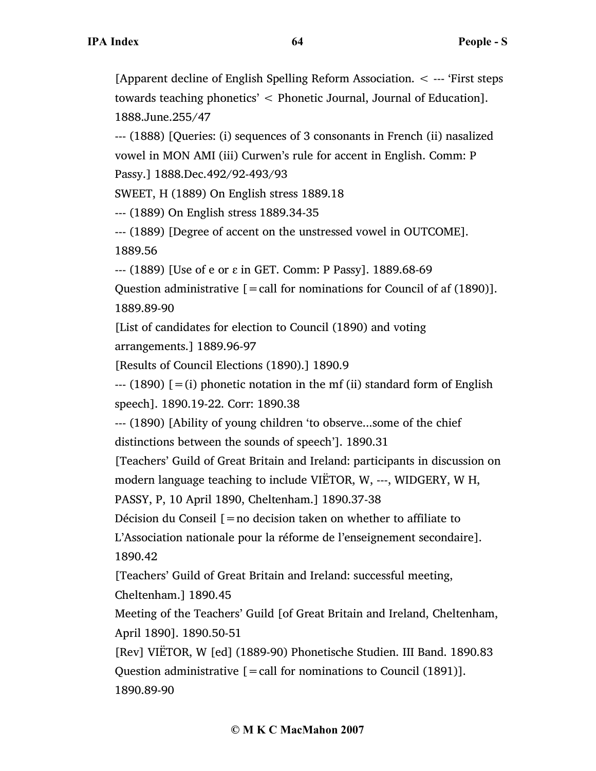[Apparent decline of English Spelling Reform Association. < --- 'First steps towards teaching phonetics' < Phonetic Journal, Journal of Education]. 1888.June.255/47

--- (1888) [Queries: (i) sequences of 3 consonants in French (ii) nasalized vowel in MON AMI (iii) Curwen's rule for accent in English. Comm: P Passy.] 1888.Dec.492/92-493/93

SWEET, H (1889) On English stress 1889.18

--- (1889) On English stress 1889.34-35

--- (1889) [Degree of accent on the unstressed vowel in OUTCOME]. 1889.56

--- (1889) [Use of e or ɛ in GET. Comm: P Passy]. 1889.68-69

Question administrative [=call for nominations for Council of af (1890)]. 1889.89-90

[List of candidates for election to Council (1890) and voting arrangements.] 1889.96-97

[Results of Council Elections (1890).] 1890.9

--- (1890) [=(i) phonetic notation in the mf (ii) standard form of English speech]. 1890.19-22. Corr: 1890.38

--- (1890) [Ability of young children 'to observe...some of the chief distinctions between the sounds of speech']. 1890.31

[Teachers' Guild of Great Britain and Ireland: participants in discussion on modern language teaching to include VIËTOR, W, ---, WIDGERY, W H, PASSY, P, 10 April 1890, Cheltenham.] 1890.37-38

Décision du Conseil [=no decision taken on whether to affiliate to L'Association nationale pour la réforme de l'enseignement secondaire]. 1890.42

[Teachers' Guild of Great Britain and Ireland: successful meeting, Cheltenham.] 1890.45

Meeting of the Teachers' Guild [of Great Britain and Ireland, Cheltenham, April 1890]. 1890.50-51

[Rev] VIËTOR, W [ed] (1889-90) Phonetische Studien. III Band. 1890.83

Question administrative [=call for nominations to Council (1891)]. 1890.89-90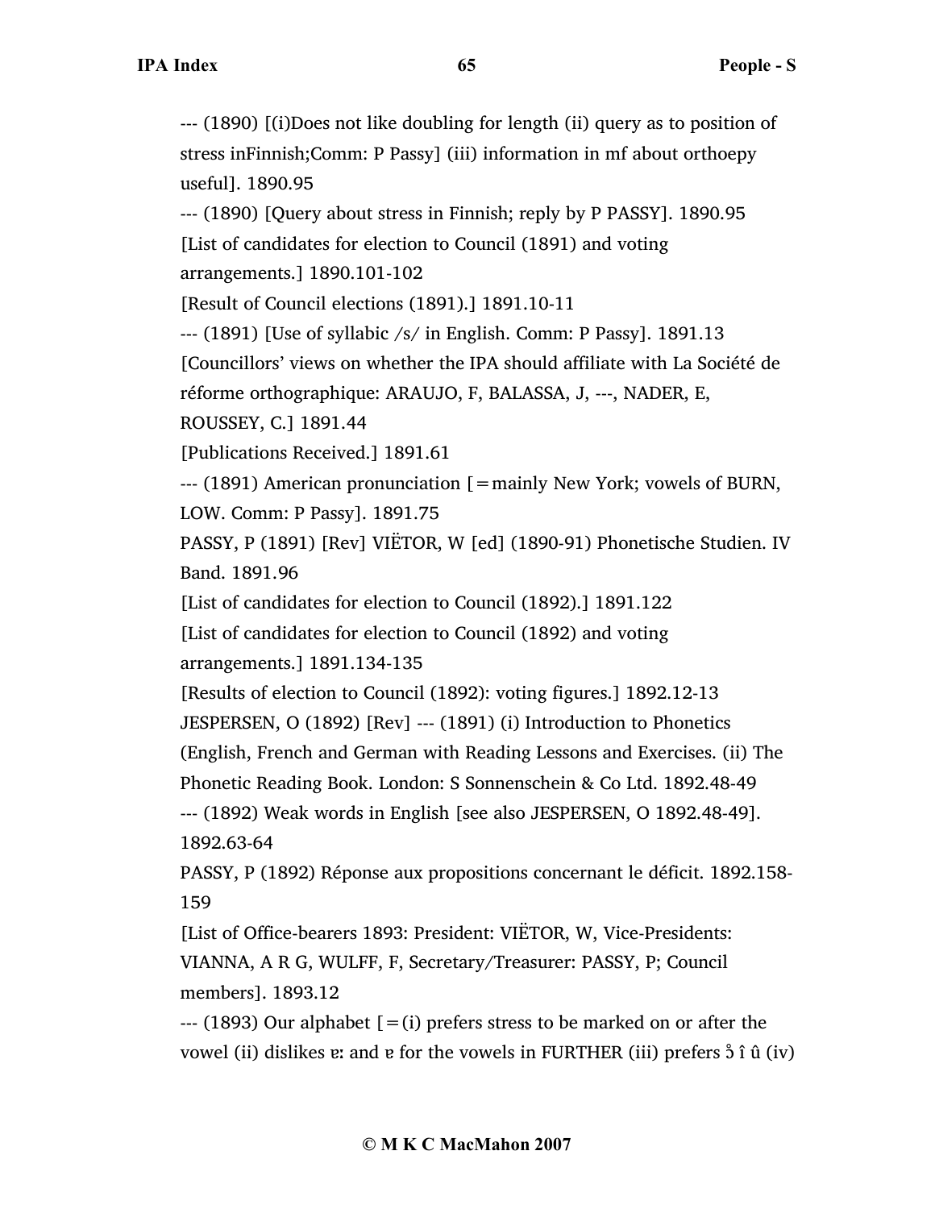--- (1890) [(i)Does not like doubling for length (ii) query as to position of stress inFinnish;Comm: P Passy] (iii) information in mf about orthoepy useful]. 1890.95

--- (1890) [Query about stress in Finnish; reply by P PASSY]. 1890.95

[List of candidates for election to Council (1891) and voting arrangements.] 1890.101-102

[Result of Council elections (1891).] 1891.10-11

--- (1891) [Use of syllabic /s/ in English. Comm: P Passy]. 1891.13

[Councillors' views on whether the IPA should affiliate with La Société de réforme orthographique: ARAUJO, F, BALASSA, J, ---, NADER, E, ROUSSEY, C.] 1891.44

[Publications Received.] 1891.61

--- (1891) American pronunciation [=mainly New York; vowels of BURN, LOW. Comm: P Passy]. 1891.75

PASSY, P (1891) [Rev] VIËTOR, W [ed] (1890-91) Phonetische Studien. IV Band. 1891.96

[List of candidates for election to Council (1892).] 1891.122

[List of candidates for election to Council (1892) and voting arrangements.] 1891.134-135

[Results of election to Council (1892): voting figures.] 1892.12-13

JESPERSEN, O (1892) [Rev] --- (1891) (i) Introduction to Phonetics (English, French and German with Reading Lessons and Exercises. (ii) The Phonetic Reading Book. London: S Sonnenschein & Co Ltd. 1892.48-49

--- (1892) Weak words in English [see also JESPERSEN, O 1892.48-49]. 1892.63-64

PASSY, P (1892) Réponse aux propositions concernant le déficit. 1892.158-159

[List of Office-bearers 1893: President: VIËTOR, W, Vice-Presidents: VIANNA, A R G, WULFF, F, Secretary/Treasurer: PASSY, P; Council members]. 1893.12

--- (1893) Our alphabet [=(i) prefers stress to be marked on or after the vowel (ii) dislikes ɐː and ɐ for the vowels in FURTHER (iii) prefers ɔ̊ î û (iv)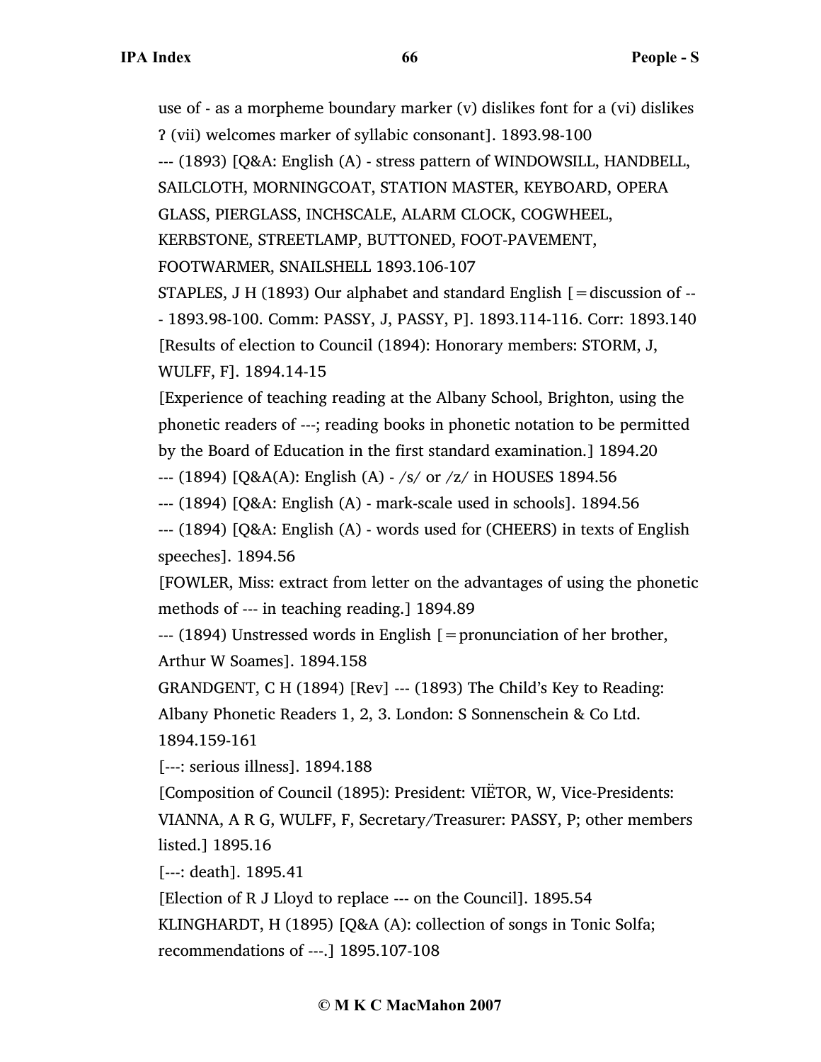use of - as a morpheme boundary marker (v) dislikes font for a (vi) dislikes ʔ (vii) welcomes marker of syllabic consonant]. 1893.98-100

--- (1893) [Q&A: English (A) - stress pattern of WINDOWSILL, HANDBELL, SAILCLOTH, MORNINGCOAT, STATION MASTER, KEYBOARD, OPERA GLASS, PIERGLASS, INCHSCALE, ALARM CLOCK, COGWHEEL, KERBSTONE, STREETLAMP, BUTTONED, FOOT-PAVEMENT, FOOTWARMER, SNAILSHELL 1893.106-107

STAPLES, J H (1893) Our alphabet and standard English [=discussion of --- 1893.98-100. Comm: PASSY, J, PASSY, P]. 1893.114-116. Corr: 1893.140

[Results of election to Council (1894): Honorary members: STORM, J, WULFF, F]. 1894.14-15

[Experience of teaching reading at the Albany School, Brighton, using the phonetic readers of ---; reading books in phonetic notation to be permitted by the Board of Education in the first standard examination.] 1894.20

--- (1894) [Q&A(A): English (A) - /s/ or /z/ in HOUSES 1894.56

--- (1894) [Q&A: English (A) - mark-scale used in schools]. 1894.56

--- (1894) [Q&A: English (A) - words used for (CHEERS) in texts of English speeches]. 1894.56

[FOWLER, Miss: extract from letter on the advantages of using the phonetic methods of --- in teaching reading.] 1894.89

--- (1894) Unstressed words in English [=pronunciation of her brother, Arthur W Soames]. 1894.158

GRANDGENT, C H (1894) [Rev] --- (1893) The Child's Key to Reading: Albany Phonetic Readers 1, 2, 3. London: S Sonnenschein & Co Ltd. 1894.159-161

[---: serious illness]. 1894.188

[Composition of Council (1895): President: VIËTOR, W, Vice-Presidents: VIANNA, A R G, WULFF, F, Secretary/Treasurer: PASSY, P; other members listed.] 1895.16

[---: death]. 1895.41

[Election of R J Lloyd to replace --- on the Council]. 1895.54

KLINGHARDT, H (1895) [Q&A (A): collection of songs in Tonic Solfa; recommendations of ---.] 1895.107-108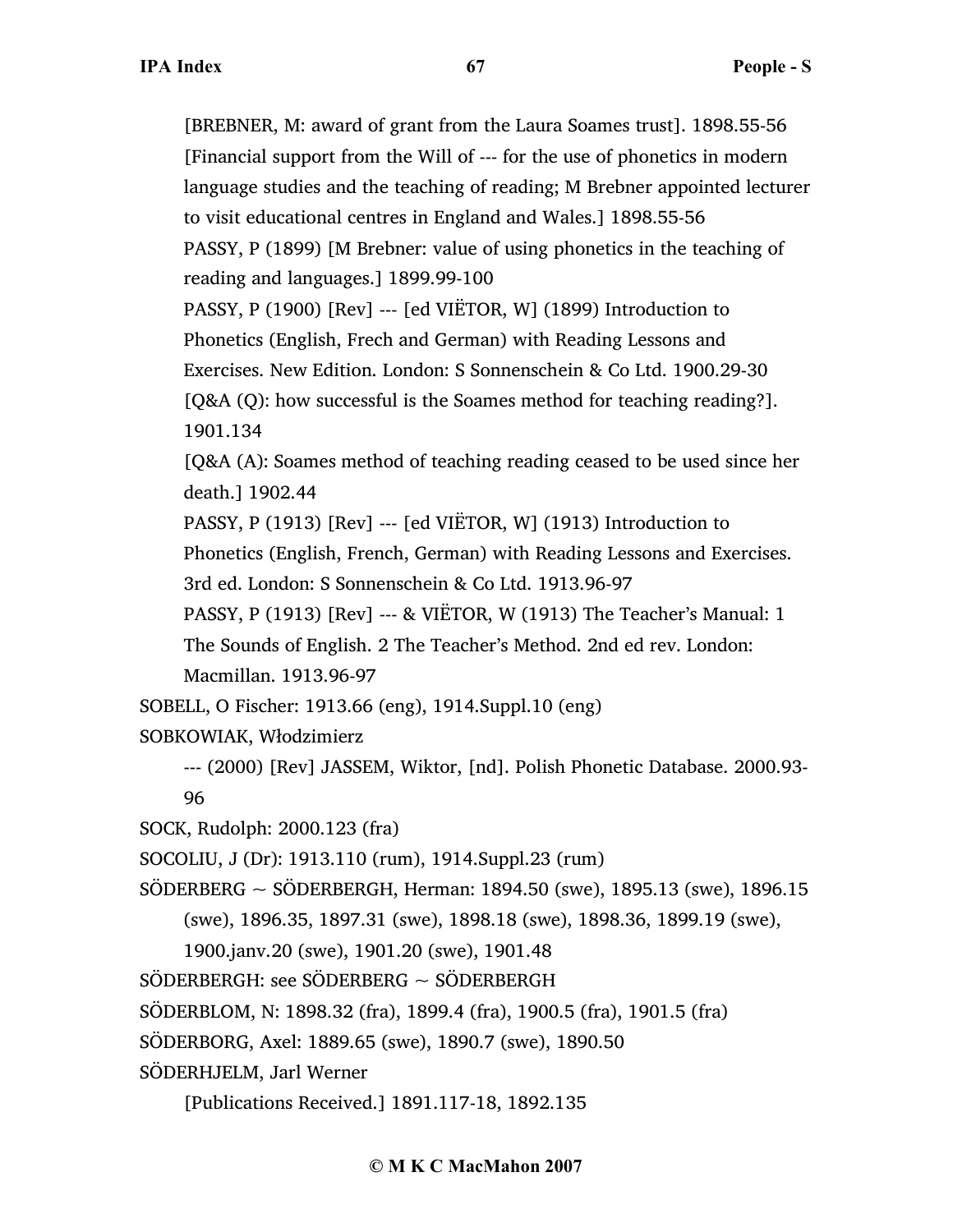[BREBNER, M: award of grant from the Laura Soames trust]. 1898.55-56

[Financial support from the Will of --- for the use of phonetics in modern language studies and the teaching of reading; M Brebner appointed lecturer to visit educational centres in England and Wales.] 1898.55-56

PASSY, P (1899) [M Brebner: value of using phonetics in the teaching of reading and languages.] 1899.99-100

PASSY, P (1900) [Rev] --- [ed VIËTOR, W] (1899) Introduction to Phonetics (English, Frech and German) with Reading Lessons and Exercises. New Edition. London: S Sonnenschein & Co Ltd. 1900.29-30

[Q&A (Q): how successful is the Soames method for teaching reading?]. 1901.134

[Q&A (A): Soames method of teaching reading ceased to be used since her death.] 1902.44

PASSY, P (1913) [Rev] --- [ed VIËTOR, W] (1913) Introduction to Phonetics (English, French, German) with Reading Lessons and Exercises. 3rd ed. London: S Sonnenschein & Co Ltd. 1913.96-97

PASSY, P (1913) [Rev] --- & VIËTOR, W (1913) The Teacher's Manual: 1 The Sounds of English. 2 The Teacher's Method. 2nd ed rev. London: Macmillan. 1913.96-97

SOBELL, O Fischer: 1913.66 (eng), 1914.Suppl.10 (eng)

SOBKOWIAK, Włodzimierz

--- (2000) [Rev] JASSEM, Wiktor, [nd]. Polish Phonetic Database. 2000.93-96

SOCK, Rudolph: 2000.123 (fra)

SOCOLIU, J (Dr): 1913.110 (rum), 1914.Suppl.23 (rum)

SÖDERBERG ~ SÖDERBERGH, Herman: 1894.50 (swe), 1895.13 (swe), 1896.15 (swe), 1896.35, 1897.31 (swe), 1898.18 (swe), 1898.36, 1899.19 (swe), 1900.janv.20 (swe), 1901.20 (swe), 1901.48

SÖDERBERGH: see SÖDERBERG ~ SÖDERBERGH

SÖDERBLOM, N: 1898.32 (fra), 1899.4 (fra), 1900.5 (fra), 1901.5 (fra)

SÖDERBORG, Axel: 1889.65 (swe), 1890.7 (swe), 1890.50

SÖDERHJELM, Jarl Werner

[Publications Received.] 1891.117-18, 1892.135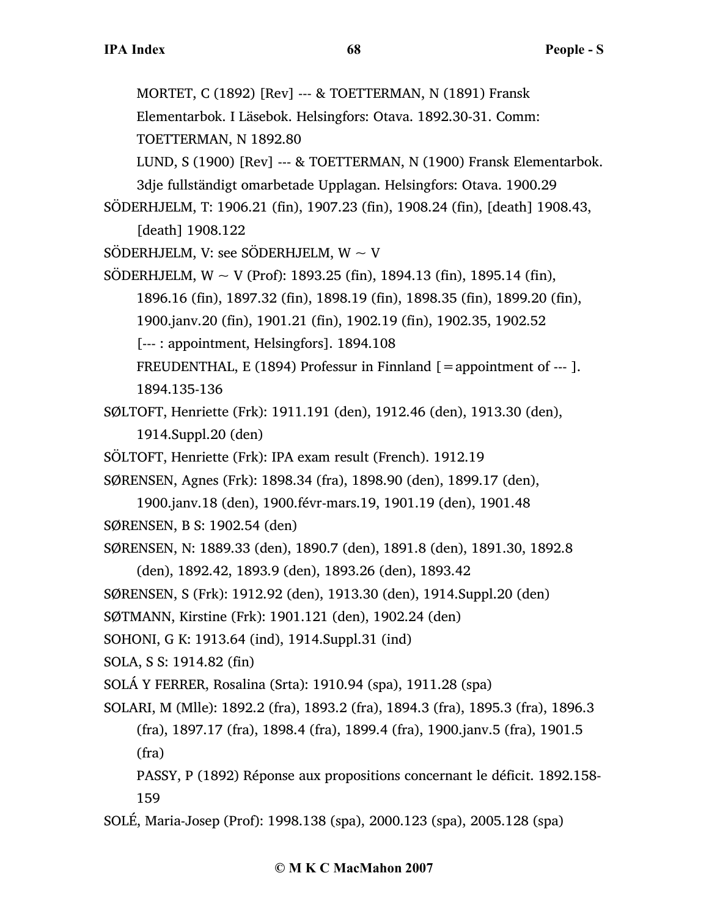MORTET, C (1892) [Rev] --- & TOETTERMAN, N (1891) Fransk Elementarbok. I Läsebok. Helsingfors: Otava. 1892.30-31. Comm: TOETTERMAN, N 1892.80

LUND, S (1900) [Rev] --- & TOETTERMAN, N (1900) Fransk Elementarbok. 3dje fullständigt omarbetade Upplagan. Helsingfors: Otava. 1900.29

SÖDERHJELM, T: 1906.21 (fin), 1907.23 (fin), 1908.24 (fin), [death] 1908.43, [death] 1908.122

SÖDERHJELM, V: see SÖDERHJELM, W ~ V

SÖDERHJELM, W ~ V (Prof): 1893.25 (fin), 1894.13 (fin), 1895.14 (fin), 1896.16 (fin), 1897.32 (fin), 1898.19 (fin), 1898.35 (fin), 1899.20 (fin), 1900.janv.20 (fin), 1901.21 (fin), 1902.19 (fin), 1902.35, 1902.52

[--- : appointment, Helsingfors]. 1894.108

FREUDENTHAL, E (1894) Professur in Finnland [=appointment of --- ]. 1894.135-136

SØLTOFT, Henriette (Frk): 1911.191 (den), 1912.46 (den), 1913.30 (den), 1914.Suppl.20 (den)

SÖLTOFT, Henriette (Frk): IPA exam result (French). 1912.19

SØRENSEN, Agnes (Frk): 1898.34 (fra), 1898.90 (den), 1899.17 (den), 1900.janv.18 (den), 1900.févr-mars.19, 1901.19 (den), 1901.48

SØRENSEN, B S: 1902.54 (den)

SØRENSEN, N: 1889.33 (den), 1890.7 (den), 1891.8 (den), 1891.30, 1892.8 (den), 1892.42, 1893.9 (den), 1893.26 (den), 1893.42

SØRENSEN, S (Frk): 1912.92 (den), 1913.30 (den), 1914.Suppl.20 (den)

SØTMANN, Kirstine (Frk): 1901.121 (den), 1902.24 (den)

SOHONI, G K: 1913.64 (ind), 1914.Suppl.31 (ind)

SOLA, S S: 1914.82 (fin)

SOLÁ Y FERRER, Rosalina (Srta): 1910.94 (spa), 1911.28 (spa)

SOLARI, M (Mlle): 1892.2 (fra), 1893.2 (fra), 1894.3 (fra), 1895.3 (fra), 1896.3 (fra), 1897.17 (fra), 1898.4 (fra), 1899.4 (fra), 1900.janv.5 (fra), 1901.5 (fra)

PASSY, P (1892) Réponse aux propositions concernant le déficit. 1892.158-159

SOLÉ, Maria-Josep (Prof): 1998.138 (spa), 2000.123 (spa), 2005.128 (spa)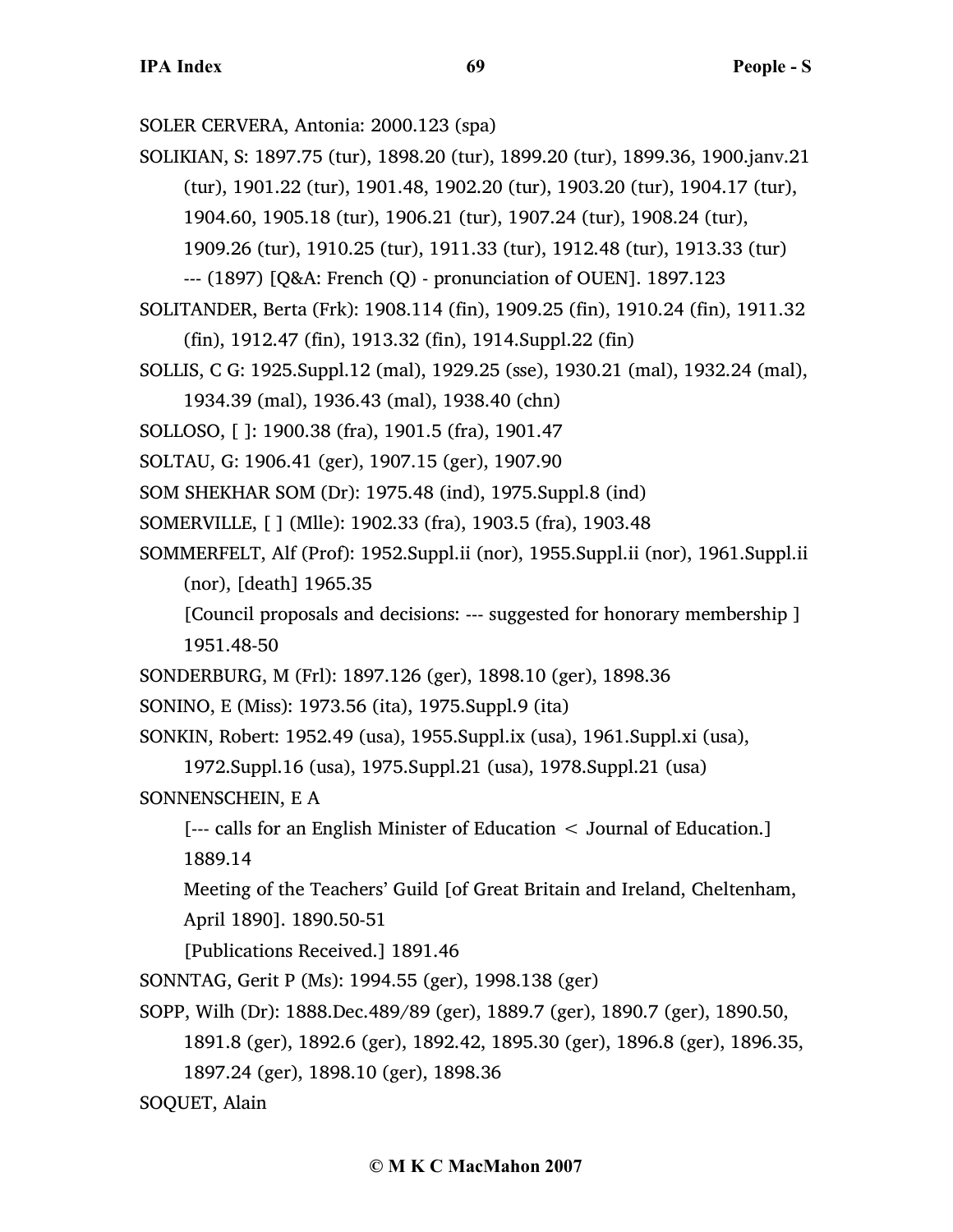SOLER CERVERA, Antonia: 2000.123 (spa)

SOLIKIAN, S: 1897.75 (tur), 1898.20 (tur), 1899.20 (tur), 1899.36, 1900.janv.21 (tur), 1901.22 (tur), 1901.48, 1902.20 (tur), 1903.20 (tur), 1904.17 (tur), 1904.60, 1905.18 (tur), 1906.21 (tur), 1907.24 (tur), 1908.24 (tur), 1909.26 (tur), 1910.25 (tur), 1911.33 (tur), 1912.48 (tur), 1913.33 (tur)
    --- (1897) [Q&A: French (Q) - pronunciation of OUEN]. 1897.123

SOLITANDER, Berta (Frk): 1908.114 (fin), 1909.25 (fin), 1910.24 (fin), 1911.32 (fin), 1912.47 (fin), 1913.32 (fin), 1914.Suppl.22 (fin)

SOLLIS, C G: 1925.Suppl.12 (mal), 1929.25 (sse), 1930.21 (mal), 1932.24 (mal), 1934.39 (mal), 1936.43 (mal), 1938.40 (chn)

SOLLOSO, [ ]: 1900.38 (fra), 1901.5 (fra), 1901.47

SOLTAU, G: 1906.41 (ger), 1907.15 (ger), 1907.90

SOM SHEKHAR SOM (Dr): 1975.48 (ind), 1975.Suppl.8 (ind)

SOMERVILLE, [ ] (Mlle): 1902.33 (fra), 1903.5 (fra), 1903.48

SOMMERFELT, Alf (Prof): 1952.Suppl.ii (nor), 1955.Suppl.ii (nor), 1961.Suppl.ii (nor), [death] 1965.35
    [Council proposals and decisions: --- suggested for honorary membership ] 1951.48-50

SONDERBURG, M (Frl): 1897.126 (ger), 1898.10 (ger), 1898.36

SONINO, E (Miss): 1973.56 (ita), 1975.Suppl.9 (ita)

SONKIN, Robert: 1952.49 (usa), 1955.Suppl.ix (usa), 1961.Suppl.xi (usa), 1972.Suppl.16 (usa), 1975.Suppl.21 (usa), 1978.Suppl.21 (usa)

SONNENSCHEIN, E A
    [--- calls for an English Minister of Education < Journal of Education.] 1889.14
    Meeting of the Teachers' Guild [of Great Britain and Ireland, Cheltenham, April 1890]. 1890.50-51
    [Publications Received.] 1891.46

SONNTAG, Gerit P (Ms): 1994.55 (ger), 1998.138 (ger)

SOPP, Wilh (Dr): 1888.Dec.489/89 (ger), 1889.7 (ger), 1890.7 (ger), 1890.50, 1891.8 (ger), 1892.6 (ger), 1892.42, 1895.30 (ger), 1896.8 (ger), 1896.35, 1897.24 (ger), 1898.10 (ger), 1898.36

SOQUET, Alain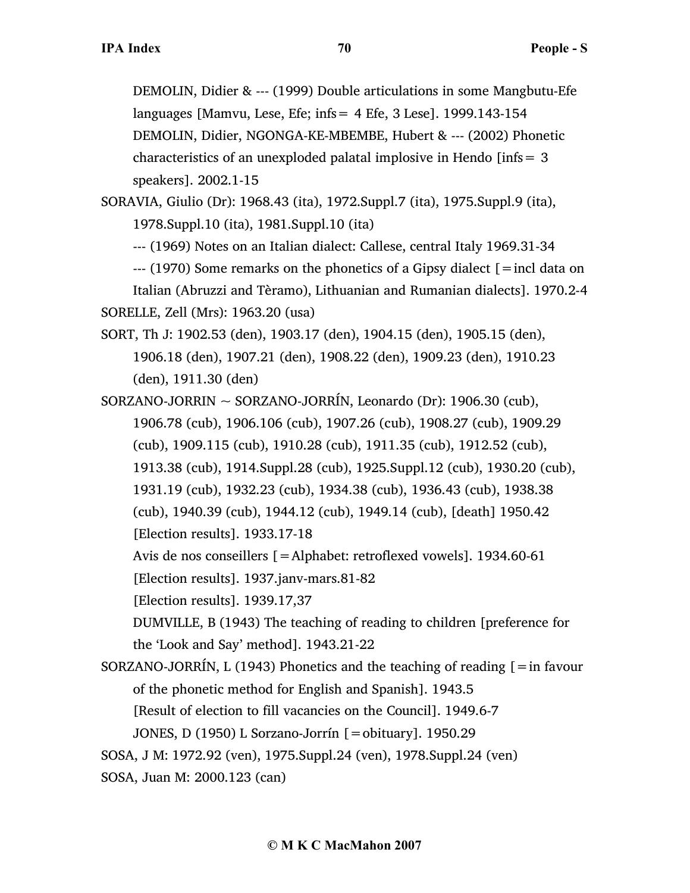DEMOLIN, Didier & --- (1999) Double articulations in some Mangbutu-Efe languages [Mamvu, Lese, Efe; infs= 4 Efe, 3 Lese]. 1999.143-154

DEMOLIN, Didier, NGONGA-KE-MBEMBE, Hubert & --- (2002) Phonetic characteristics of an unexploded palatal implosive in Hendo [infs= 3 speakers]. 2002.1-15

SORAVIA, Giulio (Dr): 1968.43 (ita), 1972.Suppl.7 (ita), 1975.Suppl.9 (ita), 1978.Suppl.10 (ita), 1981.Suppl.10 (ita)

--- (1969) Notes on an Italian dialect: Callese, central Italy 1969.31-34

--- (1970) Some remarks on the phonetics of a Gipsy dialect [=incl data on Italian (Abruzzi and Tèramo), Lithuanian and Rumanian dialects]. 1970.2-4

SORELLE, Zell (Mrs): 1963.20 (usa)

SORT, Th J: 1902.53 (den), 1903.17 (den), 1904.15 (den), 1905.15 (den), 1906.18 (den), 1907.21 (den), 1908.22 (den), 1909.23 (den), 1910.23 (den), 1911.30 (den)

SORZANO-JORRIN ~ SORZANO-JORRÍN, Leonardo (Dr): 1906.30 (cub), 1906.78 (cub), 1906.106 (cub), 1907.26 (cub), 1908.27 (cub), 1909.29 (cub), 1909.115 (cub), 1910.28 (cub), 1911.35 (cub), 1912.52 (cub), 1913.38 (cub), 1914.Suppl.28 (cub), 1925.Suppl.12 (cub), 1930.20 (cub), 1931.19 (cub), 1932.23 (cub), 1934.38 (cub), 1936.43 (cub), 1938.38 (cub), 1940.39 (cub), 1944.12 (cub), 1949.14 (cub), [death] 1950.42

[Election results]. 1933.17-18

Avis de nos conseillers [=Alphabet: retroflexed vowels]. 1934.60-61

[Election results]. 1937.janv-mars.81-82

[Election results]. 1939.17,37

DUMVILLE, B (1943) The teaching of reading to children [preference for the 'Look and Say' method]. 1943.21-22

SORZANO-JORRÍN, L (1943) Phonetics and the teaching of reading [=in favour of the phonetic method for English and Spanish]. 1943.5

[Result of election to fill vacancies on the Council]. 1949.6-7

JONES, D (1950) L Sorzano-Jorrín [=obituary]. 1950.29

SOSA, J M: 1972.92 (ven), 1975.Suppl.24 (ven), 1978.Suppl.24 (ven)

SOSA, Juan M: 2000.123 (can)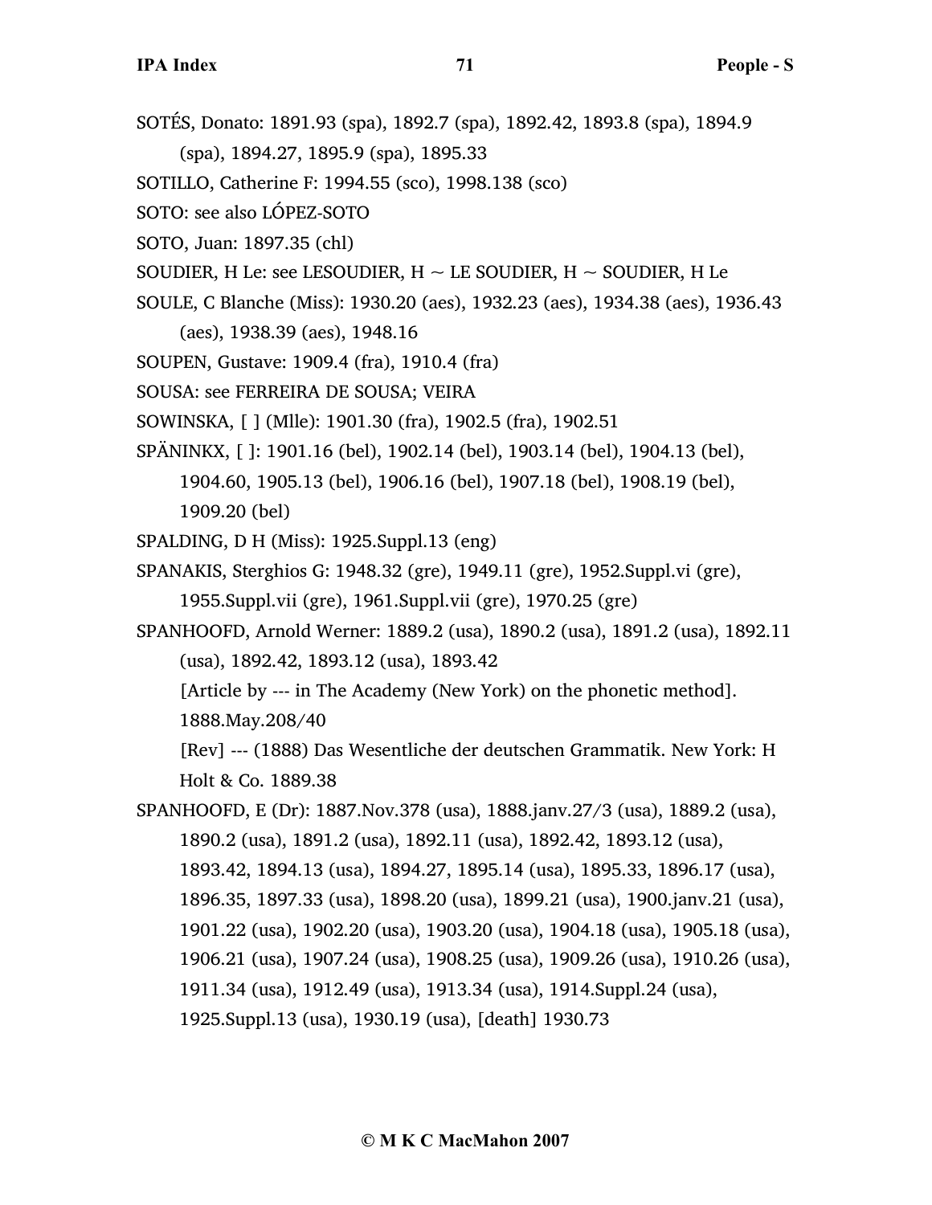SOTÉS, Donato: 1891.93 (spa), 1892.7 (spa), 1892.42, 1893.8 (spa), 1894.9 (spa), 1894.27, 1895.9 (spa), 1895.33

SOTILLO, Catherine F: 1994.55 (sco), 1998.138 (sco)

SOTO: see also LÓPEZ-SOTO

SOTO, Juan: 1897.35 (chl)

SOUDIER, H Le: see LESOUDIER, H ~ LE SOUDIER, H ~ SOUDIER, H Le

SOULE, C Blanche (Miss): 1930.20 (aes), 1932.23 (aes), 1934.38 (aes), 1936.43 (aes), 1938.39 (aes), 1948.16

SOUPEN, Gustave: 1909.4 (fra), 1910.4 (fra)

SOUSA: see FERREIRA DE SOUSA; VEIRA

SOWINSKA, [ ] (Mlle): 1901.30 (fra), 1902.5 (fra), 1902.51

SPÄNINKX, [ ]: 1901.16 (bel), 1902.14 (bel), 1903.14 (bel), 1904.13 (bel), 1904.60, 1905.13 (bel), 1906.16 (bel), 1907.18 (bel), 1908.19 (bel), 1909.20 (bel)

SPALDING, D H (Miss): 1925.Suppl.13 (eng)

SPANAKIS, Sterghios G: 1948.32 (gre), 1949.11 (gre), 1952.Suppl.vi (gre), 1955.Suppl.vii (gre), 1961.Suppl.vii (gre), 1970.25 (gre)

SPANHOOFD, Arnold Werner: 1889.2 (usa), 1890.2 (usa), 1891.2 (usa), 1892.11 (usa), 1892.42, 1893.12 (usa), 1893.42
[Article by --- in The Academy (New York) on the phonetic method]. 1888.May.208/40
[Rev] --- (1888) Das Wesentliche der deutschen Grammatik. New York: H Holt & Co. 1889.38

SPANHOOFD, E (Dr): 1887.Nov.378 (usa), 1888.janv.27/3 (usa), 1889.2 (usa), 1890.2 (usa), 1891.2 (usa), 1892.11 (usa), 1892.42, 1893.12 (usa), 1893.42, 1894.13 (usa), 1894.27, 1895.14 (usa), 1895.33, 1896.17 (usa), 1896.35, 1897.33 (usa), 1898.20 (usa), 1899.21 (usa), 1900.janv.21 (usa), 1901.22 (usa), 1902.20 (usa), 1903.20 (usa), 1904.18 (usa), 1905.18 (usa), 1906.21 (usa), 1907.24 (usa), 1908.25 (usa), 1909.26 (usa), 1910.26 (usa), 1911.34 (usa), 1912.49 (usa), 1913.34 (usa), 1914.Suppl.24 (usa), 1925.Suppl.13 (usa), 1930.19 (usa), [death] 1930.73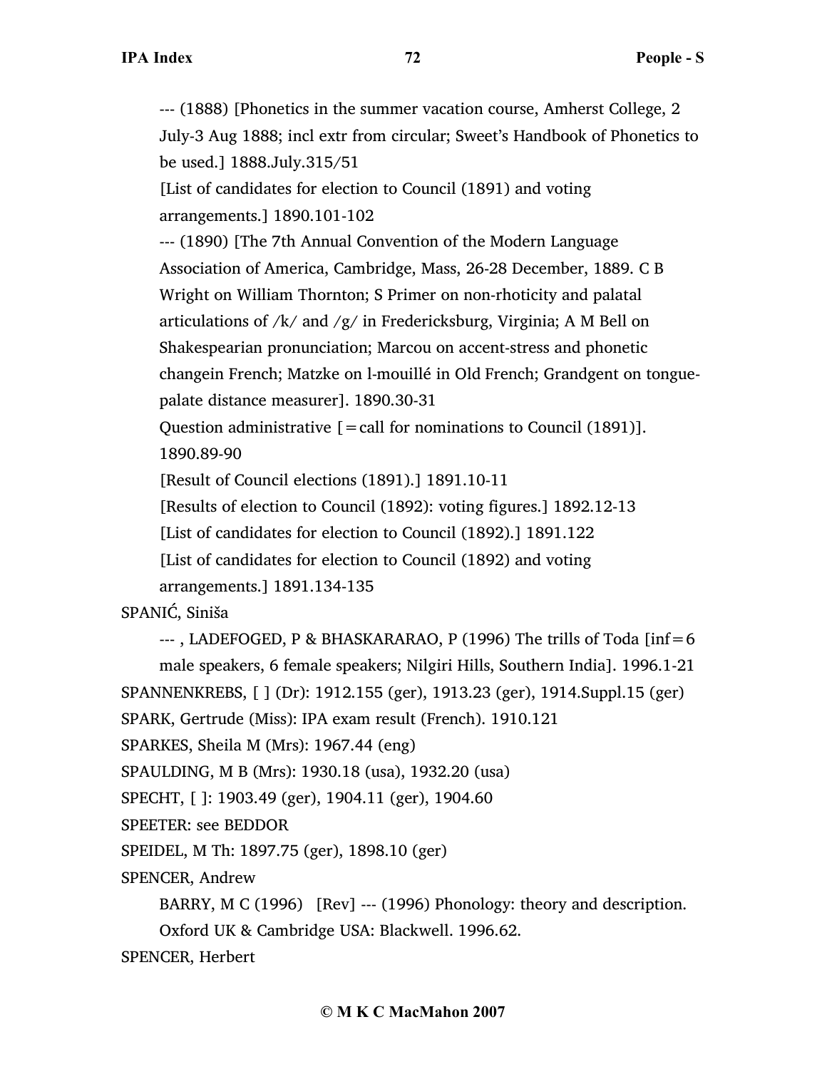--- (1888) [Phonetics in the summer vacation course, Amherst College, 2 July-3 Aug 1888; incl extr from circular; Sweet's Handbook of Phonetics to be used.] 1888.July.315/51

[List of candidates for election to Council (1891) and voting arrangements.] 1890.101-102

--- (1890) [The 7th Annual Convention of the Modern Language Association of America, Cambridge, Mass, 26-28 December, 1889. C B Wright on William Thornton; S Primer on non-rhoticity and palatal articulations of /k/ and /g/ in Fredericksburg, Virginia; A M Bell on Shakespearian pronunciation; Marcou on accent-stress and phonetic changein French; Matzke on l-mouillé in Old French; Grandgent on tongue-palate distance measurer]. 1890.30-31

Question administrative [=call for nominations to Council (1891)]. 1890.89-90

[Result of Council elections (1891).] 1891.10-11

[Results of election to Council (1892): voting figures.] 1892.12-13

[List of candidates for election to Council (1892).] 1891.122

[List of candidates for election to Council (1892) and voting arrangements.] 1891.134-135

SPANIĆ, Siniša

--- , LADEFOGED, P & BHASKARARAO, P (1996) The trills of Toda [inf=6 male speakers, 6 female speakers; Nilgiri Hills, Southern India]. 1996.1-21

SPANNENKREBS, [ ] (Dr): 1912.155 (ger), 1913.23 (ger), 1914.Suppl.15 (ger)

SPARK, Gertrude (Miss): IPA exam result (French). 1910.121

SPARKES, Sheila M (Mrs): 1967.44 (eng)

SPAULDING, M B (Mrs): 1930.18 (usa), 1932.20 (usa)

SPECHT, [ ]: 1903.49 (ger), 1904.11 (ger), 1904.60

SPEETER: see BEDDOR

SPEIDEL, M Th: 1897.75 (ger), 1898.10 (ger)

SPENCER, Andrew

BARRY, M C (1996) [Rev] --- (1996) Phonology: theory and description. Oxford UK & Cambridge USA: Blackwell. 1996.62.

SPENCER, Herbert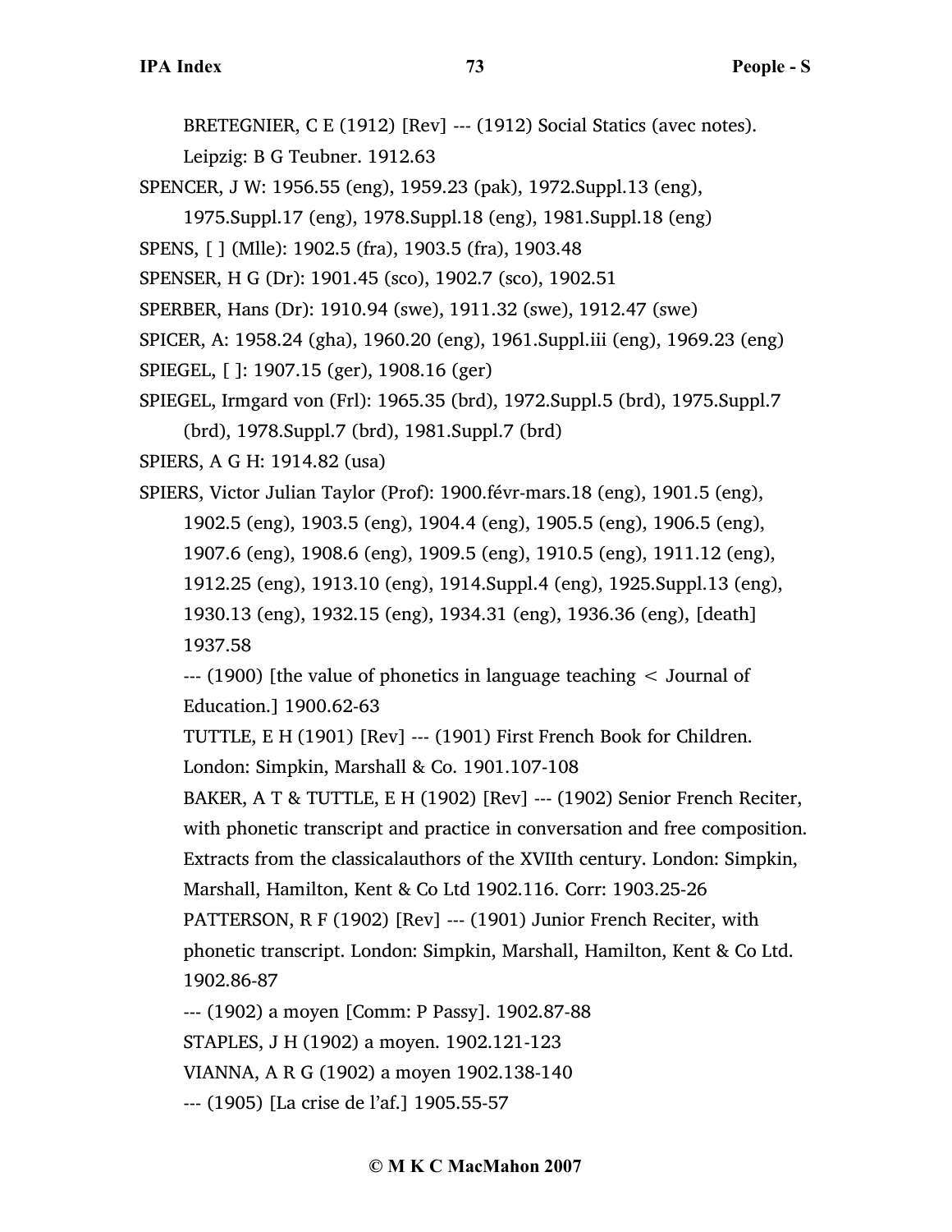BRETEGNIER, C E (1912) [Rev] --- (1912) Social Statics (avec notes). Leipzig: B G Teubner. 1912.63

SPENCER, J W: 1956.55 (eng), 1959.23 (pak), 1972.Suppl.13 (eng), 1975.Suppl.17 (eng), 1978.Suppl.18 (eng), 1981.Suppl.18 (eng)

SPENS, [ ] (Mlle): 1902.5 (fra), 1903.5 (fra), 1903.48

SPENSER, H G (Dr): 1901.45 (sco), 1902.7 (sco), 1902.51

SPERBER, Hans (Dr): 1910.94 (swe), 1911.32 (swe), 1912.47 (swe)

SPICER, A: 1958.24 (gha), 1960.20 (eng), 1961.Suppl.iii (eng), 1969.23 (eng)

SPIEGEL, [ ]: 1907.15 (ger), 1908.16 (ger)

SPIEGEL, Irmgard von (Frl): 1965.35 (brd), 1972.Suppl.5 (brd), 1975.Suppl.7 (brd), 1978.Suppl.7 (brd), 1981.Suppl.7 (brd)

SPIERS, A G H: 1914.82 (usa)

SPIERS, Victor Julian Taylor (Prof): 1900.févr-mars.18 (eng), 1901.5 (eng), 1902.5 (eng), 1903.5 (eng), 1904.4 (eng), 1905.5 (eng), 1906.5 (eng), 1907.6 (eng), 1908.6 (eng), 1909.5 (eng), 1910.5 (eng), 1911.12 (eng), 1912.25 (eng), 1913.10 (eng), 1914.Suppl.4 (eng), 1925.Suppl.13 (eng), 1930.13 (eng), 1932.15 (eng), 1934.31 (eng), 1936.36 (eng), [death] 1937.58

--- (1900) [the value of phonetics in language teaching < Journal of Education.] 1900.62-63

TUTTLE, E H (1901) [Rev] --- (1901) First French Book for Children. London: Simpkin, Marshall & Co. 1901.107-108

BAKER, A T & TUTTLE, E H (1902) [Rev] --- (1902) Senior French Reciter, with phonetic transcript and practice in conversation and free composition. Extracts from the classicalauthors of the XVIIth century. London: Simpkin, Marshall, Hamilton, Kent & Co Ltd 1902.116. Corr: 1903.25-26

PATTERSON, R F (1902) [Rev] --- (1901) Junior French Reciter, with phonetic transcript. London: Simpkin, Marshall, Hamilton, Kent & Co Ltd. 1902.86-87

--- (1902) a moyen [Comm: P Passy]. 1902.87-88

STAPLES, J H (1902) a moyen. 1902.121-123

VIANNA, A R G (1902) a moyen 1902.138-140

--- (1905) [La crise de l'af.] 1905.55-57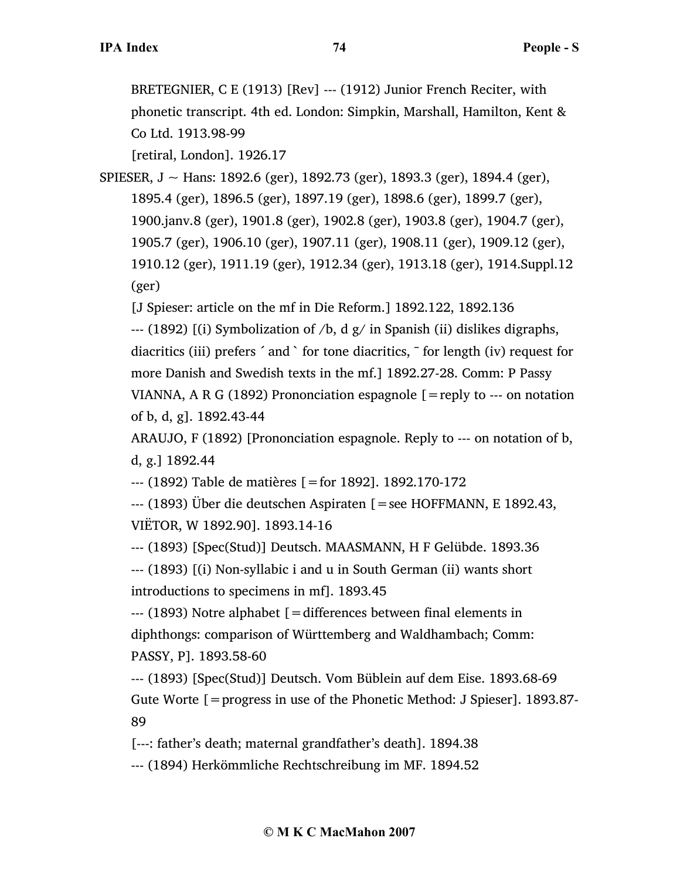BRETEGNIER, C E (1913) [Rev] --- (1912) Junior French Reciter, with phonetic transcript. 4th ed. London: Simpkin, Marshall, Hamilton, Kent & Co Ltd. 1913.98-99

[retiral, London]. 1926.17

SPIESER, J ~ Hans: 1892.6 (ger), 1892.73 (ger), 1893.3 (ger), 1894.4 (ger), 1895.4 (ger), 1896.5 (ger), 1897.19 (ger), 1898.6 (ger), 1899.7 (ger), 1900.janv.8 (ger), 1901.8 (ger), 1902.8 (ger), 1903.8 (ger), 1904.7 (ger), 1905.7 (ger), 1906.10 (ger), 1907.11 (ger), 1908.11 (ger), 1909.12 (ger), 1910.12 (ger), 1911.19 (ger), 1912.34 (ger), 1913.18 (ger), 1914.Suppl.12 (ger)

[J Spieser: article on the mf in Die Reform.] 1892.122, 1892.136

--- (1892) [(i) Symbolization of /b, d g/ in Spanish (ii) dislikes digraphs, diacritics (iii) prefers ´ and ` for tone diacritics, ¯ for length (iv) request for more Danish and Swedish texts in the mf.] 1892.27-28. Comm: P Passy

VIANNA, A R G (1892) Prononciation espagnole [=reply to --- on notation of b, d, g]. 1892.43-44

ARAUJO, F (1892) [Prononciation espagnole. Reply to --- on notation of b, d, g.] 1892.44

--- (1892) Table de matières [=for 1892]. 1892.170-172

--- (1893) Über die deutschen Aspiraten [=see HOFFMANN, E 1892.43, VIËTOR, W 1892.90]. 1893.14-16

--- (1893) [Spec(Stud)] Deutsch. MAASMANN, H F Gelübde. 1893.36

--- (1893) [(i) Non-syllabic i and u in South German (ii) wants short introductions to specimens in mf]. 1893.45

--- (1893) Notre alphabet [=differences between final elements in diphthongs: comparison of Württemberg and Waldhambach; Comm: PASSY, P]. 1893.58-60

--- (1893) [Spec(Stud)] Deutsch. Vom Büblein auf dem Eise. 1893.68-69

Gute Worte [=progress in use of the Phonetic Method: J Spieser]. 1893.87-89

[---: father's death; maternal grandfather's death]. 1894.38

--- (1894) Herkömmliche Rechtschreibung im MF. 1894.52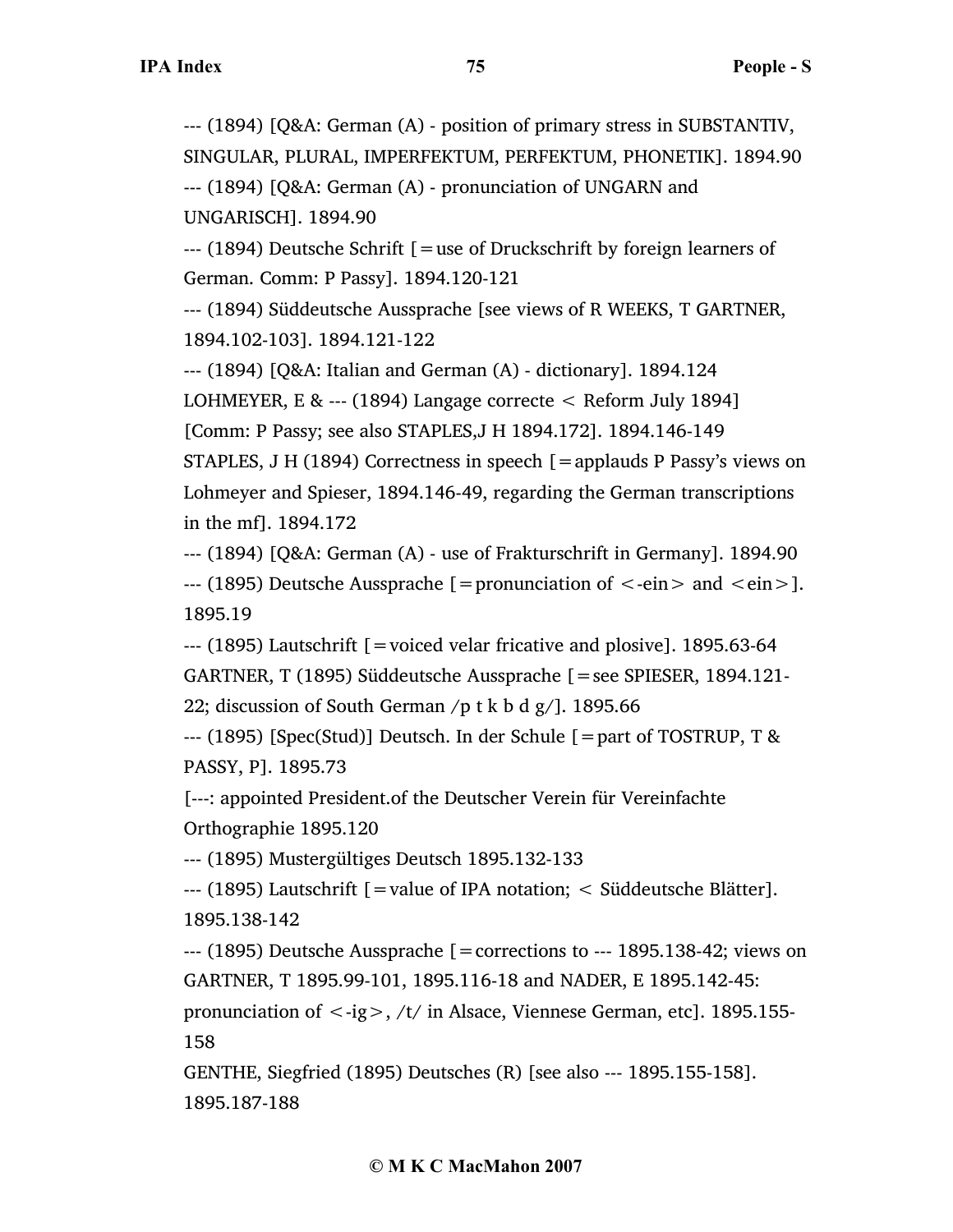--- (1894) [Q&A: German (A) - position of primary stress in SUBSTANTIV, SINGULAR, PLURAL, IMPERFEKTUM, PERFEKTUM, PHONETIK]. 1894.90

--- (1894) [Q&A: German (A) - pronunciation of UNGARN and UNGARISCH]. 1894.90

--- (1894) Deutsche Schrift [=use of Druckschrift by foreign learners of German. Comm: P Passy]. 1894.120-121

--- (1894) Süddeutsche Aussprache [see views of R WEEKS, T GARTNER, 1894.102-103]. 1894.121-122

--- (1894) [Q&A: Italian and German (A) - dictionary]. 1894.124

LOHMEYER, E & --- (1894) Langage correcte < Reform July 1894] [Comm: P Passy; see also STAPLES,J H 1894.172]. 1894.146-149

STAPLES, J H (1894) Correctness in speech [=applauds P Passy's views on Lohmeyer and Spieser, 1894.146-49, regarding the German transcriptions in the mf]. 1894.172

--- (1894) [Q&A: German (A) - use of Frakturschrift in Germany]. 1894.90

--- (1895) Deutsche Aussprache [=pronunciation of <-ein> and <ein>]. 1895.19

--- (1895) Lautschrift [=voiced velar fricative and plosive]. 1895.63-64

GARTNER, T (1895) Süddeutsche Aussprache [=see SPIESER, 1894.121-22; discussion of South German /p t k b d g/]. 1895.66

--- (1895) [Spec(Stud)] Deutsch. In der Schule [=part of TOSTRUP, T & PASSY, P]. 1895.73

[---: appointed President.of the Deutscher Verein für Vereinfachte Orthographie 1895.120

--- (1895) Mustergültiges Deutsch 1895.132-133

--- (1895) Lautschrift [=value of IPA notation; < Süddeutsche Blätter]. 1895.138-142

--- (1895) Deutsche Aussprache [=corrections to --- 1895.138-42; views on GARTNER, T 1895.99-101, 1895.116-18 and NADER, E 1895.142-45: pronunciation of <-ig>, /t/ in Alsace, Viennese German, etc]. 1895.155-158

GENTHE, Siegfried (1895) Deutsches (R) [see also --- 1895.155-158]. 1895.187-188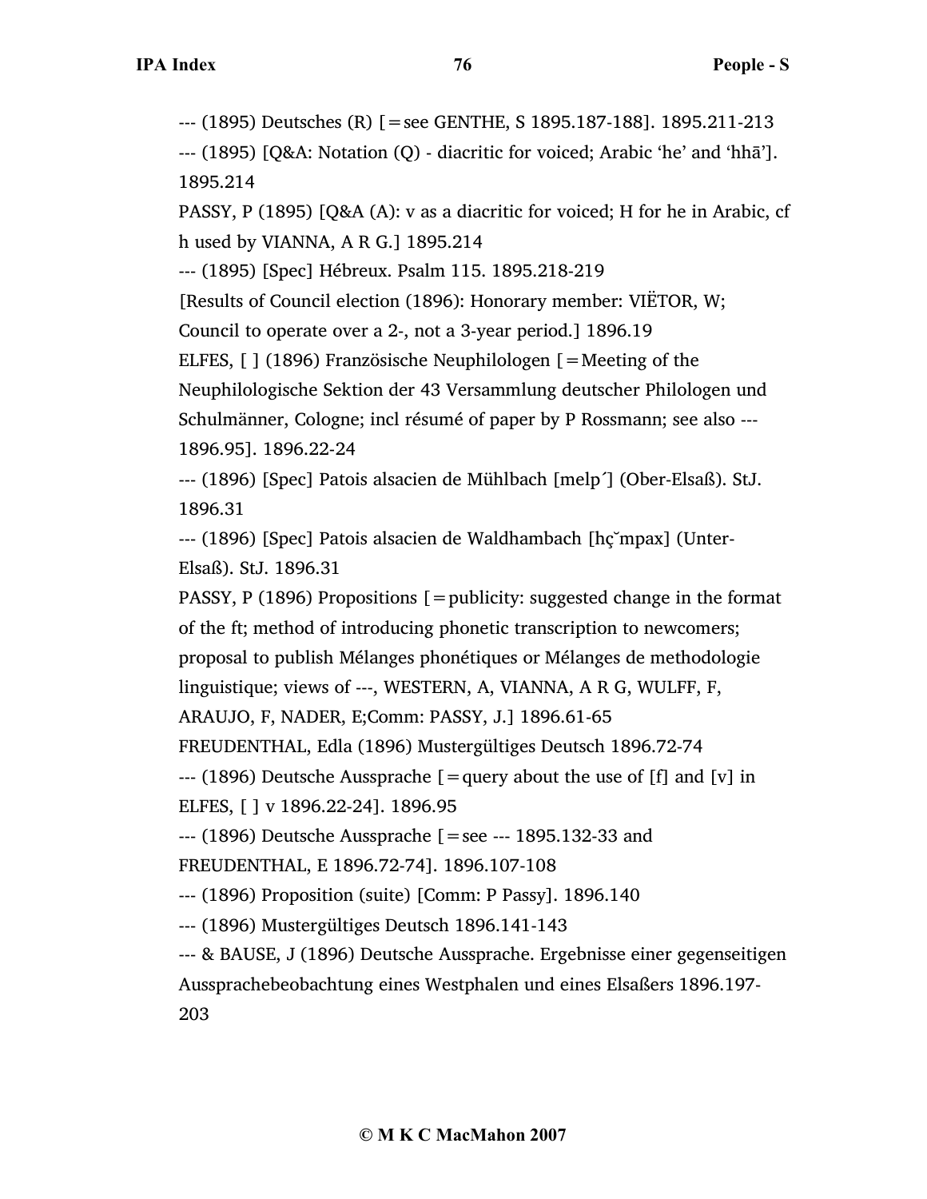--- (1895) Deutsches (R) [=see GENTHE, S 1895.187-188]. 1895.211-213

--- (1895) [Q&A: Notation (Q) - diacritic for voiced; Arabic ‘he’ and ‘hhā’]. 1895.214

PASSY, P (1895) [Q&A (A): v as a diacritic for voiced; H for he in Arabic, cf h used by VIANNA, A R G.] 1895.214

--- (1895) [Spec] Hébreux. Psalm 115. 1895.218-219

[Results of Council election (1896): Honorary member: VIËTOR, W; Council to operate over a 2-, not a 3-year period.] 1896.19

ELFES, [ ] (1896) Französische Neuphilologen [=Meeting of the Neuphilologische Sektion der 43 Versammlung deutscher Philologen und Schulmänner, Cologne; incl résumé of paper by P Rossmann; see also --- 1896.95]. 1896.22-24

--- (1896) [Spec] Patois alsacien de Mühlbach [melp´] (Ober-Elsaß). StJ. 1896.31

--- (1896) [Spec] Patois alsacien de Waldhambach [hç˘mpax] (Unter-Elsaß). StJ. 1896.31

PASSY, P (1896) Propositions [=publicity: suggested change in the format of the ft; method of introducing phonetic transcription to newcomers; proposal to publish Mélanges phonétiques or Mélanges de methodologie linguistique; views of ---, WESTERN, A, VIANNA, A R G, WULFF, F, ARAUJO, F, NADER, E;Comm: PASSY, J.] 1896.61-65

FREUDENTHAL, Edla (1896) Mustergültiges Deutsch 1896.72-74

--- (1896) Deutsche Aussprache [=query about the use of [f] and [v] in ELFES, [ ] v 1896.22-24]. 1896.95

--- (1896) Deutsche Aussprache [=see --- 1895.132-33 and FREUDENTHAL, E 1896.72-74]. 1896.107-108

--- (1896) Proposition (suite) [Comm: P Passy]. 1896.140

--- (1896) Mustergültiges Deutsch 1896.141-143

--- & BAUSE, J (1896) Deutsche Aussprache. Ergebnisse einer gegenseitigen Ausssprachebeobachtung eines Westphalen und eines Elsaßers 1896.197-203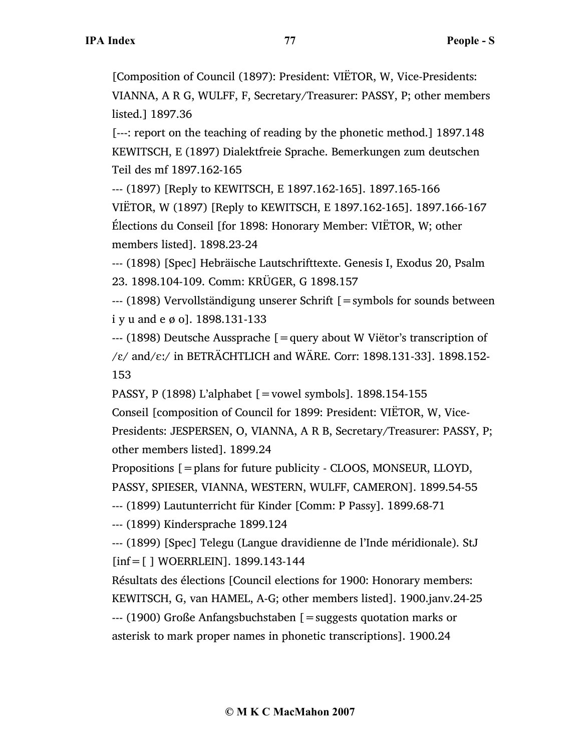[Composition of Council (1897): President: VIËTOR, W, Vice-Presidents: VIANNA, A R G, WULFF, F, Secretary/Treasurer: PASSY, P; other members listed.] 1897.36

[---: report on the teaching of reading by the phonetic method.] 1897.148

KEWITSCH, E (1897) Dialektfreie Sprache. Bemerkungen zum deutschen Teil des mf 1897.162-165

--- (1897) [Reply to KEWITSCH, E 1897.162-165]. 1897.165-166

VIËTOR, W (1897) [Reply to KEWITSCH, E 1897.162-165]. 1897.166-167

Élections du Conseil [for 1898: Honorary Member: VIËTOR, W; other members listed]. 1898.23-24

--- (1898) [Spec] Hebräische Lautschrifttexte. Genesis I, Exodus 20, Psalm 23. 1898.104-109. Comm: KRÜGER, G 1898.157

--- (1898) Vervollständigung unserer Schrift [=symbols for sounds between i y u and e ø o]. 1898.131-133

--- (1898) Deutsche Aussprache [=query about W Viëtor's transcription of /ɛ/ and/ɛː/ in BETRÄCHTLICH and WÄRE. Corr: 1898.131-33]. 1898.152-153

PASSY, P (1898) L'alphabet [=vowel symbols]. 1898.154-155

Conseil [composition of Council for 1899: President: VIËTOR, W, Vice-Presidents: JESPERSEN, O, VIANNA, A R B, Secretary/Treasurer: PASSY, P; other members listed]. 1899.24

Propositions [=plans for future publicity - CLOOS, MONSEUR, LLOYD, PASSY, SPIESER, VIANNA, WESTERN, WULFF, CAMERON]. 1899.54-55

--- (1899) Lautunterricht für Kinder [Comm: P Passy]. 1899.68-71

--- (1899) Kindersprache 1899.124

--- (1899) [Spec] Telegu (Langue dravidienne de l'Inde méridionale). StJ [inf=[ ] WOERRLEIN]. 1899.143-144

Résultats des élections [Council elections for 1900: Honorary members: KEWITSCH, G, van HAMEL, A-G; other members listed]. 1900.janv.24-25

--- (1900) Große Anfangsbuchstaben [=suggests quotation marks or asterisk to mark proper names in phonetic transcriptions]. 1900.24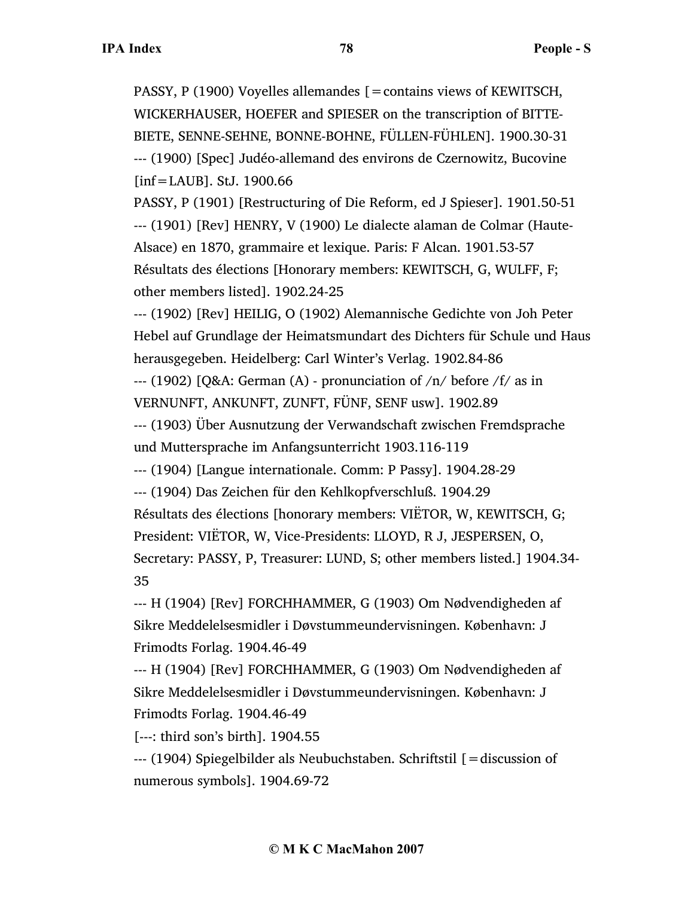PASSY, P (1900) Voyelles allemandes [=contains views of KEWITSCH, WICKERHAUSER, HOEFER and SPIESER on the transcription of BITTE-BIETE, SENNE-SEHNE, BONNE-BOHNE, FÜLLEN-FÜHLEN]. 1900.30-31

--- (1900) [Spec] Judéo-allemand des environs de Czernowitz, Bucovine [inf=LAUB]. StJ. 1900.66

PASSY, P (1901) [Restructuring of Die Reform, ed J Spieser]. 1901.50-51

--- (1901) [Rev] HENRY, V (1900) Le dialecte alaman de Colmar (Haute-Alsace) en 1870, grammaire et lexique. Paris: F Alcan. 1901.53-57

Résultats des élections [Honorary members: KEWITSCH, G, WULFF, F; other members listed]. 1902.24-25

--- (1902) [Rev] HEILIG, O (1902) Alemannische Gedichte von Joh Peter Hebel auf Grundlage der Heimatsmundart des Dichters für Schule und Haus herausgegeben. Heidelberg: Carl Winter's Verlag. 1902.84-86

--- (1902) [Q&A: German (A) - pronunciation of /n/ before /f/ as in VERNUNFT, ANKUNFT, ZUNFT, FÜNF, SENF usw]. 1902.89

--- (1903) Über Ausnutzung der Verwandschaft zwischen Fremdsprache und Muttersprache im Anfangsunterricht 1903.116-119

--- (1904) [Langue internationale. Comm: P Passy]. 1904.28-29

--- (1904) Das Zeichen für den Kehlkopfverschluß. 1904.29

Résultats des élections [honorary members: VIËTOR, W, KEWITSCH, G; President: VIËTOR, W, Vice-Presidents: LLOYD, R J, JESPERSEN, O, Secretary: PASSY, P, Treasurer: LUND, S; other members listed.] 1904.34-35

--- H (1904) [Rev] FORCHHAMMER, G (1903) Om Nødvendigheden af Sikre Meddelelsesmidler i Døvstummeundervisningen. København: J Frimodts Forlag. 1904.46-49

--- H (1904) [Rev] FORCHHAMMER, G (1903) Om Nødvendigheden af Sikre Meddelelsesmidler i Døvstummeundervisningen. København: J Frimodts Forlag. 1904.46-49

[---: third son's birth]. 1904.55

--- (1904) Spiegelbilder als Neubuchstaben. Schriftstil [=discussion of numerous symbols]. 1904.69-72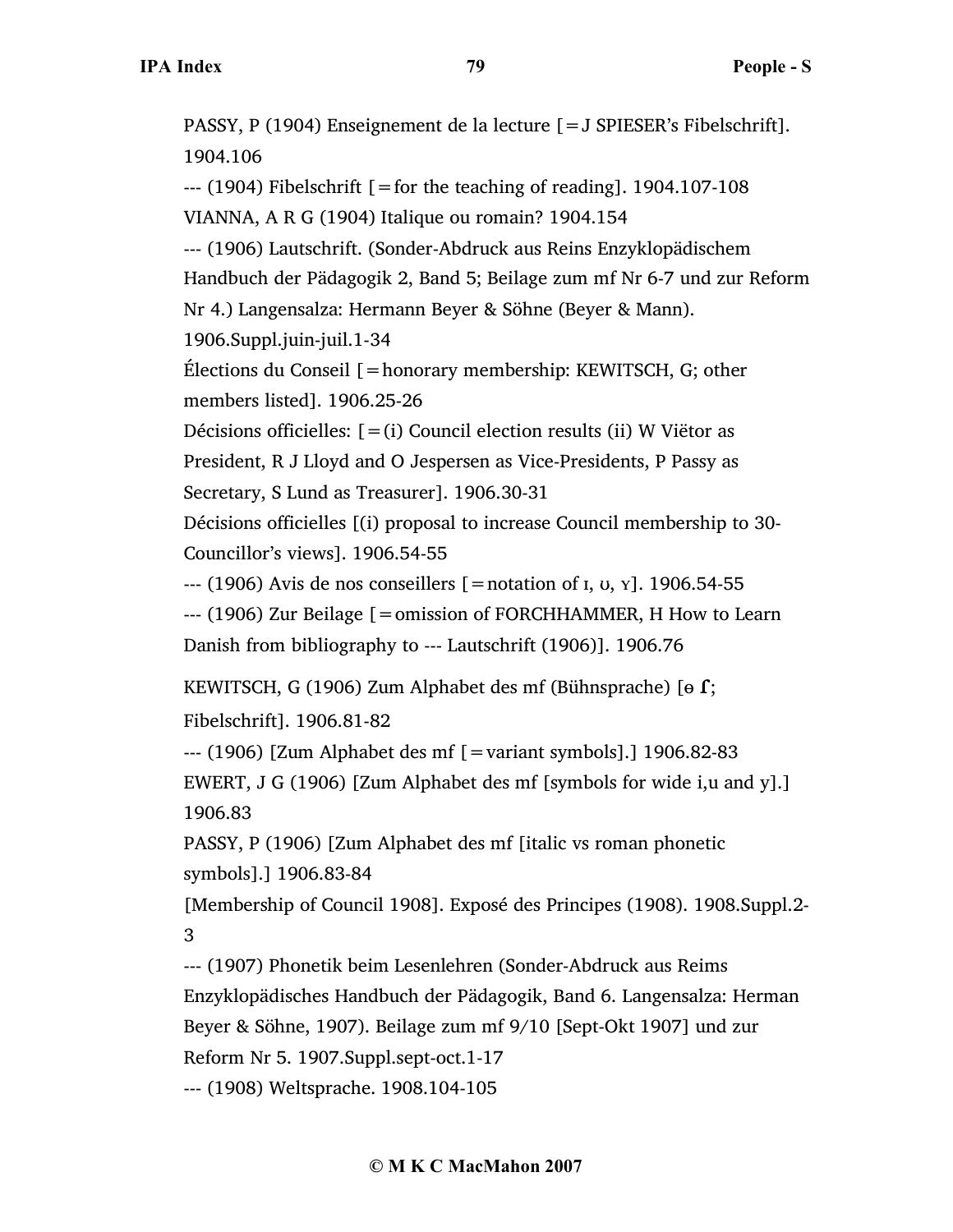PASSY, P (1904) Enseignement de la lecture [=J SPIESER's Fibelschrift]. 1904.106

--- (1904) Fibelschrift [=for the teaching of reading]. 1904.107-108

VIANNA, A R G (1904) Italique ou romain? 1904.154

--- (1906) Lautschrift. (Sonder-Abdruck aus Reins Enzyklopädischem Handbuch der Pädagogik 2, Band 5; Beilage zum mf Nr 6-7 und zur Reform Nr 4.) Langensalza: Hermann Beyer & Söhne (Beyer & Mann). 1906.Suppl.juin-juil.1-34

Élections du Conseil [=honorary membership: KEWITSCH, G; other members listed]. 1906.25-26

Décisions officielles: [=(i) Council election results (ii) W Viëtor as President, R J Lloyd and O Jespersen as Vice-Presidents, P Passy as Secretary, S Lund as Treasurer]. 1906.30-31

Décisions officielles [(i) proposal to increase Council membership to 30-Councillor's views]. 1906.54-55

--- (1906) Avis de nos conseillers [=notation of ɪ, ʊ, ʏ]. 1906.54-55

--- (1906) Zur Beilage [=omission of FORCHHAMMER, H How to Learn Danish from bibliography to --- Lautschrift (1906)]. 1906.76

KEWITSCH, G (1906) Zum Alphabet des mf (Bühnsprache) [ɵ ɾ; Fibelschrift]. 1906.81-82

--- (1906) [Zum Alphabet des mf [=variant symbols].] 1906.82-83

EWERT, J G (1906) [Zum Alphabet des mf [symbols for wide i,u and y].] 1906.83

PASSY, P (1906) [Zum Alphabet des mf [italic vs roman phonetic symbols].] 1906.83-84

[Membership of Council 1908]. Exposé des Principes (1908). 1908.Suppl.2-3

--- (1907) Phonetik beim Lesenlehren (Sonder-Abdruck aus Reims Enzyklopädisches Handbuch der Pädagogik, Band 6. Langensalza: Herman Beyer & Söhne, 1907). Beilage zum mf 9/10 [Sept-Okt 1907] und zur Reform Nr 5. 1907.Suppl.sept-oct.1-17

--- (1908) Weltsprache. 1908.104-105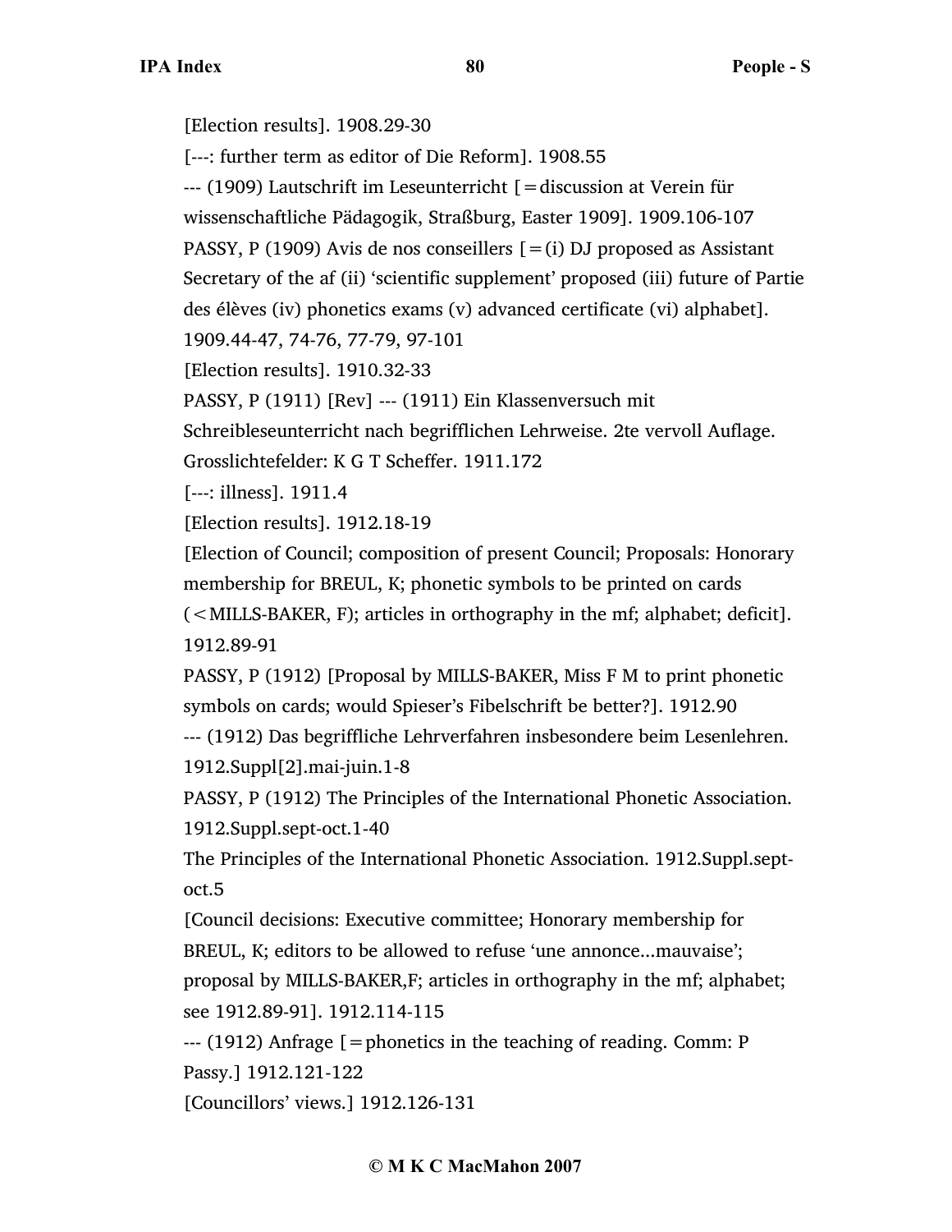[Election results]. 1908.29-30

[---: further term as editor of Die Reform]. 1908.55

--- (1909) Lautschrift im Leseunterricht [=discussion at Verein für wissenschaftliche Pädagogik, Straßburg, Easter 1909]. 1909.106-107

PASSY, P (1909) Avis de nos conseillers [=(i) DJ proposed as Assistant Secretary of the af (ii) 'scientific supplement' proposed (iii) future of Partie des élèves (iv) phonetics exams (v) advanced certificate (vi) alphabet]. 1909.44-47, 74-76, 77-79, 97-101

[Election results]. 1910.32-33

PASSY, P (1911) [Rev] --- (1911) Ein Klassenversuch mit Schreibleseunterricht nach begrifflichen Lehrweise. 2te vervoll Auflage. Grosslichtefelder: K G T Scheffer. 1911.172

[---: illness]. 1911.4

[Election results]. 1912.18-19

[Election of Council; composition of present Council; Proposals: Honorary membership for BREUL, K; phonetic symbols to be printed on cards (<MILLS-BAKER, F); articles in orthography in the mf; alphabet; deficit]. 1912.89-91

PASSY, P (1912) [Proposal by MILLS-BAKER, Miss F M to print phonetic symbols on cards; would Spieser's Fibelschrift be better?]. 1912.90

--- (1912) Das begriffliche Lehrverfahren insbesondere beim Lesenlehren. 1912.Suppl[2].mai-juin.1-8

PASSY, P (1912) The Principles of the International Phonetic Association. 1912.Suppl.sept-oct.1-40

The Principles of the International Phonetic Association. 1912.Suppl.sept-oct.5

[Council decisions: Executive committee; Honorary membership for BREUL, K; editors to be allowed to refuse 'une annonce...mauvaise'; proposal by MILLS-BAKER,F; articles in orthography in the mf; alphabet; see 1912.89-91]. 1912.114-115

--- (1912) Anfrage [=phonetics in the teaching of reading. Comm: P Passy.] 1912.121-122

[Councillors' views.] 1912.126-131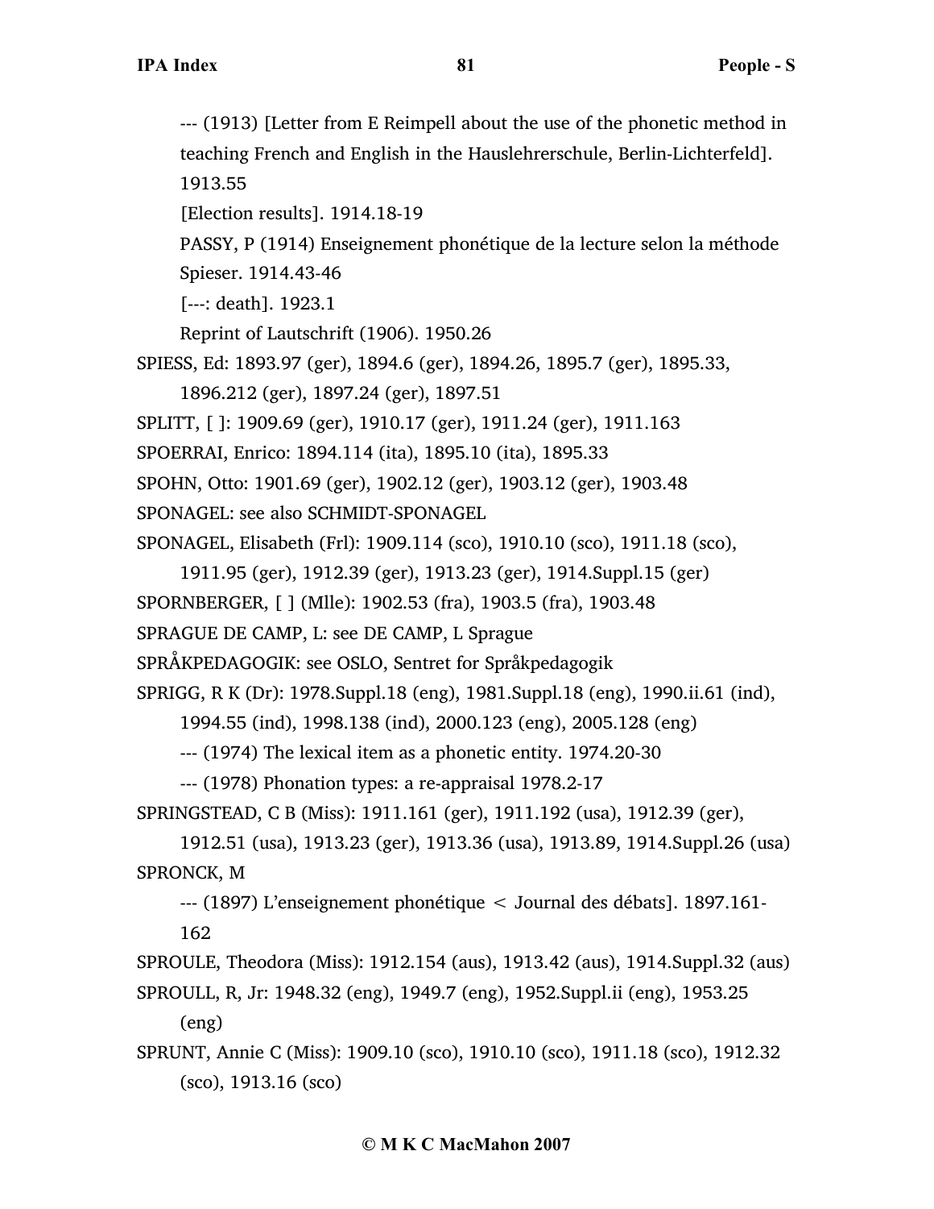--- (1913) [Letter from E Reimpell about the use of the phonetic method in teaching French and English in the Hauslehrerschule, Berlin-Lichterfeld]. 1913.55

[Election results]. 1914.18-19

PASSY, P (1914) Enseignement phonétique de la lecture selon la méthode Spieser. 1914.43-46

[---: death]. 1923.1

Reprint of Lautschrift (1906). 1950.26

SPIESS, Ed: 1893.97 (ger), 1894.6 (ger), 1894.26, 1895.7 (ger), 1895.33, 1896.212 (ger), 1897.24 (ger), 1897.51

SPLITT, [ ]: 1909.69 (ger), 1910.17 (ger), 1911.24 (ger), 1911.163

SPOERRAI, Enrico: 1894.114 (ita), 1895.10 (ita), 1895.33

SPOHN, Otto: 1901.69 (ger), 1902.12 (ger), 1903.12 (ger), 1903.48

SPONAGEL: see also SCHMIDT-SPONAGEL

SPONAGEL, Elisabeth (Frl): 1909.114 (sco), 1910.10 (sco), 1911.18 (sco), 1911.95 (ger), 1912.39 (ger), 1913.23 (ger), 1914.Suppl.15 (ger)

SPORNBERGER, [ ] (Mlle): 1902.53 (fra), 1903.5 (fra), 1903.48

SPRAGUE DE CAMP, L: see DE CAMP, L Sprague

SPRÅKPEDAGOGIK: see OSLO, Sentret for Språkpedagogik

SPRIGG, R K (Dr): 1978.Suppl.18 (eng), 1981.Suppl.18 (eng), 1990.ii.61 (ind), 1994.55 (ind), 1998.138 (ind), 2000.123 (eng), 2005.128 (eng)

--- (1974) The lexical item as a phonetic entity. 1974.20-30

--- (1978) Phonation types: a re-appraisal 1978.2-17

SPRINGSTEAD, C B (Miss): 1911.161 (ger), 1911.192 (usa), 1912.39 (ger), 1912.51 (usa), 1913.23 (ger), 1913.36 (usa), 1913.89, 1914.Suppl.26 (usa)

SPRONCK, M

--- (1897) L'enseignement phonétique < Journal des débats]. 1897.161-162

SPROULE, Theodora (Miss): 1912.154 (aus), 1913.42 (aus), 1914.Suppl.32 (aus)

SPROULL, R, Jr: 1948.32 (eng), 1949.7 (eng), 1952.Suppl.ii (eng), 1953.25 (eng)

SPRUNT, Annie C (Miss): 1909.10 (sco), 1910.10 (sco), 1911.18 (sco), 1912.32 (sco), 1913.16 (sco)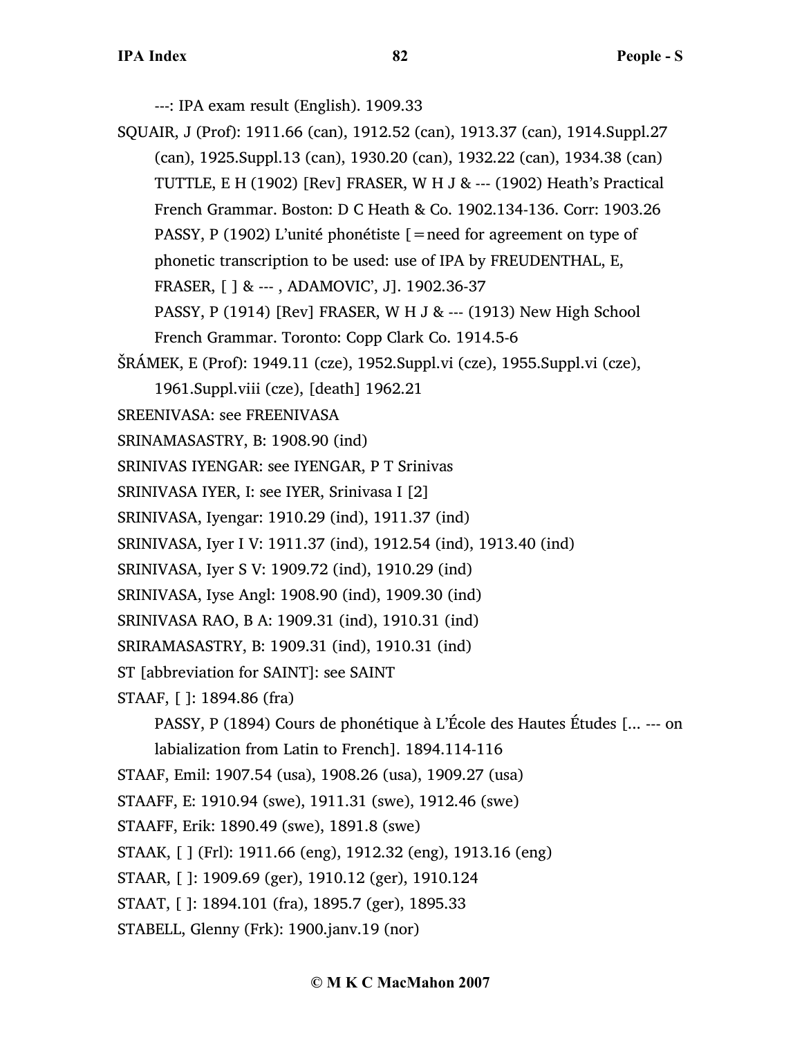---: IPA exam result (English). 1909.33

SQUAIR, J (Prof): 1911.66 (can), 1912.52 (can), 1913.37 (can), 1914.Suppl.27 (can), 1925.Suppl.13 (can), 1930.20 (can), 1932.22 (can), 1934.38 (can)

TUTTLE, E H (1902) [Rev] FRASER, W H J & --- (1902) Heath's Practical French Grammar. Boston: D C Heath & Co. 1902.134-136. Corr: 1903.26

PASSY, P (1902) L'unité phonétiste [=need for agreement on type of phonetic transcription to be used: use of IPA by FREUDENTHAL, E, FRASER, [ ] & --- , ADAMOVIC', J]. 1902.36-37

PASSY, P (1914) [Rev] FRASER, W H J & --- (1913) New High School French Grammar. Toronto: Copp Clark Co. 1914.5-6

ŠRÁMEK, E (Prof): 1949.11 (cze), 1952.Suppl.vi (cze), 1955.Suppl.vi (cze), 1961.Suppl.viii (cze), [death] 1962.21

SREENIVASA: see FREENIVASA

SRINAMASASTRY, B: 1908.90 (ind)

SRINIVAS IYENGAR: see IYENGAR, P T Srinivas

SRINIVASA IYER, I: see IYER, Srinivasa I [2]

SRINIVASA, Iyengar: 1910.29 (ind), 1911.37 (ind)

SRINIVASA, Iyer I V: 1911.37 (ind), 1912.54 (ind), 1913.40 (ind)

SRINIVASA, Iyer S V: 1909.72 (ind), 1910.29 (ind)

SRINIVASA, Iyse Angl: 1908.90 (ind), 1909.30 (ind)

SRINIVASA RAO, B A: 1909.31 (ind), 1910.31 (ind)

SRIRAMASASTRY, B: 1909.31 (ind), 1910.31 (ind)

ST [abbreviation for SAINT]: see SAINT

STAAF, [ ]: 1894.86 (fra)

PASSY, P (1894) Cours de phonétique à L'École des Hautes Études [... --- on labialization from Latin to French]. 1894.114-116

STAAF, Emil: 1907.54 (usa), 1908.26 (usa), 1909.27 (usa)

STAAFF, E: 1910.94 (swe), 1911.31 (swe), 1912.46 (swe)

STAAFF, Erik: 1890.49 (swe), 1891.8 (swe)

STAAK, [ ] (Frl): 1911.66 (eng), 1912.32 (eng), 1913.16 (eng)

STAAR, [ ]: 1909.69 (ger), 1910.12 (ger), 1910.124

STAAT, [ ]: 1894.101 (fra), 1895.7 (ger), 1895.33

STABELL, Glenny (Frk): 1900.janv.19 (nor)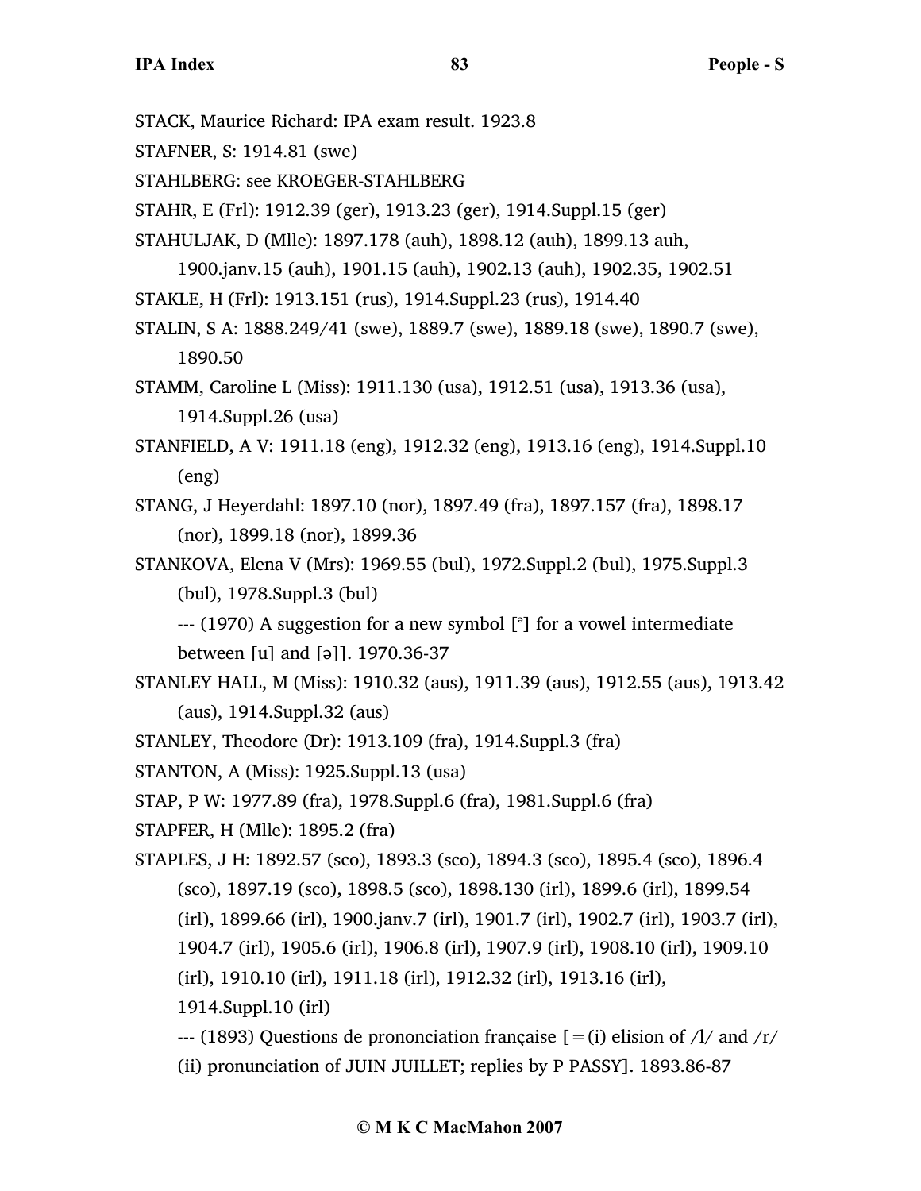STACK, Maurice Richard: IPA exam result. 1923.8

STAFNER, S: 1914.81 (swe)

STAHLBERG: see KROEGER-STAHLBERG

STAHR, E (Frl): 1912.39 (ger), 1913.23 (ger), 1914.Suppl.15 (ger)

STAHULJAK, D (Mlle): 1897.178 (auh), 1898.12 (auh), 1899.13 auh, 1900.janv.15 (auh), 1901.15 (auh), 1902.13 (auh), 1902.35, 1902.51

STAKLE, H (Frl): 1913.151 (rus), 1914.Suppl.23 (rus), 1914.40

STALIN, S A: 1888.249/41 (swe), 1889.7 (swe), 1889.18 (swe), 1890.7 (swe), 1890.50

STAMM, Caroline L (Miss): 1911.130 (usa), 1912.51 (usa), 1913.36 (usa), 1914.Suppl.26 (usa)

STANFIELD, A V: 1911.18 (eng), 1912.32 (eng), 1913.16 (eng), 1914.Suppl.10 (eng)

STANG, J Heyerdahl: 1897.10 (nor), 1897.49 (fra), 1897.157 (fra), 1898.17 (nor), 1899.18 (nor), 1899.36

STANKOVA, Elena V (Mrs): 1969.55 (bul), 1972.Suppl.2 (bul), 1975.Suppl.3 (bul), 1978.Suppl.3 (bul)

--- (1970) A suggestion for a new symbol [ᵊ] for a vowel intermediate between [u] and [ə]]. 1970.36-37

STANLEY HALL, M (Miss): 1910.32 (aus), 1911.39 (aus), 1912.55 (aus), 1913.42 (aus), 1914.Suppl.32 (aus)

STANLEY, Theodore (Dr): 1913.109 (fra), 1914.Suppl.3 (fra)

STANTON, A (Miss): 1925.Suppl.13 (usa)

STAP, P W: 1977.89 (fra), 1978.Suppl.6 (fra), 1981.Suppl.6 (fra)

STAPFER, H (Mlle): 1895.2 (fra)

STAPLES, J H: 1892.57 (sco), 1893.3 (sco), 1894.3 (sco), 1895.4 (sco), 1896.4 (sco), 1897.19 (sco), 1898.5 (sco), 1898.130 (irl), 1899.6 (irl), 1899.54 (irl), 1899.66 (irl), 1900.janv.7 (irl), 1901.7 (irl), 1902.7 (irl), 1903.7 (irl), 1904.7 (irl), 1905.6 (irl), 1906.8 (irl), 1907.9 (irl), 1908.10 (irl), 1909.10 (irl), 1910.10 (irl), 1911.18 (irl), 1912.32 (irl), 1913.16 (irl), 1914.Suppl.10 (irl)

--- (1893) Questions de prononciation française [=(i) elision of /l/ and /r/ (ii) pronunciation of JUIN JUILLET; replies by P PASSY]. 1893.86-87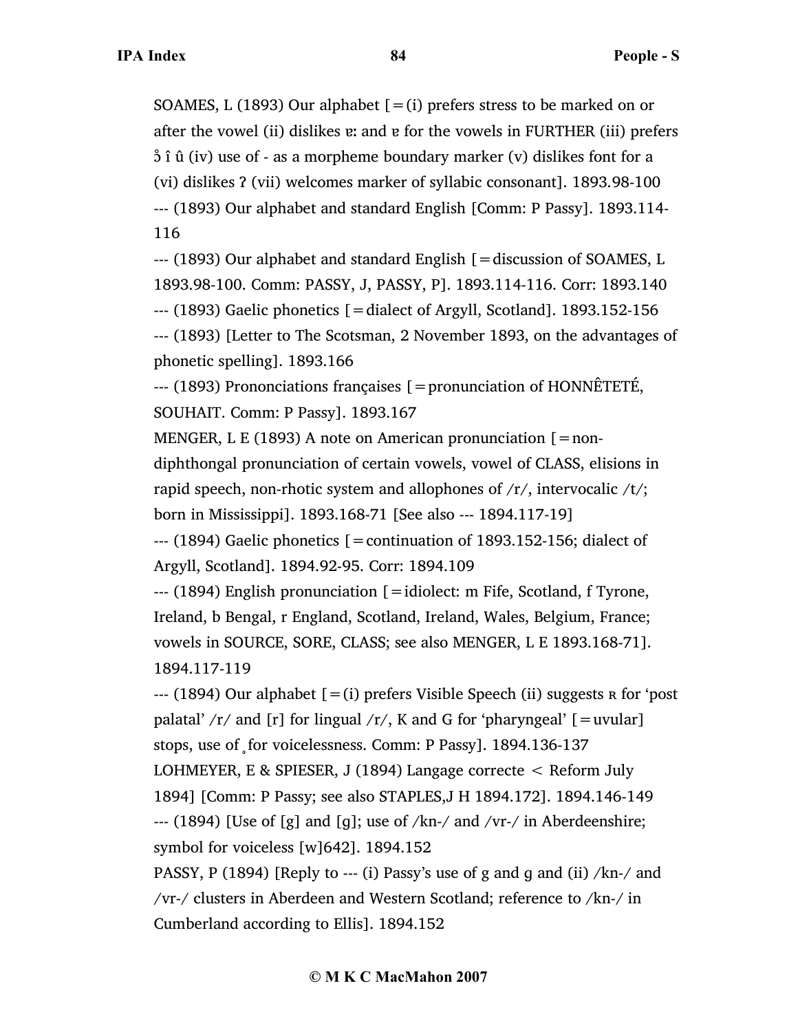SOAMES, L (1893) Our alphabet [=(i) prefers stress to be marked on or after the vowel (ii) dislikes ɐː and ɐ for the vowels in FURTHER (iii) prefers ɔ̂ î û (iv) use of - as a morpheme boundary marker (v) dislikes font for a (vi) dislikes ʔ (vii) welcomes marker of syllabic consonant]. 1893.98-100

--- (1893) Our alphabet and standard English [Comm: P Passy]. 1893.114-116

--- (1893) Our alphabet and standard English [=discussion of SOAMES, L 1893.98-100. Comm: PASSY, J, PASSY, P]. 1893.114-116. Corr: 1893.140

--- (1893) Gaelic phonetics [=dialect of Argyll, Scotland]. 1893.152-156

--- (1893) [Letter to The Scotsman, 2 November 1893, on the advantages of phonetic spelling]. 1893.166

--- (1893) Prononciations françaises [=pronunciation of HONNÊTETÉ, SOUHAIT. Comm: P Passy]. 1893.167

MENGER, L E (1893) A note on American pronunciation [=non-diphthongal pronunciation of certain vowels, vowel of CLASS, elisions in rapid speech, non-rhotic system and allophones of /r/, intervocalic /t/; born in Mississippi]. 1893.168-71 [See also --- 1894.117-19]

--- (1894) Gaelic phonetics [=continuation of 1893.152-156; dialect of Argyll, Scotland]. 1894.92-95. Corr: 1894.109

--- (1894) English pronunciation [=idiolect: m Fife, Scotland, f Tyrone, Ireland, b Bengal, r England, Scotland, Ireland, Wales, Belgium, France; vowels in SOURCE, SORE, CLASS; see also MENGER, L E 1893.168-71]. 1894.117-119

--- (1894) Our alphabet [=(i) prefers Visible Speech (ii) suggests ʀ for 'post palatal' /r/ and [r] for lingual /r/, K and G for 'pharyngeal' [=uvular] stops, use of ̥ for voicelessness. Comm: P Passy]. 1894.136-137

LOHMEYER, E & SPIESER, J (1894) Langage correcte < Reform July 1894] [Comm: P Passy; see also STAPLES,J H 1894.172]. 1894.146-149

--- (1894) [Use of [g] and [g]; use of /kn-/ and /vr-/ in Aberdeenshire; symbol for voiceless [w]642]. 1894.152

PASSY, P (1894) [Reply to --- (i) Passy's use of g and g and (ii) /kn-/ and /vr-/ clusters in Aberdeen and Western Scotland; reference to /kn-/ in Cumberland according to Ellis]. 1894.152

© M K C MacMahon 2007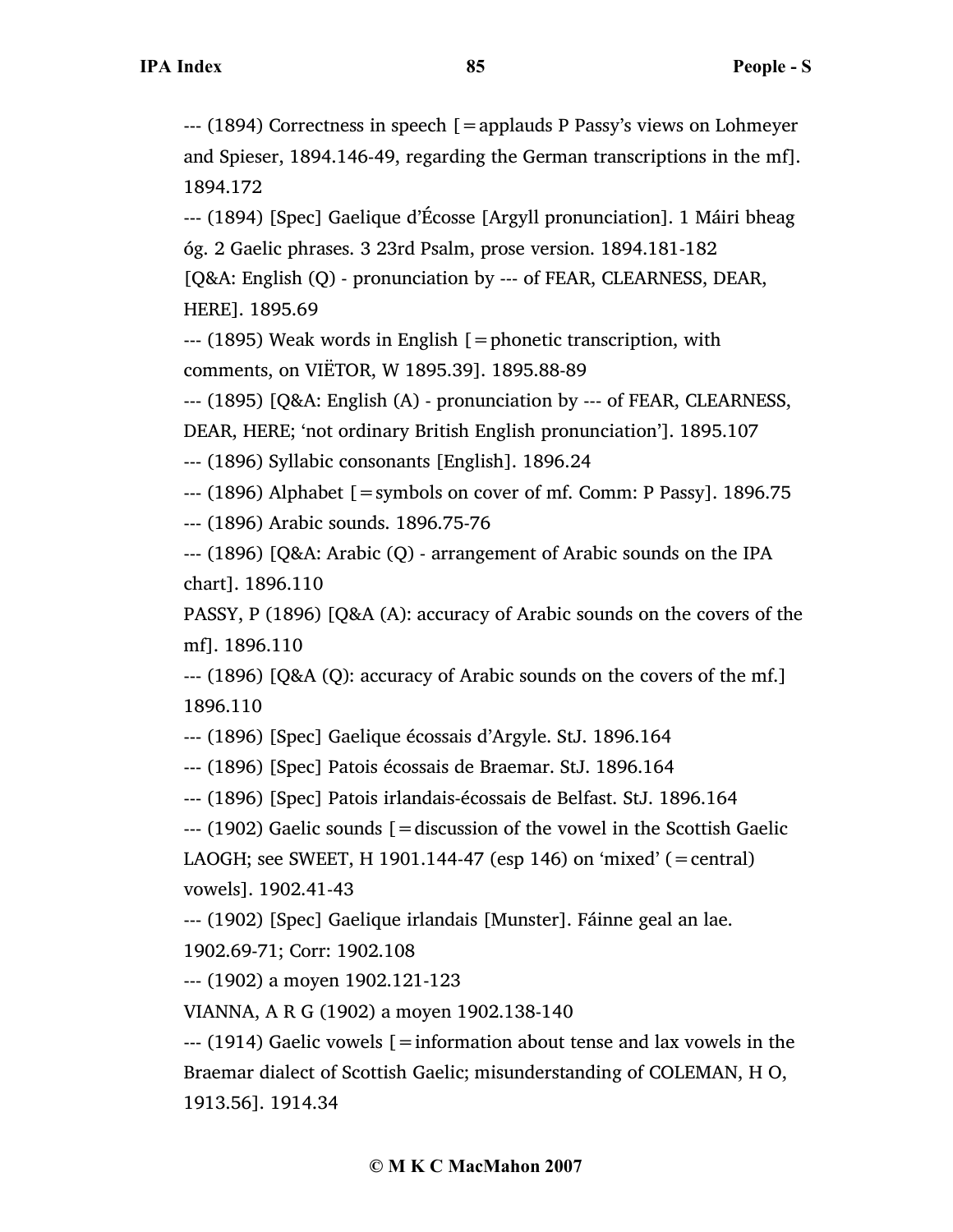--- (1894) Correctness in speech [=applauds P Passy's views on Lohmeyer and Spieser, 1894.146-49, regarding the German transcriptions in the mf]. 1894.172

--- (1894) [Spec] Gaelique d'Écosse [Argyll pronunciation]. 1 Máiri bheag óg. 2 Gaelic phrases. 3 23rd Psalm, prose version. 1894.181-182

[Q&A: English (Q) - pronunciation by --- of FEAR, CLEARNESS, DEAR, HERE]. 1895.69

--- (1895) Weak words in English [=phonetic transcription, with comments, on VIËTOR, W 1895.39]. 1895.88-89

--- (1895) [Q&A: English (A) - pronunciation by --- of FEAR, CLEARNESS, DEAR, HERE; 'not ordinary British English pronunciation']. 1895.107

--- (1896) Syllabic consonants [English]. 1896.24

--- (1896) Alphabet [=symbols on cover of mf. Comm: P Passy]. 1896.75

--- (1896) Arabic sounds. 1896.75-76

--- (1896) [Q&A: Arabic (Q) - arrangement of Arabic sounds on the IPA chart]. 1896.110

PASSY, P (1896) [Q&A (A): accuracy of Arabic sounds on the covers of the mf]. 1896.110

--- (1896) [Q&A (Q): accuracy of Arabic sounds on the covers of the mf.] 1896.110

--- (1896) [Spec] Gaelique écossais d'Argyle. StJ. 1896.164

--- (1896) [Spec] Patois écossais de Braemar. StJ. 1896.164

--- (1896) [Spec] Patois irlandais-écossais de Belfast. StJ. 1896.164

--- (1902) Gaelic sounds [=discussion of the vowel in the Scottish Gaelic LAOGH; see SWEET, H 1901.144-47 (esp 146) on 'mixed' (=central) vowels]. 1902.41-43

--- (1902) [Spec] Gaelique irlandais [Munster]. Fáinne geal an lae. 1902.69-71; Corr: 1902.108

--- (1902) a moyen 1902.121-123

VIANNA, A R G (1902) a moyen 1902.138-140

--- (1914) Gaelic vowels [=information about tense and lax vowels in the Braemar dialect of Scottish Gaelic; misunderstanding of COLEMAN, H O, 1913.56]. 1914.34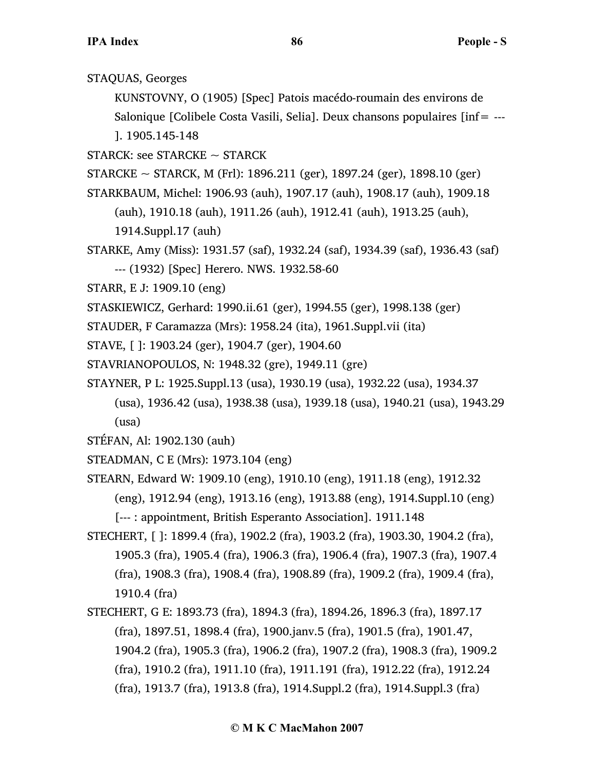STAQUAS, Georges

KUNSTOVNY, O (1905) [Spec] Patois macédo-roumain des environs de Salonique [Colibele Costa Vasili, Selia]. Deux chansons populaires [inf= ---]. 1905.145-148

STARCK: see STARCKE ~ STARCK

STARCKE ~ STARCK, M (Frl): 1896.211 (ger), 1897.24 (ger), 1898.10 (ger)

STARKBAUM, Michel: 1906.93 (auh), 1907.17 (auh), 1908.17 (auh), 1909.18 (auh), 1910.18 (auh), 1911.26 (auh), 1912.41 (auh), 1913.25 (auh), 1914.Suppl.17 (auh)

STARKE, Amy (Miss): 1931.57 (saf), 1932.24 (saf), 1934.39 (saf), 1936.43 (saf)

--- (1932) [Spec] Herero. NWS. 1932.58-60

STARR, E J: 1909.10 (eng)

STASKIEWICZ, Gerhard: 1990.ii.61 (ger), 1994.55 (ger), 1998.138 (ger)

STAUDER, F Caramazza (Mrs): 1958.24 (ita), 1961.Suppl.vii (ita)

STAVE, [ ]: 1903.24 (ger), 1904.7 (ger), 1904.60

STAVRIANOPOULOS, N: 1948.32 (gre), 1949.11 (gre)

STAYNER, P L: 1925.Suppl.13 (usa), 1930.19 (usa), 1932.22 (usa), 1934.37 (usa), 1936.42 (usa), 1938.38 (usa), 1939.18 (usa), 1940.21 (usa), 1943.29 (usa)

STÉFAN, Al: 1902.130 (auh)

STEADMAN, C E (Mrs): 1973.104 (eng)

STEARN, Edward W: 1909.10 (eng), 1910.10 (eng), 1911.18 (eng), 1912.32 (eng), 1912.94 (eng), 1913.16 (eng), 1913.88 (eng), 1914.Suppl.10 (eng)

[--- : appointment, British Esperanto Association]. 1911.148

STECHERT, [ ]: 1899.4 (fra), 1902.2 (fra), 1903.2 (fra), 1903.30, 1904.2 (fra), 1905.3 (fra), 1905.4 (fra), 1906.3 (fra), 1906.4 (fra), 1907.3 (fra), 1907.4 (fra), 1908.3 (fra), 1908.4 (fra), 1908.89 (fra), 1909.2 (fra), 1909.4 (fra), 1910.4 (fra)

STECHERT, G E: 1893.73 (fra), 1894.3 (fra), 1894.26, 1896.3 (fra), 1897.17 (fra), 1897.51, 1898.4 (fra), 1900.janv.5 (fra), 1901.5 (fra), 1901.47, 1904.2 (fra), 1905.3 (fra), 1906.2 (fra), 1907.2 (fra), 1908.3 (fra), 1909.2 (fra), 1910.2 (fra), 1911.10 (fra), 1911.191 (fra), 1912.22 (fra), 1912.24 (fra), 1913.7 (fra), 1913.8 (fra), 1914.Suppl.2 (fra), 1914.Suppl.3 (fra)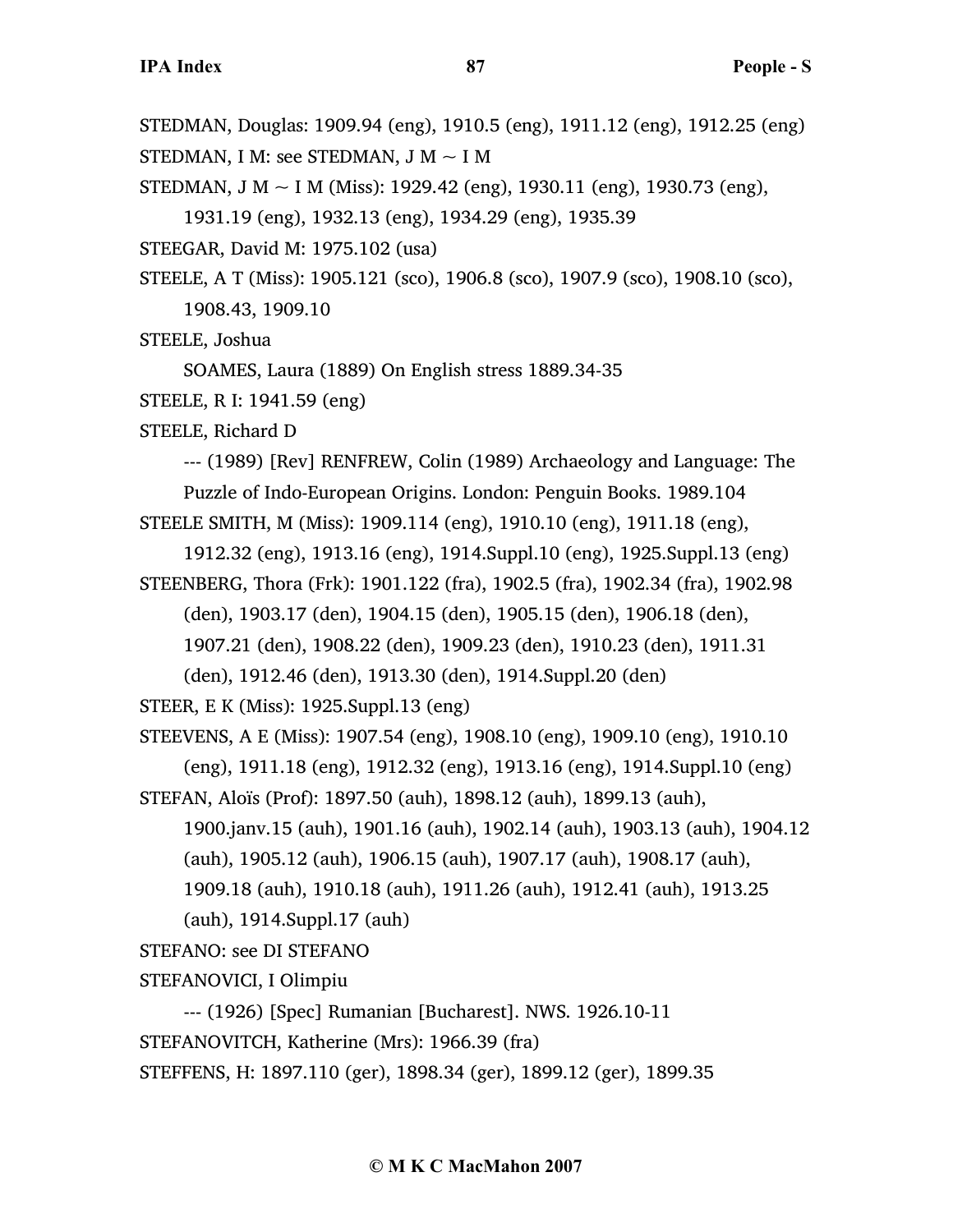STEDMAN, Douglas: 1909.94 (eng), 1910.5 (eng), 1911.12 (eng), 1912.25 (eng)

STEDMAN, I M: see STEDMAN, J M ~ I M

STEDMAN, J M ~ I M (Miss): 1929.42 (eng), 1930.11 (eng), 1930.73 (eng), 1931.19 (eng), 1932.13 (eng), 1934.29 (eng), 1935.39

STEEGAR, David M: 1975.102 (usa)

STEELE, A T (Miss): 1905.121 (sco), 1906.8 (sco), 1907.9 (sco), 1908.10 (sco), 1908.43, 1909.10

STEELE, Joshua

SOAMES, Laura (1889) On English stress 1889.34-35

STEELE, R I: 1941.59 (eng)

STEELE, Richard D

--- (1989) [Rev] RENFREW, Colin (1989) Archaeology and Language: The Puzzle of Indo-European Origins. London: Penguin Books. 1989.104

STEELE SMITH, M (Miss): 1909.114 (eng), 1910.10 (eng), 1911.18 (eng), 1912.32 (eng), 1913.16 (eng), 1914.Suppl.10 (eng), 1925.Suppl.13 (eng)

STEENBERG, Thora (Frk): 1901.122 (fra), 1902.5 (fra), 1902.34 (fra), 1902.98 (den), 1903.17 (den), 1904.15 (den), 1905.15 (den), 1906.18 (den), 1907.21 (den), 1908.22 (den), 1909.23 (den), 1910.23 (den), 1911.31 (den), 1912.46 (den), 1913.30 (den), 1914.Suppl.20 (den)

STEER, E K (Miss): 1925.Suppl.13 (eng)

STEEVENS, A E (Miss): 1907.54 (eng), 1908.10 (eng), 1909.10 (eng), 1910.10 (eng), 1911.18 (eng), 1912.32 (eng), 1913.16 (eng), 1914.Suppl.10 (eng)

STEFAN, Aloïs (Prof): 1897.50 (auh), 1898.12 (auh), 1899.13 (auh), 1900.janv.15 (auh), 1901.16 (auh), 1902.14 (auh), 1903.13 (auh), 1904.12 (auh), 1905.12 (auh), 1906.15 (auh), 1907.17 (auh), 1908.17 (auh), 1909.18 (auh), 1910.18 (auh), 1911.26 (auh), 1912.41 (auh), 1913.25 (auh), 1914.Suppl.17 (auh)

STEFANO: see DI STEFANO

STEFANOVICI, I Olimpiu

--- (1926) [Spec] Rumanian [Bucharest]. NWS. 1926.10-11

STEFANOVITCH, Katherine (Mrs): 1966.39 (fra)

STEFFENS, H: 1897.110 (ger), 1898.34 (ger), 1899.12 (ger), 1899.35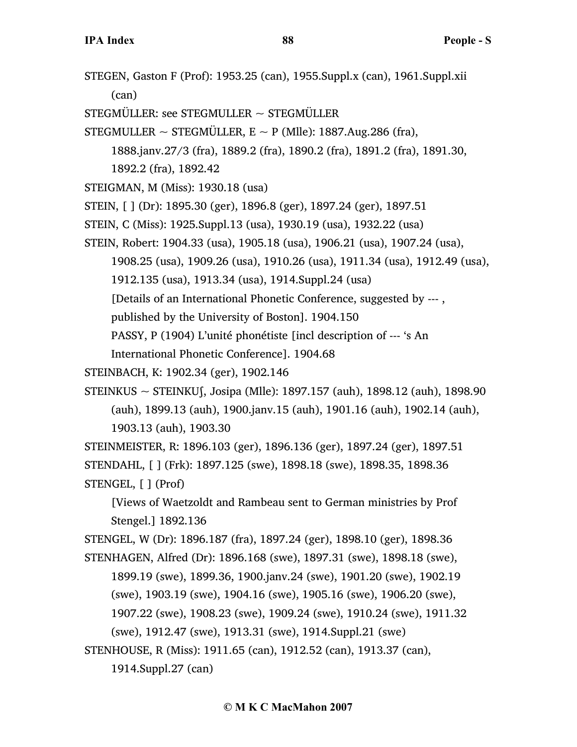STEGEN, Gaston F (Prof): 1953.25 (can), 1955.Suppl.x (can), 1961.Suppl.xii (can)

STEGMÜLLER: see STEGMULLER ~ STEGMÜLLER

STEGMULLER ~ STEGMÜLLER, E ~ P (Mlle): 1887.Aug.286 (fra), 1888.janv.27/3 (fra), 1889.2 (fra), 1890.2 (fra), 1891.2 (fra), 1891.30, 1892.2 (fra), 1892.42

STEIGMAN, M (Miss): 1930.18 (usa)

STEIN, [ ] (Dr): 1895.30 (ger), 1896.8 (ger), 1897.24 (ger), 1897.51

STEIN, C (Miss): 1925.Suppl.13 (usa), 1930.19 (usa), 1932.22 (usa)

STEIN, Robert: 1904.33 (usa), 1905.18 (usa), 1906.21 (usa), 1907.24 (usa), 1908.25 (usa), 1909.26 (usa), 1910.26 (usa), 1911.34 (usa), 1912.49 (usa), 1912.135 (usa), 1913.34 (usa), 1914.Suppl.24 (usa)
[Details of an International Phonetic Conference, suggested by --- , published by the University of Boston]. 1904.150
PASSY, P (1904) L'unité phonétiste [incl description of --- 's An International Phonetic Conference]. 1904.68

STEINBACH, K: 1902.34 (ger), 1902.146

STEINKUS ~ STEINKUʃ, Josipa (Mlle): 1897.157 (auh), 1898.12 (auh), 1898.90 (auh), 1899.13 (auh), 1900.janv.15 (auh), 1901.16 (auh), 1902.14 (auh), 1903.13 (auh), 1903.30

STEINMEISTER, R: 1896.103 (ger), 1896.136 (ger), 1897.24 (ger), 1897.51

STENDAHL, [ ] (Frk): 1897.125 (swe), 1898.18 (swe), 1898.35, 1898.36

STENGEL, [ ] (Prof)
[Views of Waetzoldt and Rambeau sent to German ministries by Prof Stengel.] 1892.136

STENGEL, W (Dr): 1896.187 (fra), 1897.24 (ger), 1898.10 (ger), 1898.36

STENHAGEN, Alfred (Dr): 1896.168 (swe), 1897.31 (swe), 1898.18 (swe), 1899.19 (swe), 1899.36, 1900.janv.24 (swe), 1901.20 (swe), 1902.19 (swe), 1903.19 (swe), 1904.16 (swe), 1905.16 (swe), 1906.20 (swe), 1907.22 (swe), 1908.23 (swe), 1909.24 (swe), 1910.24 (swe), 1911.32 (swe), 1912.47 (swe), 1913.31 (swe), 1914.Suppl.21 (swe)

STENHOUSE, R (Miss): 1911.65 (can), 1912.52 (can), 1913.37 (can), 1914.Suppl.27 (can)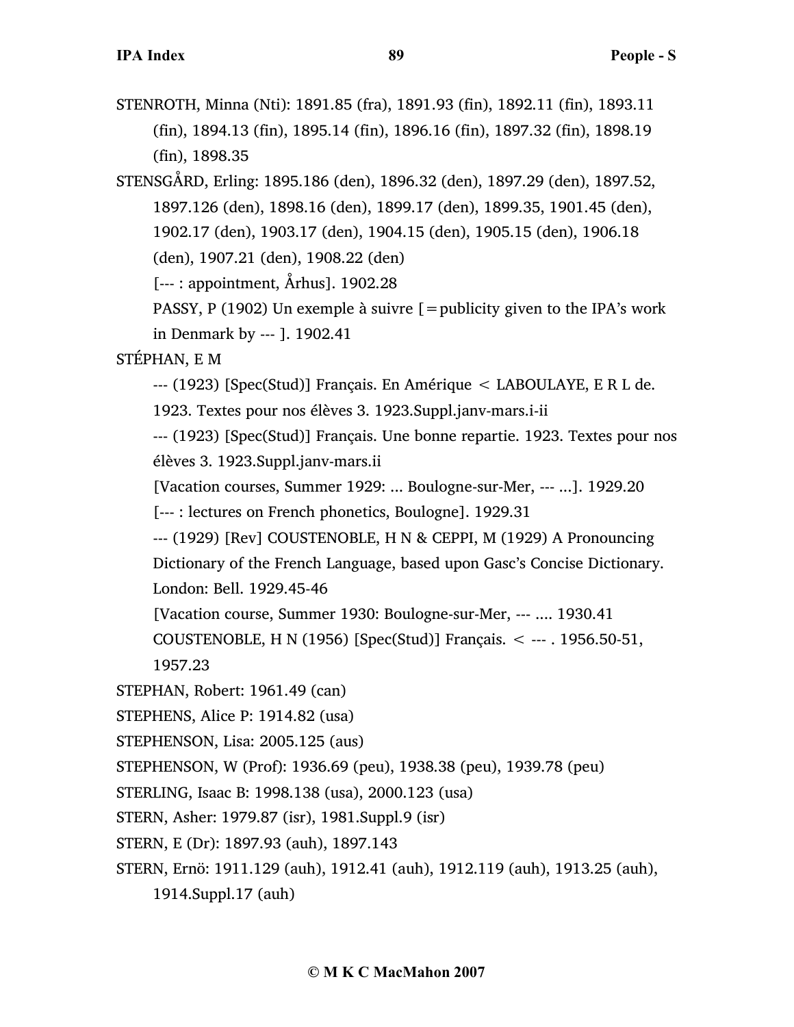STENROTH, Minna (Nti): 1891.85 (fra), 1891.93 (fin), 1892.11 (fin), 1893.11 (fin), 1894.13 (fin), 1895.14 (fin), 1896.16 (fin), 1897.32 (fin), 1898.19 (fin), 1898.35

STENSGÅRD, Erling: 1895.186 (den), 1896.32 (den), 1897.29 (den), 1897.52, 1897.126 (den), 1898.16 (den), 1899.17 (den), 1899.35, 1901.45 (den), 1902.17 (den), 1903.17 (den), 1904.15 (den), 1905.15 (den), 1906.18 (den), 1907.21 (den), 1908.22 (den)

[--- : appointment, Århus]. 1902.28

PASSY, P (1902) Un exemple à suivre [=publicity given to the IPA's work in Denmark by --- ]. 1902.41

STÉPHAN, E M

--- (1923) [Spec(Stud)] Français. En Amérique < LABOULAYE, E R L de. 1923. Textes pour nos élèves 3. 1923.Suppl.janv-mars.i-ii

--- (1923) [Spec(Stud)] Français. Une bonne repartie. 1923. Textes pour nos élèves 3. 1923.Suppl.janv-mars.ii

[Vacation courses, Summer 1929: ... Boulogne-sur-Mer, --- ...]. 1929.20

[--- : lectures on French phonetics, Boulogne]. 1929.31

--- (1929) [Rev] COUSTENOBLE, H N & CEPPI, M (1929) A Pronouncing Dictionary of the French Language, based upon Gasc's Concise Dictionary. London: Bell. 1929.45-46

[Vacation course, Summer 1930: Boulogne-sur-Mer, --- .... 1930.41

COUSTENOBLE, H N (1956) [Spec(Stud)] Français. < --- . 1956.50-51, 1957.23

STEPHAN, Robert: 1961.49 (can)

STEPHENS, Alice P: 1914.82 (usa)

STEPHENSON, Lisa: 2005.125 (aus)

STEPHENSON, W (Prof): 1936.69 (peu), 1938.38 (peu), 1939.78 (peu)

STERLING, Isaac B: 1998.138 (usa), 2000.123 (usa)

STERN, Asher: 1979.87 (isr), 1981.Suppl.9 (isr)

STERN, E (Dr): 1897.93 (auh), 1897.143

STERN, Ernö: 1911.129 (auh), 1912.41 (auh), 1912.119 (auh), 1913.25 (auh), 1914.Suppl.17 (auh)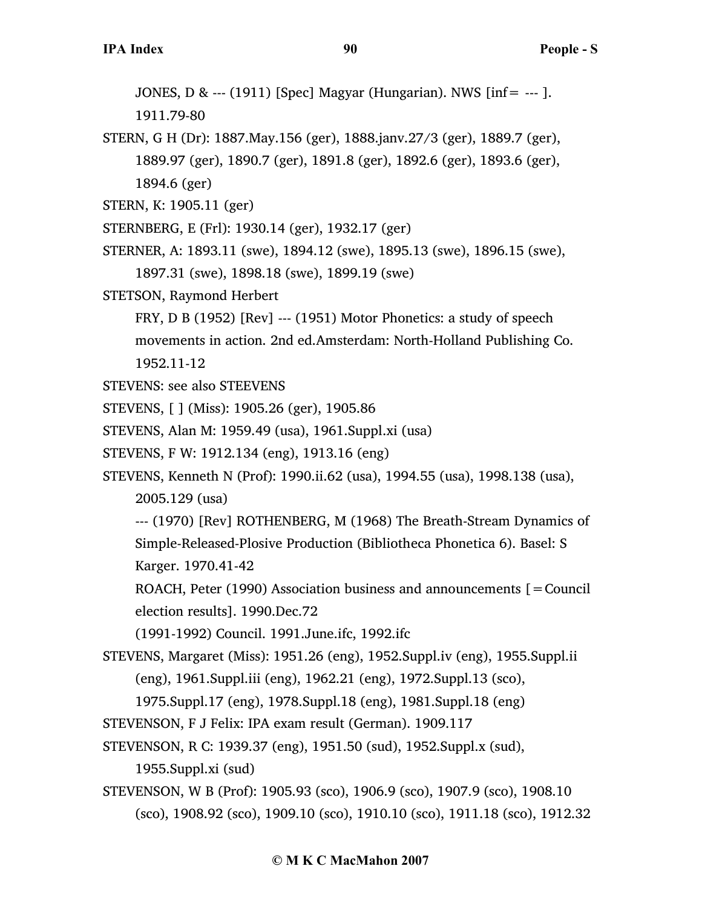JONES, D & --- (1911) [Spec] Magyar (Hungarian). NWS [inf= --- ]. 1911.79-80

STERN, G H (Dr): 1887.May.156 (ger), 1888.janv.27/3 (ger), 1889.7 (ger), 1889.97 (ger), 1890.7 (ger), 1891.8 (ger), 1892.6 (ger), 1893.6 (ger), 1894.6 (ger)

STERN, K: 1905.11 (ger)

STERNBERG, E (Frl): 1930.14 (ger), 1932.17 (ger)

STERNER, A: 1893.11 (swe), 1894.12 (swe), 1895.13 (swe), 1896.15 (swe), 1897.31 (swe), 1898.18 (swe), 1899.19 (swe)

STETSON, Raymond Herbert

FRY, D B (1952) [Rev] --- (1951) Motor Phonetics: a study of speech movements in action. 2nd ed.Amsterdam: North-Holland Publishing Co. 1952.11-12

STEVENS: see also STEEVENS

STEVENS, [ ] (Miss): 1905.26 (ger), 1905.86

STEVENS, Alan M: 1959.49 (usa), 1961.Suppl.xi (usa)

STEVENS, F W: 1912.134 (eng), 1913.16 (eng)

STEVENS, Kenneth N (Prof): 1990.ii.62 (usa), 1994.55 (usa), 1998.138 (usa), 2005.129 (usa)

--- (1970) [Rev] ROTHENBERG, M (1968) The Breath-Stream Dynamics of Simple-Released-Plosive Production (Bibliotheca Phonetica 6). Basel: S Karger. 1970.41-42

ROACH, Peter (1990) Association business and announcements [=Council election results]. 1990.Dec.72

(1991-1992) Council. 1991.June.ifc, 1992.ifc

STEVENS, Margaret (Miss): 1951.26 (eng), 1952.Suppl.iv (eng), 1955.Suppl.ii (eng), 1961.Suppl.iii (eng), 1962.21 (eng), 1972.Suppl.13 (sco), 1975.Suppl.17 (eng), 1978.Suppl.18 (eng), 1981.Suppl.18 (eng)

STEVENSON, F J Felix: IPA exam result (German). 1909.117

STEVENSON, R C: 1939.37 (eng), 1951.50 (sud), 1952.Suppl.x (sud), 1955.Suppl.xi (sud)

STEVENSON, W B (Prof): 1905.93 (sco), 1906.9 (sco), 1907.9 (sco), 1908.10 (sco), 1908.92 (sco), 1909.10 (sco), 1910.10 (sco), 1911.18 (sco), 1912.32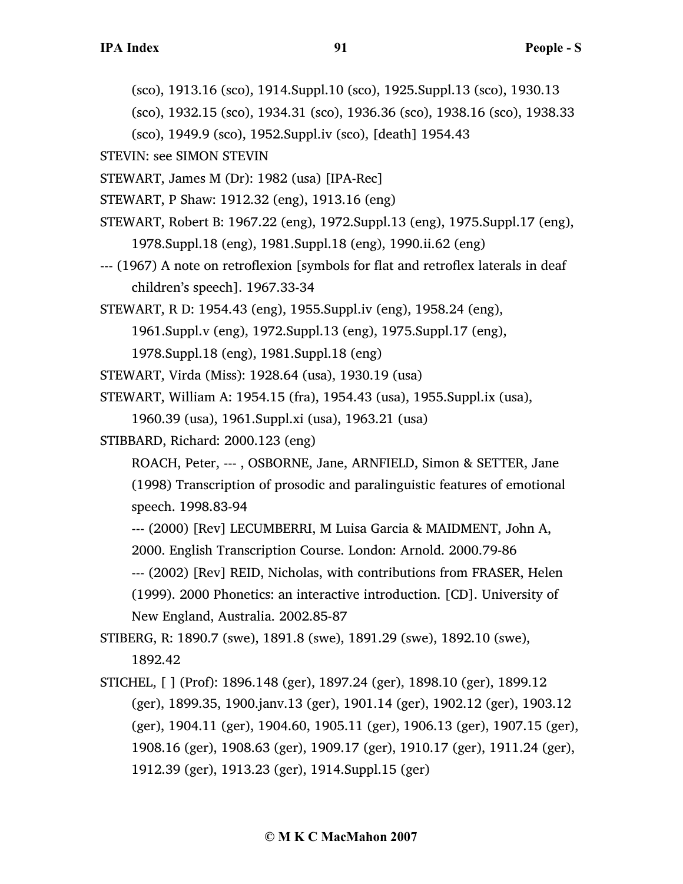(sco), 1913.16 (sco), 1914.Suppl.10 (sco), 1925.Suppl.13 (sco), 1930.13 (sco), 1932.15 (sco), 1934.31 (sco), 1936.36 (sco), 1938.16 (sco), 1938.33 (sco), 1949.9 (sco), 1952.Suppl.iv (sco), [death] 1954.43

STEVIN: see SIMON STEVIN

STEWART, James M (Dr): 1982 (usa) [IPA-Rec]

STEWART, P Shaw: 1912.32 (eng), 1913.16 (eng)

STEWART, Robert B: 1967.22 (eng), 1972.Suppl.13 (eng), 1975.Suppl.17 (eng), 1978.Suppl.18 (eng), 1981.Suppl.18 (eng), 1990.ii.62 (eng)

--- (1967) A note on retroflexion [symbols for flat and retroflex laterals in deaf children's speech]. 1967.33-34

STEWART, R D: 1954.43 (eng), 1955.Suppl.iv (eng), 1958.24 (eng), 1961.Suppl.v (eng), 1972.Suppl.13 (eng), 1975.Suppl.17 (eng), 1978.Suppl.18 (eng), 1981.Suppl.18 (eng)

STEWART, Virda (Miss): 1928.64 (usa), 1930.19 (usa)

STEWART, William A: 1954.15 (fra), 1954.43 (usa), 1955.Suppl.ix (usa), 1960.39 (usa), 1961.Suppl.xi (usa), 1963.21 (usa)

STIBBARD, Richard: 2000.123 (eng)

ROACH, Peter, --- , OSBORNE, Jane, ARNFIELD, Simon & SETTER, Jane (1998) Transcription of prosodic and paralinguistic features of emotional speech. 1998.83-94

--- (2000) [Rev] LECUMBERRI, M Luisa Garcia & MAIDMENT, John A, 2000. English Transcription Course. London: Arnold. 2000.79-86

--- (2002) [Rev] REID, Nicholas, with contributions from FRASER, Helen (1999). 2000 Phonetics: an interactive introduction. [CD]. University of New England, Australia. 2002.85-87

STIBERG, R: 1890.7 (swe), 1891.8 (swe), 1891.29 (swe), 1892.10 (swe), 1892.42

STICHEL, [ ] (Prof): 1896.148 (ger), 1897.24 (ger), 1898.10 (ger), 1899.12 (ger), 1899.35, 1900.janv.13 (ger), 1901.14 (ger), 1902.12 (ger), 1903.12 (ger), 1904.11 (ger), 1904.60, 1905.11 (ger), 1906.13 (ger), 1907.15 (ger), 1908.16 (ger), 1908.63 (ger), 1909.17 (ger), 1910.17 (ger), 1911.24 (ger), 1912.39 (ger), 1913.23 (ger), 1914.Suppl.15 (ger)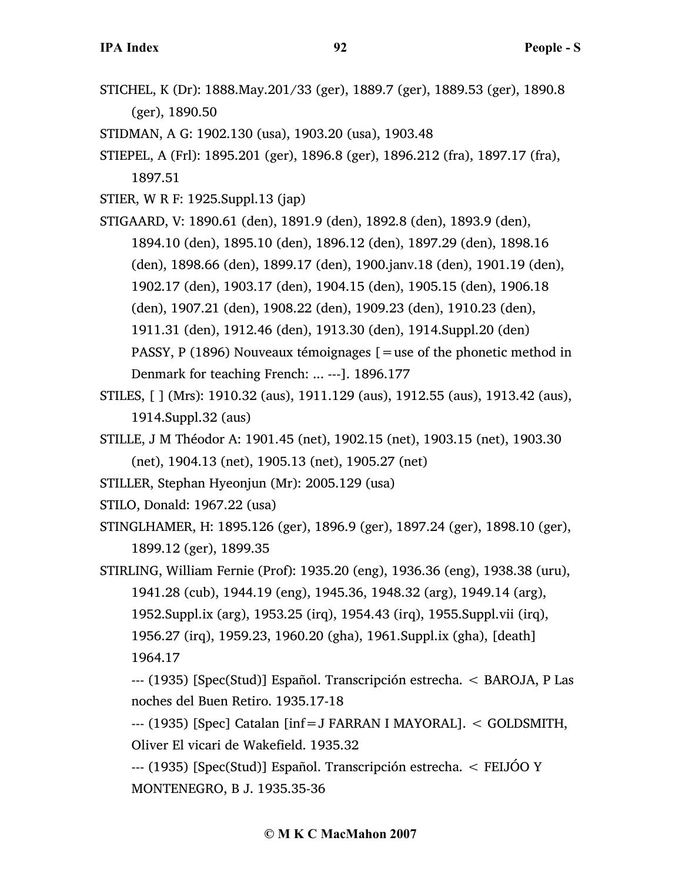STICHEL, K (Dr): 1888.May.201/33 (ger), 1889.7 (ger), 1889.53 (ger), 1890.8 (ger), 1890.50

STIDMAN, A G: 1902.130 (usa), 1903.20 (usa), 1903.48

STIEPEL, A (Frl): 1895.201 (ger), 1896.8 (ger), 1896.212 (fra), 1897.17 (fra), 1897.51

STIER, W R F: 1925.Suppl.13 (jap)

STIGAARD, V: 1890.61 (den), 1891.9 (den), 1892.8 (den), 1893.9 (den), 1894.10 (den), 1895.10 (den), 1896.12 (den), 1897.29 (den), 1898.16 (den), 1898.66 (den), 1899.17 (den), 1900.janv.18 (den), 1901.19 (den), 1902.17 (den), 1903.17 (den), 1904.15 (den), 1905.15 (den), 1906.18 (den), 1907.21 (den), 1908.22 (den), 1909.23 (den), 1910.23 (den), 1911.31 (den), 1912.46 (den), 1913.30 (den), 1914.Suppl.20 (den)

PASSY, P (1896) Nouveaux témoignages [=use of the phonetic method in Denmark for teaching French: ... ---]. 1896.177

STILES, [ ] (Mrs): 1910.32 (aus), 1911.129 (aus), 1912.55 (aus), 1913.42 (aus), 1914.Suppl.32 (aus)

STILLE, J M Théodor A: 1901.45 (net), 1902.15 (net), 1903.15 (net), 1903.30 (net), 1904.13 (net), 1905.13 (net), 1905.27 (net)

STILLER, Stephan Hyeonjun (Mr): 2005.129 (usa)

STILO, Donald: 1967.22 (usa)

STINGLHAMER, H: 1895.126 (ger), 1896.9 (ger), 1897.24 (ger), 1898.10 (ger), 1899.12 (ger), 1899.35

STIRLING, William Fernie (Prof): 1935.20 (eng), 1936.36 (eng), 1938.38 (uru), 1941.28 (cub), 1944.19 (eng), 1945.36, 1948.32 (arg), 1949.14 (arg), 1952.Suppl.ix (arg), 1953.25 (irq), 1954.43 (irq), 1955.Suppl.vii (irq), 1956.27 (irq), 1959.23, 1960.20 (gha), 1961.Suppl.ix (gha), [death] 1964.17

--- (1935) [Spec(Stud)] Español. Transcripción estrecha. < BAROJA, P Las noches del Buen Retiro. 1935.17-18

--- (1935) [Spec] Catalan [inf=J FARRAN I MAYORAL]. < GOLDSMITH, Oliver El vicari de Wakefield. 1935.32

--- (1935) [Spec(Stud)] Español. Transcripción estrecha. < FEIJÓO Y MONTENEGRO, B J. 1935.35-36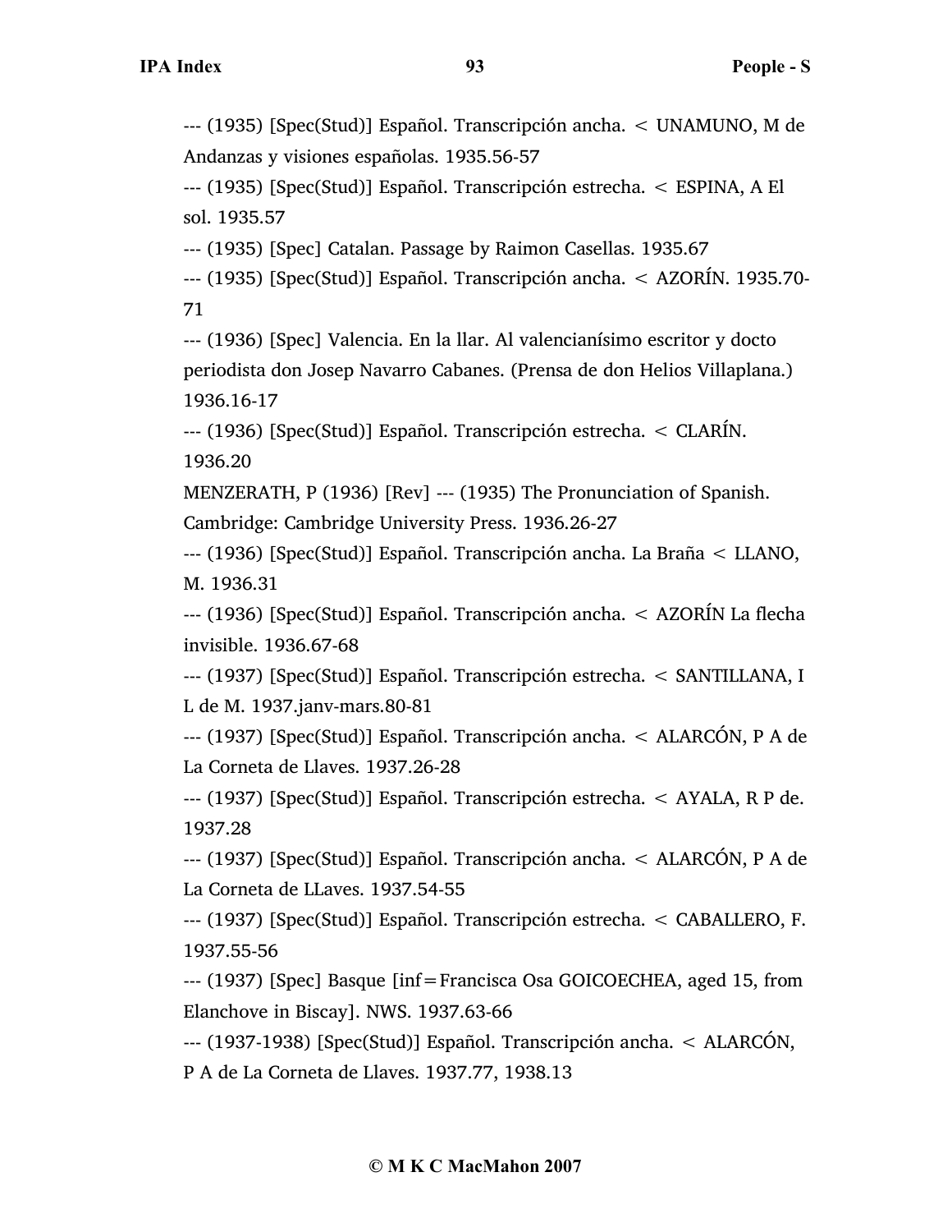--- (1935) [Spec(Stud)] Español. Transcripción ancha. < UNAMUNO, M de Andanzas y visiones españolas. 1935.56-57

--- (1935) [Spec(Stud)] Español. Transcripción estrecha. < ESPINA, A El sol. 1935.57

--- (1935) [Spec] Catalan. Passage by Raimon Casellas. 1935.67

--- (1935) [Spec(Stud)] Español. Transcripción ancha. < AZORÍN. 1935.70-71

--- (1936) [Spec] Valencia. En la llar. Al valencianísimo escritor y docto periodista don Josep Navarro Cabanes. (Prensa de don Helios Villaplana.) 1936.16-17

--- (1936) [Spec(Stud)] Español. Transcripción estrecha. < CLARÍN. 1936.20

MENZERATH, P (1936) [Rev] --- (1935) The Pronunciation of Spanish. Cambridge: Cambridge University Press. 1936.26-27

--- (1936) [Spec(Stud)] Español. Transcripción ancha. La Braña < LLANO, M. 1936.31

--- (1936) [Spec(Stud)] Español. Transcripción ancha. < AZORÍN La flecha invisible. 1936.67-68

--- (1937) [Spec(Stud)] Español. Transcripción estrecha. < SANTILLANA, I L de M. 1937.janv-mars.80-81

--- (1937) [Spec(Stud)] Español. Transcripción ancha. < ALARCÓN, P A de La Corneta de Llaves. 1937.26-28

--- (1937) [Spec(Stud)] Español. Transcripción estrecha. < AYALA, R P de. 1937.28

--- (1937) [Spec(Stud)] Español. Transcripción ancha. < ALARCÓN, P A de La Corneta de LLaves. 1937.54-55

--- (1937) [Spec(Stud)] Español. Transcripción estrecha. < CABALLERO, F. 1937.55-56

--- (1937) [Spec] Basque [inf=Francisca Osa GOICOECHEA, aged 15, from Elanchove in Biscay]. NWS. 1937.63-66

--- (1937-1938) [Spec(Stud)] Español. Transcripción ancha. < ALARCÓN, P A de La Corneta de Llaves. 1937.77, 1938.13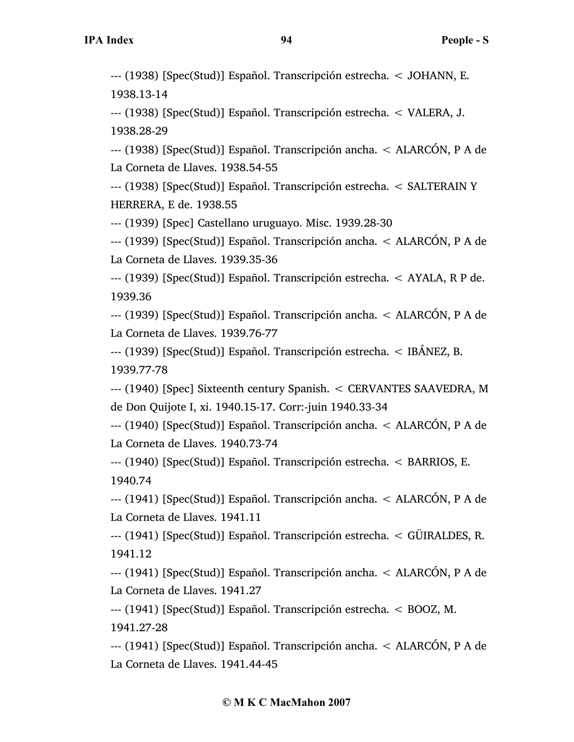--- (1938) [Spec(Stud)] Español. Transcripción estrecha. < JOHANN, E. 1938.13-14

--- (1938) [Spec(Stud)] Español. Transcripción estrecha. < VALERA, J. 1938.28-29

--- (1938) [Spec(Stud)] Español. Transcripción ancha. < ALARCÓN, P A de La Corneta de Llaves. 1938.54-55

--- (1938) [Spec(Stud)] Español. Transcripción estrecha. < SALTERAIN Y HERRERA, E de. 1938.55

--- (1939) [Spec] Castellano uruguayo. Misc. 1939.28-30

--- (1939) [Spec(Stud)] Español. Transcripción ancha. < ALARCÓN, P A de La Corneta de Llaves. 1939.35-36

--- (1939) [Spec(Stud)] Español. Transcripción estrecha. < AYALA, R P de. 1939.36

--- (1939) [Spec(Stud)] Español. Transcripción ancha. < ALARCÓN, P A de La Corneta de Llaves. 1939.76-77

--- (1939) [Spec(Stud)] Español. Transcripción estrecha. < IBÁNEZ, B. 1939.77-78

--- (1940) [Spec] Sixteenth century Spanish. < CERVANTES SAAVEDRA, M de Don Quijote I, xi. 1940.15-17. Corr:-juin 1940.33-34

--- (1940) [Spec(Stud)] Español. Transcripción ancha. < ALARCÓN, P A de La Corneta de Llaves. 1940.73-74

--- (1940) [Spec(Stud)] Español. Transcripción estrecha. < BARRIOS, E. 1940.74

--- (1941) [Spec(Stud)] Español. Transcripción ancha. < ALARCÓN, P A de La Corneta de Llaves. 1941.11

--- (1941) [Spec(Stud)] Español. Transcripción estrecha. < GÜIRALDES, R. 1941.12

--- (1941) [Spec(Stud)] Español. Transcripción ancha. < ALARCÓN, P A de La Corneta de Llaves. 1941.27

--- (1941) [Spec(Stud)] Español. Transcripción estrecha. < BOOZ, M. 1941.27-28

--- (1941) [Spec(Stud)] Español. Transcripción ancha. < ALARCÓN, P A de La Corneta de Llaves. 1941.44-45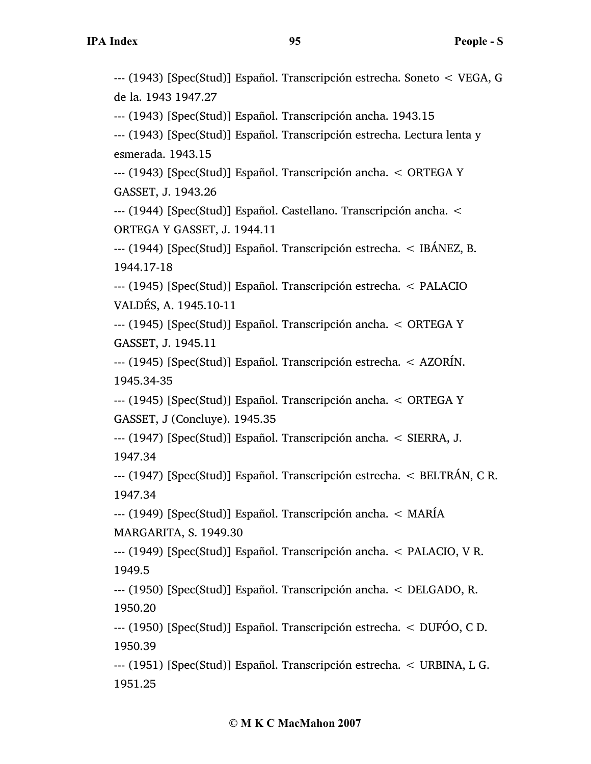--- (1943) [Spec(Stud)] Español. Transcripción estrecha. Soneto < VEGA, G de la. 1943 1947.27

--- (1943) [Spec(Stud)] Español. Transcripción ancha. 1943.15

--- (1943) [Spec(Stud)] Español. Transcripción estrecha. Lectura lenta y esmerada. 1943.15

--- (1943) [Spec(Stud)] Español. Transcripción ancha. < ORTEGA Y GASSET, J. 1943.26

--- (1944) [Spec(Stud)] Español. Castellano. Transcripción ancha. < ORTEGA Y GASSET, J. 1944.11

--- (1944) [Spec(Stud)] Español. Transcripción estrecha. < IBÁNEZ, B. 1944.17-18

--- (1945) [Spec(Stud)] Español. Transcripción estrecha. < PALACIO VALDÉS, A. 1945.10-11

--- (1945) [Spec(Stud)] Español. Transcripción ancha. < ORTEGA Y GASSET, J. 1945.11

--- (1945) [Spec(Stud)] Español. Transcripción estrecha. < AZORÍN. 1945.34-35

--- (1945) [Spec(Stud)] Español. Transcripción ancha. < ORTEGA Y GASSET, J (Concluye). 1945.35

--- (1947) [Spec(Stud)] Español. Transcripción ancha. < SIERRA, J. 1947.34

--- (1947) [Spec(Stud)] Español. Transcripción estrecha. < BELTRÁN, C R. 1947.34

--- (1949) [Spec(Stud)] Español. Transcripción ancha. < MARÍA MARGARITA, S. 1949.30

--- (1949) [Spec(Stud)] Español. Transcripción ancha. < PALACIO, V R. 1949.5

--- (1950) [Spec(Stud)] Español. Transcripción ancha. < DELGADO, R. 1950.20

--- (1950) [Spec(Stud)] Español. Transcripción estrecha. < DUFÓO, C D. 1950.39

--- (1951) [Spec(Stud)] Español. Transcripción estrecha. < URBINA, L G. 1951.25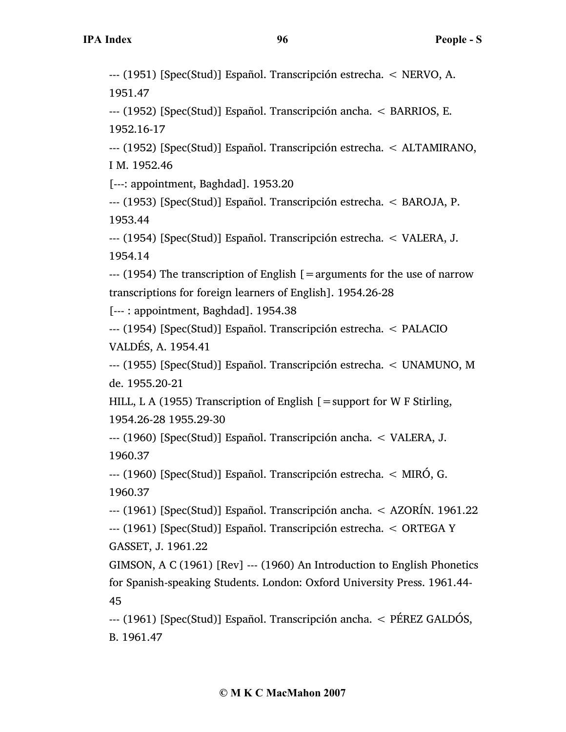--- (1951) [Spec(Stud)] Español. Transcripción estrecha. < NERVO, A. 1951.47

--- (1952) [Spec(Stud)] Español. Transcripción ancha. < BARRIOS, E. 1952.16-17

--- (1952) [Spec(Stud)] Español. Transcripción estrecha. < ALTAMIRANO, I M. 1952.46

[---: appointment, Baghdad]. 1953.20

--- (1953) [Spec(Stud)] Español. Transcripción estrecha. < BAROJA, P. 1953.44

--- (1954) [Spec(Stud)] Español. Transcripción estrecha. < VALERA, J. 1954.14

--- (1954) The transcription of English [=arguments for the use of narrow transcriptions for foreign learners of English]. 1954.26-28

[--- : appointment, Baghdad]. 1954.38

--- (1954) [Spec(Stud)] Español. Transcripción estrecha. < PALACIO VALDÉS, A. 1954.41

--- (1955) [Spec(Stud)] Español. Transcripción estrecha. < UNAMUNO, M de. 1955.20-21

HILL, L A (1955) Transcription of English [=support for W F Stirling, 1954.26-28 1955.29-30

--- (1960) [Spec(Stud)] Español. Transcripción ancha. < VALERA, J. 1960.37

--- (1960) [Spec(Stud)] Español. Transcripción estrecha. < MIRÓ, G. 1960.37

--- (1961) [Spec(Stud)] Español. Transcripción ancha. < AZORÍN. 1961.22

--- (1961) [Spec(Stud)] Español. Transcripción estrecha. < ORTEGA Y GASSET, J. 1961.22

GIMSON, A C (1961) [Rev] --- (1960) An Introduction to English Phonetics for Spanish-speaking Students. London: Oxford University Press. 1961.44-45

--- (1961) [Spec(Stud)] Español. Transcripción ancha. < PÉREZ GALDÓS, B. 1961.47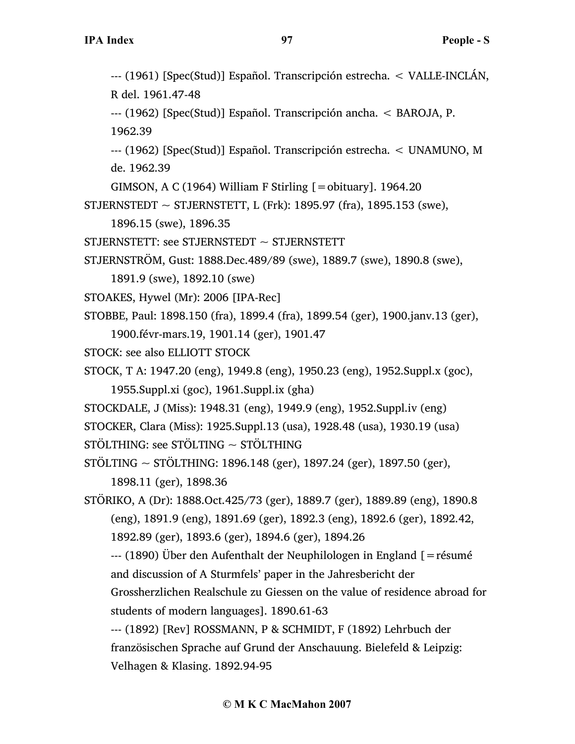--- (1961) [Spec(Stud)] Español. Transcripción estrecha. < VALLE-INCLÁN, R del. 1961.47-48

--- (1962) [Spec(Stud)] Español. Transcripción ancha. < BAROJA, P. 1962.39

--- (1962) [Spec(Stud)] Español. Transcripción estrecha. < UNAMUNO, M de. 1962.39

GIMSON, A C (1964) William F Stirling [=obituary]. 1964.20

STJERNSTEDT ~ STJERNSTETT, L (Frk): 1895.97 (fra), 1895.153 (swe), 1896.15 (swe), 1896.35

STJERNSTETT: see STJERNSTEDT ~ STJERNSTETT

STJERNSTRÖM, Gust: 1888.Dec.489/89 (swe), 1889.7 (swe), 1890.8 (swe), 1891.9 (swe), 1892.10 (swe)

STOAKES, Hywel (Mr): 2006 [IPA-Rec]

STOBBE, Paul: 1898.150 (fra), 1899.4 (fra), 1899.54 (ger), 1900.janv.13 (ger), 1900.févr-mars.19, 1901.14 (ger), 1901.47

STOCK: see also ELLIOTT STOCK

STOCK, T A: 1947.20 (eng), 1949.8 (eng), 1950.23 (eng), 1952.Suppl.x (goc), 1955.Suppl.xi (goc), 1961.Suppl.ix (gha)

STOCKDALE, J (Miss): 1948.31 (eng), 1949.9 (eng), 1952.Suppl.iv (eng)

STOCKER, Clara (Miss): 1925.Suppl.13 (usa), 1928.48 (usa), 1930.19 (usa)

STÖLTHING: see STÖLTING ~ STÖLTHING

STÖLTING ~ STÖLTHING: 1896.148 (ger), 1897.24 (ger), 1897.50 (ger), 1898.11 (ger), 1898.36

STÖRIKO, A (Dr): 1888.Oct.425/73 (ger), 1889.7 (ger), 1889.89 (eng), 1890.8 (eng), 1891.9 (eng), 1891.69 (ger), 1892.3 (eng), 1892.6 (ger), 1892.42, 1892.89 (ger), 1893.6 (ger), 1894.6 (ger), 1894.26

--- (1890) Über den Aufenthalt der Neuphilologen in England [=résumé and discussion of A Sturmfels' paper in the Jahresbericht der Grossherzlichen Realschule zu Giessen on the value of residence abroad for students of modern languages]. 1890.61-63

--- (1892) [Rev] ROSSMANN, P & SCHMIDT, F (1892) Lehrbuch der französischen Sprache auf Grund der Anschauung. Bielefeld & Leipzig: Velhagen & Klasing. 1892.94-95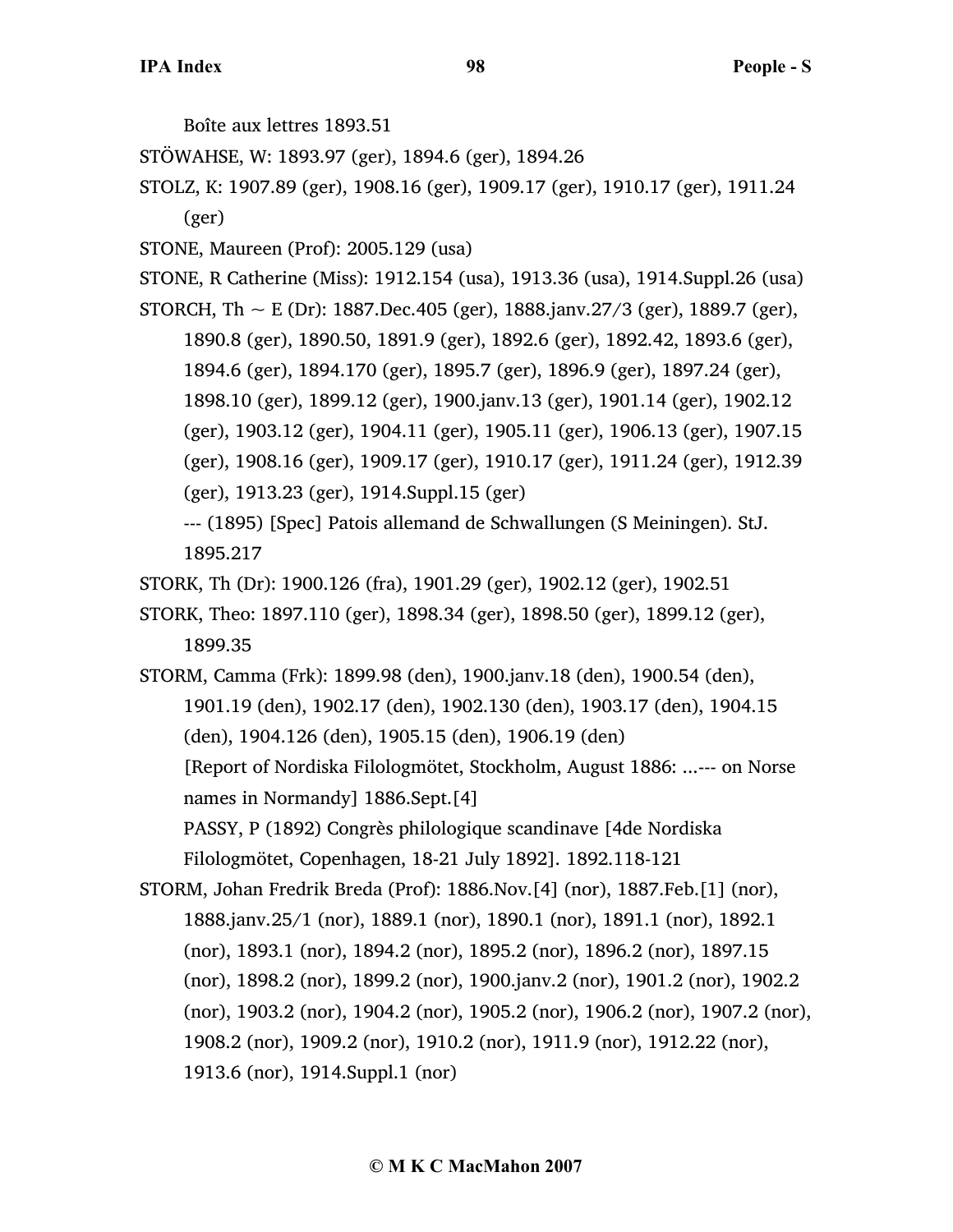Boîte aux lettres 1893.51

STÖWAHSE, W: 1893.97 (ger), 1894.6 (ger), 1894.26

STOLZ, K: 1907.89 (ger), 1908.16 (ger), 1909.17 (ger), 1910.17 (ger), 1911.24 (ger)

STONE, Maureen (Prof): 2005.129 (usa)

STONE, R Catherine (Miss): 1912.154 (usa), 1913.36 (usa), 1914.Suppl.26 (usa)

STORCH, Th ~ E (Dr): 1887.Dec.405 (ger), 1888.janv.27/3 (ger), 1889.7 (ger), 1890.8 (ger), 1890.50, 1891.9 (ger), 1892.6 (ger), 1892.42, 1893.6 (ger), 1894.6 (ger), 1894.170 (ger), 1895.7 (ger), 1896.9 (ger), 1897.24 (ger), 1898.10 (ger), 1899.12 (ger), 1900.janv.13 (ger), 1901.14 (ger), 1902.12 (ger), 1903.12 (ger), 1904.11 (ger), 1905.11 (ger), 1906.13 (ger), 1907.15 (ger), 1908.16 (ger), 1909.17 (ger), 1910.17 (ger), 1911.24 (ger), 1912.39 (ger), 1913.23 (ger), 1914.Suppl.15 (ger)

--- (1895) [Spec] Patois allemand de Schwallungen (S Meiningen). StJ. 1895.217

STORK, Th (Dr): 1900.126 (fra), 1901.29 (ger), 1902.12 (ger), 1902.51

STORK, Theo: 1897.110 (ger), 1898.34 (ger), 1898.50 (ger), 1899.12 (ger), 1899.35

STORM, Camma (Frk): 1899.98 (den), 1900.janv.18 (den), 1900.54 (den), 1901.19 (den), 1902.17 (den), 1902.130 (den), 1903.17 (den), 1904.15 (den), 1904.126 (den), 1905.15 (den), 1906.19 (den)

[Report of Nordiska Filologmötet, Stockholm, August 1886: ...--- on Norse names in Normandy] 1886.Sept.[4]

PASSY, P (1892) Congrès philologique scandinave [4de Nordiska Filologmötet, Copenhagen, 18-21 July 1892]. 1892.118-121

STORM, Johan Fredrik Breda (Prof): 1886.Nov.[4] (nor), 1887.Feb.[1] (nor), 1888.janv.25/1 (nor), 1889.1 (nor), 1890.1 (nor), 1891.1 (nor), 1892.1 (nor), 1893.1 (nor), 1894.2 (nor), 1895.2 (nor), 1896.2 (nor), 1897.15 (nor), 1898.2 (nor), 1899.2 (nor), 1900.janv.2 (nor), 1901.2 (nor), 1902.2 (nor), 1903.2 (nor), 1904.2 (nor), 1905.2 (nor), 1906.2 (nor), 1907.2 (nor), 1908.2 (nor), 1909.2 (nor), 1910.2 (nor), 1911.9 (nor), 1912.22 (nor), 1913.6 (nor), 1914.Suppl.1 (nor)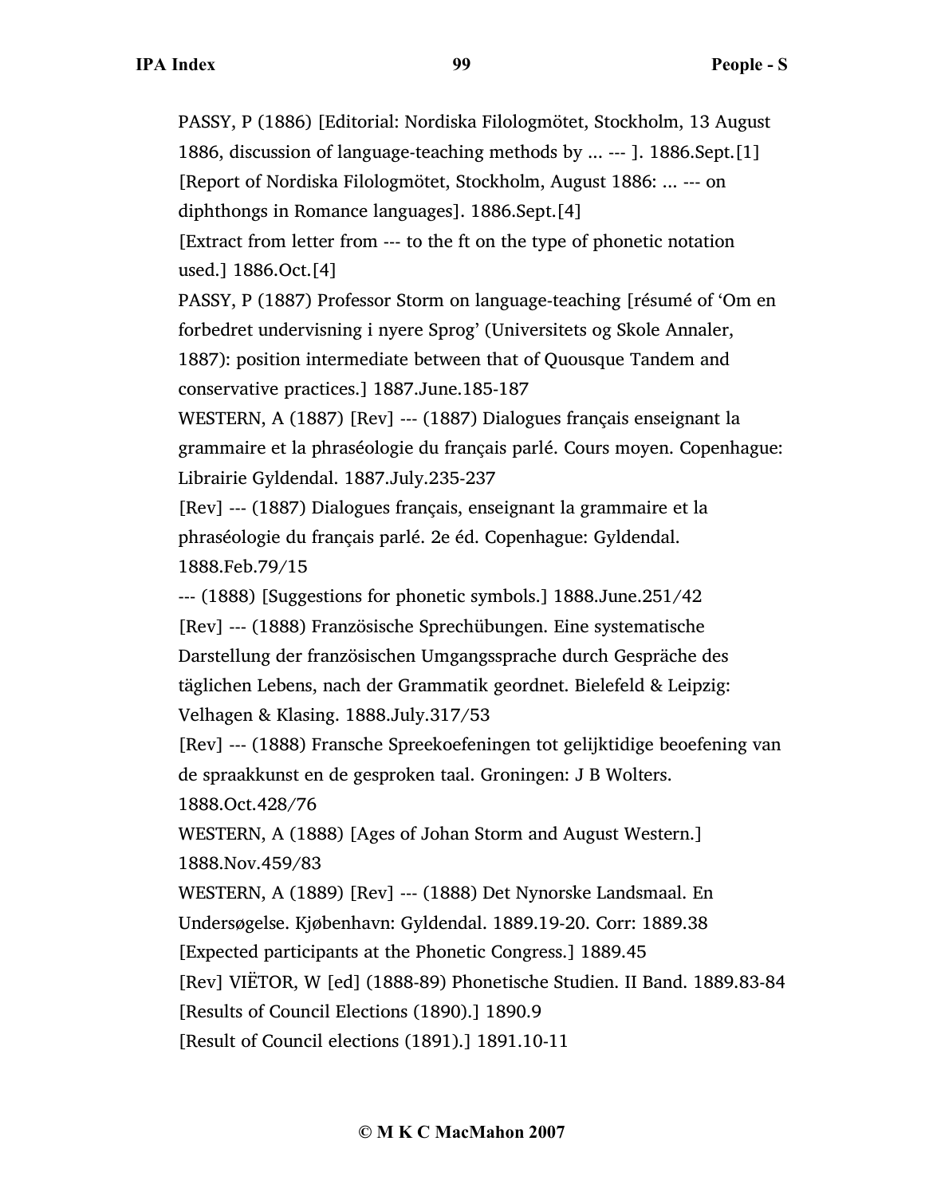PASSY, P (1886) [Editorial: Nordiska Filologmötet, Stockholm, 13 August 1886, discussion of language-teaching methods by ... --- ]. 1886.Sept.[1]

[Report of Nordiska Filologmötet, Stockholm, August 1886: ... --- on diphthongs in Romance languages]. 1886.Sept.[4]

[Extract from letter from --- to the ft on the type of phonetic notation used.] 1886.Oct.[4]

PASSY, P (1887) Professor Storm on language-teaching [résumé of 'Om en forbedret undervisning i nyere Sprog' (Universitets og Skole Annaler, 1887): position intermediate between that of Quousque Tandem and conservative practices.] 1887.June.185-187

WESTERN, A (1887) [Rev] --- (1887) Dialogues français enseignant la grammaire et la phraséologie du français parlé. Cours moyen. Copenhague: Librairie Gyldendal. 1887.July.235-237

[Rev] --- (1887) Dialogues français, enseignant la grammaire et la phraséologie du français parlé. 2e éd. Copenhague: Gyldendal. 1888.Feb.79/15

--- (1888) [Suggestions for phonetic symbols.] 1888.June.251/42

[Rev] --- (1888) Französische Sprechübungen. Eine systematische Darstellung der französischen Umgangssprache durch Gespräche des täglichen Lebens, nach der Grammatik geordnet. Bielefeld & Leipzig: Velhagen & Klasing. 1888.July.317/53

[Rev] --- (1888) Fransche Spreekoefeningen tot gelijktidige beoefening van de spraakkunst en de gesproken taal. Groningen: J B Wolters. 1888.Oct.428/76

WESTERN, A (1888) [Ages of Johan Storm and August Western.] 1888.Nov.459/83

WESTERN, A (1889) [Rev] --- (1888) Det Nynorske Landsmaal. En Undersøgelse. Kjøbenhavn: Gyldendal. 1889.19-20. Corr: 1889.38

[Expected participants at the Phonetic Congress.] 1889.45

[Rev] VIËTOR, W [ed] (1888-89) Phonetische Studien. II Band. 1889.83-84

[Results of Council Elections (1890).] 1890.9

[Result of Council elections (1891).] 1891.10-11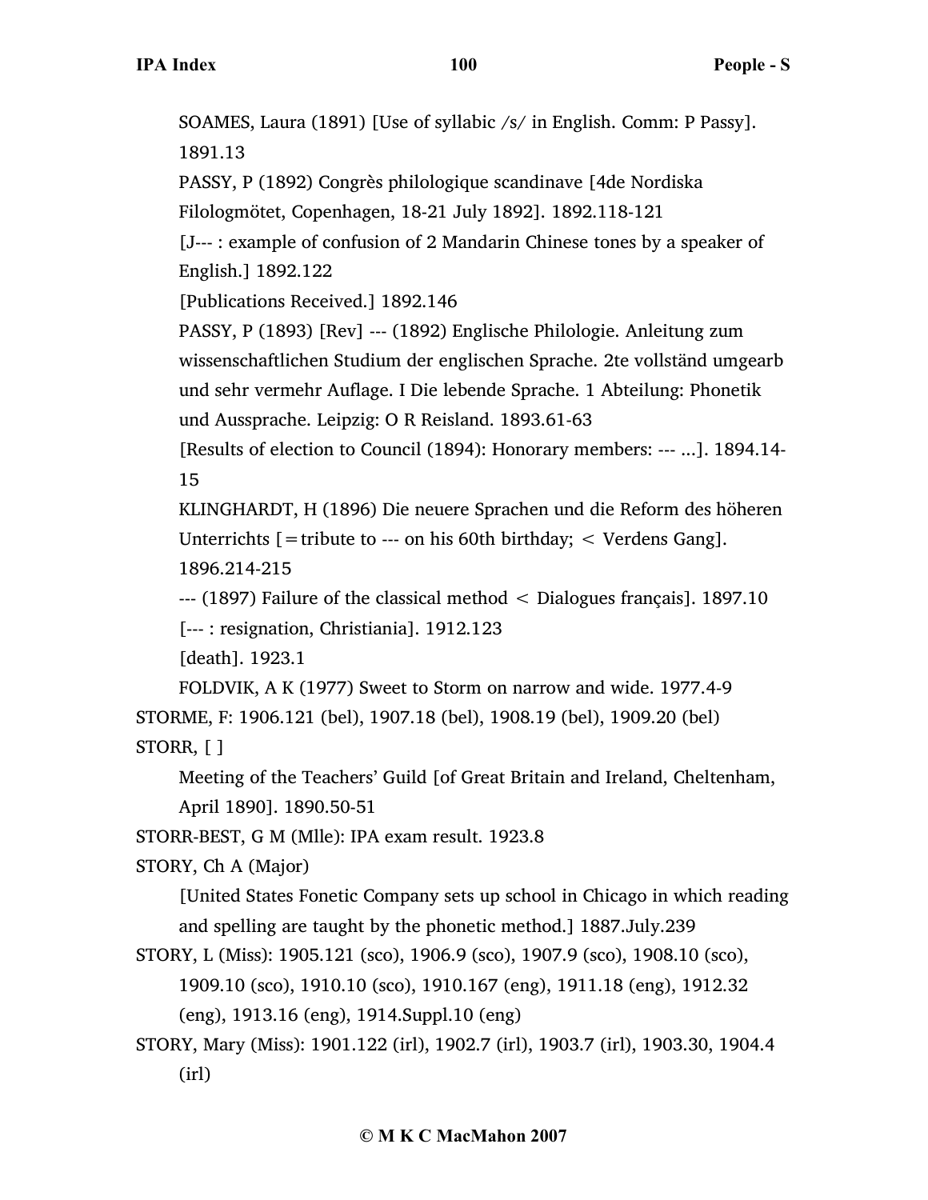SOAMES, Laura (1891) [Use of syllabic /s/ in English. Comm: P Passy]. 1891.13

PASSY, P (1892) Congrès philologique scandinave [4de Nordiska Filologmötet, Copenhagen, 18-21 July 1892]. 1892.118-121

[J--- : example of confusion of 2 Mandarin Chinese tones by a speaker of English.] 1892.122

[Publications Received.] 1892.146

PASSY, P (1893) [Rev] --- (1892) Englische Philologie. Anleitung zum wissenschaftlichen Studium der englischen Sprache. 2te vollständ umgearb und sehr vermehr Auflage. I Die lebende Sprache. 1 Abteilung: Phonetik und Aussprache. Leipzig: O R Reisland. 1893.61-63

[Results of election to Council (1894): Honorary members: --- ...]. 1894.14-15

KLINGHARDT, H (1896) Die neuere Sprachen und die Reform des höheren Unterrichts [=tribute to --- on his 60th birthday; < Verdens Gang]. 1896.214-215

--- (1897) Failure of the classical method < Dialogues français]. 1897.10

[--- : resignation, Christiania]. 1912.123

[death]. 1923.1

FOLDVIK, A K (1977) Sweet to Storm on narrow and wide. 1977.4-9

STORME, F: 1906.121 (bel), 1907.18 (bel), 1908.19 (bel), 1909.20 (bel)

STORR, [ ]

Meeting of the Teachers' Guild [of Great Britain and Ireland, Cheltenham, April 1890]. 1890.50-51

STORR-BEST, G M (Mlle): IPA exam result. 1923.8

STORY, Ch A (Major)

[United States Fonetic Company sets up school in Chicago in which reading and spelling are taught by the phonetic method.] 1887.July.239

STORY, L (Miss): 1905.121 (sco), 1906.9 (sco), 1907.9 (sco), 1908.10 (sco), 1909.10 (sco), 1910.10 (sco), 1910.167 (eng), 1911.18 (eng), 1912.32 (eng), 1913.16 (eng), 1914.Suppl.10 (eng)

STORY, Mary (Miss): 1901.122 (irl), 1902.7 (irl), 1903.7 (irl), 1903.30, 1904.4 (irl)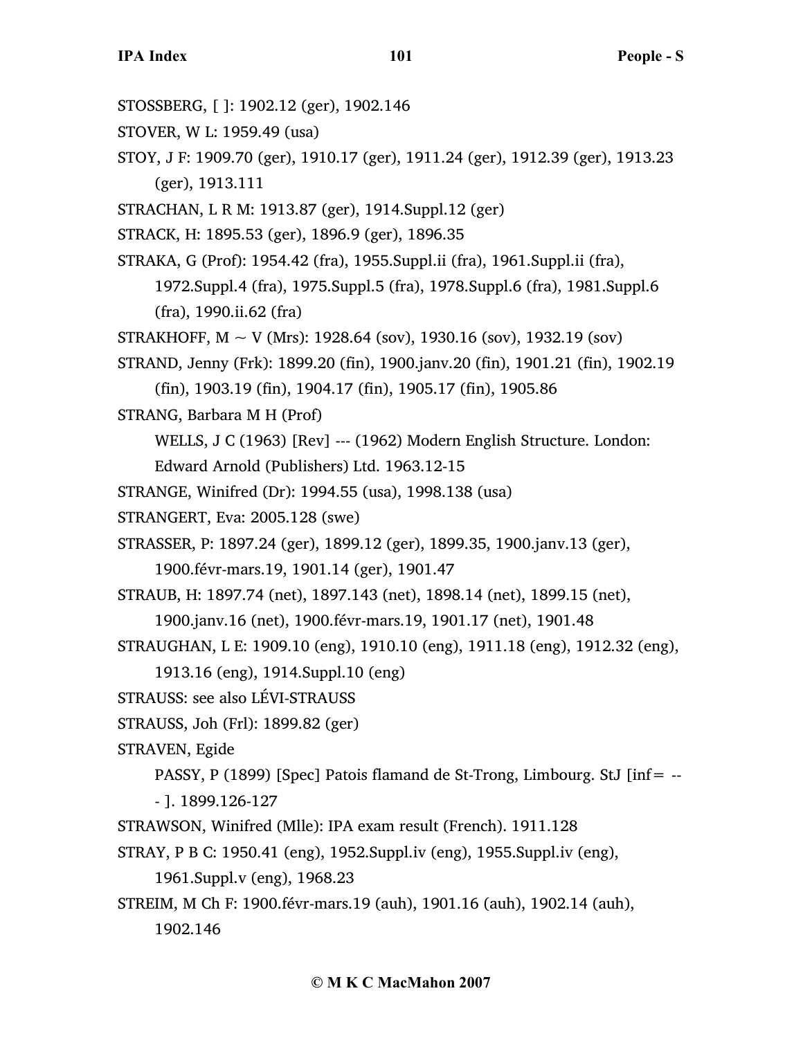STOSSBERG, [ ]: 1902.12 (ger), 1902.146

STOVER, W L: 1959.49 (usa)

STOY, J F: 1909.70 (ger), 1910.17 (ger), 1911.24 (ger), 1912.39 (ger), 1913.23 (ger), 1913.111

STRACHAN, L R M: 1913.87 (ger), 1914.Suppl.12 (ger)

STRACK, H: 1895.53 (ger), 1896.9 (ger), 1896.35

STRAKA, G (Prof): 1954.42 (fra), 1955.Suppl.ii (fra), 1961.Suppl.ii (fra), 1972.Suppl.4 (fra), 1975.Suppl.5 (fra), 1978.Suppl.6 (fra), 1981.Suppl.6 (fra), 1990.ii.62 (fra)

STRAKHOFF, M ~ V (Mrs): 1928.64 (sov), 1930.16 (sov), 1932.19 (sov)

STRAND, Jenny (Frk): 1899.20 (fin), 1900.janv.20 (fin), 1901.21 (fin), 1902.19 (fin), 1903.19 (fin), 1904.17 (fin), 1905.17 (fin), 1905.86

STRANG, Barbara M H (Prof)

WELLS, J C (1963) [Rev] --- (1962) Modern English Structure. London: Edward Arnold (Publishers) Ltd. 1963.12-15

STRANGE, Winifred (Dr): 1994.55 (usa), 1998.138 (usa)

STRANGERT, Eva: 2005.128 (swe)

STRASSER, P: 1897.24 (ger), 1899.12 (ger), 1899.35, 1900.janv.13 (ger), 1900.févr-mars.19, 1901.14 (ger), 1901.47

STRAUB, H: 1897.74 (net), 1897.143 (net), 1898.14 (net), 1899.15 (net), 1900.janv.16 (net), 1900.févr-mars.19, 1901.17 (net), 1901.48

STRAUGHAN, L E: 1909.10 (eng), 1910.10 (eng), 1911.18 (eng), 1912.32 (eng), 1913.16 (eng), 1914.Suppl.10 (eng)

STRAUSS: see also LÉVI-STRAUSS

STRAUSS, Joh (Frl): 1899.82 (ger)

STRAVEN, Egide

PASSY, P (1899) [Spec] Patois flamand de St-Trong, Limbourg. StJ [inf= --- ]. 1899.126-127

STRAWSON, Winifred (Mlle): IPA exam result (French). 1911.128

STRAY, P B C: 1950.41 (eng), 1952.Suppl.iv (eng), 1955.Suppl.iv (eng), 1961.Suppl.v (eng), 1968.23

STREIM, M Ch F: 1900.févr-mars.19 (auh), 1901.16 (auh), 1902.14 (auh), 1902.146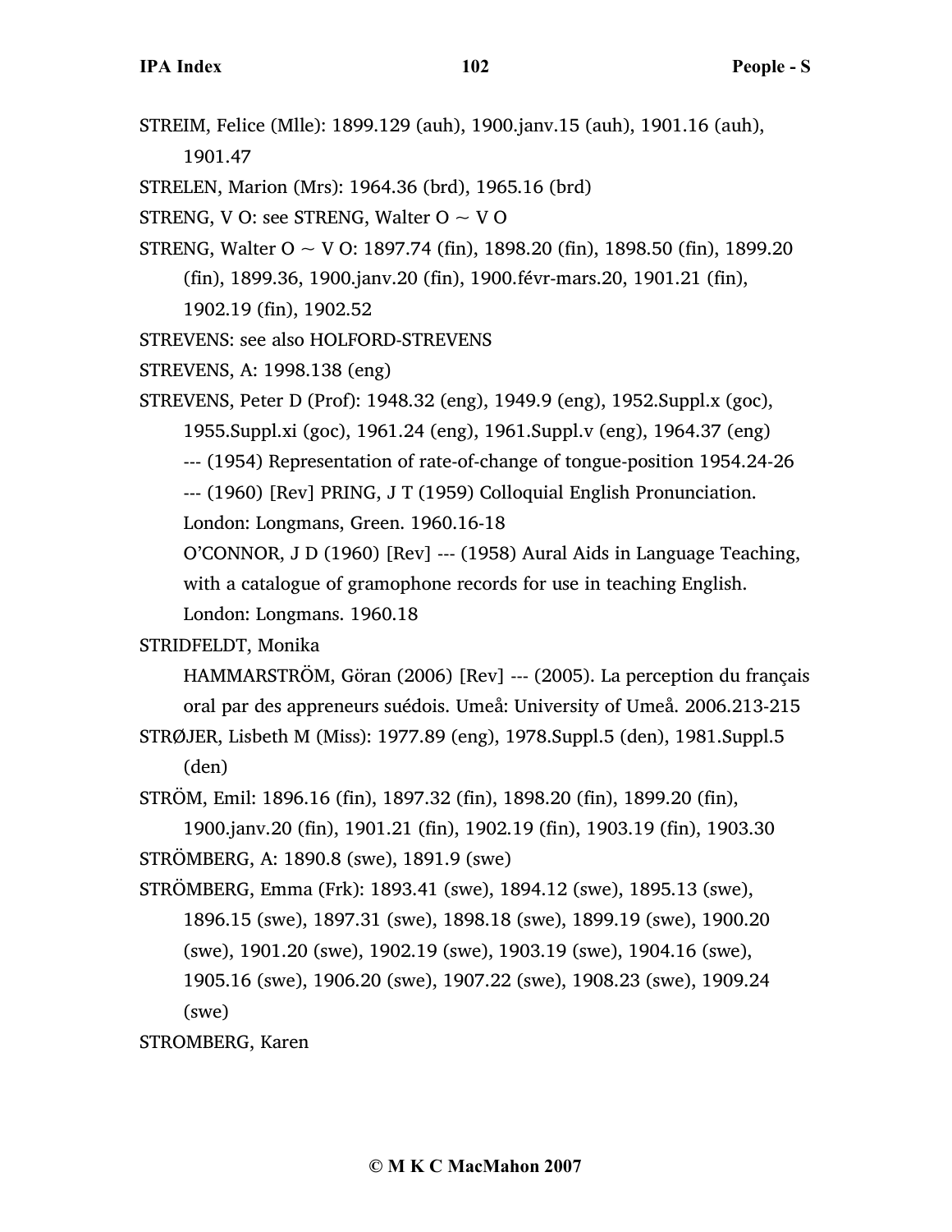STREIM, Felice (Mlle): 1899.129 (auh), 1900.janv.15 (auh), 1901.16 (auh), 1901.47

STRELEN, Marion (Mrs): 1964.36 (brd), 1965.16 (brd)

STRENG, V O: see STRENG, Walter O ~ V O

STRENG, Walter O ~ V O: 1897.74 (fin), 1898.20 (fin), 1898.50 (fin), 1899.20 (fin), 1899.36, 1900.janv.20 (fin), 1900.févr-mars.20, 1901.21 (fin), 1902.19 (fin), 1902.52

STREVENS: see also HOLFORD-STREVENS

STREVENS, A: 1998.138 (eng)

STREVENS, Peter D (Prof): 1948.32 (eng), 1949.9 (eng), 1952.Suppl.x (goc), 1955.Suppl.xi (goc), 1961.24 (eng), 1961.Suppl.v (eng), 1964.37 (eng)

--- (1954) Representation of rate-of-change of tongue-position 1954.24-26

--- (1960) [Rev] PRING, J T (1959) Colloquial English Pronunciation. London: Longmans, Green. 1960.16-18

O'CONNOR, J D (1960) [Rev] --- (1958) Aural Aids in Language Teaching, with a catalogue of gramophone records for use in teaching English. London: Longmans. 1960.18

STRIDFELDT, Monika

HAMMARSTRÖM, Göran (2006) [Rev] --- (2005). La perception du français oral par des appreneurs suédois. Umeå: University of Umeå. 2006.213-215

STRØJER, Lisbeth M (Miss): 1977.89 (eng), 1978.Suppl.5 (den), 1981.Suppl.5 (den)

STRÖM, Emil: 1896.16 (fin), 1897.32 (fin), 1898.20 (fin), 1899.20 (fin), 1900.janv.20 (fin), 1901.21 (fin), 1902.19 (fin), 1903.19 (fin), 1903.30

STRÖMBERG, A: 1890.8 (swe), 1891.9 (swe)

STRÖMBERG, Emma (Frk): 1893.41 (swe), 1894.12 (swe), 1895.13 (swe), 1896.15 (swe), 1897.31 (swe), 1898.18 (swe), 1899.19 (swe), 1900.20 (swe), 1901.20 (swe), 1902.19 (swe), 1903.19 (swe), 1904.16 (swe), 1905.16 (swe), 1906.20 (swe), 1907.22 (swe), 1908.23 (swe), 1909.24 (swe)

STROMBERG, Karen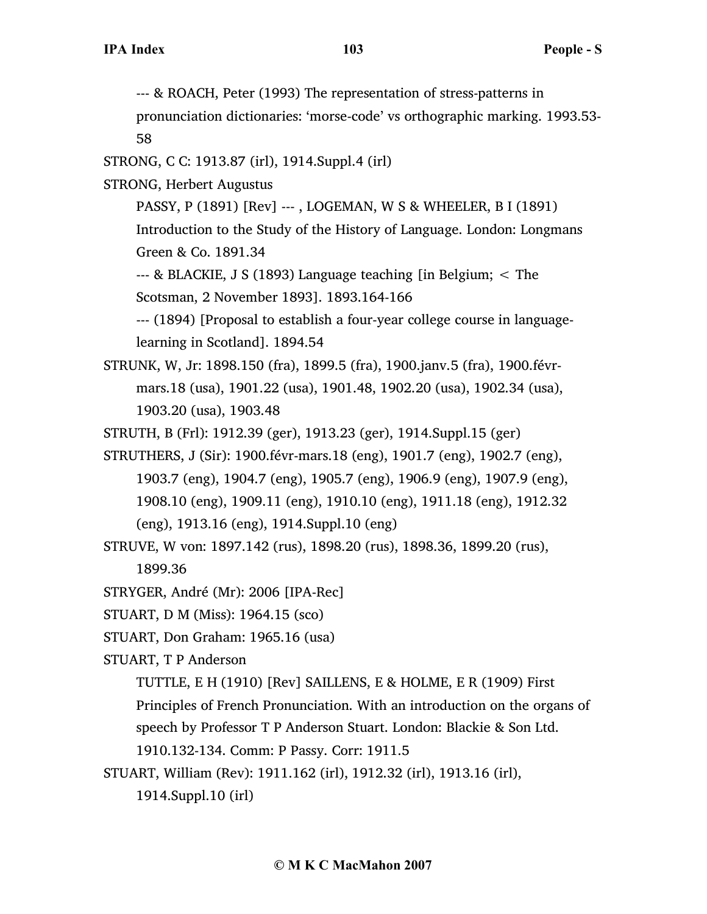--- & ROACH, Peter (1993) The representation of stress-patterns in pronunciation dictionaries: 'morse-code' vs orthographic marking. 1993.53-58

STRONG, C C: 1913.87 (irl), 1914.Suppl.4 (irl)

STRONG, Herbert Augustus

PASSY, P (1891) [Rev] --- , LOGEMAN, W S & WHEELER, B I (1891) Introduction to the Study of the History of Language. London: Longmans Green & Co. 1891.34

--- & BLACKIE, J S (1893) Language teaching [in Belgium; < The Scotsman, 2 November 1893]. 1893.164-166

--- (1894) [Proposal to establish a four-year college course in language-learning in Scotland]. 1894.54

STRUNK, W, Jr: 1898.150 (fra), 1899.5 (fra), 1900.janv.5 (fra), 1900.févr-mars.18 (usa), 1901.22 (usa), 1901.48, 1902.20 (usa), 1902.34 (usa), 1903.20 (usa), 1903.48

STRUTH, B (Frl): 1912.39 (ger), 1913.23 (ger), 1914.Suppl.15 (ger)

STRUTHERS, J (Sir): 1900.févr-mars.18 (eng), 1901.7 (eng), 1902.7 (eng), 1903.7 (eng), 1904.7 (eng), 1905.7 (eng), 1906.9 (eng), 1907.9 (eng), 1908.10 (eng), 1909.11 (eng), 1910.10 (eng), 1911.18 (eng), 1912.32 (eng), 1913.16 (eng), 1914.Suppl.10 (eng)

STRUVE, W von: 1897.142 (rus), 1898.20 (rus), 1898.36, 1899.20 (rus), 1899.36

STRYGER, André (Mr): 2006 [IPA-Rec]

STUART, D M (Miss): 1964.15 (sco)

STUART, Don Graham: 1965.16 (usa)

STUART, T P Anderson

TUTTLE, E H (1910) [Rev] SAILLENS, E & HOLME, E R (1909) First Principles of French Pronunciation. With an introduction on the organs of speech by Professor T P Anderson Stuart. London: Blackie & Son Ltd. 1910.132-134. Comm: P Passy. Corr: 1911.5

STUART, William (Rev): 1911.162 (irl), 1912.32 (irl), 1913.16 (irl), 1914.Suppl.10 (irl)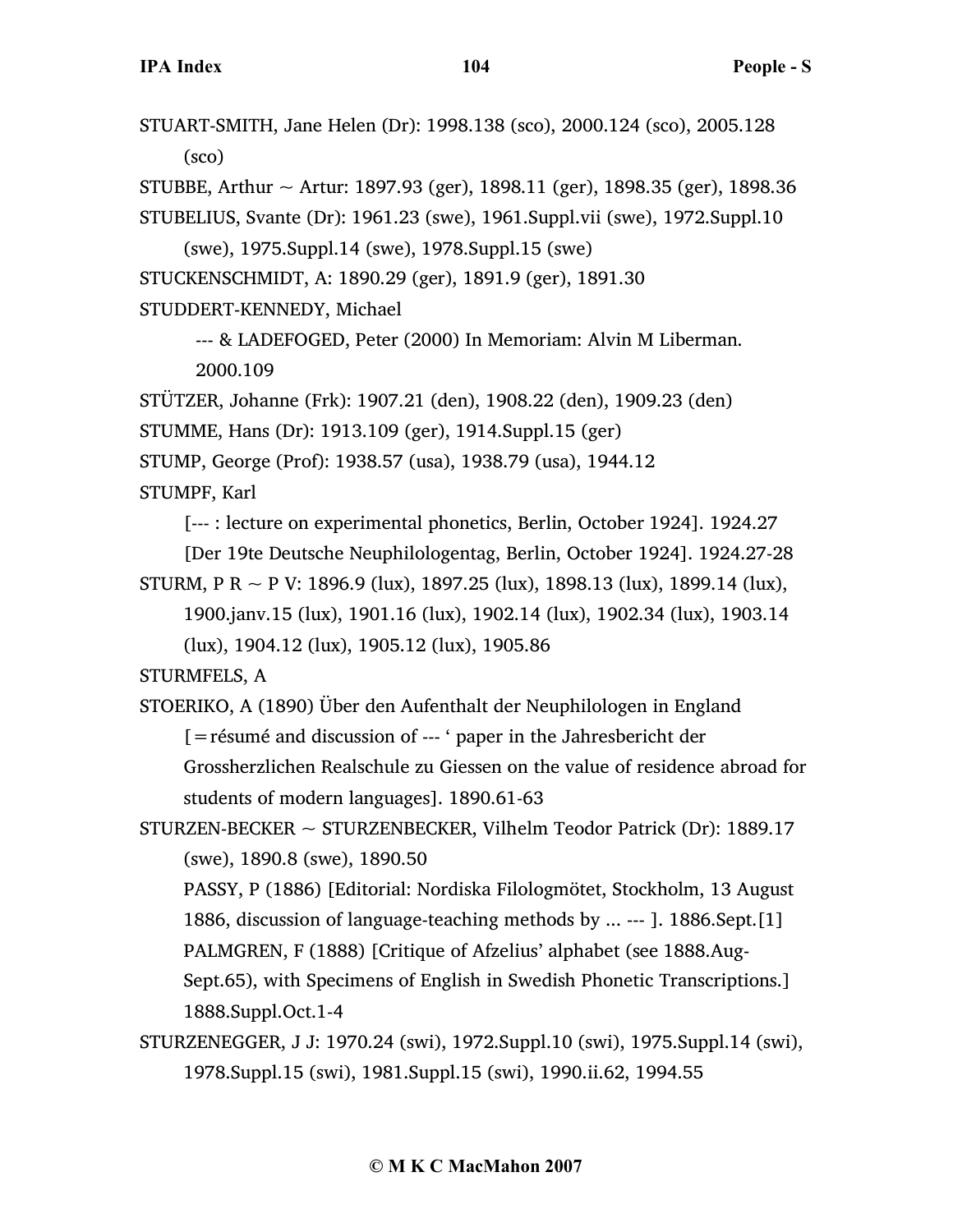STUART-SMITH, Jane Helen (Dr): 1998.138 (sco), 2000.124 (sco), 2005.128 (sco)

STUBBE, Arthur ~ Artur: 1897.93 (ger), 1898.11 (ger), 1898.35 (ger), 1898.36

STUBELIUS, Svante (Dr): 1961.23 (swe), 1961.Suppl.vii (swe), 1972.Suppl.10 (swe), 1975.Suppl.14 (swe), 1978.Suppl.15 (swe)

STUCKENSCHMIDT, A: 1890.29 (ger), 1891.9 (ger), 1891.30

STUDDERT-KENNEDY, Michael

--- & LADEFOGED, Peter (2000) In Memoriam: Alvin M Liberman. 2000.109

STÜTZER, Johanne (Frk): 1907.21 (den), 1908.22 (den), 1909.23 (den)

STUMME, Hans (Dr): 1913.109 (ger), 1914.Suppl.15 (ger)

STUMP, George (Prof): 1938.57 (usa), 1938.79 (usa), 1944.12

STUMPF, Karl

[--- : lecture on experimental phonetics, Berlin, October 1924]. 1924.27

[Der 19te Deutsche Neuphilologentag, Berlin, October 1924]. 1924.27-28

STURM, P R ~ P V: 1896.9 (lux), 1897.25 (lux), 1898.13 (lux), 1899.14 (lux), 1900.janv.15 (lux), 1901.16 (lux), 1902.14 (lux), 1902.34 (lux), 1903.14 (lux), 1904.12 (lux), 1905.12 (lux), 1905.86

STURMFELS, A

STOERIKO, A (1890) Über den Aufenthalt der Neuphilologen in England [=résumé and discussion of --- ' paper in the Jahresbericht der Grossherzlichen Realschule zu Giessen on the value of residence abroad for students of modern languages]. 1890.61-63

STURZEN-BECKER ~ STURZENBECKER, Vilhelm Teodor Patrick (Dr): 1889.17 (swe), 1890.8 (swe), 1890.50

PASSY, P (1886) [Editorial: Nordiska Filologmötet, Stockholm, 13 August 1886, discussion of language-teaching methods by ... --- ]. 1886.Sept.[1]

PALMGREN, F (1888) [Critique of Afzelius' alphabet (see 1888.Aug-Sept.65), with Specimens of English in Swedish Phonetic Transcriptions.] 1888.Suppl.Oct.1-4

STURZENEGGER, J J: 1970.24 (swi), 1972.Suppl.10 (swi), 1975.Suppl.14 (swi), 1978.Suppl.15 (swi), 1981.Suppl.15 (swi), 1990.ii.62, 1994.55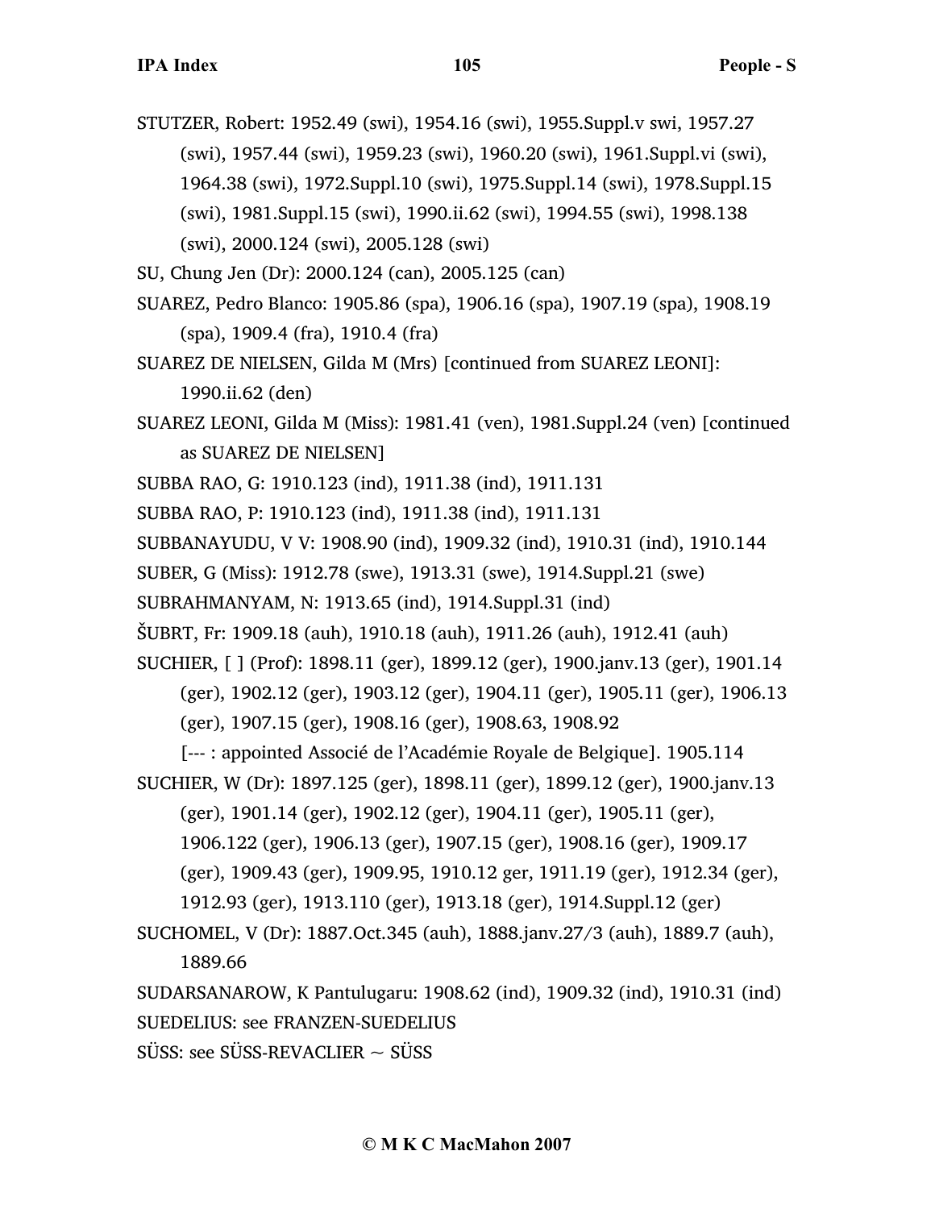STUTZER, Robert: 1952.49 (swi), 1954.16 (swi), 1955.Suppl.v swi, 1957.27 (swi), 1957.44 (swi), 1959.23 (swi), 1960.20 (swi), 1961.Suppl.vi (swi), 1964.38 (swi), 1972.Suppl.10 (swi), 1975.Suppl.14 (swi), 1978.Suppl.15 (swi), 1981.Suppl.15 (swi), 1990.ii.62 (swi), 1994.55 (swi), 1998.138 (swi), 2000.124 (swi), 2005.128 (swi)

SU, Chung Jen (Dr): 2000.124 (can), 2005.125 (can)

SUAREZ, Pedro Blanco: 1905.86 (spa), 1906.16 (spa), 1907.19 (spa), 1908.19 (spa), 1909.4 (fra), 1910.4 (fra)

SUAREZ DE NIELSEN, Gilda M (Mrs) [continued from SUAREZ LEONI]: 1990.ii.62 (den)

SUAREZ LEONI, Gilda M (Miss): 1981.41 (ven), 1981.Suppl.24 (ven) [continued as SUAREZ DE NIELSEN]

SUBBA RAO, G: 1910.123 (ind), 1911.38 (ind), 1911.131

SUBBA RAO, P: 1910.123 (ind), 1911.38 (ind), 1911.131

SUBBANAYUDU, V V: 1908.90 (ind), 1909.32 (ind), 1910.31 (ind), 1910.144

SUBER, G (Miss): 1912.78 (swe), 1913.31 (swe), 1914.Suppl.21 (swe)

SUBRAHMANYAM, N: 1913.65 (ind), 1914.Suppl.31 (ind)

ŠUBRT, Fr: 1909.18 (auh), 1910.18 (auh), 1911.26 (auh), 1912.41 (auh)

SUCHIER, [ ] (Prof): 1898.11 (ger), 1899.12 (ger), 1900.janv.13 (ger), 1901.14 (ger), 1902.12 (ger), 1903.12 (ger), 1904.11 (ger), 1905.11 (ger), 1906.13 (ger), 1907.15 (ger), 1908.16 (ger), 1908.63, 1908.92
[--- : appointed Associé de l'Académie Royale de Belgique]. 1905.114

SUCHIER, W (Dr): 1897.125 (ger), 1898.11 (ger), 1899.12 (ger), 1900.janv.13 (ger), 1901.14 (ger), 1902.12 (ger), 1904.11 (ger), 1905.11 (ger), 1906.122 (ger), 1906.13 (ger), 1907.15 (ger), 1908.16 (ger), 1909.17 (ger), 1909.43 (ger), 1909.95, 1910.12 ger, 1911.19 (ger), 1912.34 (ger), 1912.93 (ger), 1913.110 (ger), 1913.18 (ger), 1914.Suppl.12 (ger)

SUCHOMEL, V (Dr): 1887.Oct.345 (auh), 1888.janv.27/3 (auh), 1889.7 (auh), 1889.66

SUDARSANAROW, K Pantulugaru: 1908.62 (ind), 1909.32 (ind), 1910.31 (ind)

SUEDELIUS: see FRANZEN-SUEDELIUS

SÜSS: see SÜSS-REVACLIER ~ SÜSS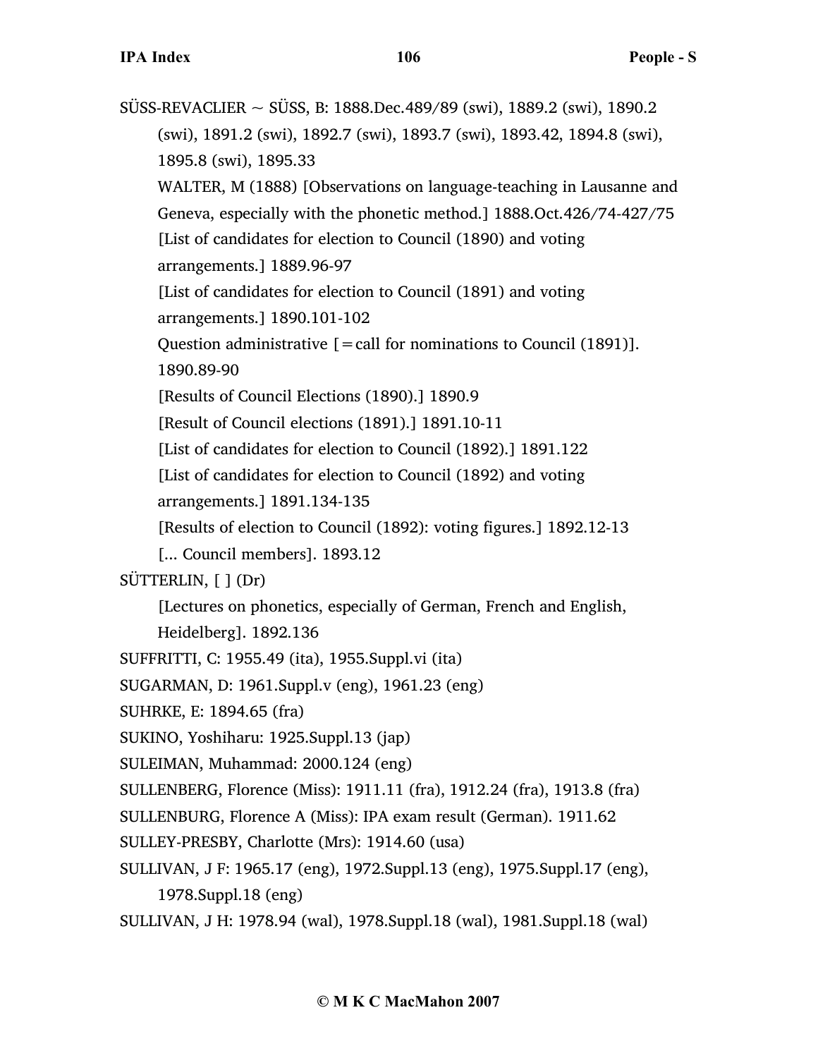SÜSS-REVACLIER ~ SÜSS, B: 1888.Dec.489/89 (swi), 1889.2 (swi), 1890.2 (swi), 1891.2 (swi), 1892.7 (swi), 1893.7 (swi), 1893.42, 1894.8 (swi), 1895.8 (swi), 1895.33

WALTER, M (1888) [Observations on language-teaching in Lausanne and Geneva, especially with the phonetic method.] 1888.Oct.426/74-427/75

[List of candidates for election to Council (1890) and voting arrangements.] 1889.96-97

[List of candidates for election to Council (1891) and voting arrangements.] 1890.101-102

Question administrative [=call for nominations to Council (1891)]. 1890.89-90

[Results of Council Elections (1890).] 1890.9

[Result of Council elections (1891).] 1891.10-11

[List of candidates for election to Council (1892).] 1891.122

[List of candidates for election to Council (1892) and voting arrangements.] 1891.134-135

[Results of election to Council (1892): voting figures.] 1892.12-13

[... Council members]. 1893.12

SÜTTERLIN, [ ] (Dr)

[Lectures on phonetics, especially of German, French and English, Heidelberg]. 1892.136

SUFFRITTI, C: 1955.49 (ita), 1955.Suppl.vi (ita)

SUGARMAN, D: 1961.Suppl.v (eng), 1961.23 (eng)

SUHRKE, E: 1894.65 (fra)

SUKINO, Yoshiharu: 1925.Suppl.13 (jap)

SULEIMAN, Muhammad: 2000.124 (eng)

SULLENBERG, Florence (Miss): 1911.11 (fra), 1912.24 (fra), 1913.8 (fra)

SULLENBURG, Florence A (Miss): IPA exam result (German). 1911.62

SULLEY-PRESBY, Charlotte (Mrs): 1914.60 (usa)

SULLIVAN, J F: 1965.17 (eng), 1972.Suppl.13 (eng), 1975.Suppl.17 (eng), 1978.Suppl.18 (eng)

SULLIVAN, J H: 1978.94 (wal), 1978.Suppl.18 (wal), 1981.Suppl.18 (wal)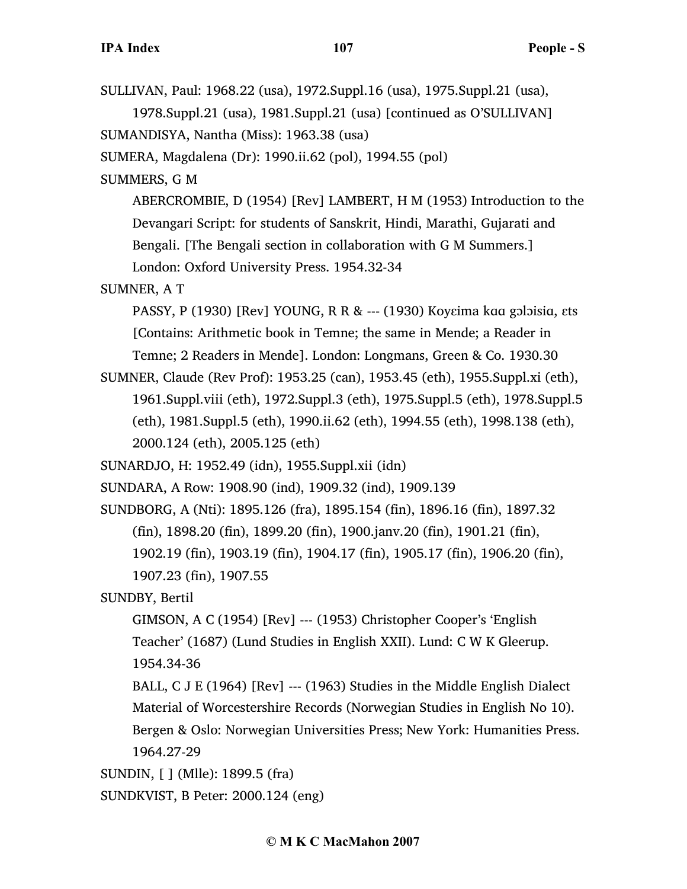SULLIVAN, Paul: 1968.22 (usa), 1972.Suppl.16 (usa), 1975.Suppl.21 (usa), 1978.Suppl.21 (usa), 1981.Suppl.21 (usa) [continued as O'SULLIVAN]

SUMANDISYA, Nantha (Miss): 1963.38 (usa)

SUMERA, Magdalena (Dr): 1990.ii.62 (pol), 1994.55 (pol)

SUMMERS, G M

ABERCROMBIE, D (1954) [Rev] LAMBERT, H M (1953) Introduction to the Devangari Script: for students of Sanskrit, Hindi, Marathi, Gujarati and Bengali. [The Bengali section in collaboration with G M Summers.] London: Oxford University Press. 1954.32-34

SUMNER, A T

PASSY, P (1930) [Rev] YOUNG, R R & --- (1930) Koyɛima kɑɑ gɔlɔisiɑ, ɛts [Contains: Arithmetic book in Temne; the same in Mende; a Reader in Temne; 2 Readers in Mende]. London: Longmans, Green & Co. 1930.30

SUMNER, Claude (Rev Prof): 1953.25 (can), 1953.45 (eth), 1955.Suppl.xi (eth), 1961.Suppl.viii (eth), 1972.Suppl.3 (eth), 1975.Suppl.5 (eth), 1978.Suppl.5 (eth), 1981.Suppl.5 (eth), 1990.ii.62 (eth), 1994.55 (eth), 1998.138 (eth), 2000.124 (eth), 2005.125 (eth)

SUNARDJO, H: 1952.49 (idn), 1955.Suppl.xii (idn)

SUNDARA, A Row: 1908.90 (ind), 1909.32 (ind), 1909.139

SUNDBORG, A (Nti): 1895.126 (fra), 1895.154 (fin), 1896.16 (fin), 1897.32 (fin), 1898.20 (fin), 1899.20 (fin), 1900.janv.20 (fin), 1901.21 (fin), 1902.19 (fin), 1903.19 (fin), 1904.17 (fin), 1905.17 (fin), 1906.20 (fin), 1907.23 (fin), 1907.55

SUNDBY, Bertil

GIMSON, A C (1954) [Rev] --- (1953) Christopher Cooper's 'English Teacher' (1687) (Lund Studies in English XXII). Lund: C W K Gleerup. 1954.34-36

BALL, C J E (1964) [Rev] --- (1963) Studies in the Middle English Dialect Material of Worcestershire Records (Norwegian Studies in English No 10). Bergen & Oslo: Norwegian Universities Press; New York: Humanities Press. 1964.27-29

SUNDIN, [ ] (Mlle): 1899.5 (fra)

SUNDKVIST, B Peter: 2000.124 (eng)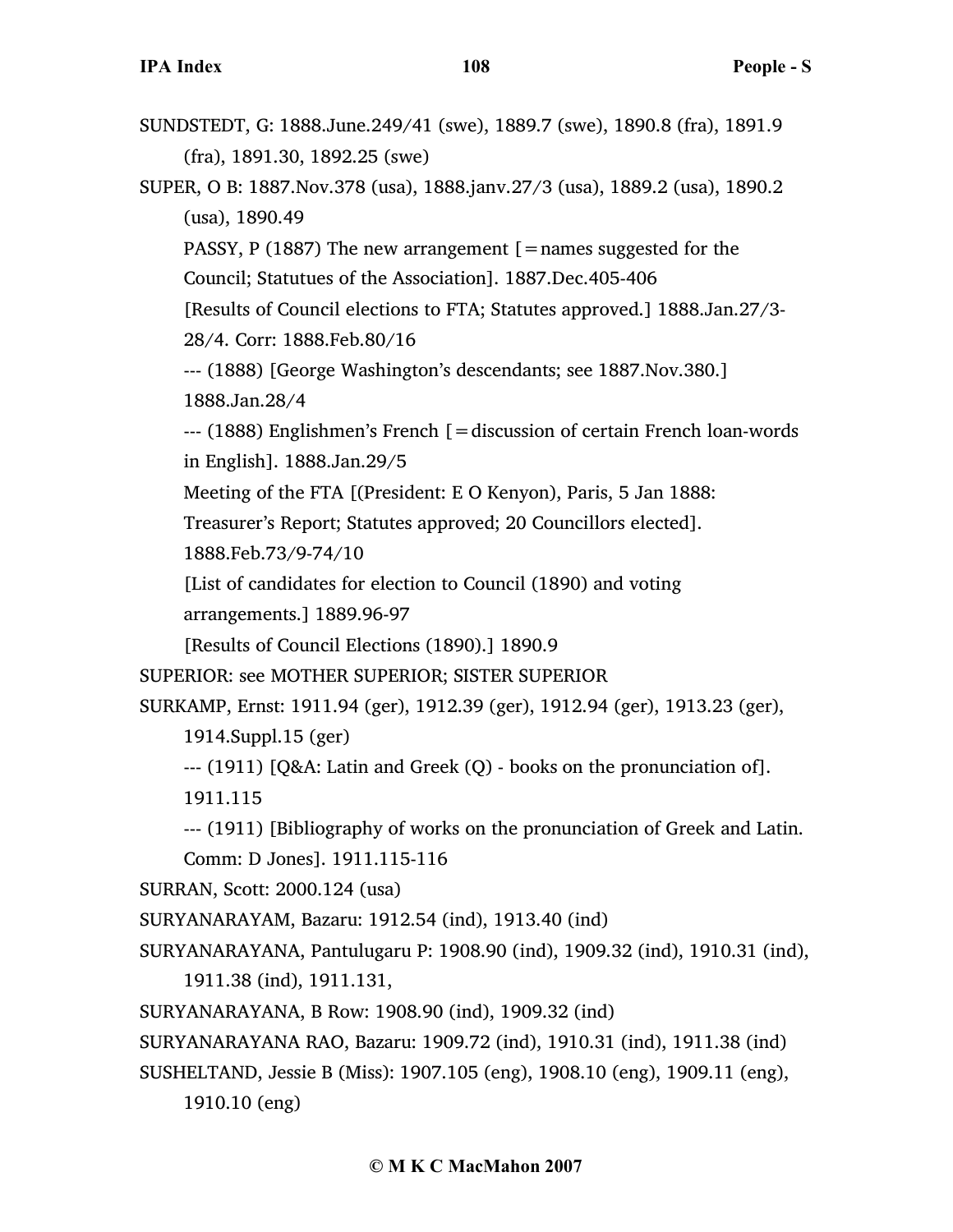SUNDSTEDT, G: 1888.June.249/41 (swe), 1889.7 (swe), 1890.8 (fra), 1891.9 (fra), 1891.30, 1892.25 (swe)

SUPER, O B: 1887.Nov.378 (usa), 1888.janv.27/3 (usa), 1889.2 (usa), 1890.2 (usa), 1890.49

PASSY, P (1887) The new arrangement [=names suggested for the Council; Statutues of the Association]. 1887.Dec.405-406

[Results of Council elections to FTA; Statutes approved.] 1888.Jan.27/3-28/4. Corr: 1888.Feb.80/16

--- (1888) [George Washington's descendants; see 1887.Nov.380.] 1888.Jan.28/4

--- (1888) Englishmen's French [=discussion of certain French loan-words in English]. 1888.Jan.29/5

Meeting of the FTA [(President: E O Kenyon), Paris, 5 Jan 1888: Treasurer's Report; Statutes approved; 20 Councillors elected]. 1888.Feb.73/9-74/10

[List of candidates for election to Council (1890) and voting arrangements.] 1889.96-97

[Results of Council Elections (1890).] 1890.9

SUPERIOR: see MOTHER SUPERIOR; SISTER SUPERIOR

SURKAMP, Ernst: 1911.94 (ger), 1912.39 (ger), 1912.94 (ger), 1913.23 (ger), 1914.Suppl.15 (ger)

--- (1911) [Q&A: Latin and Greek (Q) - books on the pronunciation of]. 1911.115

--- (1911) [Bibliography of works on the pronunciation of Greek and Latin. Comm: D Jones]. 1911.115-116

SURRAN, Scott: 2000.124 (usa)

SURYANARAYAM, Bazaru: 1912.54 (ind), 1913.40 (ind)

SURYANARAYANA, Pantulugaru P: 1908.90 (ind), 1909.32 (ind), 1910.31 (ind), 1911.38 (ind), 1911.131,

SURYANARAYANA, B Row: 1908.90 (ind), 1909.32 (ind)

SURYANARAYANA RAO, Bazaru: 1909.72 (ind), 1910.31 (ind), 1911.38 (ind)

SUSHELTAND, Jessie B (Miss): 1907.105 (eng), 1908.10 (eng), 1909.11 (eng), 1910.10 (eng)

© M K C MacMahon 2007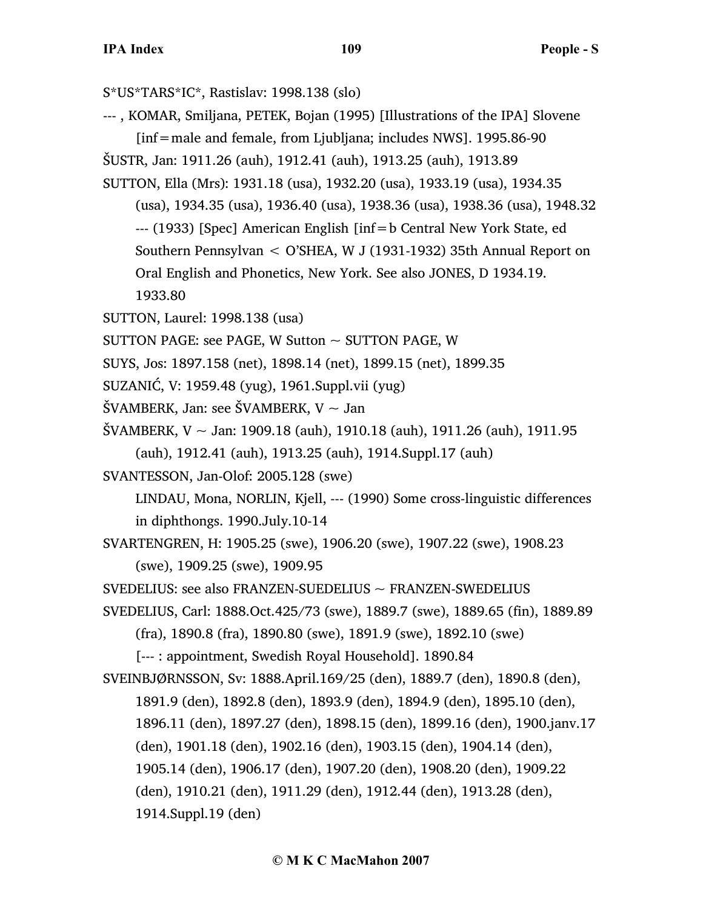S*US*TARS*IC*, Rastislav: 1998.138 (slo)

--- , KOMAR, Smiljana, PETEK, Bojan (1995) [Illustrations of the IPA] Slovene [inf=male and female, from Ljubljana; includes NWS]. 1995.86-90

ŠUSTR, Jan: 1911.26 (auh), 1912.41 (auh), 1913.25 (auh), 1913.89

SUTTON, Ella (Mrs): 1931.18 (usa), 1932.20 (usa), 1933.19 (usa), 1934.35 (usa), 1934.35 (usa), 1936.40 (usa), 1938.36 (usa), 1938.36 (usa), 1948.32

--- (1933) [Spec] American English [inf=b Central New York State, ed Southern Pennsylvan < O'SHEA, W J (1931-1932) 35th Annual Report on Oral English and Phonetics, New York. See also JONES, D 1934.19. 1933.80

SUTTON, Laurel: 1998.138 (usa)

SUTTON PAGE: see PAGE, W Sutton ~ SUTTON PAGE, W

SUYS, Jos: 1897.158 (net), 1898.14 (net), 1899.15 (net), 1899.35

SUZANIĆ, V: 1959.48 (yug), 1961.Suppl.vii (yug)

ŠVAMBERK, Jan: see ŠVAMBERK, V ~ Jan

ŠVAMBERK, V ~ Jan: 1909.18 (auh), 1910.18 (auh), 1911.26 (auh), 1911.95 (auh), 1912.41 (auh), 1913.25 (auh), 1914.Suppl.17 (auh)

SVANTESSON, Jan-Olof: 2005.128 (swe)

LINDAU, Mona, NORLIN, Kjell, --- (1990) Some cross-linguistic differences in diphthongs. 1990.July.10-14

SVARTENGREN, H: 1905.25 (swe), 1906.20 (swe), 1907.22 (swe), 1908.23 (swe), 1909.25 (swe), 1909.95

SVEDELIUS: see also FRANZEN-SUEDELIUS ~ FRANZEN-SWEDELIUS

SVEDELIUS, Carl: 1888.Oct.425/73 (swe), 1889.7 (swe), 1889.65 (fin), 1889.89 (fra), 1890.8 (fra), 1890.80 (swe), 1891.9 (swe), 1892.10 (swe)

[--- : appointment, Swedish Royal Household]. 1890.84

SVEINBJØRNSSON, Sv: 1888.April.169/25 (den), 1889.7 (den), 1890.8 (den), 1891.9 (den), 1892.8 (den), 1893.9 (den), 1894.9 (den), 1895.10 (den), 1896.11 (den), 1897.27 (den), 1898.15 (den), 1899.16 (den), 1900.janv.17 (den), 1901.18 (den), 1902.16 (den), 1903.15 (den), 1904.14 (den), 1905.14 (den), 1906.17 (den), 1907.20 (den), 1908.20 (den), 1909.22 (den), 1910.21 (den), 1911.29 (den), 1912.44 (den), 1913.28 (den), 1914.Suppl.19 (den)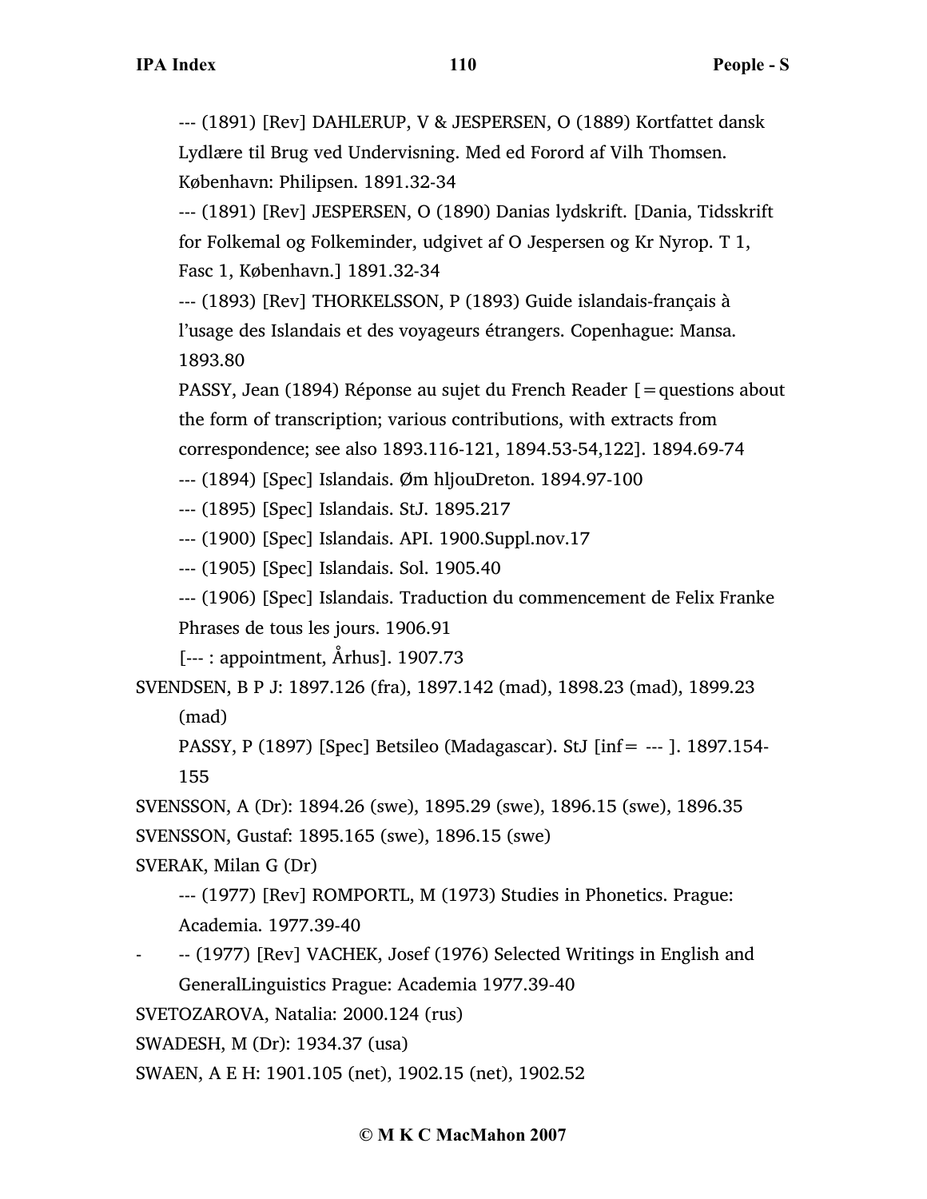--- (1891) [Rev] DAHLERUP, V & JESPERSEN, O (1889) Kortfattet dansk Lydlære til Brug ved Undervisning. Med ed Forord af Vilh Thomsen. København: Philipsen. 1891.32-34

--- (1891) [Rev] JESPERSEN, O (1890) Danias lydskrift. [Dania, Tidsskrift for Folkemal og Folkeminder, udgivet af O Jespersen og Kr Nyrop. T 1, Fasc 1, København.] 1891.32-34

--- (1893) [Rev] THORKELSSON, P (1893) Guide islandais-français à l'usage des Islandais et des voyageurs étrangers. Copenhague: Mansa. 1893.80

PASSY, Jean (1894) Réponse au sujet du French Reader [=questions about the form of transcription; various contributions, with extracts from correspondence; see also 1893.116-121, 1894.53-54,122]. 1894.69-74

--- (1894) [Spec] Islandais. Øm hljouDreton. 1894.97-100

--- (1895) [Spec] Islandais. StJ. 1895.217

--- (1900) [Spec] Islandais. API. 1900.Suppl.nov.17

--- (1905) [Spec] Islandais. Sol. 1905.40

--- (1906) [Spec] Islandais. Traduction du commencement de Felix Franke Phrases de tous les jours. 1906.91

[--- : appointment, Århus]. 1907.73

SVENDSEN, B P J: 1897.126 (fra), 1897.142 (mad), 1898.23 (mad), 1899.23 (mad)

PASSY, P (1897) [Spec] Betsileo (Madagascar). StJ [inf= --- ]. 1897.154-155

SVENSSON, A (Dr): 1894.26 (swe), 1895.29 (swe), 1896.15 (swe), 1896.35

SVENSSON, Gustaf: 1895.165 (swe), 1896.15 (swe)

SVERAK, Milan G (Dr)

--- (1977) [Rev] ROMPORTL, M (1973) Studies in Phonetics. Prague: Academia. 1977.39-40

- -- (1977) [Rev] VACHEK, Josef (1976) Selected Writings in English and GeneralLinguistics Prague: Academia 1977.39-40

SVETOZAROVA, Natalia: 2000.124 (rus)

SWADESH, M (Dr): 1934.37 (usa)

SWAEN, A E H: 1901.105 (net), 1902.15 (net), 1902.52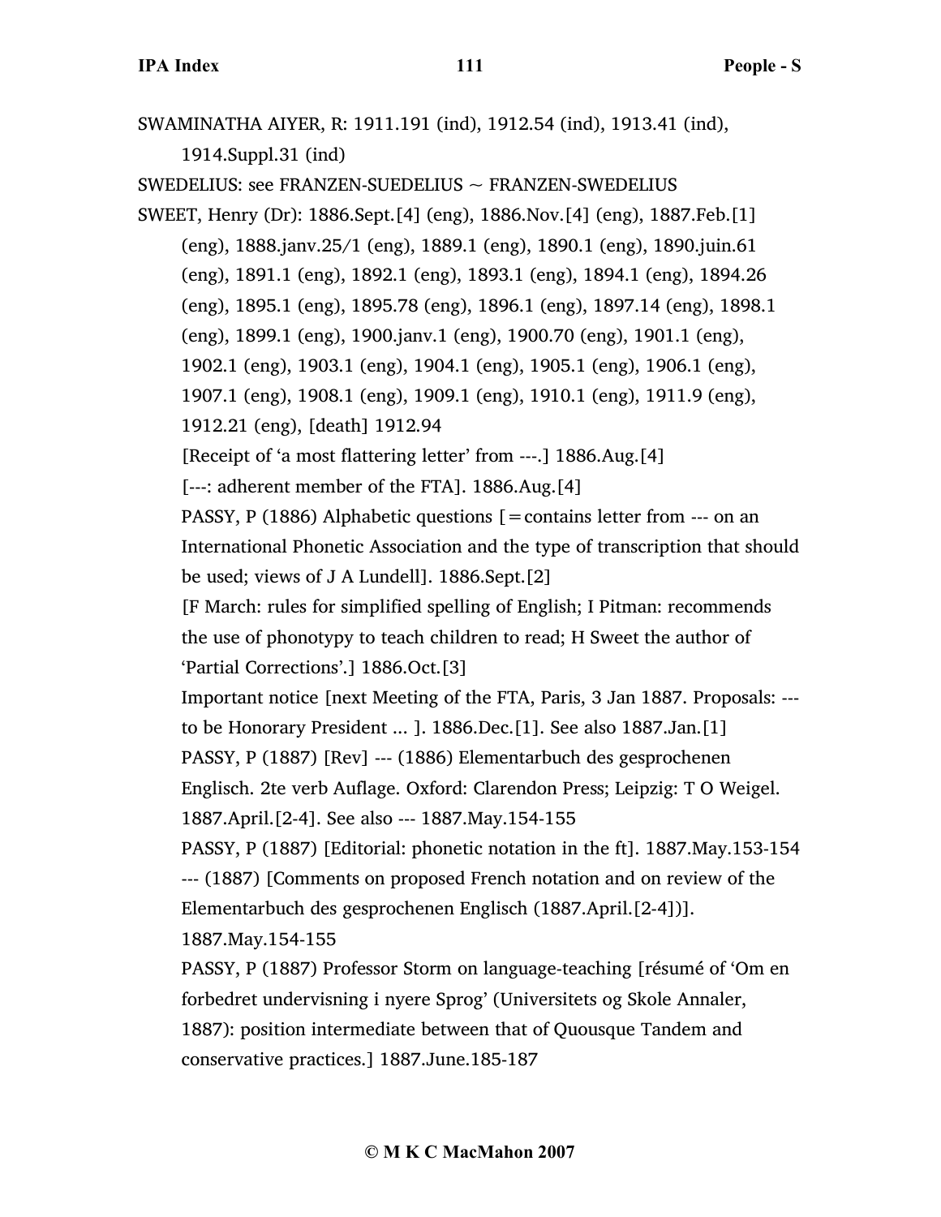SWAMINATHA AIYER, R: 1911.191 (ind), 1912.54 (ind), 1913.41 (ind), 1914.Suppl.31 (ind)

SWEDELIUS: see FRANZEN-SUEDELIUS ~ FRANZEN-SWEDELIUS

SWEET, Henry (Dr): 1886.Sept.[4] (eng), 1886.Nov.[4] (eng), 1887.Feb.[1] (eng), 1888.janv.25/1 (eng), 1889.1 (eng), 1890.1 (eng), 1890.juin.61 (eng), 1891.1 (eng), 1892.1 (eng), 1893.1 (eng), 1894.1 (eng), 1894.26 (eng), 1895.1 (eng), 1895.78 (eng), 1896.1 (eng), 1897.14 (eng), 1898.1 (eng), 1899.1 (eng), 1900.janv.1 (eng), 1900.70 (eng), 1901.1 (eng), 1902.1 (eng), 1903.1 (eng), 1904.1 (eng), 1905.1 (eng), 1906.1 (eng), 1907.1 (eng), 1908.1 (eng), 1909.1 (eng), 1910.1 (eng), 1911.9 (eng), 1912.21 (eng), [death] 1912.94

[Receipt of 'a most flattering letter' from ---.] 1886.Aug.[4]

[---: adherent member of the FTA]. 1886.Aug.[4]

PASSY, P (1886) Alphabetic questions [=contains letter from --- on an International Phonetic Association and the type of transcription that should be used; views of J A Lundell]. 1886.Sept.[2]

[F March: rules for simplified spelling of English; I Pitman: recommends the use of phonotypy to teach children to read; H Sweet the author of 'Partial Corrections'.] 1886.Oct.[3]

Important notice [next Meeting of the FTA, Paris, 3 Jan 1887. Proposals: --- to be Honorary President ... ]. 1886.Dec.[1]. See also 1887.Jan.[1]

PASSY, P (1887) [Rev] --- (1886) Elementarbuch des gesprochenen Englisch. 2te verb Auflage. Oxford: Clarendon Press; Leipzig: T O Weigel. 1887.April.[2-4]. See also --- 1887.May.154-155

PASSY, P (1887) [Editorial: phonetic notation in the ft]. 1887.May.153-154

--- (1887) [Comments on proposed French notation and on review of the Elementarbuch des gesprochenen Englisch (1887.April.[2-4])]. 1887.May.154-155

PASSY, P (1887) Professor Storm on language-teaching [résumé of 'Om en forbedret undervisning i nyere Sprog' (Universitets og Skole Annaler, 1887): position intermediate between that of Quousque Tandem and conservative practices.] 1887.June.185-187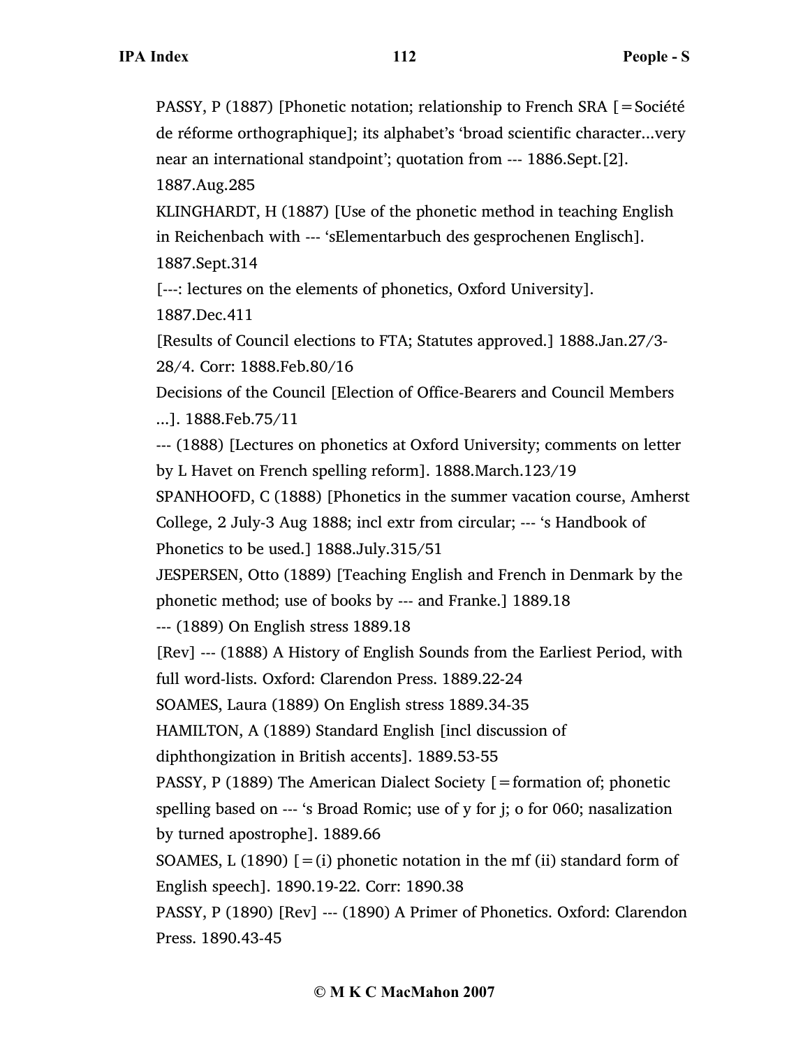PASSY, P (1887) [Phonetic notation; relationship to French SRA [=Société de réforme orthographique]; its alphabet's 'broad scientific character...very near an international standpoint'; quotation from --- 1886.Sept.[2]. 1887.Aug.285

KLINGHARDT, H (1887) [Use of the phonetic method in teaching English in Reichenbach with --- 'sElementarbuch des gesprochenen Englisch]. 1887.Sept.314

[---: lectures on the elements of phonetics, Oxford University]. 1887.Dec.411

[Results of Council elections to FTA; Statutes approved.] 1888.Jan.27/3-28/4. Corr: 1888.Feb.80/16

Decisions of the Council [Election of Office-Bearers and Council Members ...]. 1888.Feb.75/11

--- (1888) [Lectures on phonetics at Oxford University; comments on letter by L Havet on French spelling reform]. 1888.March.123/19

SPANHOOFD, C (1888) [Phonetics in the summer vacation course, Amherst College, 2 July-3 Aug 1888; incl extr from circular; --- 's Handbook of Phonetics to be used.] 1888.July.315/51

JESPERSEN, Otto (1889) [Teaching English and French in Denmark by the phonetic method; use of books by --- and Franke.] 1889.18

--- (1889) On English stress 1889.18

[Rev] --- (1888) A History of English Sounds from the Earliest Period, with full word-lists. Oxford: Clarendon Press. 1889.22-24

SOAMES, Laura (1889) On English stress 1889.34-35

HAMILTON, A (1889) Standard English [incl discussion of diphthongization in British accents]. 1889.53-55

PASSY, P (1889) The American Dialect Society [=formation of; phonetic spelling based on --- 's Broad Romic; use of y for j; o for 060; nasalization by turned apostrophe]. 1889.66

SOAMES, L (1890) [=(i) phonetic notation in the mf (ii) standard form of English speech]. 1890.19-22. Corr: 1890.38

PASSY, P (1890) [Rev] --- (1890) A Primer of Phonetics. Oxford: Clarendon Press. 1890.43-45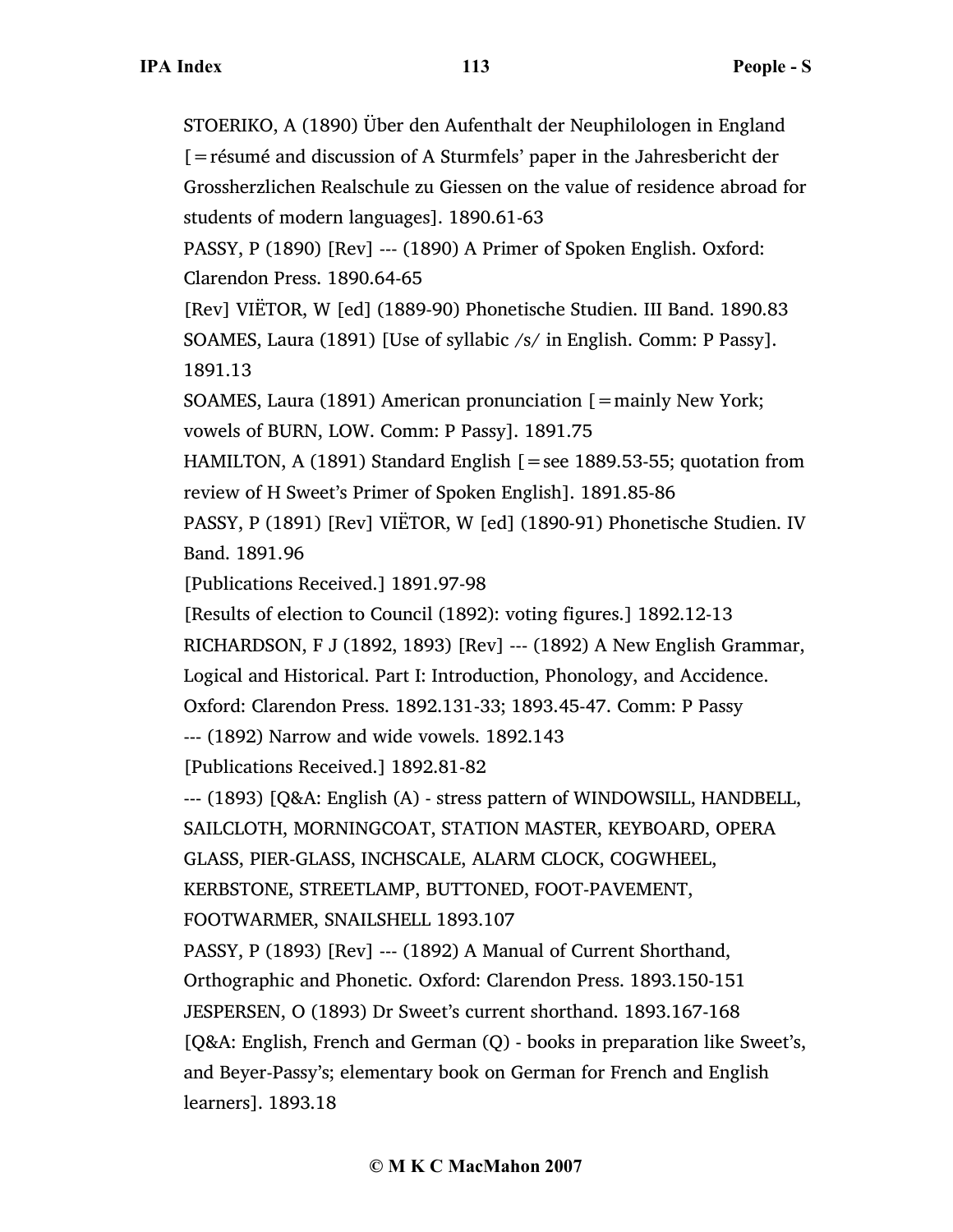STOERIKO, A (1890) Über den Aufenthalt der Neuphilologen in England [=résumé and discussion of A Sturmfels' paper in the Jahresbericht der Grossherzlichen Realschule zu Giessen on the value of residence abroad for students of modern languages]. 1890.61-63

PASSY, P (1890) [Rev] --- (1890) A Primer of Spoken English. Oxford: Clarendon Press. 1890.64-65

[Rev] VIËTOR, W [ed] (1889-90) Phonetische Studien. III Band. 1890.83

SOAMES, Laura (1891) [Use of syllabic /s/ in English. Comm: P Passy]. 1891.13

SOAMES, Laura (1891) American pronunciation [=mainly New York; vowels of BURN, LOW. Comm: P Passy]. 1891.75

HAMILTON, A (1891) Standard English [=see 1889.53-55; quotation from review of H Sweet's Primer of Spoken English]. 1891.85-86

PASSY, P (1891) [Rev] VIËTOR, W [ed] (1890-91) Phonetische Studien. IV Band. 1891.96

[Publications Received.] 1891.97-98

[Results of election to Council (1892): voting figures.] 1892.12-13

RICHARDSON, F J (1892, 1893) [Rev] --- (1892) A New English Grammar, Logical and Historical. Part I: Introduction, Phonology, and Accidence. Oxford: Clarendon Press. 1892.131-33; 1893.45-47. Comm: P Passy

--- (1892) Narrow and wide vowels. 1892.143

[Publications Received.] 1892.81-82

--- (1893) [Q&A: English (A) - stress pattern of WINDOWSILL, HANDBELL, SAILCLOTH, MORNINGCOAT, STATION MASTER, KEYBOARD, OPERA GLASS, PIER-GLASS, INCHSCALE, ALARM CLOCK, COGWHEEL, KERBSTONE, STREETLAMP, BUTTONED, FOOT-PAVEMENT, FOOTWARMER, SNAILSHELL 1893.107

PASSY, P (1893) [Rev] --- (1892) A Manual of Current Shorthand, Orthographic and Phonetic. Oxford: Clarendon Press. 1893.150-151

JESPERSEN, O (1893) Dr Sweet's current shorthand. 1893.167-168

[Q&A: English, French and German (Q) - books in preparation like Sweet's, and Beyer-Passy's; elementary book on German for French and English learners]. 1893.18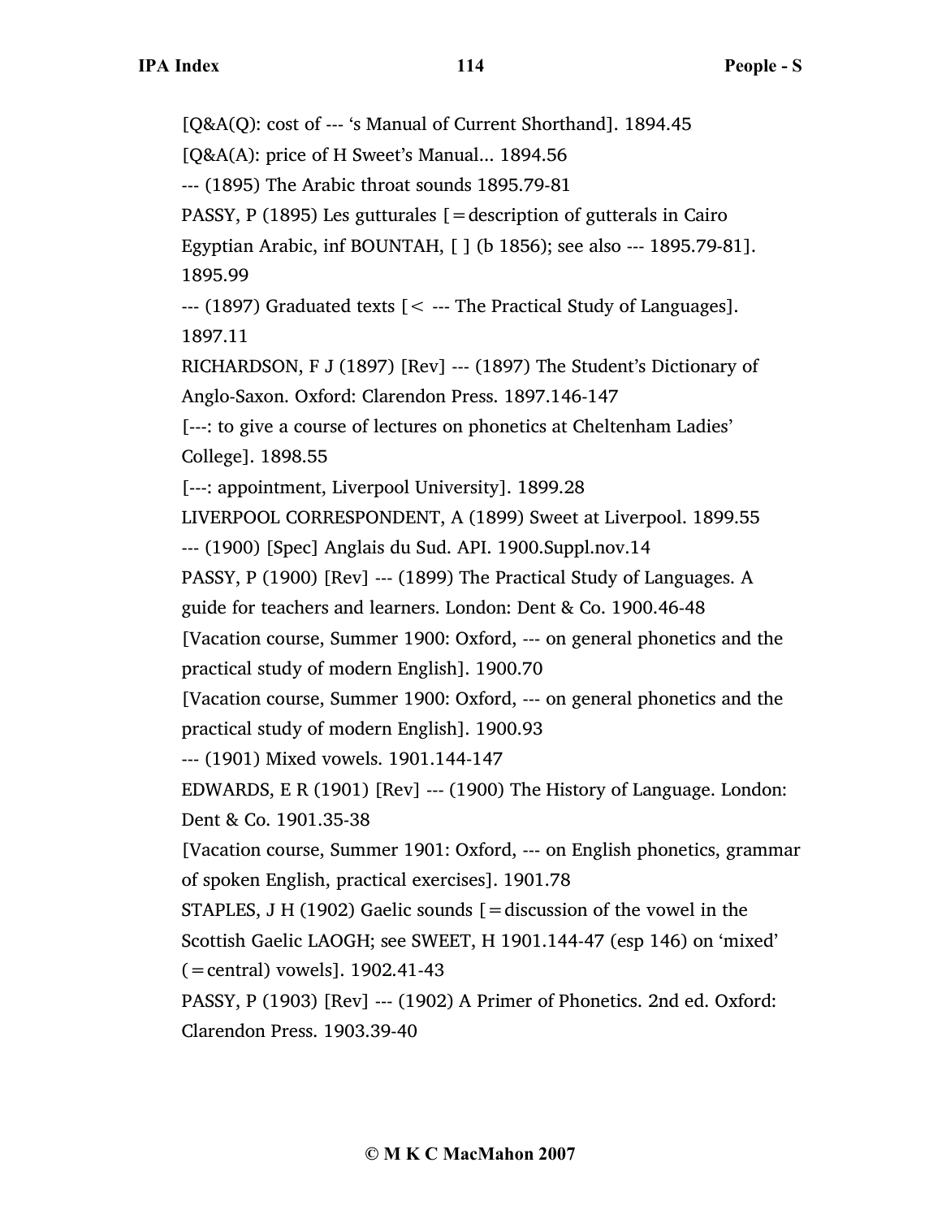[Q&A(Q): cost of --- 's Manual of Current Shorthand]. 1894.45

[Q&A(A): price of H Sweet's Manual... 1894.56

--- (1895) The Arabic throat sounds 1895.79-81

PASSY, P (1895) Les gutturales [=description of gutterals in Cairo Egyptian Arabic, inf BOUNTAH, [ ] (b 1856); see also --- 1895.79-81]. 1895.99

--- (1897) Graduated texts [< --- The Practical Study of Languages]. 1897.11

RICHARDSON, F J (1897) [Rev] --- (1897) The Student's Dictionary of Anglo-Saxon. Oxford: Clarendon Press. 1897.146-147

[---: to give a course of lectures on phonetics at Cheltenham Ladies' College]. 1898.55

[---: appointment, Liverpool University]. 1899.28

LIVERPOOL CORRESPONDENT, A (1899) Sweet at Liverpool. 1899.55

--- (1900) [Spec] Anglais du Sud. API. 1900.Suppl.nov.14

PASSY, P (1900) [Rev] --- (1899) The Practical Study of Languages. A guide for teachers and learners. London: Dent & Co. 1900.46-48

[Vacation course, Summer 1900: Oxford, --- on general phonetics and the practical study of modern English]. 1900.70

[Vacation course, Summer 1900: Oxford, --- on general phonetics and the practical study of modern English]. 1900.93

--- (1901) Mixed vowels. 1901.144-147

EDWARDS, E R (1901) [Rev] --- (1900) The History of Language. London: Dent & Co. 1901.35-38

[Vacation course, Summer 1901: Oxford, --- on English phonetics, grammar of spoken English, practical exercises]. 1901.78

STAPLES, J H (1902) Gaelic sounds [=discussion of the vowel in the Scottish Gaelic LAOGH; see SWEET, H 1901.144-47 (esp 146) on 'mixed' (=central) vowels]. 1902.41-43

PASSY, P (1903) [Rev] --- (1902) A Primer of Phonetics. 2nd ed. Oxford: Clarendon Press. 1903.39-40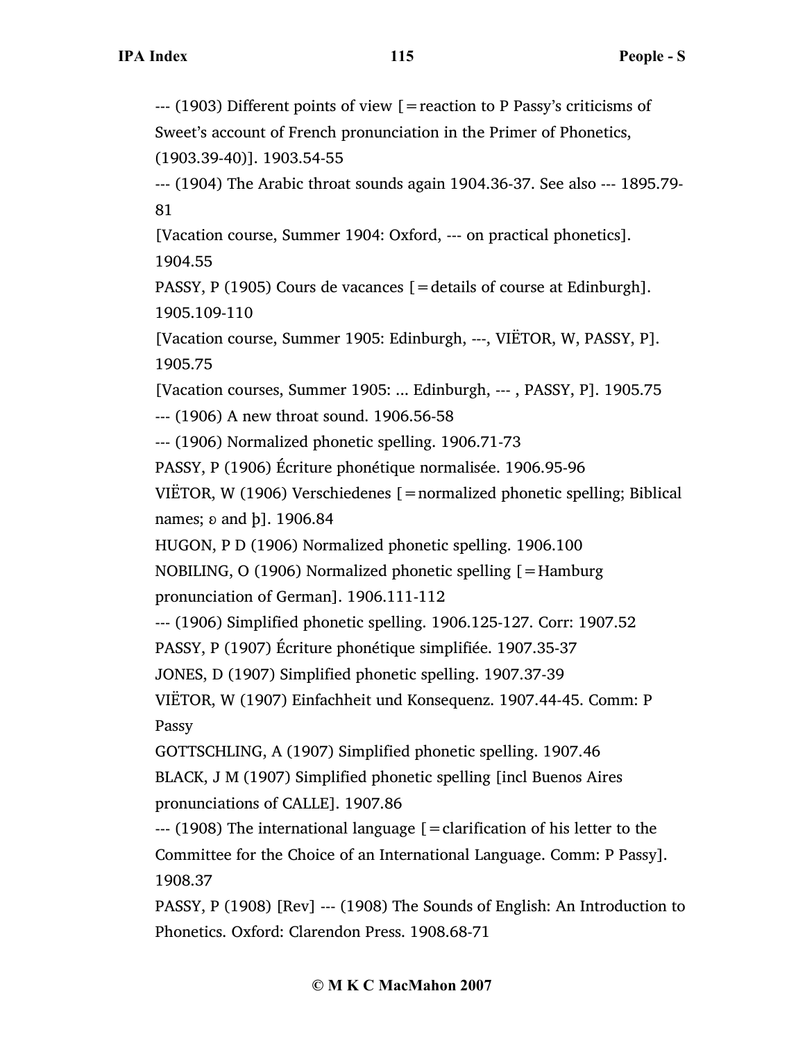--- (1903) Different points of view [=reaction to P Passy's criticisms of Sweet's account of French pronunciation in the Primer of Phonetics, (1903.39-40)]. 1903.54-55

--- (1904) The Arabic throat sounds again 1904.36-37. See also --- 1895.79-81

[Vacation course, Summer 1904: Oxford, --- on practical phonetics]. 1904.55

PASSY, P (1905) Cours de vacances [=details of course at Edinburgh]. 1905.109-110

[Vacation course, Summer 1905: Edinburgh, ---, VIËTOR, W, PASSY, P]. 1905.75

[Vacation courses, Summer 1905: ... Edinburgh, --- , PASSY, P]. 1905.75

--- (1906) A new throat sound. 1906.56-58

--- (1906) Normalized phonetic spelling. 1906.71-73

PASSY, P (1906) Écriture phonétique normalisée. 1906.95-96

VIËTOR, W (1906) Verschiedenes [=normalized phonetic spelling; Biblical names; ɵ and þ]. 1906.84

HUGON, P D (1906) Normalized phonetic spelling. 1906.100

NOBILING, O (1906) Normalized phonetic spelling [=Hamburg pronunciation of German]. 1906.111-112

--- (1906) Simplified phonetic spelling. 1906.125-127. Corr: 1907.52

PASSY, P (1907) Écriture phonétique simplifiée. 1907.35-37

JONES, D (1907) Simplified phonetic spelling. 1907.37-39

VIËTOR, W (1907) Einfachheit und Konsequenz. 1907.44-45. Comm: P Passy

GOTTSCHLING, A (1907) Simplified phonetic spelling. 1907.46

BLACK, J M (1907) Simplified phonetic spelling [incl Buenos Aires pronunciations of CALLE]. 1907.86

--- (1908) The international language [=clarification of his letter to the Committee for the Choice of an International Language. Comm: P Passy]. 1908.37

PASSY, P (1908) [Rev] --- (1908) The Sounds of English: An Introduction to Phonetics. Oxford: Clarendon Press. 1908.68-71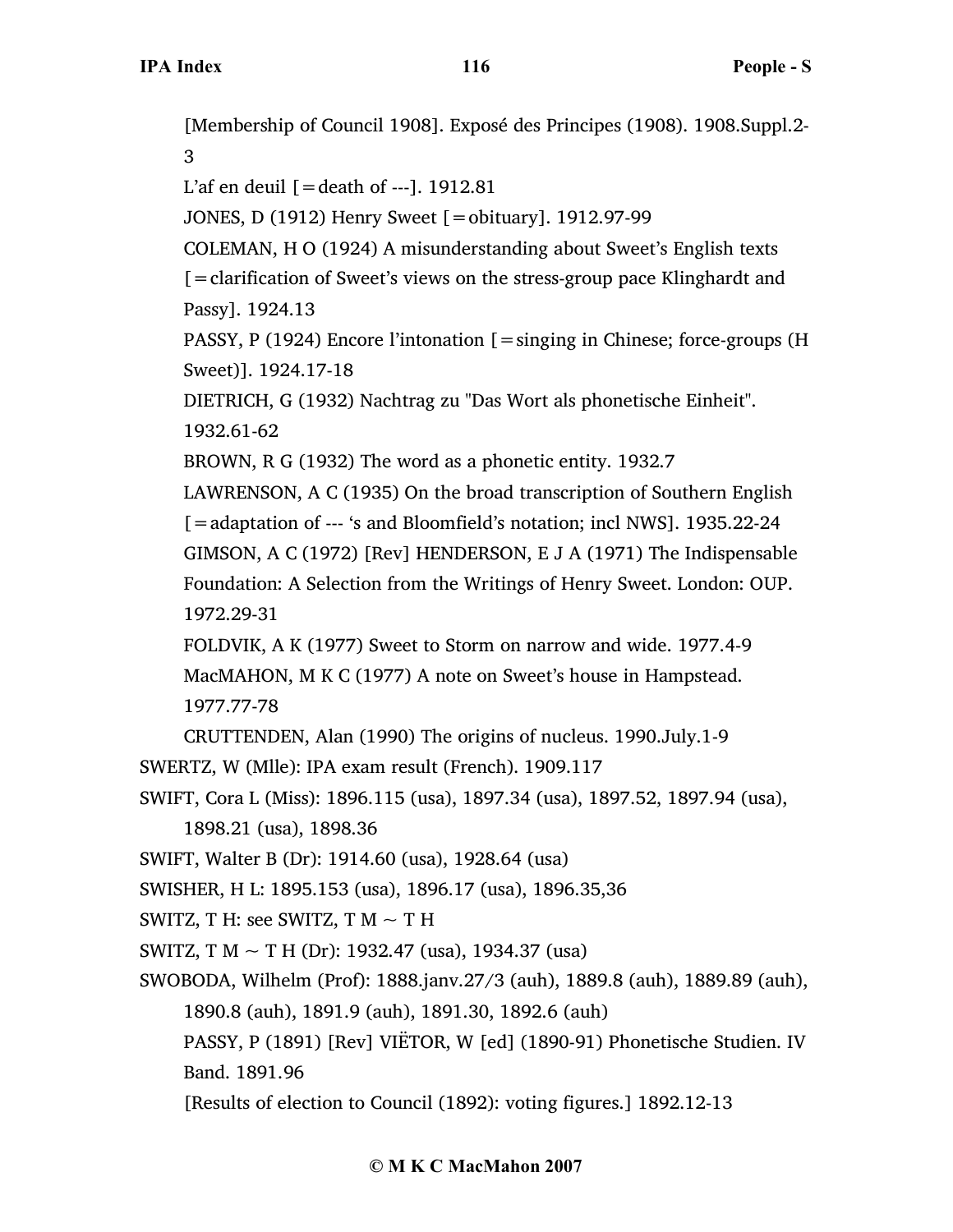[Membership of Council 1908]. Exposé des Principes (1908). 1908.Suppl.2-3

L'af en deuil [=death of ---]. 1912.81

JONES, D (1912) Henry Sweet [=obituary]. 1912.97-99

COLEMAN, H O (1924) A misunderstanding about Sweet's English texts [=clarification of Sweet's views on the stress-group pace Klinghardt and Passy]. 1924.13

PASSY, P (1924) Encore l'intonation [=singing in Chinese; force-groups (H Sweet)]. 1924.17-18

DIETRICH, G (1932) Nachtrag zu "Das Wort als phonetische Einheit". 1932.61-62

BROWN, R G (1932) The word as a phonetic entity. 1932.7

LAWRENSON, A C (1935) On the broad transcription of Southern English [=adaptation of --- 's and Bloomfield's notation; incl NWS]. 1935.22-24

GIMSON, A C (1972) [Rev] HENDERSON, E J A (1971) The Indispensable Foundation: A Selection from the Writings of Henry Sweet. London: OUP. 1972.29-31

FOLDVIK, A K (1977) Sweet to Storm on narrow and wide. 1977.4-9

MacMAHON, M K C (1977) A note on Sweet's house in Hampstead. 1977.77-78

CRUTTENDEN, Alan (1990) The origins of nucleus. 1990.July.1-9

SWERTZ, W (Mlle): IPA exam result (French). 1909.117

SWIFT, Cora L (Miss): 1896.115 (usa), 1897.34 (usa), 1897.52, 1897.94 (usa), 1898.21 (usa), 1898.36

SWIFT, Walter B (Dr): 1914.60 (usa), 1928.64 (usa)

SWISHER, H L: 1895.153 (usa), 1896.17 (usa), 1896.35,36

SWITZ, T H: see SWITZ, T M ~ T H

SWITZ, T M ~ T H (Dr): 1932.47 (usa), 1934.37 (usa)

SWOBODA, Wilhelm (Prof): 1888.janv.27/3 (auh), 1889.8 (auh), 1889.89 (auh), 1890.8 (auh), 1891.9 (auh), 1891.30, 1892.6 (auh)

PASSY, P (1891) [Rev] VIËTOR, W [ed] (1890-91) Phonetische Studien. IV Band. 1891.96

[Results of election to Council (1892): voting figures.] 1892.12-13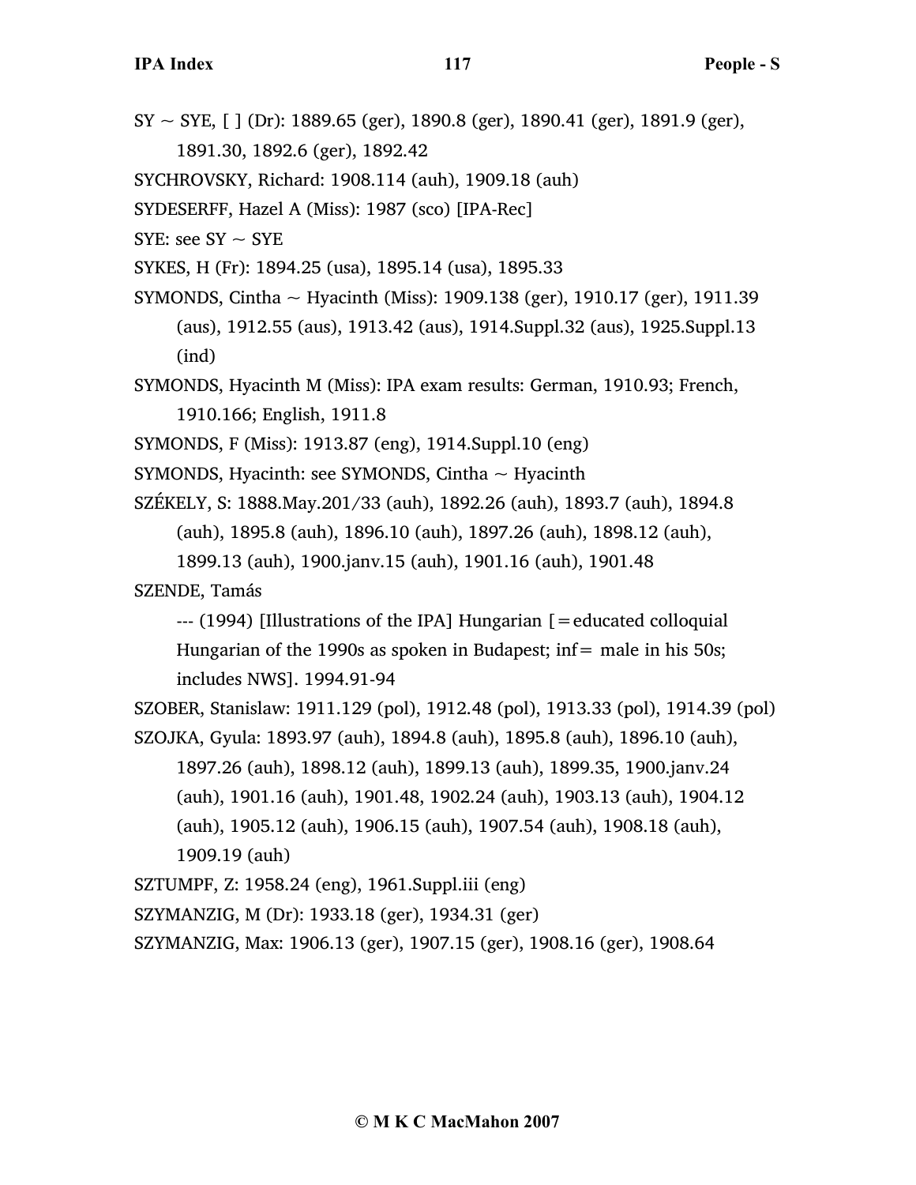SY ~ SYE, [ ] (Dr): 1889.65 (ger), 1890.8 (ger), 1890.41 (ger), 1891.9 (ger), 1891.30, 1892.6 (ger), 1892.42

SYCHROVSKY, Richard: 1908.114 (auh), 1909.18 (auh)

SYDESERFF, Hazel A (Miss): 1987 (sco) [IPA-Rec]

SYE: see SY ~ SYE

SYKES, H (Fr): 1894.25 (usa), 1895.14 (usa), 1895.33

SYMONDS, Cintha ~ Hyacinth (Miss): 1909.138 (ger), 1910.17 (ger), 1911.39 (aus), 1912.55 (aus), 1913.42 (aus), 1914.Suppl.32 (aus), 1925.Suppl.13 (ind)

SYMONDS, Hyacinth M (Miss): IPA exam results: German, 1910.93; French, 1910.166; English, 1911.8

SYMONDS, F (Miss): 1913.87 (eng), 1914.Suppl.10 (eng)

SYMONDS, Hyacinth: see SYMONDS, Cintha ~ Hyacinth

SZÉKELY, S: 1888.May.201/33 (auh), 1892.26 (auh), 1893.7 (auh), 1894.8 (auh), 1895.8 (auh), 1896.10 (auh), 1897.26 (auh), 1898.12 (auh), 1899.13 (auh), 1900.janv.15 (auh), 1901.16 (auh), 1901.48

SZENDE, Tamás

--- (1994) [Illustrations of the IPA] Hungarian [=educated colloquial Hungarian of the 1990s as spoken in Budapest; inf= male in his 50s; includes NWS]. 1994.91-94

SZOBER, Stanislaw: 1911.129 (pol), 1912.48 (pol), 1913.33 (pol), 1914.39 (pol)

SZOJKA, Gyula: 1893.97 (auh), 1894.8 (auh), 1895.8 (auh), 1896.10 (auh), 1897.26 (auh), 1898.12 (auh), 1899.13 (auh), 1899.35, 1900.janv.24 (auh), 1901.16 (auh), 1901.48, 1902.24 (auh), 1903.13 (auh), 1904.12 (auh), 1905.12 (auh), 1906.15 (auh), 1907.54 (auh), 1908.18 (auh), 1909.19 (auh)

SZTUMPF, Z: 1958.24 (eng), 1961.Suppl.iii (eng)

SZYMANZIG, M (Dr): 1933.18 (ger), 1934.31 (ger)

SZYMANZIG, Max: 1906.13 (ger), 1907.15 (ger), 1908.16 (ger), 1908.64

© M K C MacMahon 2007